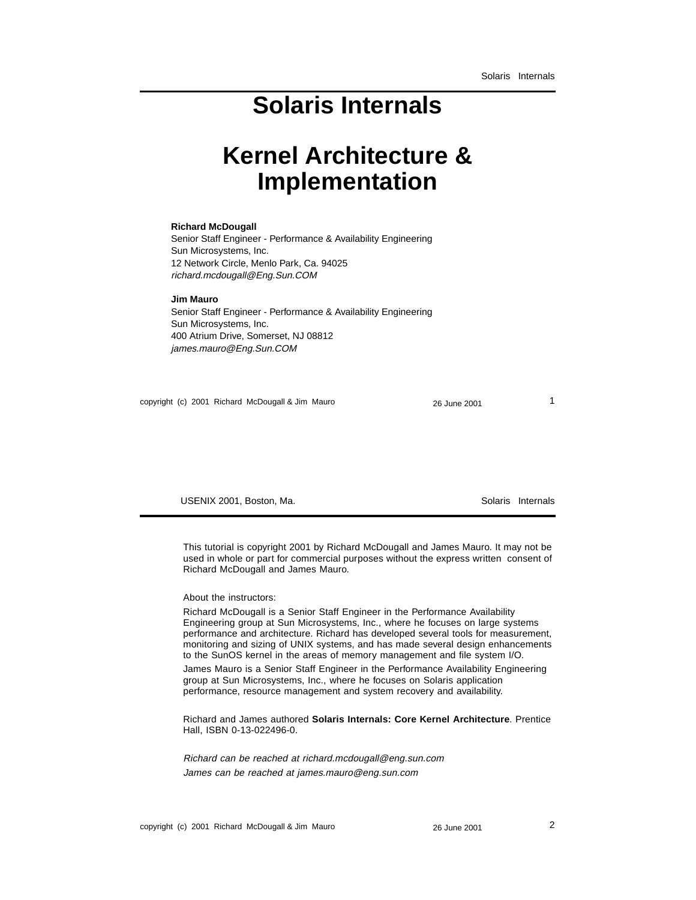# Solaris Internals

# Kernel Architecture & Implementation

**Richard McDougall**
Senior Staff Engineer - Performance & Availability Engineering
Sun Microsystems, Inc.
12 Network Circle, Menlo Park, Ca. 94025
*richard.mcdougall@Eng.Sun.COM*

**Jim Mauro**
Senior Staff Engineer - Performance & Availability Engineering
Sun Microsystems, Inc.
400 Atrium Drive, Somerset, NJ 08812
*james.mauro@Eng.Sun.COM*

USENIX 2001, Boston, Ma.

This tutorial is copyright 2001 by Richard McDougall and James Mauro. It may not be used in whole or part for commercial purposes without the express written consent of Richard McDougall and James Mauro.

About the instructors:

Richard McDougall is a Senior Staff Engineer in the Performance Availability Engineering group at Sun Microsystems, Inc., where he focuses on large systems performance and architecture. Richard has developed several tools for measurement, monitoring and sizing of UNIX systems, and has made several design enhancements to the SunOS kernel in the areas of memory management and file system I/O.

James Mauro is a Senior Staff Engineer in the Performance Availability Engineering group at Sun Microsystems, Inc., where he focuses on Solaris application performance, resource management and system recovery and availability.

Richard and James authored **Solaris Internals: Core Kernel Architecture**. Prentice Hall, ISBN 0-13-022496-0.

*Richard can be reached at richard.mcdougall@eng.sun.com*
*James can be reached at james.mauro@eng.sun.com*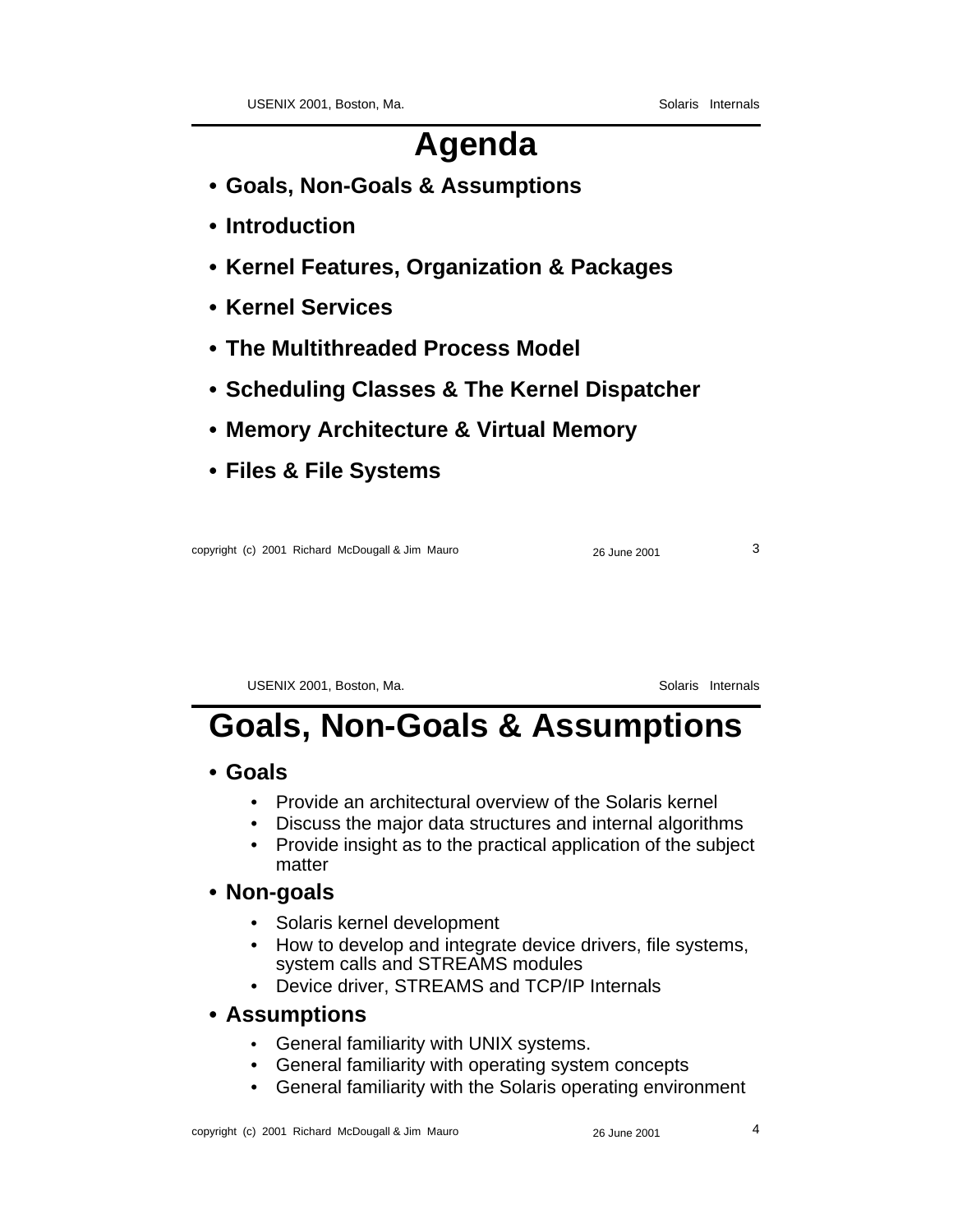# Agenda

- **Goals, Non-Goals & Assumptions**
- **Introduction**
- **Kernel Features, Organization & Packages**
- **Kernel Services**
- **The Multithreaded Process Model**
- **Scheduling Classes & The Kernel Dispatcher**
- **Memory Architecture & Virtual Memory**
- **Files & File Systems**

# Goals, Non-Goals & Assumptions

- **Goals**
  - Provide an architectural overview of the Solaris kernel
  - Discuss the major data structures and internal algorithms
  - Provide insight as to the practical application of the subject matter
- **Non-goals**
  - Solaris kernel development
  - How to develop and integrate device drivers, file systems, system calls and STREAMS modules
  - Device driver, STREAMS and TCP/IP Internals
- **Assumptions**
  - General familiarity with UNIX systems.
  - General familiarity with operating system concepts
  - General familiarity with the Solaris operating environment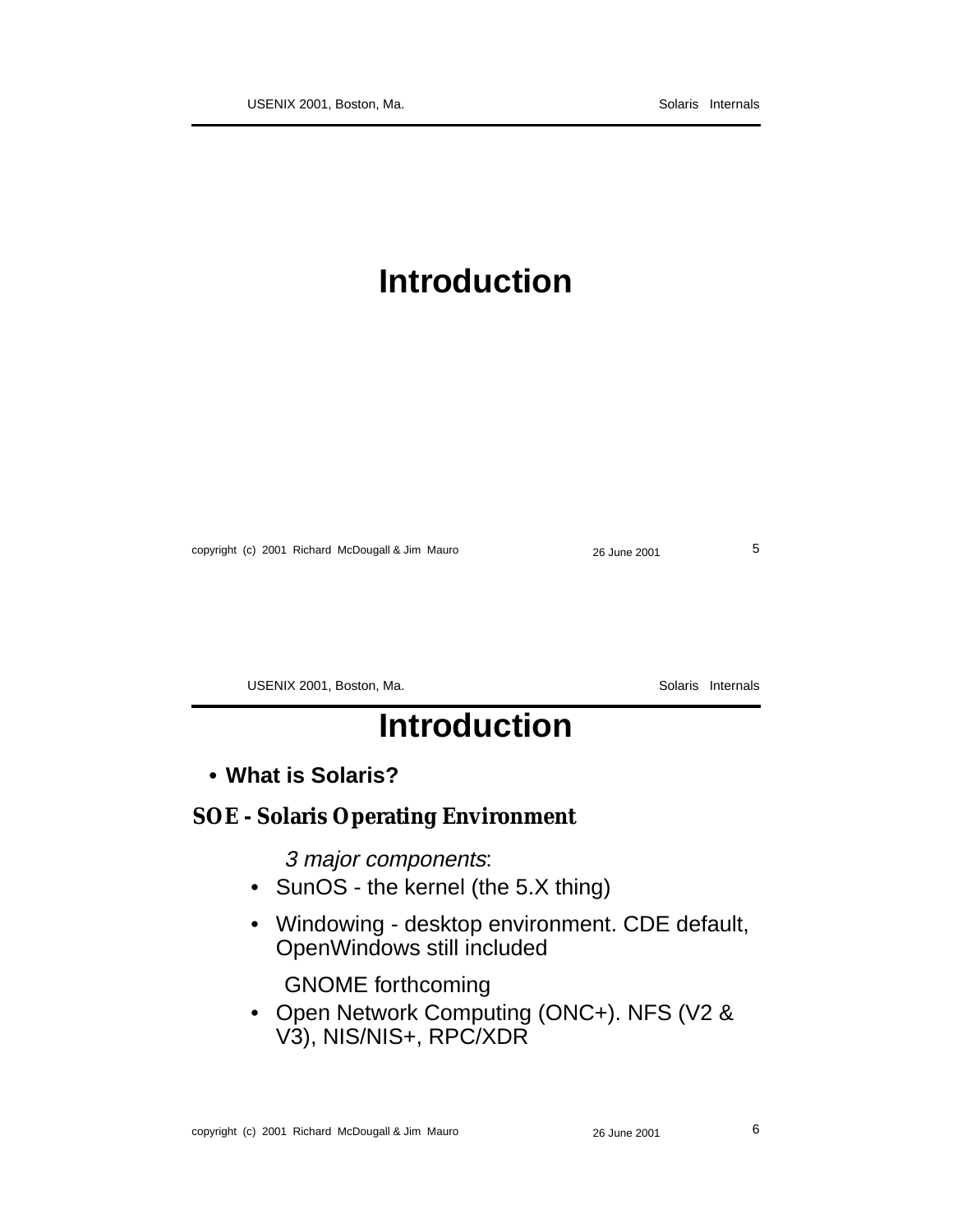# Introduction

# Introduction

- **What is Solaris?**

**SOE - Solaris Operating Environment**

*3 major components*:

- SunOS - the kernel (the 5.X thing)
- Windowing - desktop environment. CDE default, OpenWindows still included

  GNOME forthcoming
- Open Network Computing (ONC+). NFS (V2 & V3), NIS/NIS+, RPC/XDR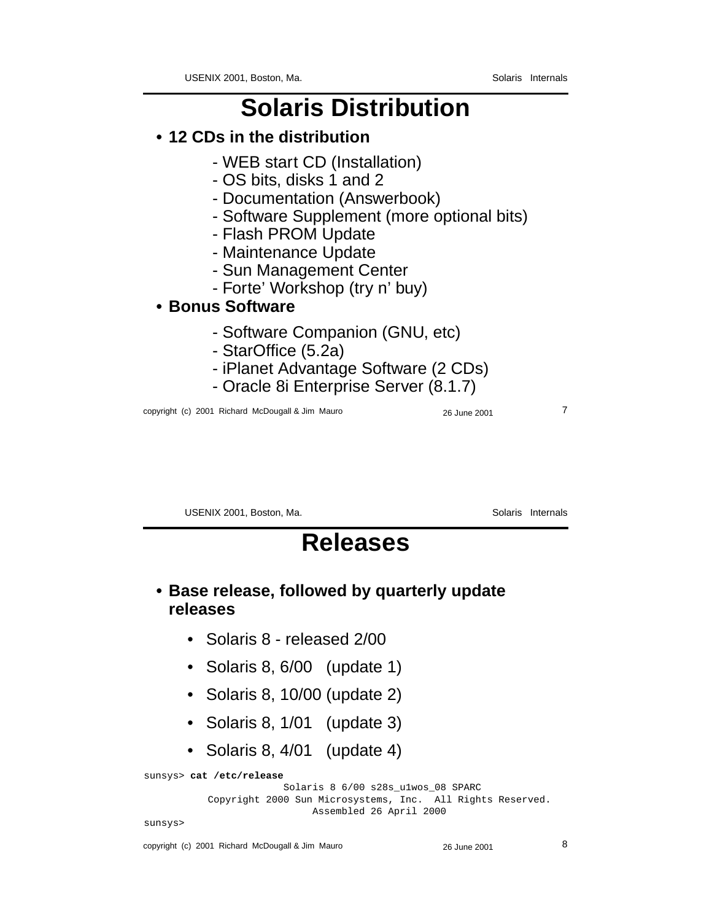# Solaris Distribution

- **12 CDs in the distribution**
  - WEB start CD (Installation)
  - OS bits, disks 1 and 2
  - Documentation (Answerbook)
  - Software Supplement (more optional bits)
  - Flash PROM Update
  - Maintenance Update
  - Sun Management Center
  - Forte' Workshop (try n' buy)
- **Bonus Software**
  - Software Companion (GNU, etc)
  - StarOffice (5.2a)
  - iPlanet Advantage Software (2 CDs)
  - Oracle 8i Enterprise Server (8.1.7)

# Releases

- **Base release, followed by quarterly update releases**
  - Solaris 8 - released 2/00
  - Solaris 8, 6/00 (update 1)
  - Solaris 8, 10/00 (update 2)
  - Solaris 8, 1/01 (update 3)
  - Solaris 8, 4/01 (update 4)

```
sunsys> cat /etc/release
                    Solaris 8 6/00 s28s_u1wos_08 SPARC
          Copyright 2000 Sun Microsystems, Inc.  All Rights Reserved.
                        Assembled 26 April 2000
sunsys>
```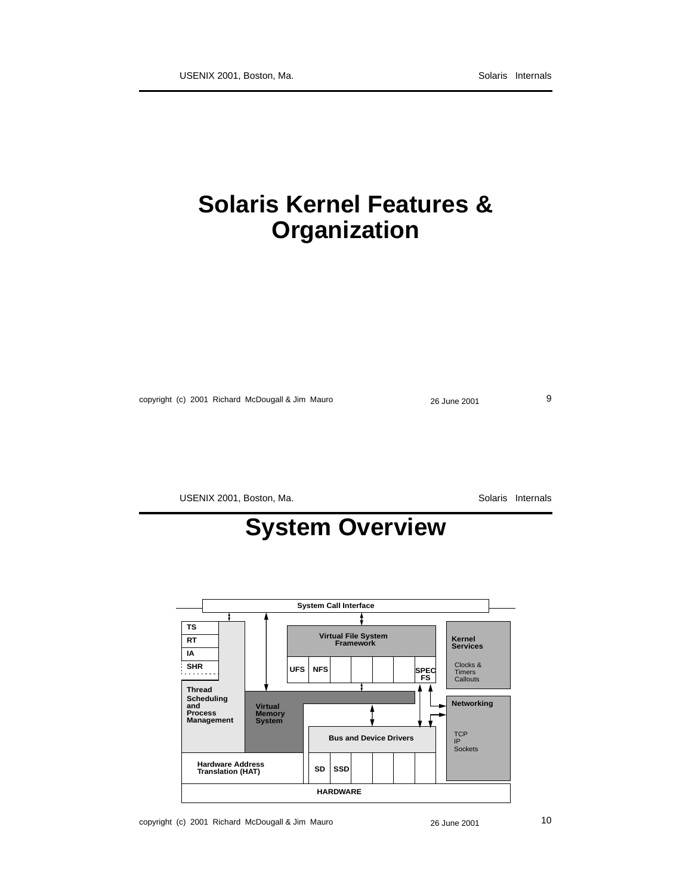# Solaris Kernel Features & Organization

# System Overview

System Call Interface

TS

RT

IA

SHR

Thread Scheduling and Process Management

Virtual File System Framework

UFS NFS SPEC FS

Kernel Services

Clocks & Timers Callouts

Virtual Memory System

Networking

TCP IP Sockets

Bus and Device Drivers

Hardware Address Translation (HAT)

SD SSD

HARDWARE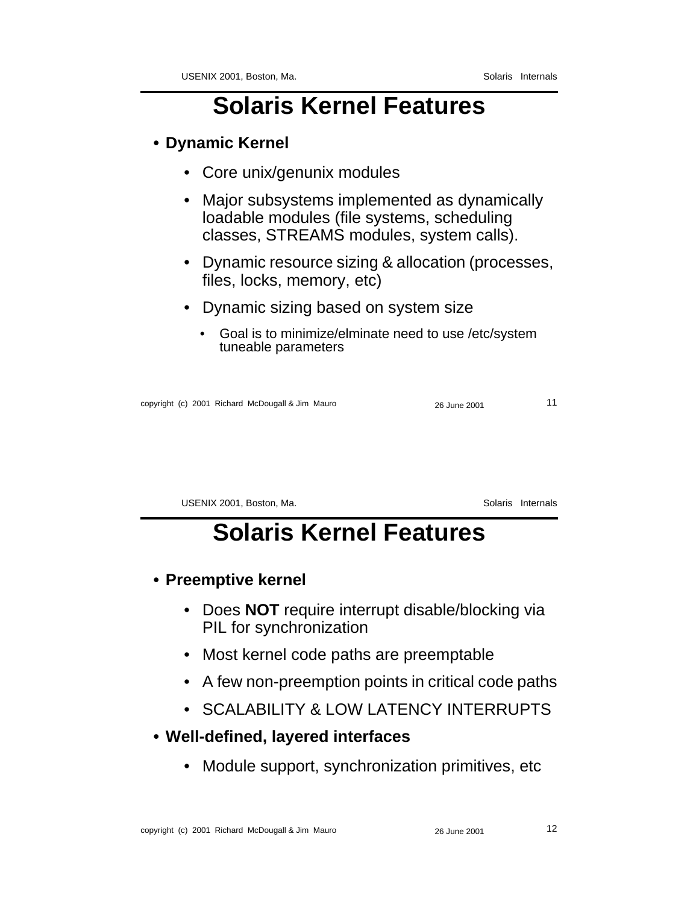# Solaris Kernel Features

- **Dynamic Kernel**
  - Core unix/genunix modules
  - Major subsystems implemented as dynamically loadable modules (file systems, scheduling classes, STREAMS modules, system calls).
  - Dynamic resource sizing & allocation (processes, files, locks, memory, etc)
  - Dynamic sizing based on system size
    - Goal is to minimize/elminate need to use /etc/system tuneable parameters

# Solaris Kernel Features

- **Preemptive kernel**
  - Does **NOT** require interrupt disable/blocking via PIL for synchronization
  - Most kernel code paths are preemptable
  - A few non-preemption points in critical code paths
  - SCALABILITY & LOW LATENCY INTERRUPTS
- **Well-defined, layered interfaces**
  - Module support, synchronization primitives, etc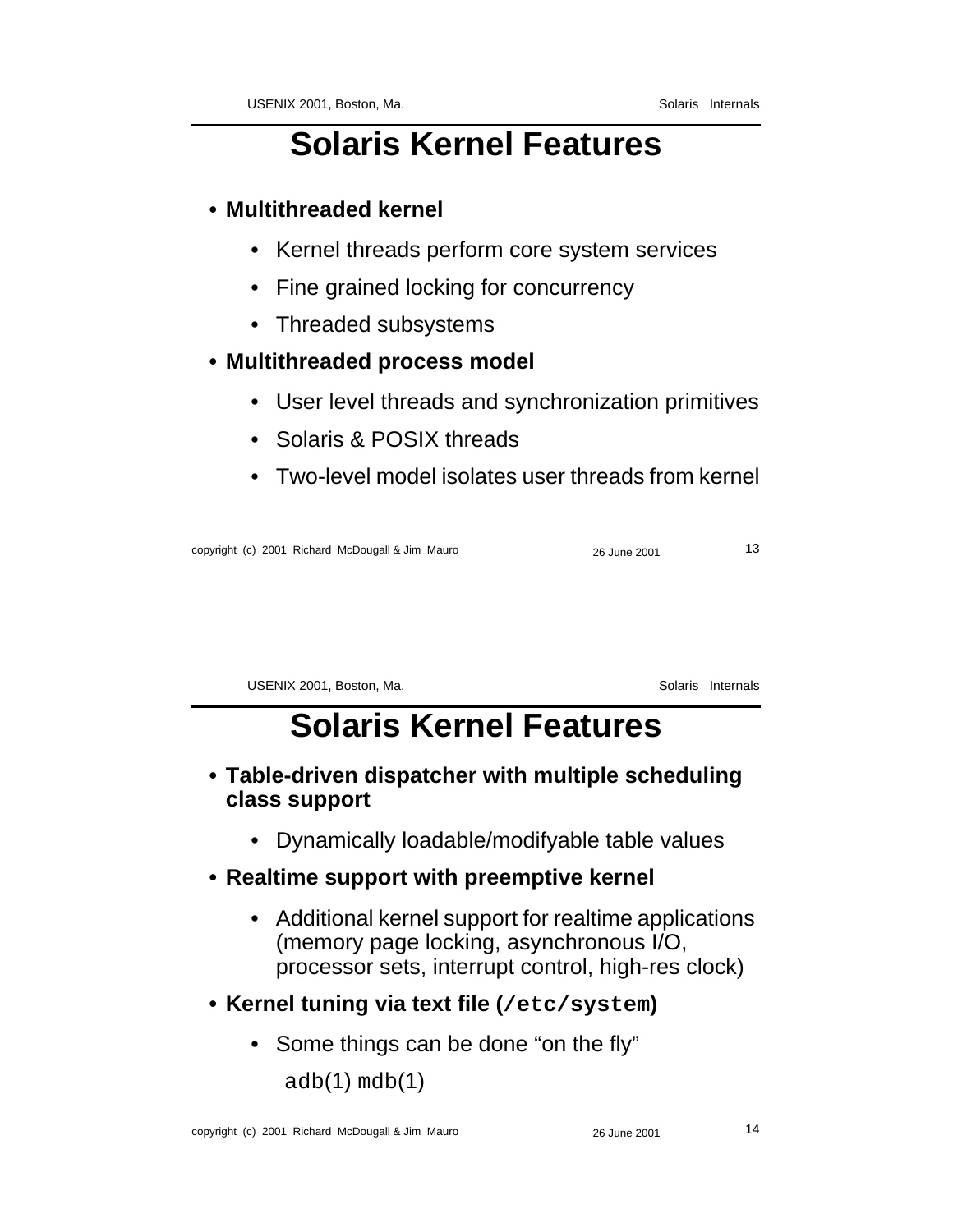# Solaris Kernel Features

- **Multithreaded kernel**
  - Kernel threads perform core system services
  - Fine grained locking for concurrency
  - Threaded subsystems
- **Multithreaded process model**
  - User level threads and synchronization primitives
  - Solaris & POSIX threads
  - Two-level model isolates user threads from kernel

# Solaris Kernel Features

- **Table-driven dispatcher with multiple scheduling class support**
  - Dynamically loadable/modifyable table values
- **Realtime support with preemptive kernel**
  - Additional kernel support for realtime applications (memory page locking, asynchronous I/O, processor sets, interrupt control, high-res clock)
- **Kernel tuning via text file (`/etc/system`)**
  - Some things can be done "on the fly"

    `adb`(1) `mdb`(1)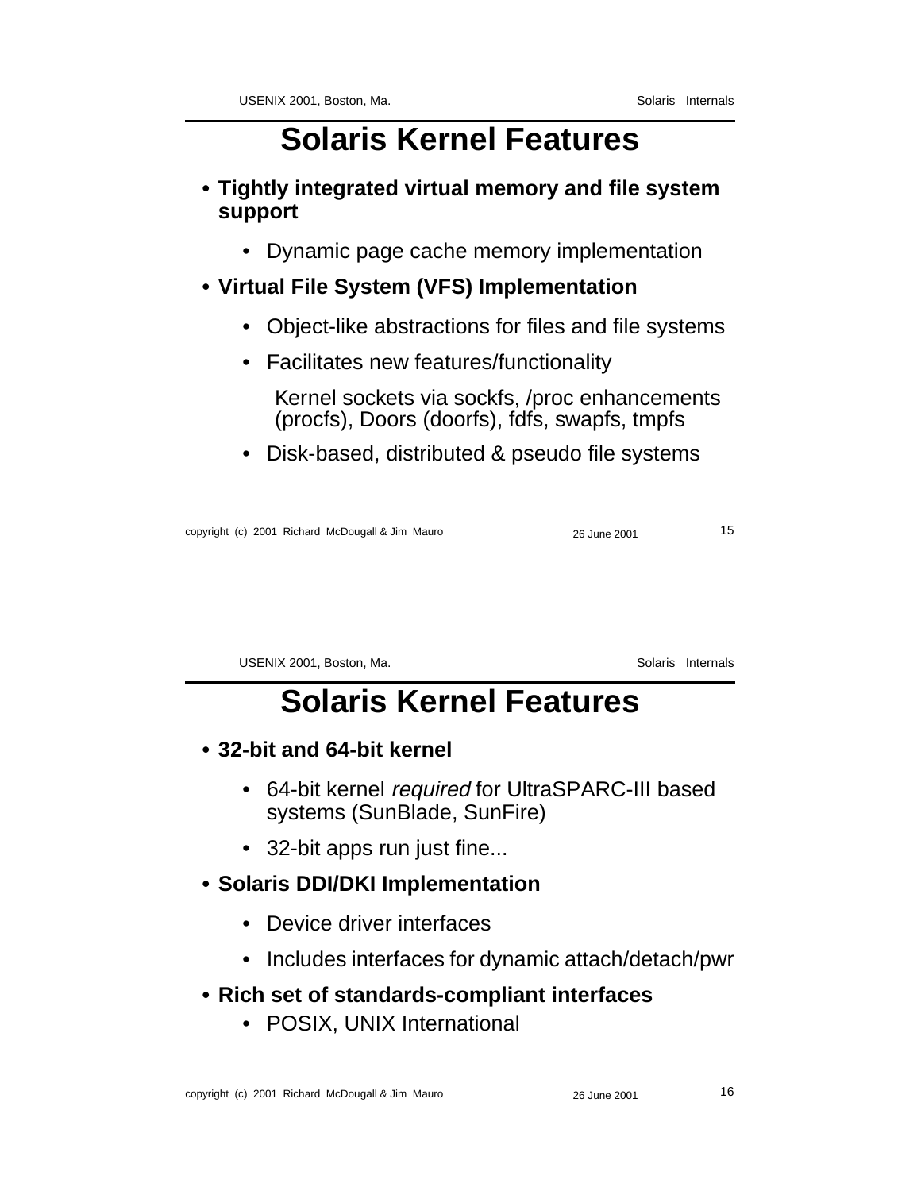# Solaris Kernel Features

- **Tightly integrated virtual memory and file system support**
  - Dynamic page cache memory implementation
- **Virtual File System (VFS) Implementation**
  - Object-like abstractions for files and file systems
  - Facilitates new features/functionality

    Kernel sockets via sockfs, /proc enhancements (procfs), Doors (doorfs), fdfs, swapfs, tmpfs
  - Disk-based, distributed & pseudo file systems

# Solaris Kernel Features

- **32-bit and 64-bit kernel**
  - 64-bit kernel *required* for UltraSPARC-III based systems (SunBlade, SunFire)
  - 32-bit apps run just fine...
- **Solaris DDI/DKI Implementation**
  - Device driver interfaces
  - Includes interfaces for dynamic attach/detach/pwr
- **Rich set of standards-compliant interfaces**
  - POSIX, UNIX International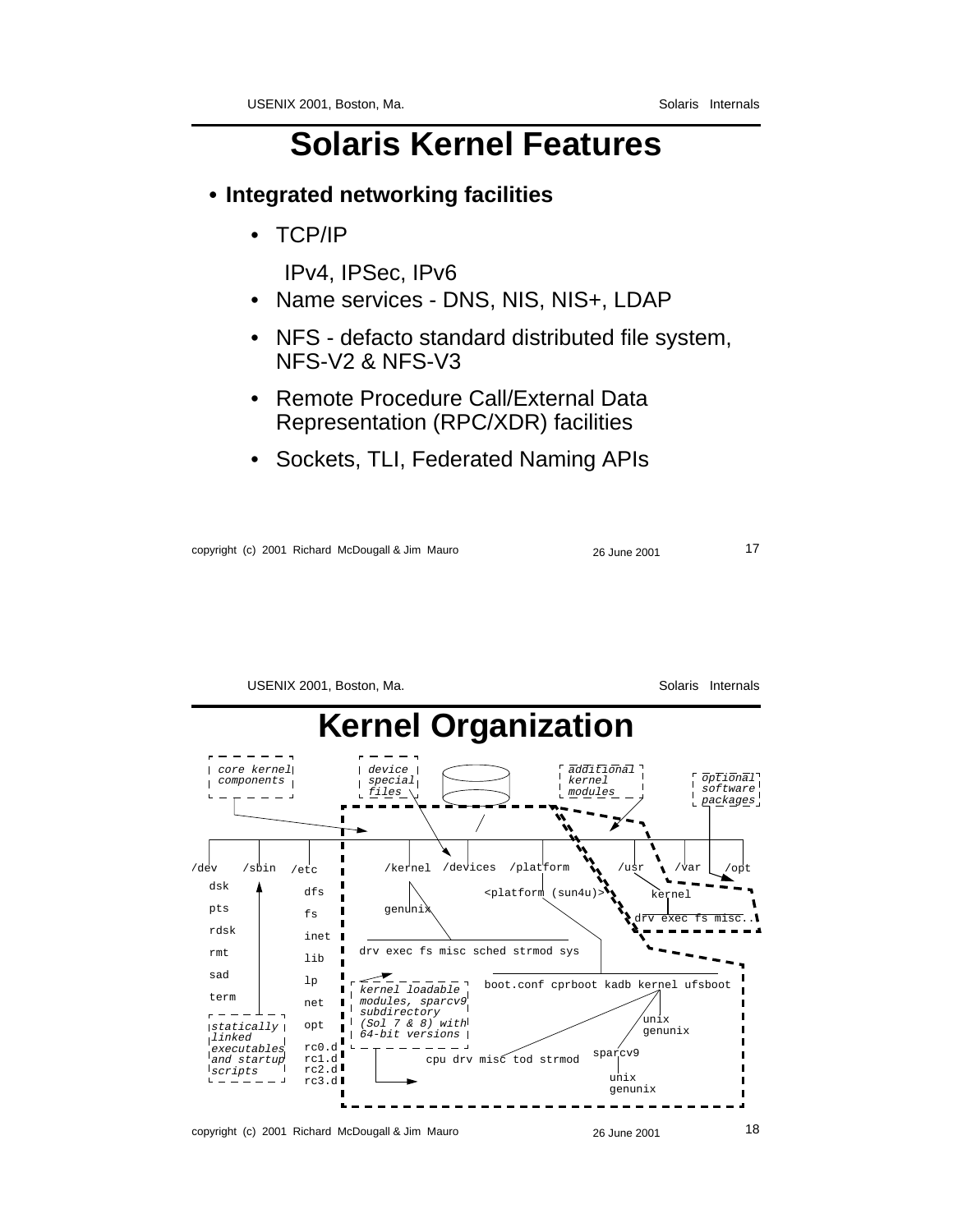# Solaris Kernel Features

- **Integrated networking facilities**
  - TCP/IP

    IPv4, IPSec, IPv6
  - Name services - DNS, NIS, NIS+, LDAP
  - NFS - defacto standard distributed file system, NFS-V2 & NFS-V3
  - Remote Procedure Call/External Data Representation (RPC/XDR) facilities
  - Sockets, TLI, Federated Naming APIs

# Kernel Organization

core kernel components

device special files

additional kernel modules

optional software packages

/dev /sbin /etc /kernel /devices /platform /usr /var /opt

dsk pts rdsk rmt sad term

dfs fs inet lib lp net opt rc0.d rc1.d rc2.d rc3.d

genunix

drv exec fs misc sched strmod sys

<platform (sun4u)>

kernel

drv exec fs misc..

boot.conf cprboot kadb kernel ufsboot

unix genunix

sparcv9

unix genunix

cpu drv misc tod strmod

kernel loadable modules, sparcv9 subdirectory (Sol 7 & 8) with 64-bit versions

statically linked executables and startup scripts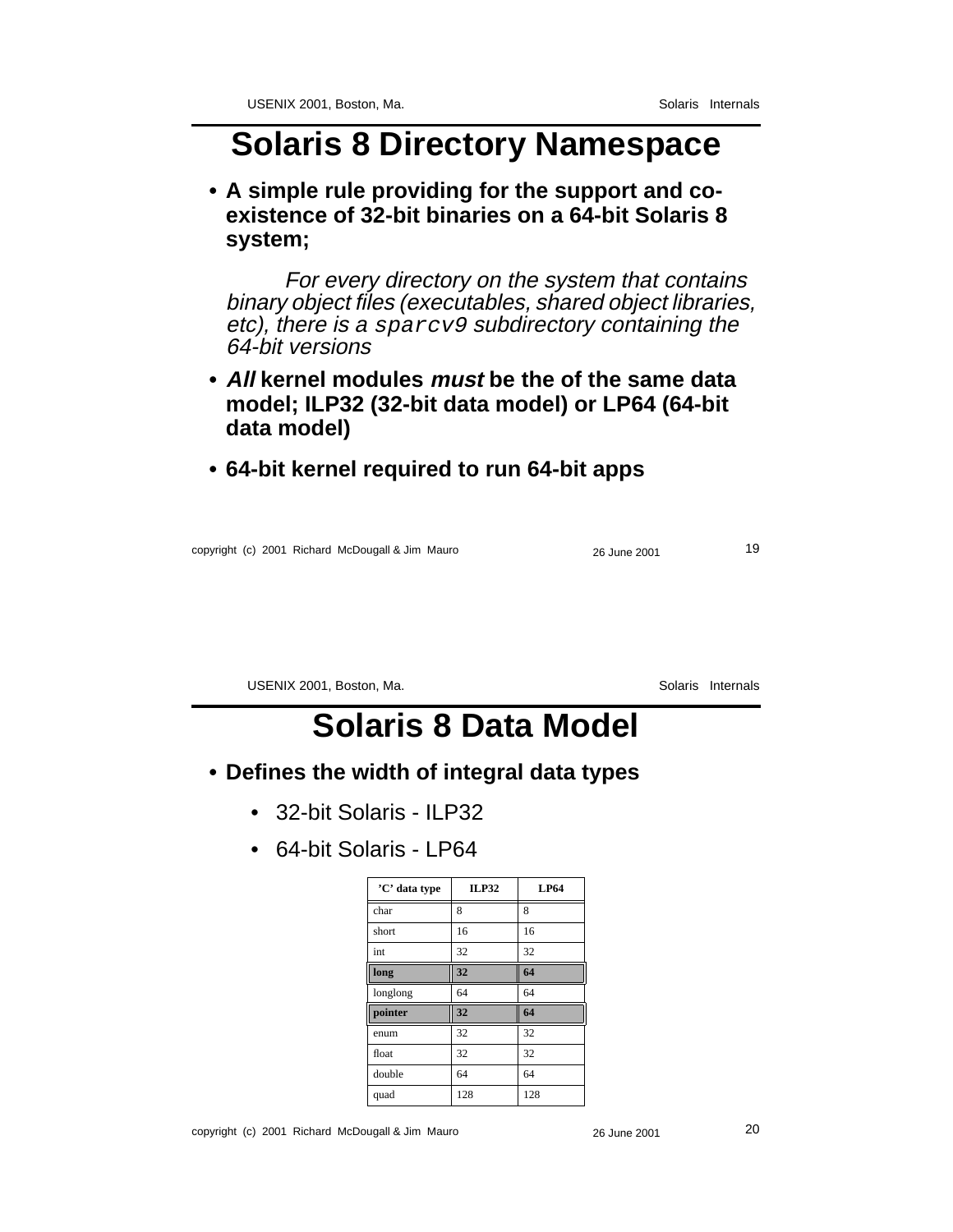# Solaris 8 Directory Namespace

- **A simple rule providing for the support and co-existence of 32-bit binaries on a 64-bit Solaris 8 system;**

  *For every directory on the system that contains binary object files (executables, shared object libraries, etc), there is a `sparcv9` subdirectory containing the 64-bit versions*

- ***All*** **kernel modules** ***must*** **be the of the same data model; ILP32 (32-bit data model) or LP64 (64-bit data model)**

- **64-bit kernel required to run 64-bit apps**

# Solaris 8 Data Model

- **Defines the width of integral data types**
  - 32-bit Solaris - ILP32
  - 64-bit Solaris - LP64

| 'C' data type | ILP32 | LP64 |
|---|---|---|
| char | 8 | 8 |
| short | 16 | 16 |
| int | 32 | 32 |
| **long** | **32** | **64** |
| longlong | 64 | 64 |
| **pointer** | **32** | **64** |
| enum | 32 | 32 |
| float | 32 | 32 |
| double | 64 | 64 |
| quad | 128 | 128 |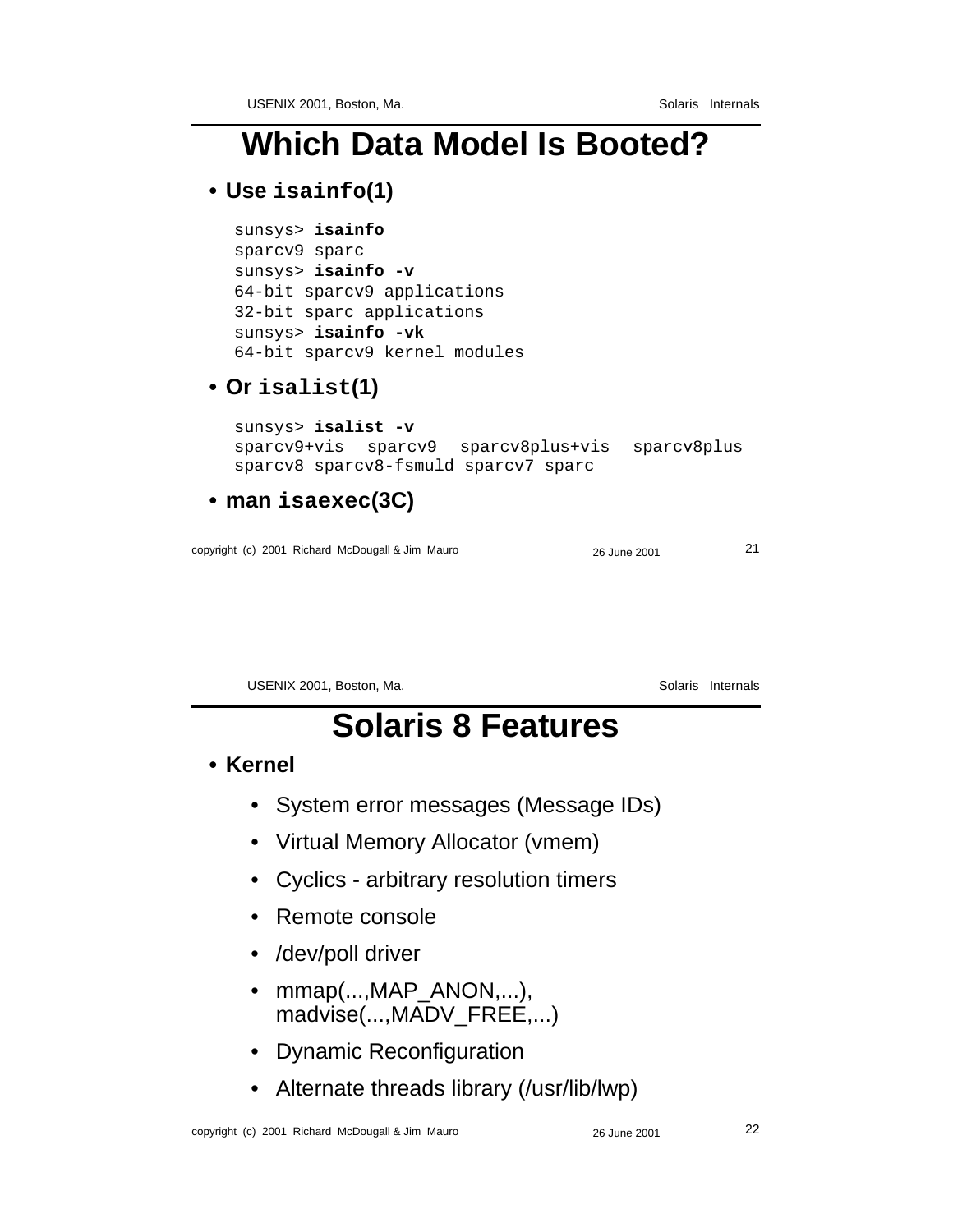# Which Data Model Is Booted?

- **Use isainfo(1)**

```
sunsys> isainfo
sparcv9 sparc
sunsys> isainfo -v
64-bit sparcv9 applications
32-bit sparc applications
sunsys> isainfo -vk
64-bit sparcv9 kernel modules
```

- **Or isalist(1)**

```
sunsys> isalist -v
sparcv9+vis  sparcv9  sparcv8plus+vis  sparcv8plus
sparcv8 sparcv8-fsmuld sparcv7 sparc
```

- **man isaexec(3C)**

# Solaris 8 Features

- **Kernel**
  - System error messages (Message IDs)
  - Virtual Memory Allocator (vmem)
  - Cyclics - arbitrary resolution timers
  - Remote console
  - /dev/poll driver
  - mmap(...,MAP_ANON,...), madvise(...,MADV_FREE,...)
  - Dynamic Reconfiguration
  - Alternate threads library (/usr/lib/lwp)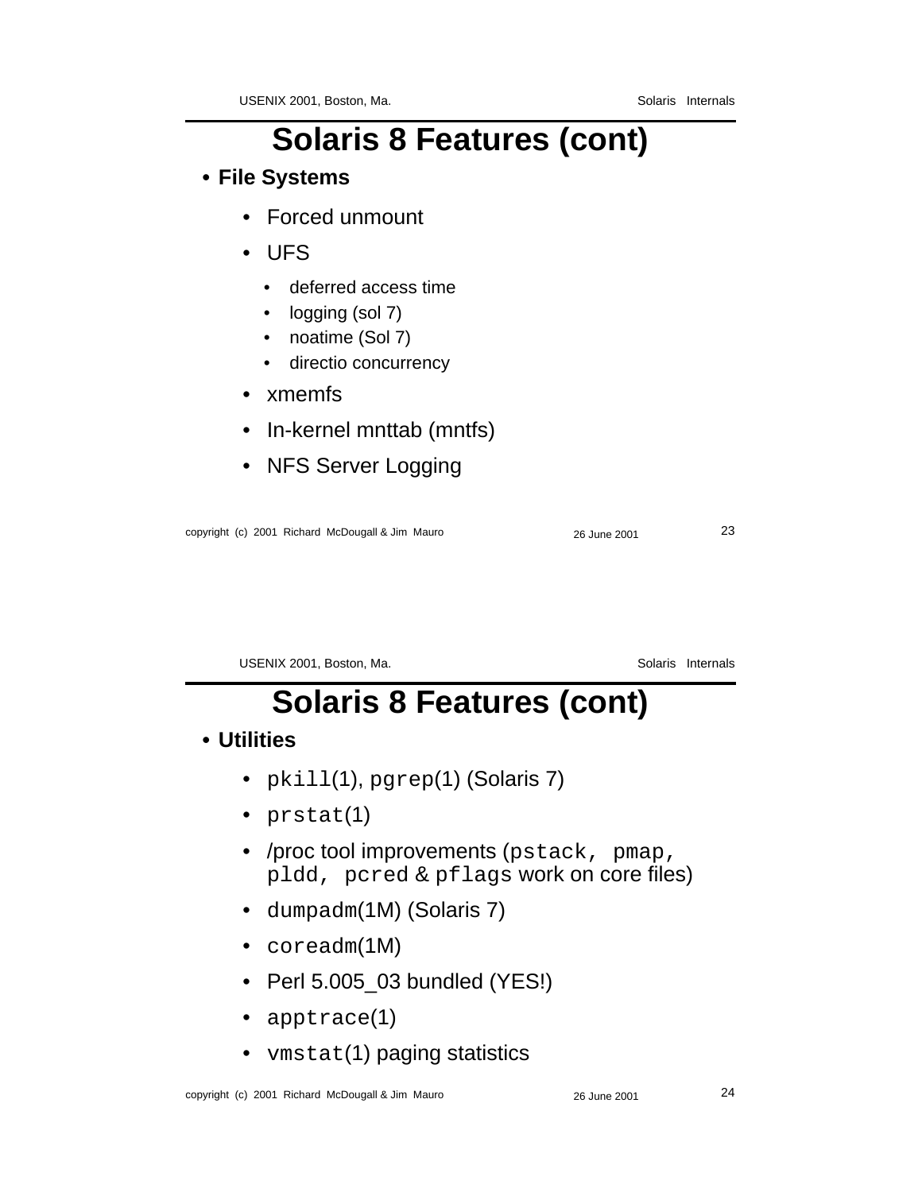# Solaris 8 Features (cont)

- **File Systems**
  - Forced unmount
  - UFS
    - deferred access time
    - logging (sol 7)
    - noatime (Sol 7)
    - directio concurrency
  - xmemfs
  - In-kernel mnttab (mntfs)
  - NFS Server Logging

# Solaris 8 Features (cont)

- **Utilities**
  - `pkill`(1), `pgrep`(1) (Solaris 7)
  - `prstat`(1)
  - /proc tool improvements (`pstack, pmap, pldd, pcred` & `pflags` work on core files)
  - `dumpadm`(1M) (Solaris 7)
  - `coreadm`(1M)
  - Perl 5.005_03 bundled (YES!)
  - `apptrace`(1)
  - `vmstat`(1) paging statistics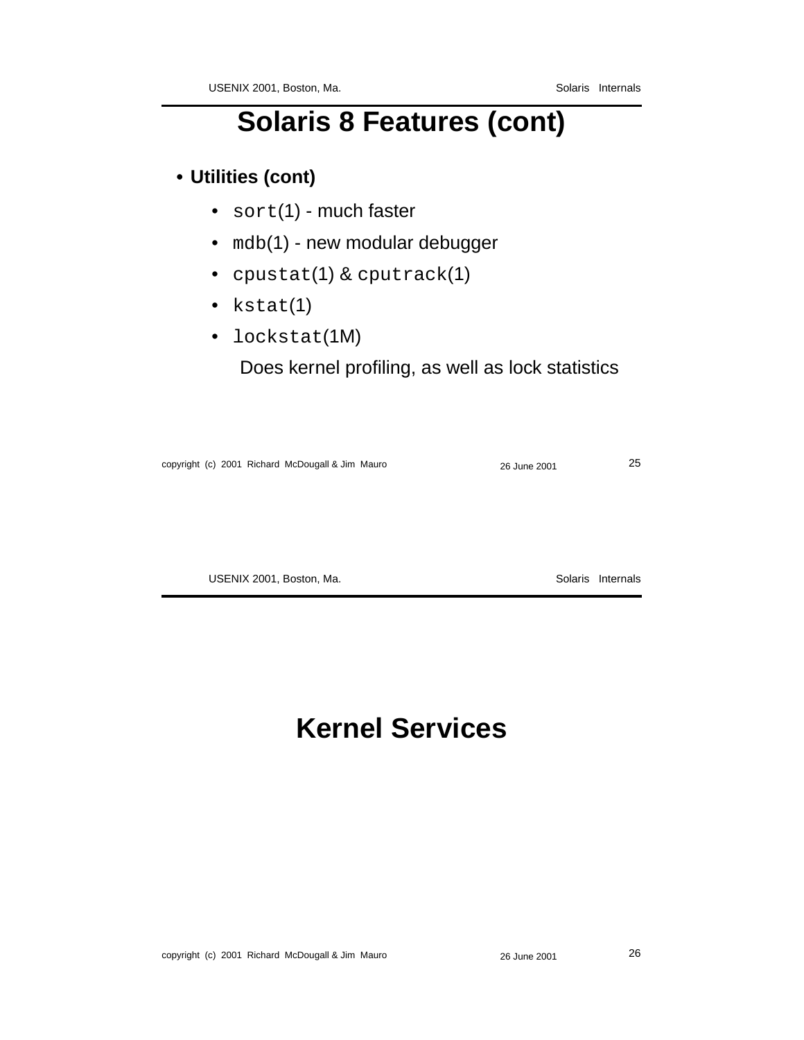# Solaris 8 Features (cont)

- **Utilities (cont)**
  - `sort`(1) - much faster
  - `mdb`(1) - new modular debugger
  - `cpustat`(1) & `cputrack`(1)
  - `kstat`(1)
  - `lockstat`(1M)

    Does kernel profiling, as well as lock statistics

# Kernel Services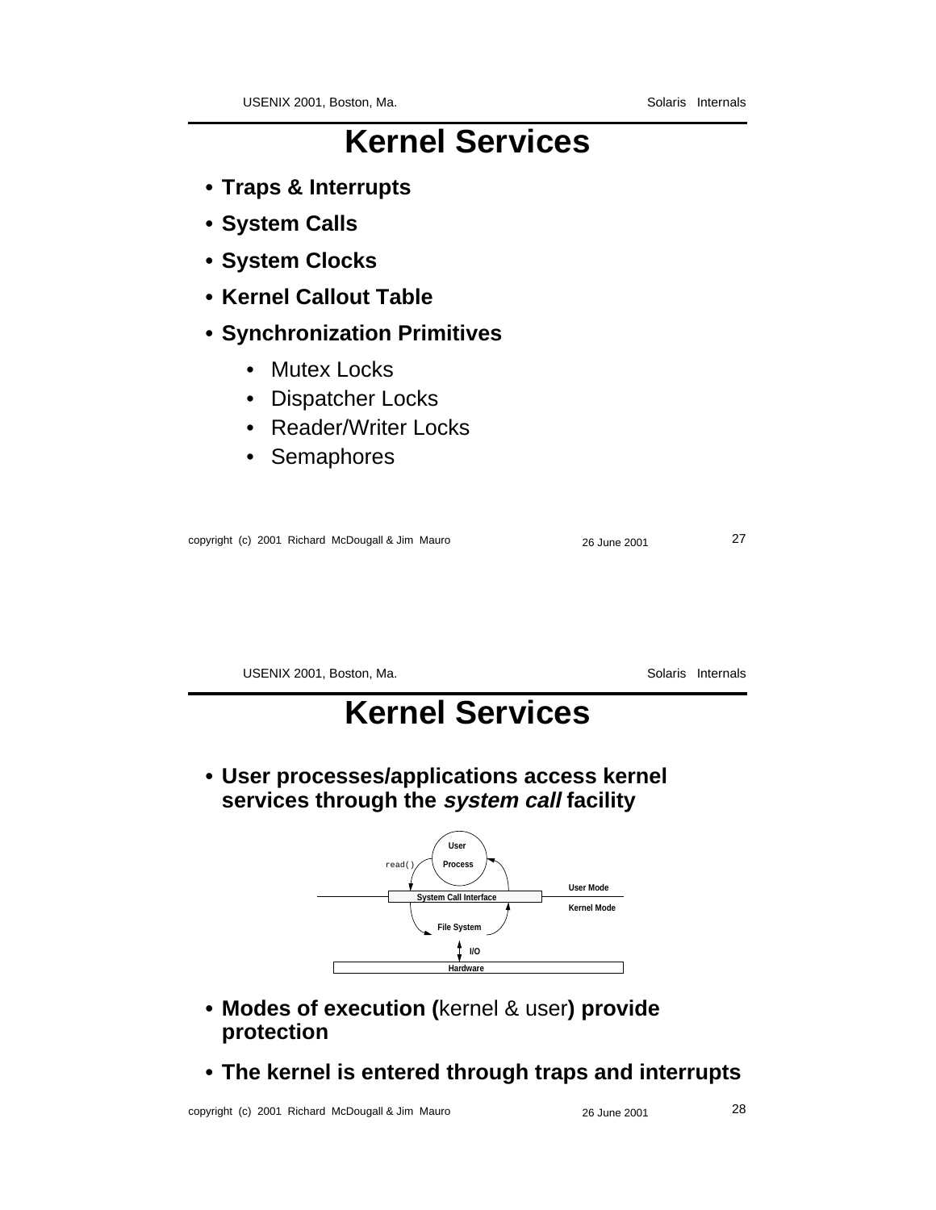# Kernel Services

- **Traps & Interrupts**
- **System Calls**
- **System Clocks**
- **Kernel Callout Table**
- **Synchronization Primitives**
  - Mutex Locks
  - Dispatcher Locks
  - Reader/Writer Locks
  - Semaphores

# Kernel Services

- **User processes/applications access kernel services through the *system call* facility**

```
                    User
        read()     Process
                                  User Mode
---------[ System Call Interface ]---------
                                  Kernel Mode
                 File System
                     | I/O
[                 Hardware                 ]
```

- **Modes of execution (**kernel & user**) provide protection**
- **The kernel is entered through traps and interrupts**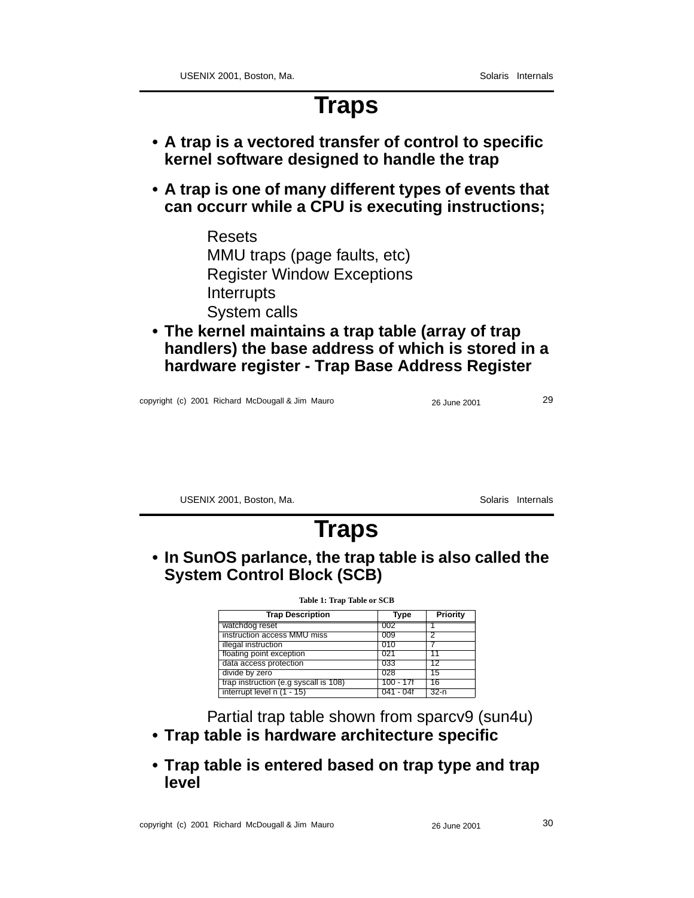# Traps

- **A trap is a vectored transfer of control to specific kernel software designed to handle the trap**
- **A trap is one of many different types of events that can occurr while a CPU is executing instructions;**

  Resets
  MMU traps (page faults, etc)
  Register Window Exceptions
  Interrupts
  System calls

- **The kernel maintains a trap table (array of trap handlers) the base address of which is stored in a hardware register - Trap Base Address Register**

# Traps

- **In SunOS parlance, the trap table is also called the System Control Block (SCB)**

**Table 1: Trap Table or SCB**

| Trap Description | Type | Priority |
|---|---|---|
| watchdog reset | 002 | 1 |
| instruction access MMU miss | 009 | 2 |
| illegal instruction | 010 | 7 |
| floating point exception | 021 | 11 |
| data access protection | 033 | 12 |
| divide by zero | 028 | 15 |
| trap instruction (e.g syscall is 108) | 100 - 17f | 16 |
| interrupt level n (1 - 15) | 041 - 04f | 32-n |

Partial trap table shown from sparcv9 (sun4u)

- **Trap table is hardware architecture specific**
- **Trap table is entered based on trap type and trap level**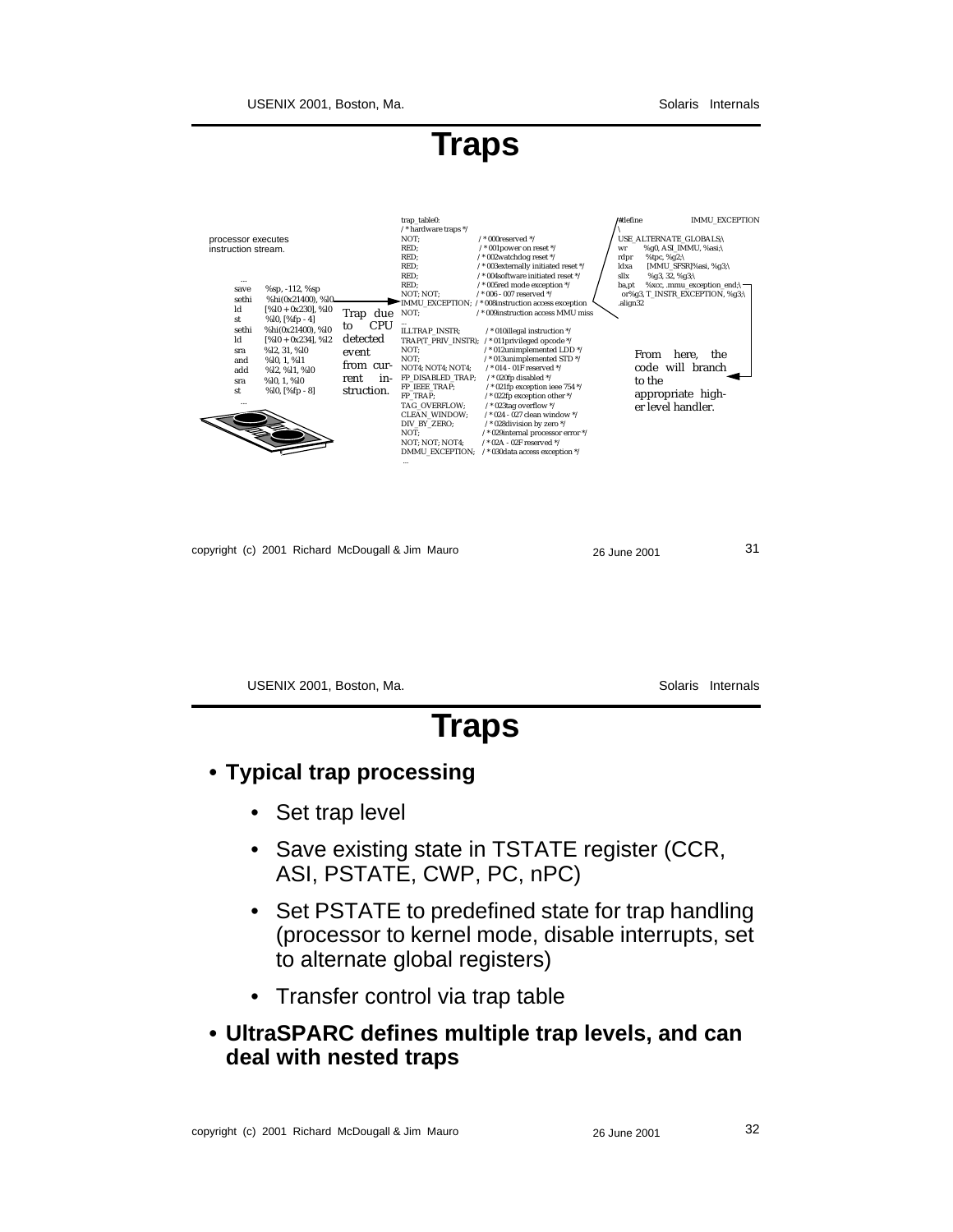# Traps

processor executes instruction stream.

```
...
save    %sp, -112, %sp
sethi   %hi(0x21400), %l0
ld      [%l0 + 0x230], %l0
st      %l0, [%fp - 4]
sethi   %hi(0x21400), %l0
ld      [%l0 + 0x234], %l2
sra     %l2, 31, %l0
and     %l0, 1, %l1
add     %l2, %l1, %l0
sra     %l0, 1, %l0
st      %l0, [%fp - 8]
...
```

Trap due to CPU detected event from current instruction.

```
trap_table0:
/* hardware traps */
NOT;                    /* 000reserved */
RED;                    /* 001power on reset */
RED;                    /* 002watchdog reset */
RED;                    /* 003externally initiated reset */
RED;                    /* 004software initiated reset */
RED;                    /* 005red mode exception */
NOT; NOT;               /* 006 - 007 reserved */
IMMU_EXCEPTION;         /* 008instruction access exception
NOT;                    /* 009instruction access MMU miss
...
ILLTRAP_INSTR;          /* 010illegal instruction */
TRAP(T_PRIV_INSTR);     /* 011privileged opcode */
NOT;                    /* 012unimplemented LDD */
NOT;                    /* 013unimplemented STD */
NOT4; NOT4; NOT4;       /* 014 - 01F reserved */
FP_DISABLED_TRAP;       /* 020fp disabled */
FP_IEEE_TRAP;           /* 021fp exception ieee 754 */
FP_TRAP;                /* 022fp exception other */
TAG_OVERFLOW;           /* 023tag overflow */
CLEAN_WINDOW;           /* 024 - 027 clean window */
DIV_BY_ZERO;            /* 028division by zero */
NOT;                    /* 029internal processor error */
NOT; NOT; NOT4;         /* 02A - 02F reserved */
DMMU_EXCEPTION;         /* 030data access exception */
...
```

```
#define           IMMU_EXCEPTION
\
USE_ALTERNATE_GLOBALS;\
wr      %g0, ASI_IMMU, %asi;\
rdpr    %tpc, %g2;\
ldxa    [MMU_SFSR]%asi, %g3;\
sllx    %g3, 32, %g3;\
ba,pt   %xcc, .mmu_exception_end;\
 or%g3, T_INSTR_EXCEPTION, %g3;\
.align32
```

From here, the code will branch to the appropriate higher level handler.

# Traps

- **Typical trap processing**
  - Set trap level
  - Save existing state in TSTATE register (CCR, ASI, PSTATE, CWP, PC, nPC)
  - Set PSTATE to predefined state for trap handling (processor to kernel mode, disable interrupts, set to alternate global registers)
  - Transfer control via trap table
- **UltraSPARC defines multiple trap levels, and can deal with nested traps**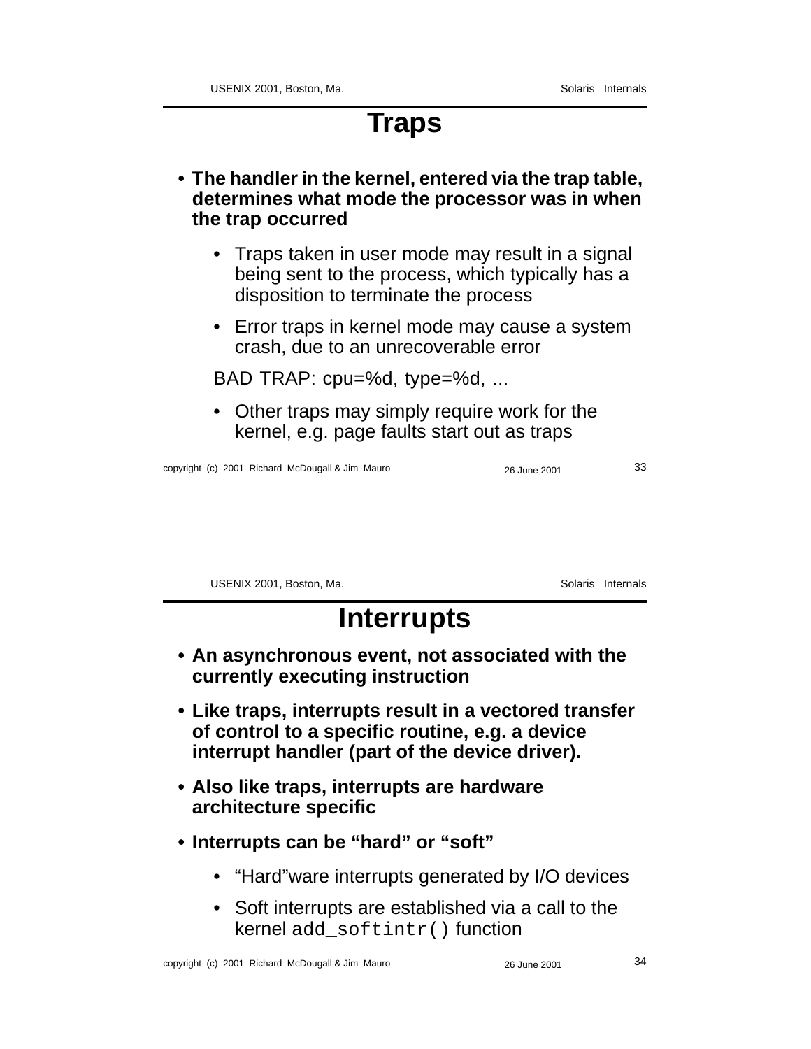# Traps

- **The handler in the kernel, entered via the trap table, determines what mode the processor was in when the trap occurred**
  - Traps taken in user mode may result in a signal being sent to the process, which typically has a disposition to terminate the process
  - Error traps in kernel mode may cause a system crash, due to an unrecoverable error

  BAD TRAP: cpu=%d, type=%d, ...

  - Other traps may simply require work for the kernel, e.g. page faults start out as traps

# Interrupts

- **An asynchronous event, not associated with the currently executing instruction**
- **Like traps, interrupts result in a vectored transfer of control to a specific routine, e.g. a device interrupt handler (part of the device driver).**
- **Also like traps, interrupts are hardware architecture specific**
- **Interrupts can be "hard" or "soft"**
  - "Hard"ware interrupts generated by I/O devices
  - Soft interrupts are established via a call to the kernel `add_softintr()` function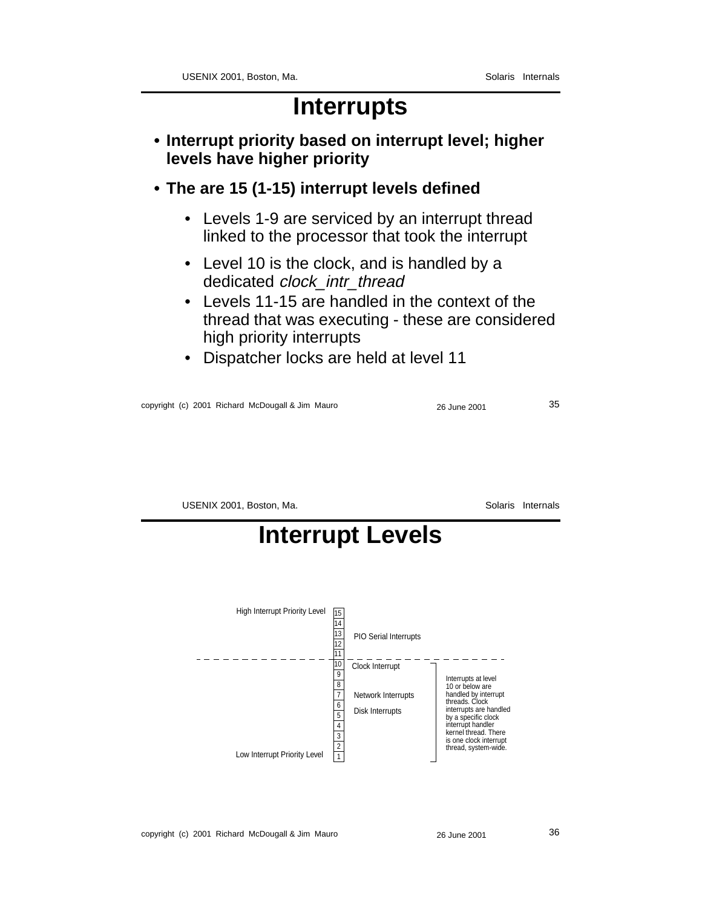# Interrupts

- **Interrupt priority based on interrupt level; higher levels have higher priority**
- **The are 15 (1-15) interrupt levels defined**
  - Levels 1-9 are serviced by an interrupt thread linked to the processor that took the interrupt
  - Level 10 is the clock, and is handled by a dedicated *clock_intr_thread*
  - Levels 11-15 are handled in the context of the thread that was executing - these are considered high priority interrupts
  - Dispatcher locks are held at level 11

# Interrupt Levels

High Interrupt Priority Level

| Level | Interrupts |
| --- | --- |
| 15 | |
| 14 | |
| 13 | PIO Serial Interrupts |
| 12 | |
| 11 | |
| 10 | Clock Interrupt |
| 9 | |
| 8 | |
| 7 | Network Interrupts |
| 6 | Disk Interrupts |
| 5 | |
| 4 | |
| 3 | |
| 2 | |
| 1 | |

Low Interrupt Priority Level

Interrupts at level 10 or below are handled by interrupt threads. Clock interrupts are handled by a specific clock interrupt handler kernel thread. There is one clock interrupt thread, system-wide.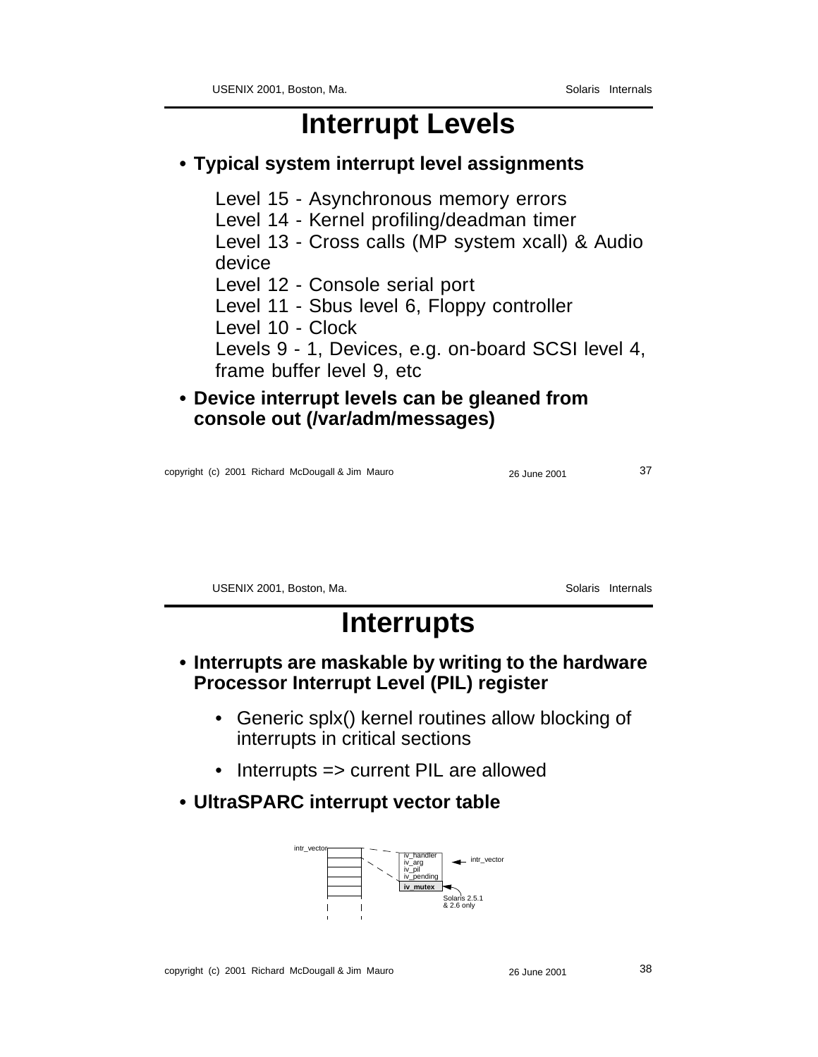# Interrupt Levels

- **Typical system interrupt level assignments**

  Level 15 - Asynchronous memory errors
  Level 14 - Kernel profiling/deadman timer
  Level 13 - Cross calls (MP system xcall) & Audio device
  Level 12 - Console serial port
  Level 11 - Sbus level 6, Floppy controller
  Level 10 - Clock
  Levels 9 - 1, Devices, e.g. on-board SCSI level 4, frame buffer level 9, etc

- **Device interrupt levels can be gleaned from console out (/var/adm/messages)**

# Interrupts

- **Interrupts are maskable by writing to the hardware Processor Interrupt Level (PIL) register**
  - Generic splx() kernel routines allow blocking of interrupts in critical sections
  - Interrupts => current PIL are allowed
- **UltraSPARC interrupt vector table**

intr_vector

iv_handler
iv_arg
iv_pil
iv_pending
**iv_mutex**

intr_vector

Solaris 2.5.1 & 2.6 only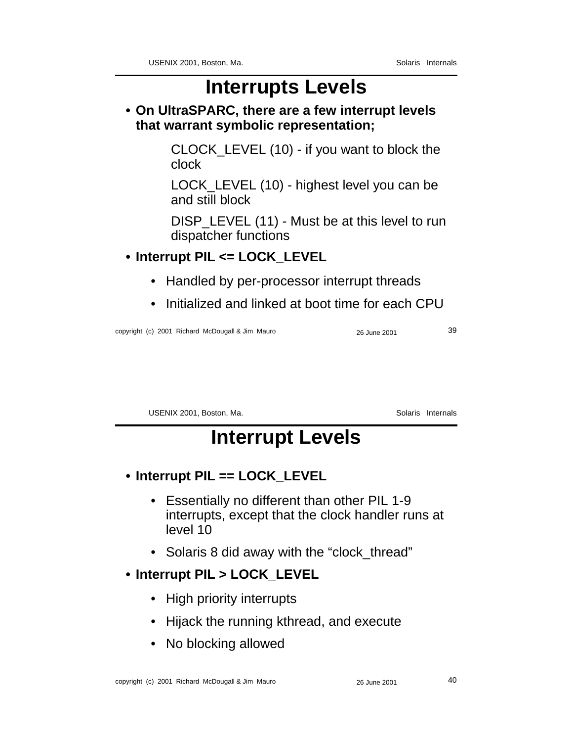# Interrupts Levels

- **On UltraSPARC, there are a few interrupt levels that warrant symbolic representation;**

  CLOCK_LEVEL (10) - if you want to block the clock

  LOCK_LEVEL (10) - highest level you can be and still block

  DISP_LEVEL (11) - Must be at this level to run dispatcher functions

- **Interrupt PIL <= LOCK_LEVEL**
  - Handled by per-processor interrupt threads
  - Initialized and linked at boot time for each CPU

# Interrupt Levels

- **Interrupt PIL == LOCK_LEVEL**
  - Essentially no different than other PIL 1-9 interrupts, except that the clock handler runs at level 10
  - Solaris 8 did away with the “clock_thread”
- **Interrupt PIL > LOCK_LEVEL**
  - High priority interrupts
  - Hijack the running kthread, and execute
  - No blocking allowed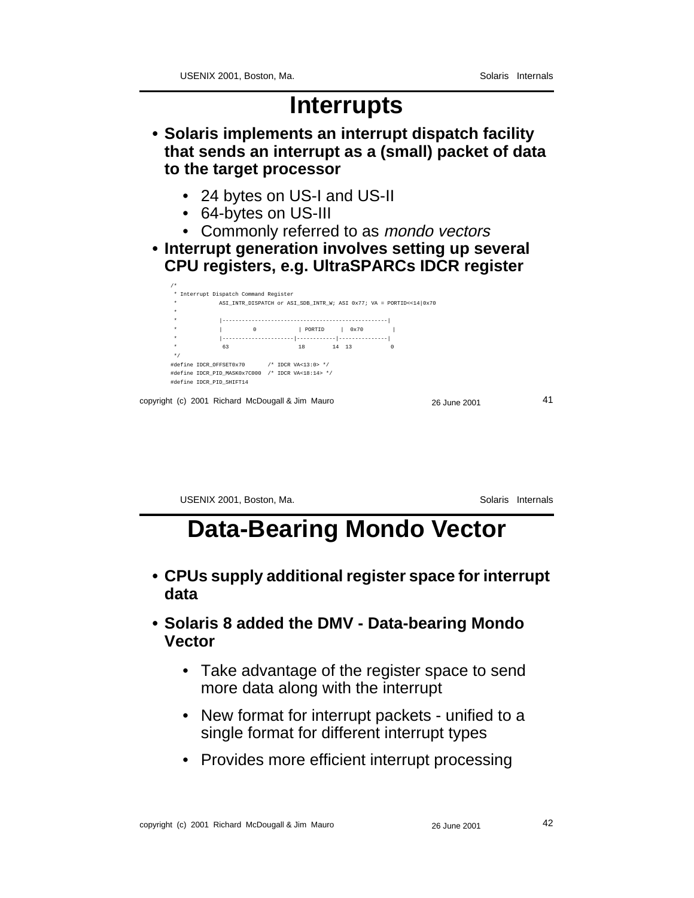# Interrupts

- **Solaris implements an interrupt dispatch facility that sends an interrupt as a (small) packet of data to the target processor**
    - 24 bytes on US-I and US-II
    - 64-bytes on US-III
    - Commonly referred to as *mondo vectors*
- **Interrupt generation involves setting up several CPU registers, e.g. UltraSPARCs IDCR register**

```
/*
 * Interrupt Dispatch Command Register
 *          ASI_INTR_DISPATCH or ASI_SDB_INTR_W; ASI 0x77; VA = PORTID<<14|0x70
 *
 *          |---------------------------------------------------|
 *          |         0            | PORTID     |  0x70        |
 *          |----------------------|------------|---------------|
 *           63                    18        14  13           0
 */
#define IDCR_OFFSET0x70       /* IDCR VA<13:0> */
#define IDCR_PID_MASK0x7C000  /* IDCR VA<18:14> */
#define IDCR_PID_SHIFT14
```

# Data-Bearing Mondo Vector

- **CPUs supply additional register space for interrupt data**
- **Solaris 8 added the DMV - Data-bearing Mondo Vector**
    - Take advantage of the register space to send more data along with the interrupt
    - New format for interrupt packets - unified to a single format for different interrupt types
    - Provides more efficient interrupt processing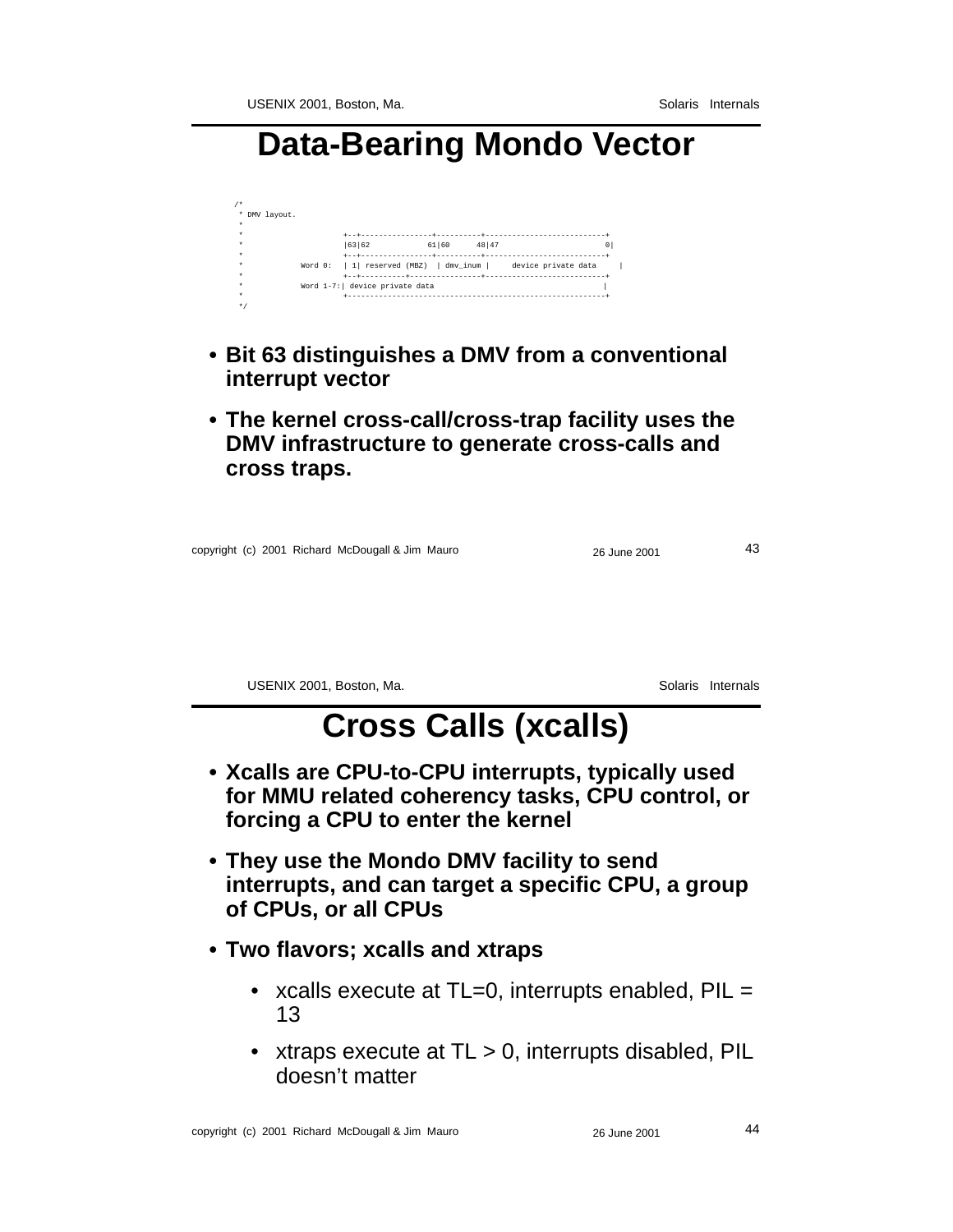# Data-Bearing Mondo Vector

```
/*
 * DMV layout.
 *
 *                  +--+----------------+----------+---------------------------+
 *                  |63|62            61|60      48|47                        0|
 *                  +--+----------------+----------+---------------------------+
 *          Word 0: | 1| reserved (MBZ)  | dmv_inum |     device private data     |
 *                  +--+----------+----------------+---------------------------+
 *          Word 1-7:| device private data                                      |
 *                  +----------------------------------------------------------+
 */
```

- **Bit 63 distinguishes a DMV from a conventional interrupt vector**
- **The kernel cross-call/cross-trap facility uses the DMV infrastructure to generate cross-calls and cross traps.**

# Cross Calls (xcalls)

- **Xcalls are CPU-to-CPU interrupts, typically used for MMU related coherency tasks, CPU control, or forcing a CPU to enter the kernel**
- **They use the Mondo DMV facility to send interrupts, and can target a specific CPU, a group of CPUs, or all CPUs**
- **Two flavors; xcalls and xtraps**
  - xcalls execute at TL=0, interrupts enabled, PIL = 13
  - xtraps execute at TL > 0, interrupts disabled, PIL doesn't matter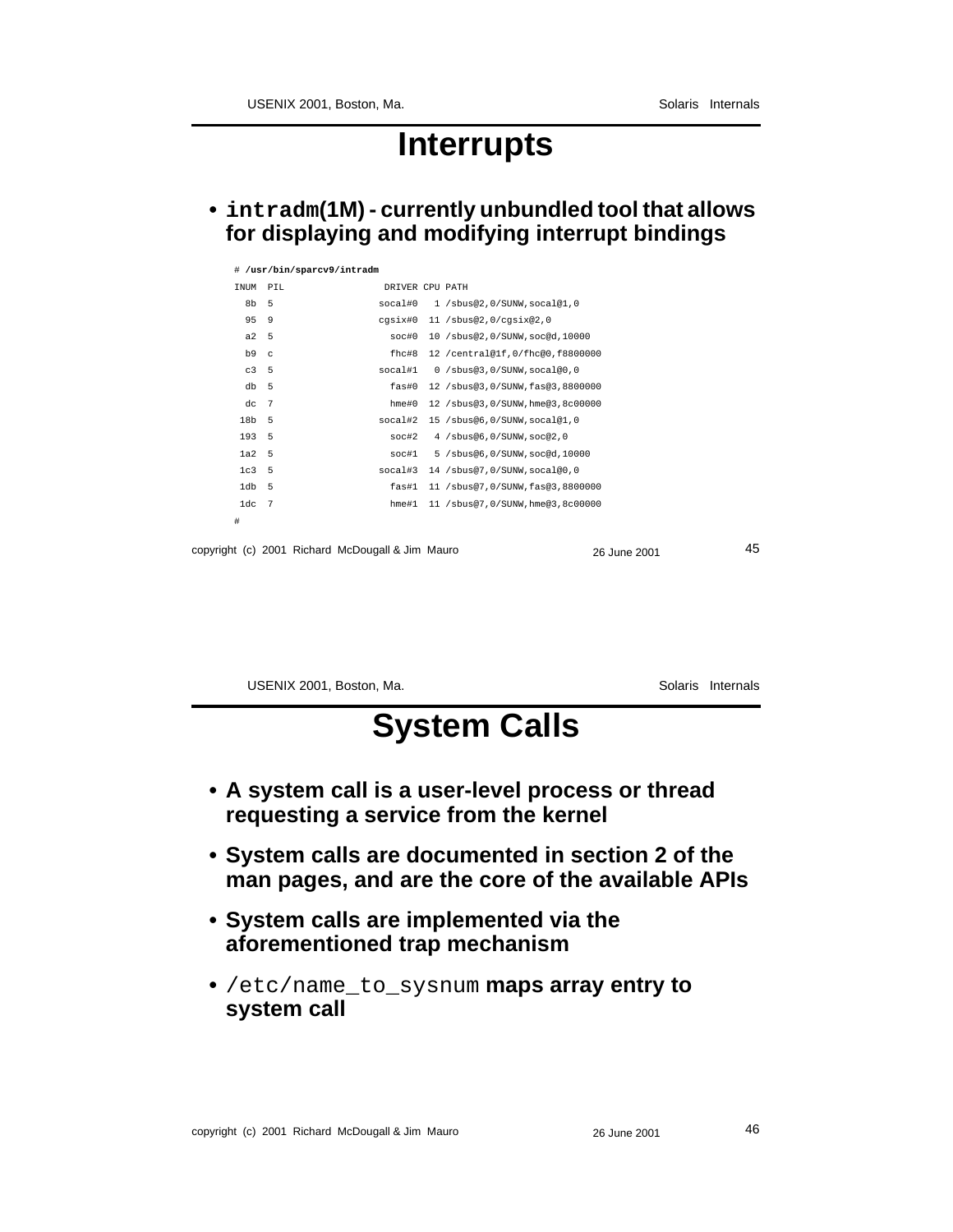# Interrupts

- **`intradm(1M)` - currently unbundled tool that allows for displaying and modifying interrupt bindings**

```
# /usr/bin/sparcv9/intradm
INUM  PIL                 DRIVER CPU PATH
  8b  5                  socal#0   1 /sbus@2,0/SUNW,socal@1,0
  95  9                  cgsix#0  11 /sbus@2,0/cgsix@2,0
  a2  5                    soc#0  10 /sbus@2,0/SUNW,soc@d,10000
  b9  c                    fhc#8  12 /central@1f,0/fhc@0,f8800000
  c3  5                  socal#1   0 /sbus@3,0/SUNW,socal@0,0
  db  5                    fas#0  12 /sbus@3,0/SUNW,fas@3,8800000
  dc  7                    hme#0  12 /sbus@3,0/SUNW,hme@3,8c00000
 18b  5                  socal#2  15 /sbus@6,0/SUNW,socal@1,0
 193  5                    soc#2   4 /sbus@6,0/SUNW,soc@2,0
 1a2  5                    soc#1   5 /sbus@6,0/SUNW,soc@d,10000
 1c3  5                  socal#3  14 /sbus@7,0/SUNW,socal@0,0
 1db  5                    fas#1  11 /sbus@7,0/SUNW,fas@3,8800000
 1dc  7                    hme#1  11 /sbus@7,0/SUNW,hme@3,8c00000
#
```

# System Calls

- **A system call is a user-level process or thread requesting a service from the kernel**
- **System calls are documented in section 2 of the man pages, and are the core of the available APIs**
- **System calls are implemented via the aforementioned trap mechanism**
- `/etc/name_to_sysnum` **maps array entry to system call**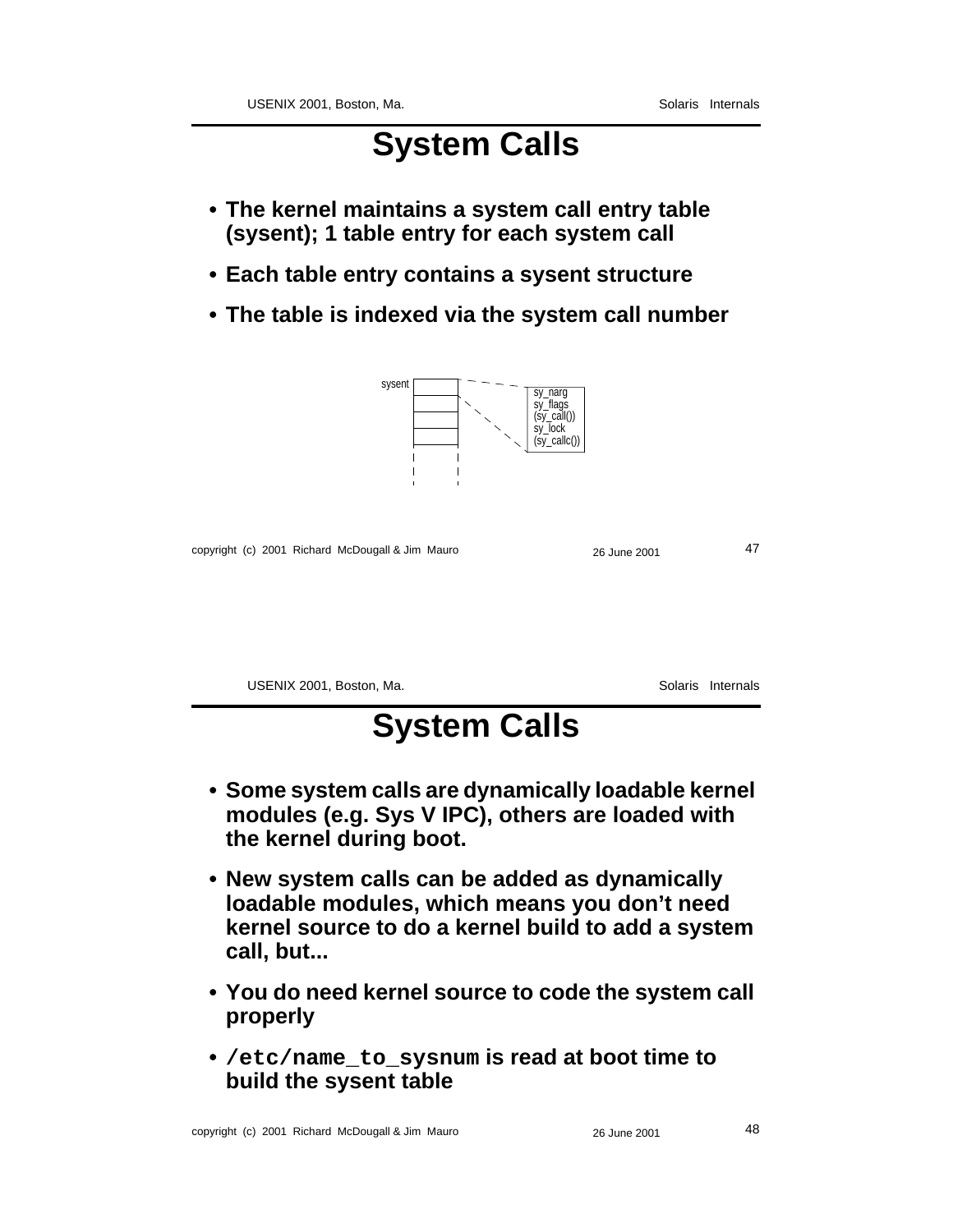# System Calls

- **The kernel maintains a system call entry table (sysent); 1 table entry for each system call**
- **Each table entry contains a sysent structure**
- **The table is indexed via the system call number**

```
sysent
+------+
|      | - - - - - - - +-------------+
+------+               | sy_narg     |
|      |               | sy_flags    |
+------+               | (sy_call()) |
|      |               | sy_lock     |
+------+               | (sy_callc())|
|      |               +-------------+
+------+
|      |
```

# System Calls

- **Some system calls are dynamically loadable kernel modules (e.g. Sys V IPC), others are loaded with the kernel during boot.**
- **New system calls can be added as dynamically loadable modules, which means you don't need kernel source to do a kernel build to add a system call, but...**
- **You do need kernel source to code the system call properly**
- **`/etc/name_to_sysnum` is read at boot time to build the sysent table**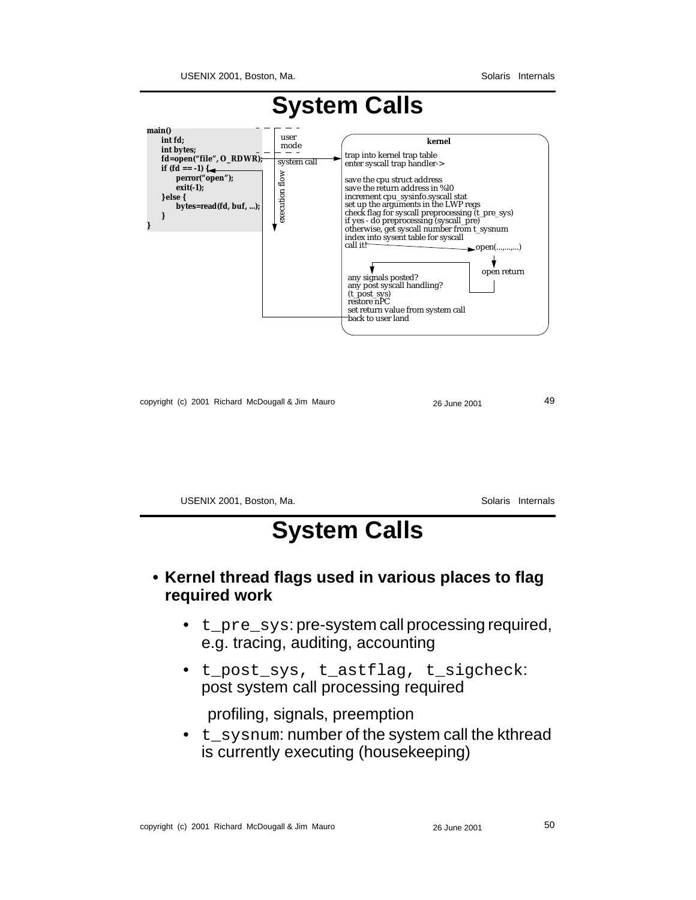# System Calls

```
main()
    int fd;
    int bytes;
    fd=open("file", O_RDWR);
    if (fd == -1) {
        perror("open");
        exit(-1);
    }else {
        bytes=read(fd, buf, ...);
    }
}
```

user mode

system call

execution flow

**kernel**

trap into kernel trap table
enter syscall trap handler->

save the cpu struct address
save the return address in %l0
increment cpu_sysinfo.syscall stat
set up the arguments in the LWP regs
check flag for syscall preprocessing (t_pre_sys)
if yes - do preprocessing (syscall_pre)
otherwise, get syscall number from t_sysnum
index into sysent table for syscall
call it!

open(...,...,...)

open return

any signals posted?
any post syscall handling?
(t_post_sys)
restore nPC
set return value from system call
back to user land

# System Calls

- **Kernel thread flags used in various places to flag required work**
  - `t_pre_sys`: pre-system call processing required, e.g. tracing, auditing, accounting
  - `t_post_sys, t_astflag, t_sigcheck`: post system call processing required

    profiling, signals, preemption
  - `t_sysnum`: number of the system call the kthread is currently executing (housekeeping)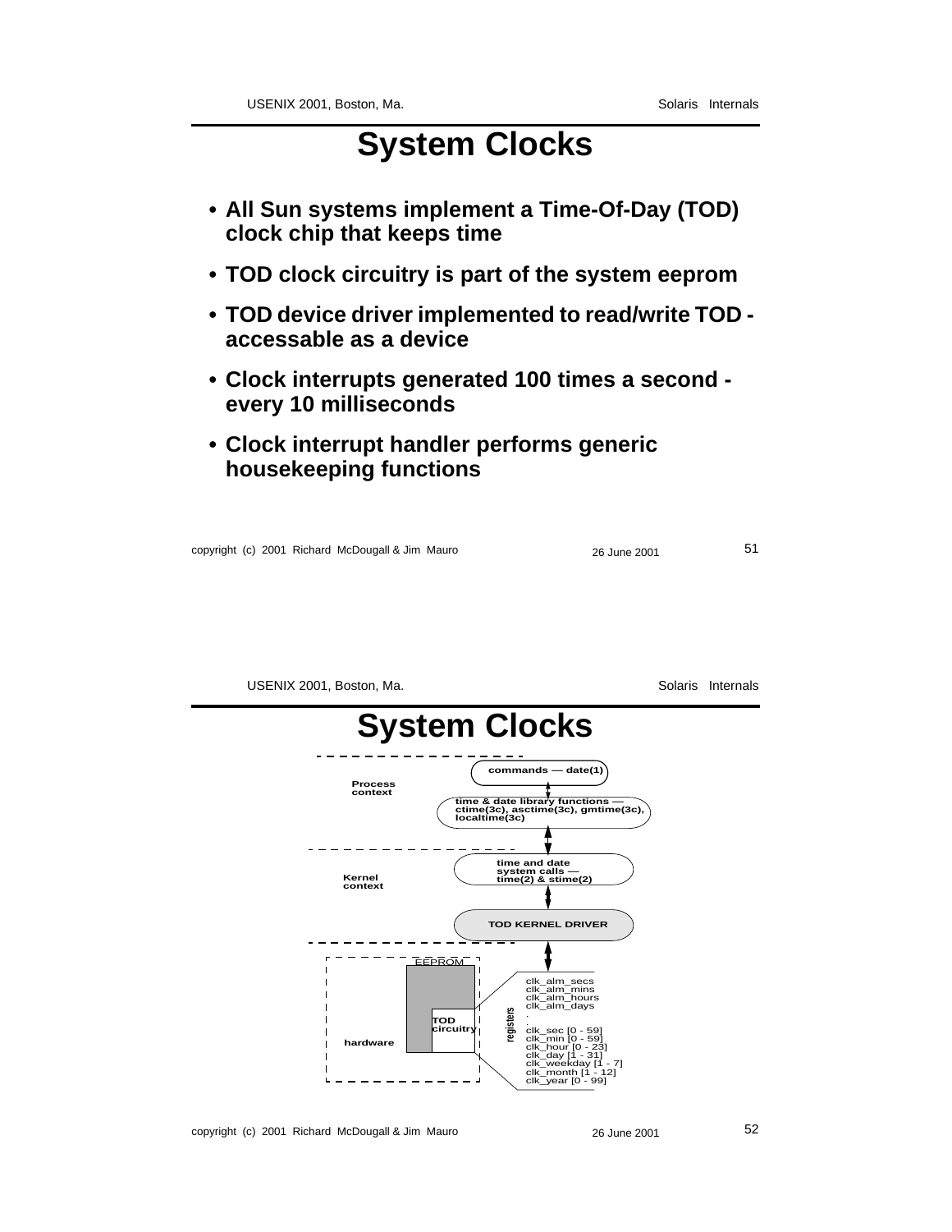# System Clocks

- All Sun systems implement a Time-Of-Day (TOD) clock chip that keeps time
- TOD clock circuitry is part of the system eeprom
- TOD device driver implemented to read/write TOD - accessable as a device
- Clock interrupts generated 100 times a second - every 10 milliseconds
- Clock interrupt handler performs generic housekeeping functions

# System Clocks

Process context

commands — date(1)

time & date library functions — ctime(3c), asctime(3c), gmtime(3c), localtime(3c)

Kernel context

time and date system calls — time(2) & stime(2)

TOD KERNEL DRIVER

hardware

EEPROM

TOD circuitry

registers

clk_alm_secs
clk_alm_mins
clk_alm_hours
clk_alm_days
.
.
clk_sec [0 - 59]
clk_min [0 - 59]
clk_hour [0 - 23]
clk_day [1 - 31]
clk_weekday [1 - 7]
clk_month [1 - 12]
clk_year [0 - 99]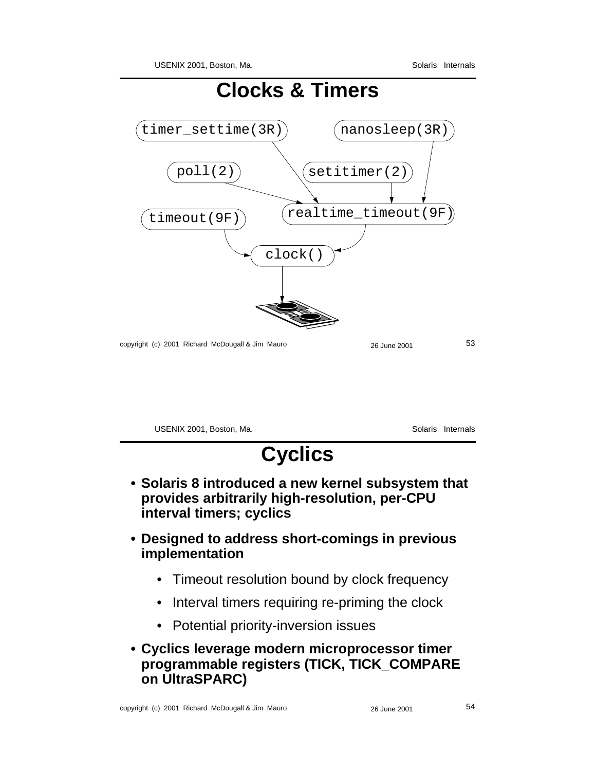# Clocks & Timers

timer_settime(3R)

nanosleep(3R)

poll(2)

setitimer(2)

timeout(9F)

realtime_timeout(9F)

clock()

# Cyclics

- **Solaris 8 introduced a new kernel subsystem that provides arbitrarily high-resolution, per-CPU interval timers; cyclics**
- **Designed to address short-comings in previous implementation**
  - Timeout resolution bound by clock frequency
  - Interval timers requiring re-priming the clock
  - Potential priority-inversion issues
- **Cyclics leverage modern microprocessor timer programmable registers (TICK, TICK_COMPARE on UltraSPARC)**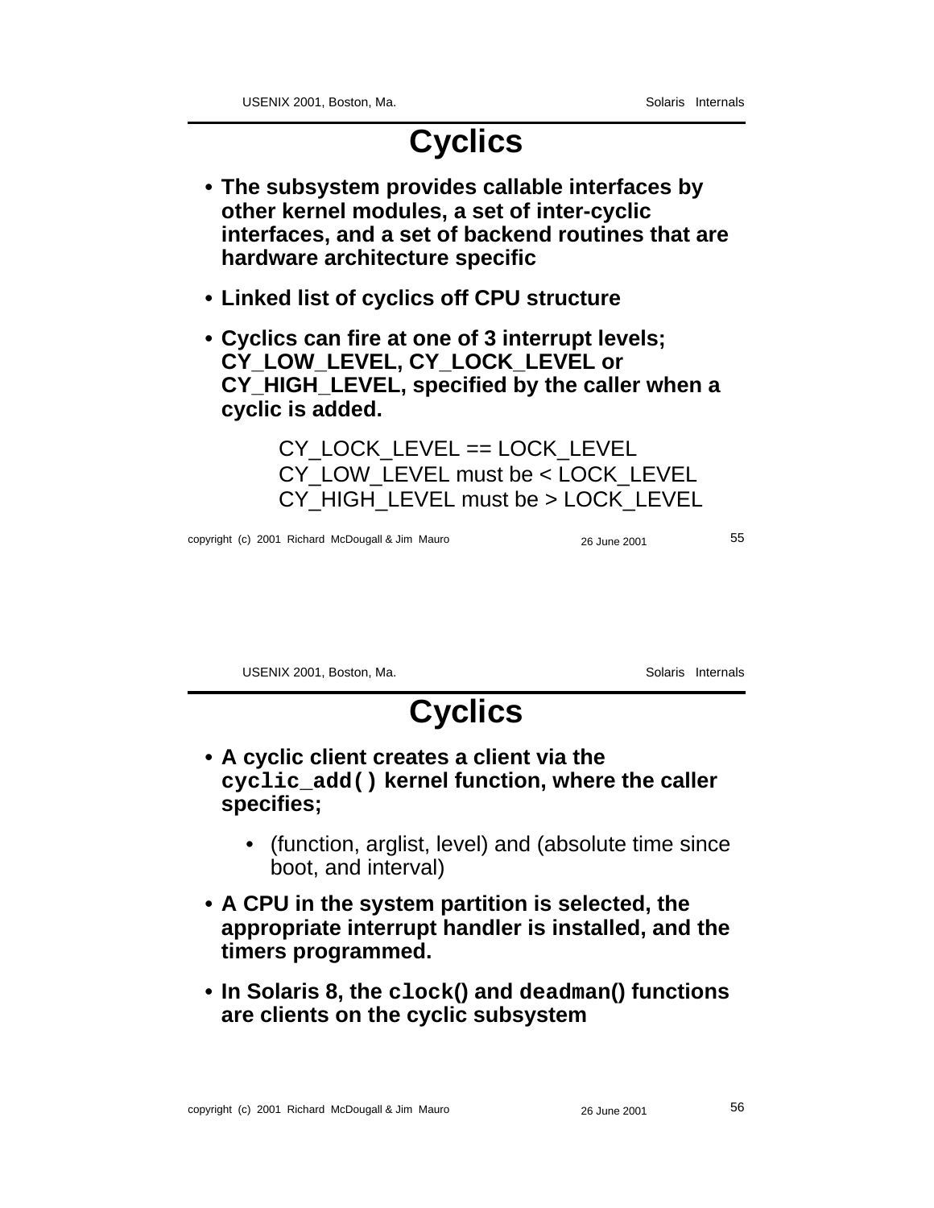# Cyclics

- **The subsystem provides callable interfaces by other kernel modules, a set of inter-cyclic interfaces, and a set of backend routines that are hardware architecture specific**
- **Linked list of cyclics off CPU structure**
- **Cyclics can fire at one of 3 interrupt levels; CY_LOW_LEVEL, CY_LOCK_LEVEL or CY_HIGH_LEVEL, specified by the caller when a cyclic is added.**

  CY_LOCK_LEVEL == LOCK_LEVEL
  CY_LOW_LEVEL must be < LOCK_LEVEL
  CY_HIGH_LEVEL must be > LOCK_LEVEL

# Cyclics

- **A cyclic client creates a client via the `cyclic_add()` kernel function, where the caller specifies;**
  - (function, arglist, level) and (absolute time since boot, and interval)
- **A CPU in the system partition is selected, the appropriate interrupt handler is installed, and the timers programmed.**
- **In Solaris 8, the `clock()` and `deadman()` functions are clients on the cyclic subsystem**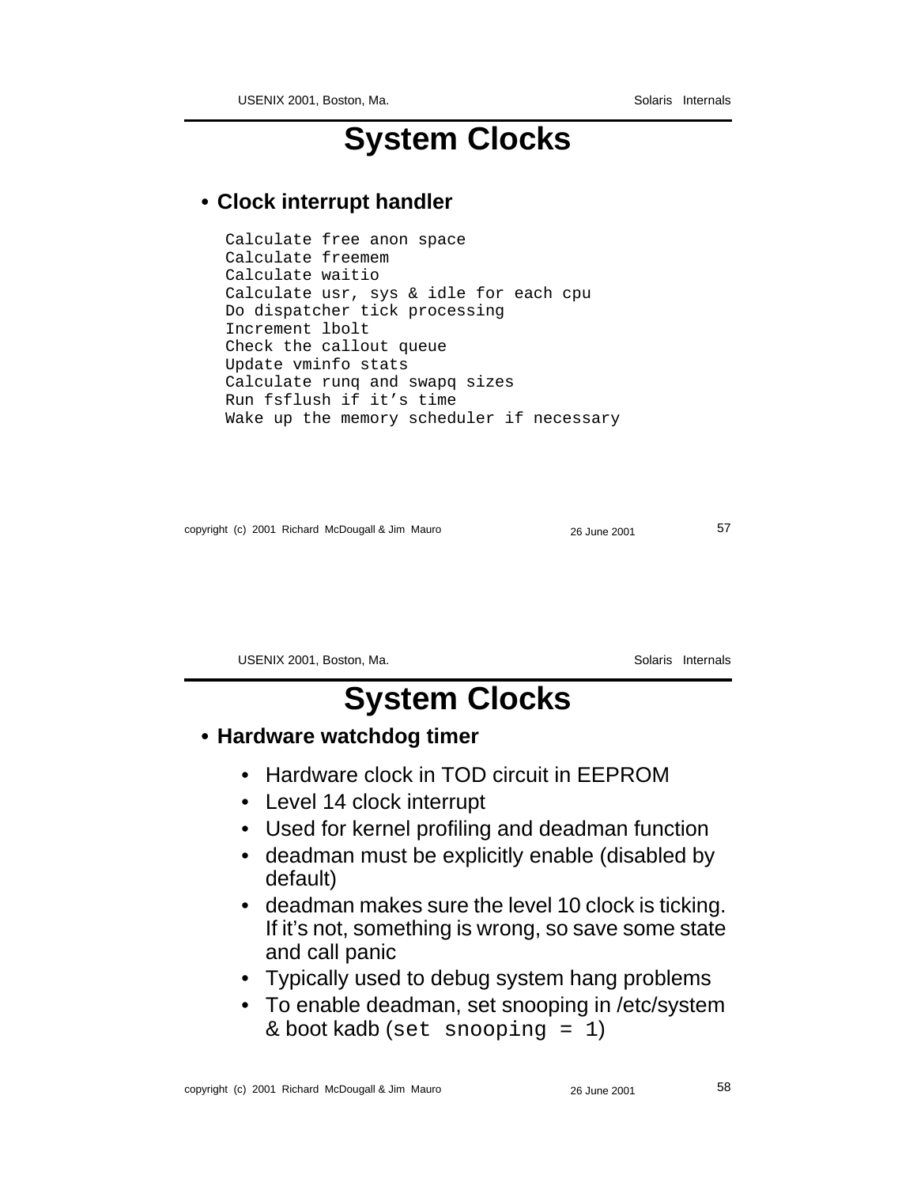# System Clocks

- **Clock interrupt handler**

```
Calculate free anon space
Calculate freemem
Calculate waitio
Calculate usr, sys & idle for each cpu
Do dispatcher tick processing
Increment lbolt
Check the callout queue
Update vminfo stats
Calculate runq and swapq sizes
Run fsflush if it’s time
Wake up the memory scheduler if necessary
```

# System Clocks

- **Hardware watchdog timer**
  - Hardware clock in TOD circuit in EEPROM
  - Level 14 clock interrupt
  - Used for kernel profiling and deadman function
  - deadman must be explicitly enable (disabled by default)
  - deadman makes sure the level 10 clock is ticking. If it’s not, something is wrong, so save some state and call panic
  - Typically used to debug system hang problems
  - To enable deadman, set snooping in /etc/system & boot kadb (`set snooping = 1`)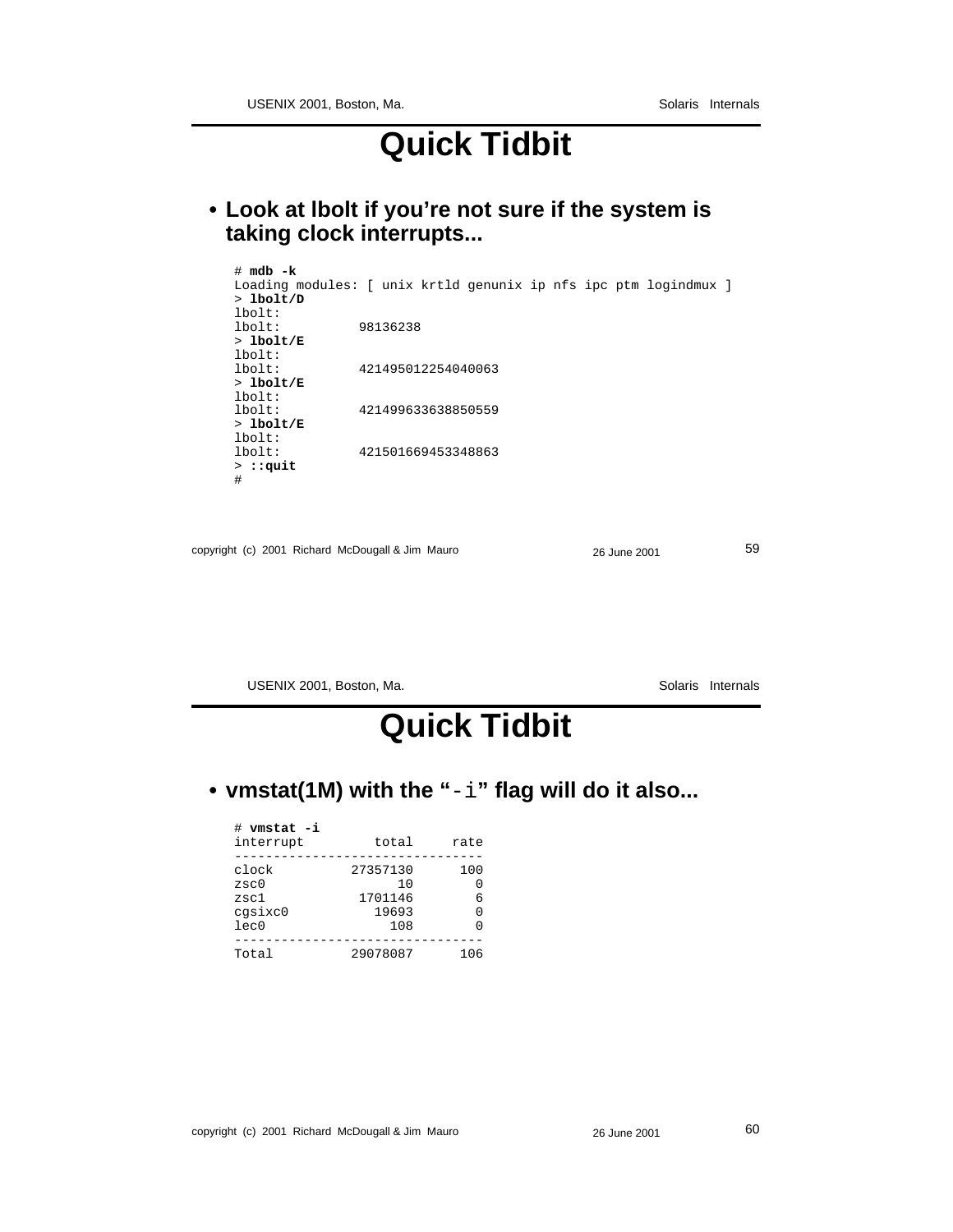# Quick Tidbit

- **Look at lbolt if you're not sure if the system is taking clock interrupts...**

```
# mdb -k
Loading modules: [ unix krtld genunix ip nfs ipc ptm logindmux ]
> lbolt/D
lbolt:
lbolt:          98136238
> lbolt/E
lbolt:
lbolt:          421495012254040063
> lbolt/E
lbolt:
lbolt:          421499633638850559
> lbolt/E
lbolt:
lbolt:          421501669453348863
> ::quit
#
```

# Quick Tidbit

- **vmstat(1M) with the "`-i`" flag will do it also...**

```
# vmstat -i
interrupt         total     rate
--------------------------------
clock          27357130      100
zsc0                 10        0
zsc1            1701146        6
cgsixc0           19693        0
lec0                108        0
--------------------------------
Total          29078087      106
```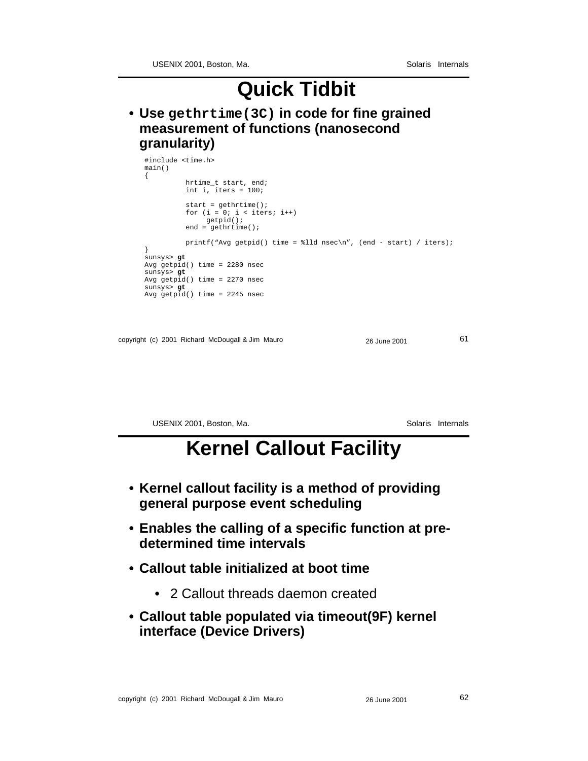# Quick Tidbit

- **Use `gethrtime(3C)` in code for fine grained measurement of functions (nanosecond granularity)**

```
#include <time.h>
main()
{
        hrtime_t start, end;
        int i, iters = 100;

        start = gethrtime();
        for (i = 0; i < iters; i++)
            getpid();
        end = gethrtime();

        printf("Avg getpid() time = %lld nsec\n", (end - start) / iters);
}
sunsys> gt
Avg getpid() time = 2280 nsec
sunsys> gt
Avg getpid() time = 2270 nsec
sunsys> gt
Avg getpid() time = 2245 nsec
```

# Kernel Callout Facility

- **Kernel callout facility is a method of providing general purpose event scheduling**
- **Enables the calling of a specific function at pre-determined time intervals**
- **Callout table initialized at boot time**
  - 2 Callout threads daemon created
- **Callout table populated via timeout(9F) kernel interface (Device Drivers)**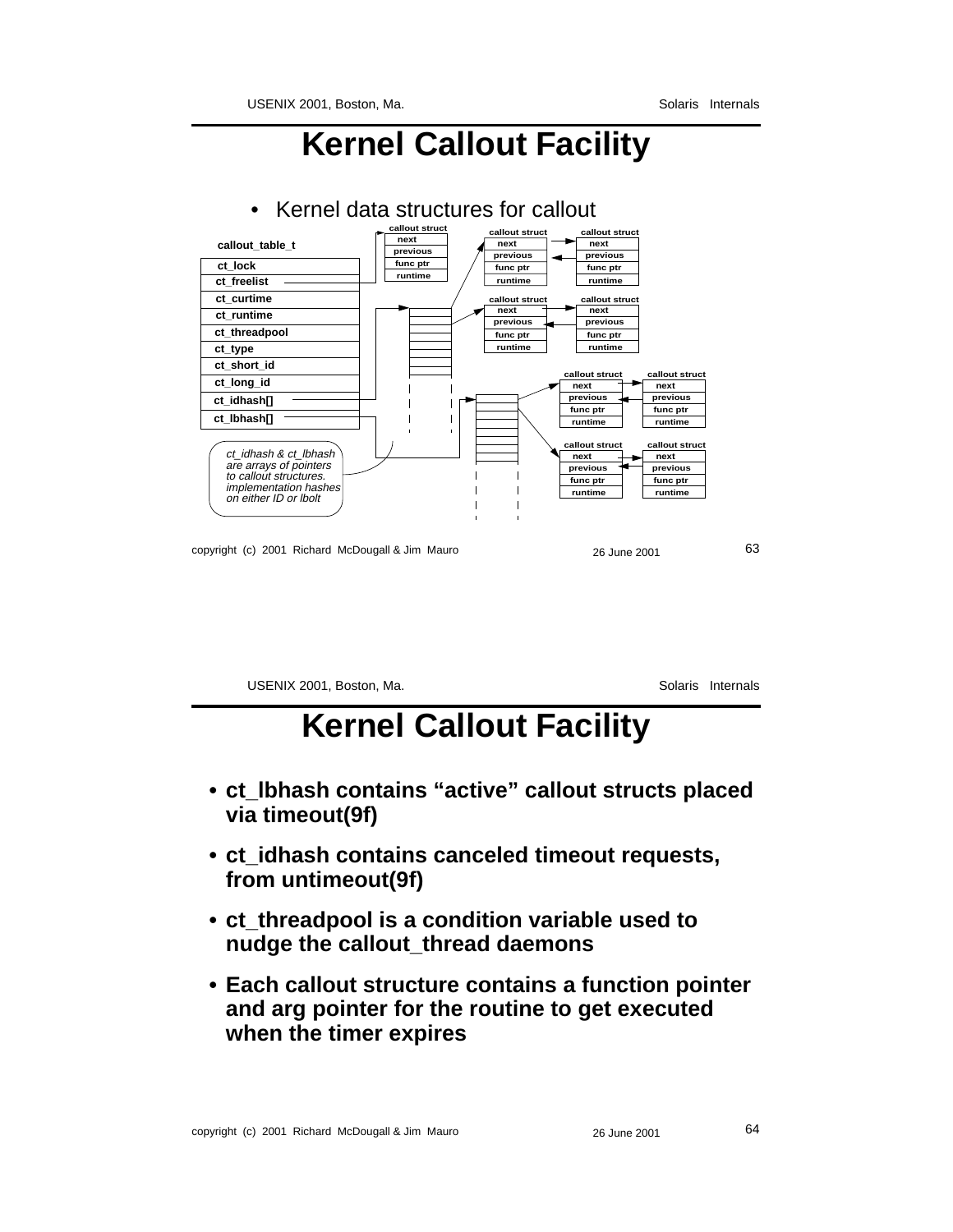# Kernel Callout Facility

- Kernel data structures for callout

callout_table_t

| callout_table_t |
|---|
| ct_lock |
| ct_freelist |
| ct_curtime |
| ct_runtime |
| ct_threadpool |
| ct_type |
| ct_short_id |
| ct_long_id |
| ct_idhash[] |
| ct_lbhash[] |

| callout struct |
|---|
| next |
| previous |
| func ptr |
| runtime |

*ct_idhash & ct_lbhash are arrays of pointers to callout structures. implementation hashes on either ID or lbolt*

# Kernel Callout Facility

- **ct_lbhash contains "active" callout structs placed via timeout(9f)**
- **ct_idhash contains canceled timeout requests, from untimeout(9f)**
- **ct_threadpool is a condition variable used to nudge the callout_thread daemons**
- **Each callout structure contains a function pointer and arg pointer for the routine to get executed when the timer expires**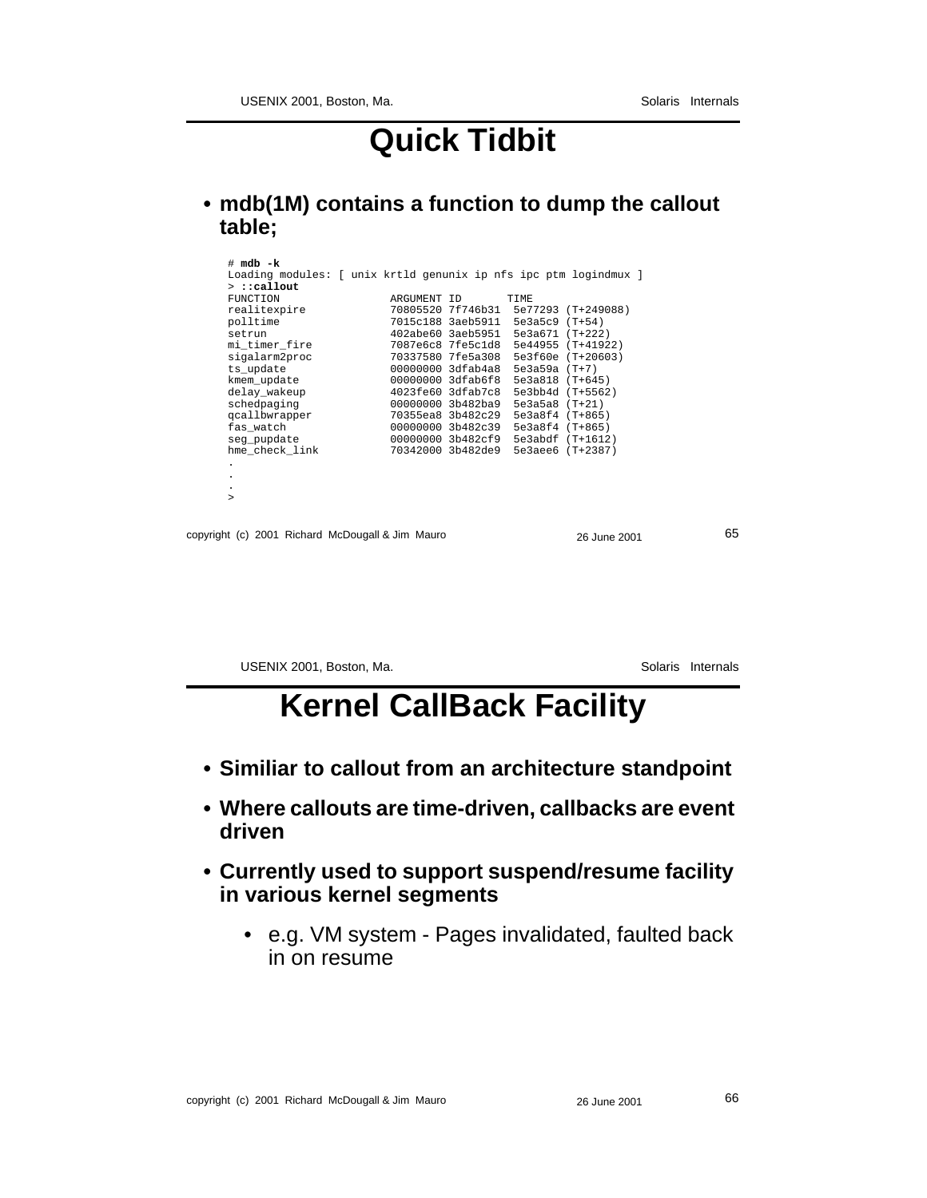# Quick Tidbit

- **mdb(1M) contains a function to dump the callout table;**

```
# mdb -k
Loading modules: [ unix krtld genunix ip nfs ipc ptm logindmux ]
> ::callout
FUNCTION                ARGUMENT ID       TIME
realitexpire            70805520 7f746b31  5e77293 (T+249088)
polltime                7015c188 3aeb5911  5e3a5c9 (T+54)
setrun                  402abe60 3aeb5951  5e3a671 (T+222)
mi_timer_fire           7087e6c8 7fe5c1d8  5e44955 (T+41922)
sigalarm2proc           70337580 7fe5a308  5e3f60e (T+20603)
ts_update               00000000 3dfab4a8  5e3a59a (T+7)
kmem_update             00000000 3dfab6f8  5e3a818 (T+645)
delay_wakeup            4023fe60 3dfab7c8  5e3bb4d (T+5562)
schedpaging             00000000 3b482ba9  5e3a5a8 (T+21)
qcallbwrapper           70355ea8 3b482c29  5e3a8f4 (T+865)
fas_watch               00000000 3b482c39  5e3a8f4 (T+865)
seg_pupdate             00000000 3b482cf9  5e3abdf (T+1612)
hme_check_link          70342000 3b482de9  5e3aee6 (T+2387)
.
.
.
>
```

# Kernel CallBack Facility

- **Similiar to callout from an architecture standpoint**
- **Where callouts are time-driven, callbacks are event driven**
- **Currently used to support suspend/resume facility in various kernel segments**
  - e.g. VM system - Pages invalidated, faulted back in on resume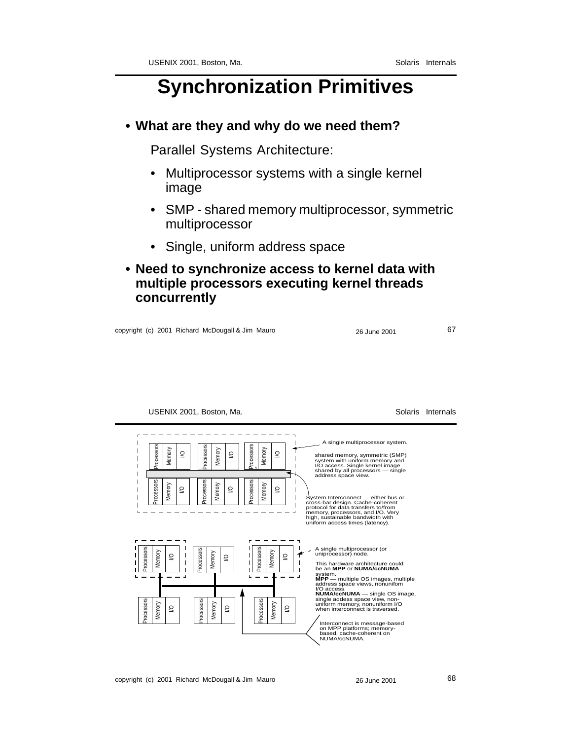# Synchronization Primitives

- **What are they and why do we need them?**

  Parallel Systems Architecture:

  - Multiprocessor systems with a single kernel image
  - SMP - shared memory multiprocessor, symmetric multiprocessor
  - Single, uniform address space

- **Need to synchronize access to kernel data with multiple processors executing kernel threads concurrently**

---

Processors | Memory | I/O

A single multiprocessor system.

shared memory, symmetric (SMP) system with uniform memory and I/O access. Single kernel image shared by all processors — single address space view.

System Interconnect — either bus or cross-bar design. Cache-coherent protocol for data transfers to/from memory, processors, and I/O. Very high, sustainable bandwidth with uniform access times (latency).

A single multiprocessor (or uniprocessor) node.

This hardware architecture could be an **MPP** or **NUMA/ccNUMA** system.
**MPP** — multiple OS images, multiple address space views, nonunifom I/O access.
**NUMA/ccNUMA** — single OS image, single addess space view, non-uniform memory, nonuniform I/O when interconnect is traversed.

Interconnect is message-based on MPP platforms; memory-based, cache-coherent on NUMA/ccNUMA.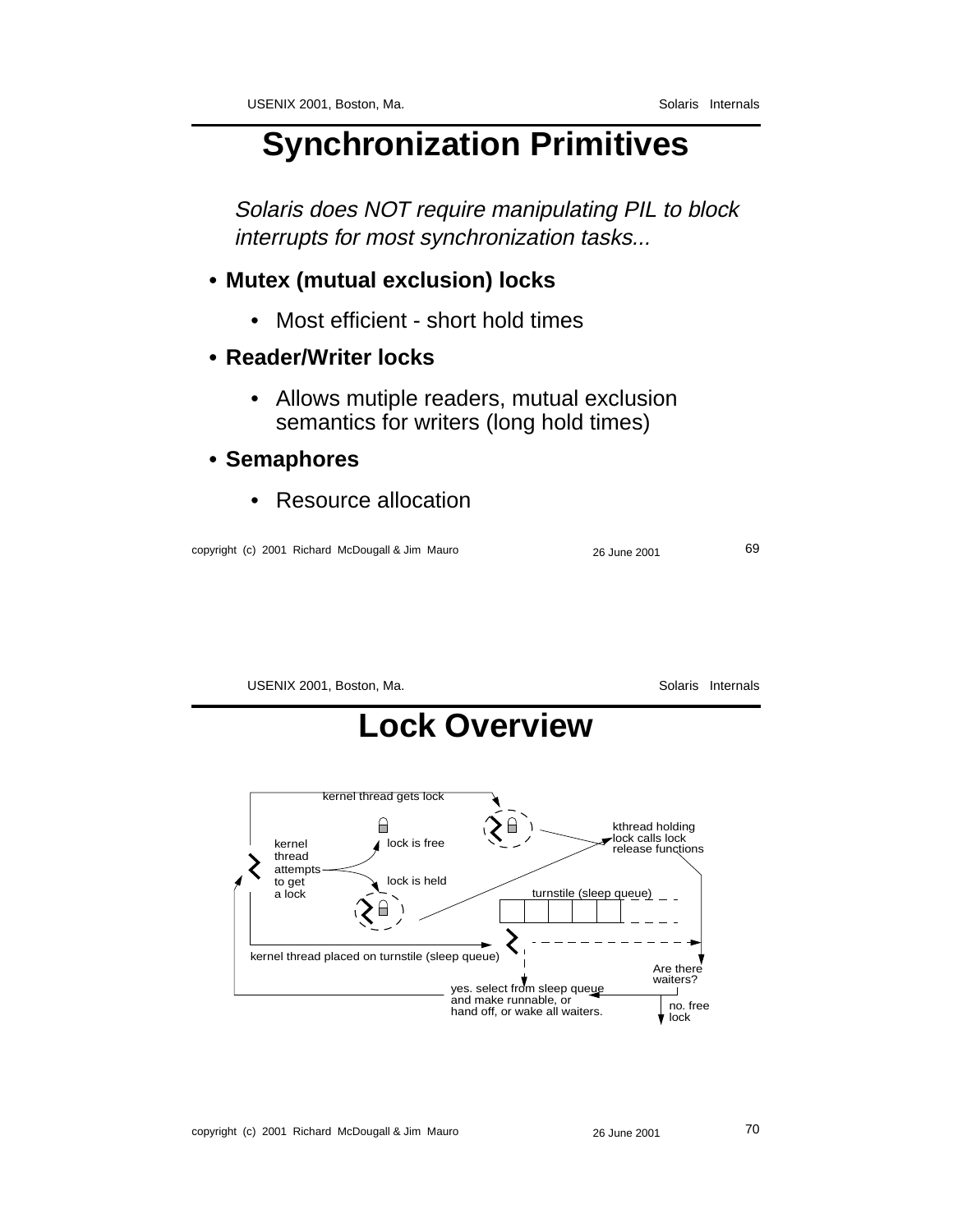# Synchronization Primitives

*Solaris does NOT require manipulating PIL to block interrupts for most synchronization tasks...*

- **Mutex (mutual exclusion) locks**
  - Most efficient - short hold times
- **Reader/Writer locks**
  - Allows mutiple readers, mutual exclusion semantics for writers (long hold times)
- **Semaphores**
  - Resource allocation

# Lock Overview

kernel thread gets lock

kernel thread attempts to get a lock

lock is free

lock is held

kthread holding lock calls lock release functions

turnstile (sleep queue)

kernel thread placed on turnstile (sleep queue)

Are there waiters?

yes. select from sleep queue and make runnable, or hand off, or wake all waiters.

no. free lock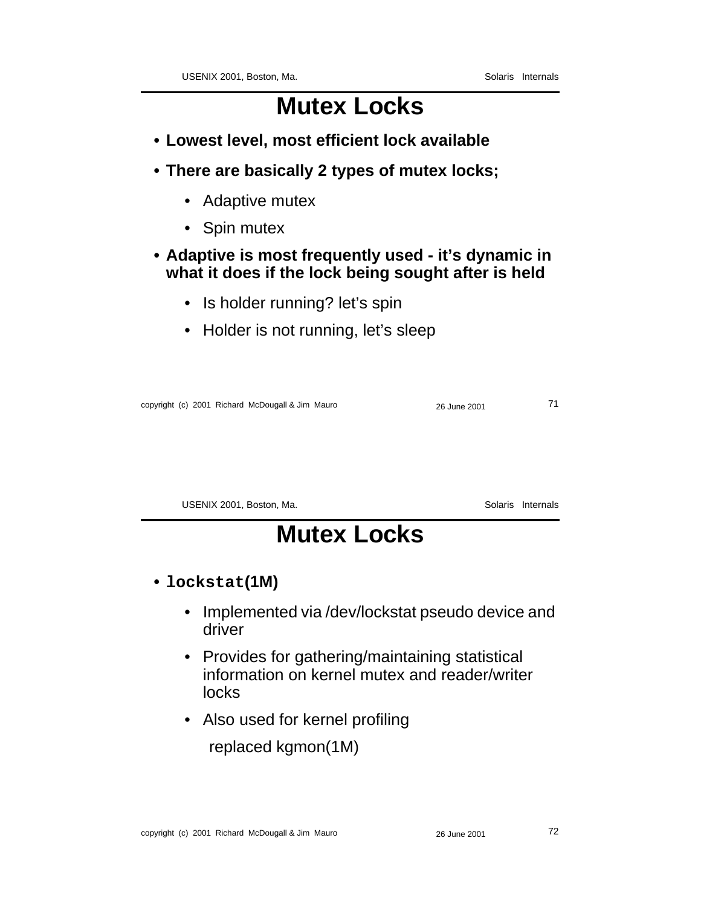# Mutex Locks

- **Lowest level, most efficient lock available**
- **There are basically 2 types of mutex locks;**
  - Adaptive mutex
  - Spin mutex
- **Adaptive is most frequently used - it's dynamic in what it does if the lock being sought after is held**
  - Is holder running? let's spin
  - Holder is not running, let's sleep

# Mutex Locks

- **`lockstat`(1M)**
  - Implemented via /dev/lockstat pseudo device and driver
  - Provides for gathering/maintaining statistical information on kernel mutex and reader/writer locks
  - Also used for kernel profiling

    replaced kgmon(1M)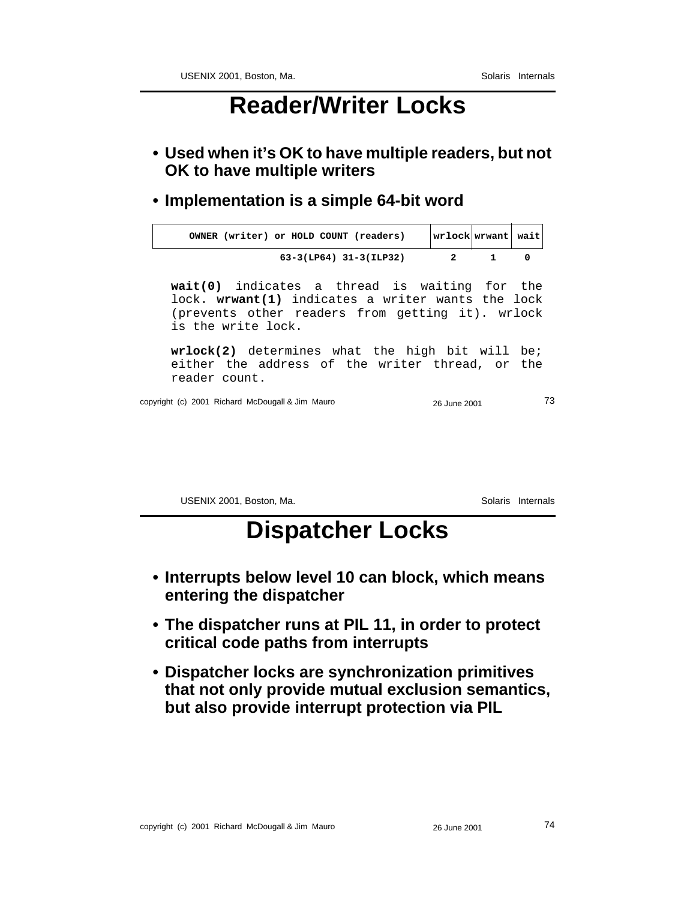# Reader/Writer Locks

- **Used when it's OK to have multiple readers, but not OK to have multiple writers**
- **Implementation is a simple 64-bit word**

| OWNER (writer) or HOLD COUNT (readers) | wrlock | wrwant | wait |
|---|---|---|---|
| 63-3(LP64) 31-3(ILP32) | 2 | 1 | 0 |

**wait(0)** indicates a thread is waiting for the lock. **wrwant(1)** indicates a writer wants the lock (prevents other readers from getting it). wrlock is the write lock.

**wrlock(2)** determines what the high bit will be; either the address of the writer thread, or the reader count.

# Dispatcher Locks

- **Interrupts below level 10 can block, which means entering the dispatcher**
- **The dispatcher runs at PIL 11, in order to protect critical code paths from interrupts**
- **Dispatcher locks are synchronization primitives that not only provide mutual exclusion semantics, but also provide interrupt protection via PIL**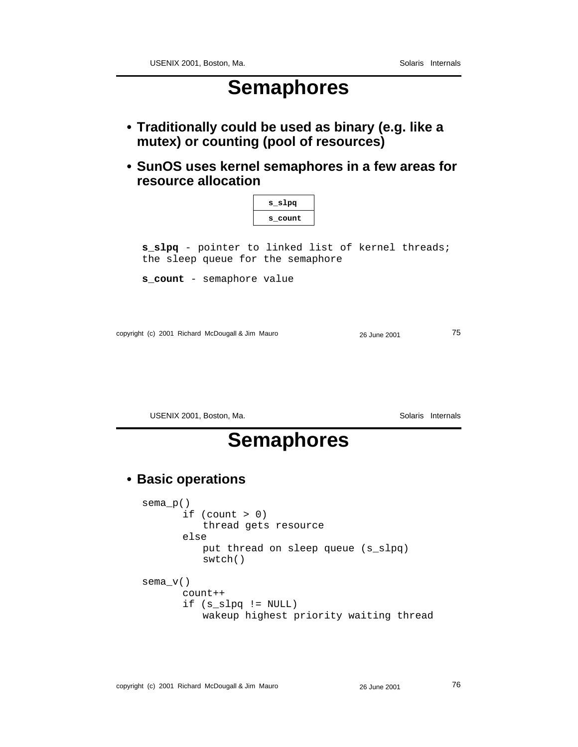# Semaphores

- **Traditionally could be used as binary (e.g. like a mutex) or counting (pool of resources)**
- **SunOS uses kernel semaphores in a few areas for resource allocation**

| s_slpq |
| --- |
| s_count |

**s_slpq** - pointer to linked list of kernel threads; the sleep queue for the semaphore

**s_count** - semaphore value

# Semaphores

- **Basic operations**

```
sema_p()
      if (count > 0)
         thread gets resource
      else
         put thread on sleep queue (s_slpq)
         swtch()

sema_v()
      count++
      if (s_slpq != NULL)
         wakeup highest priority waiting thread
```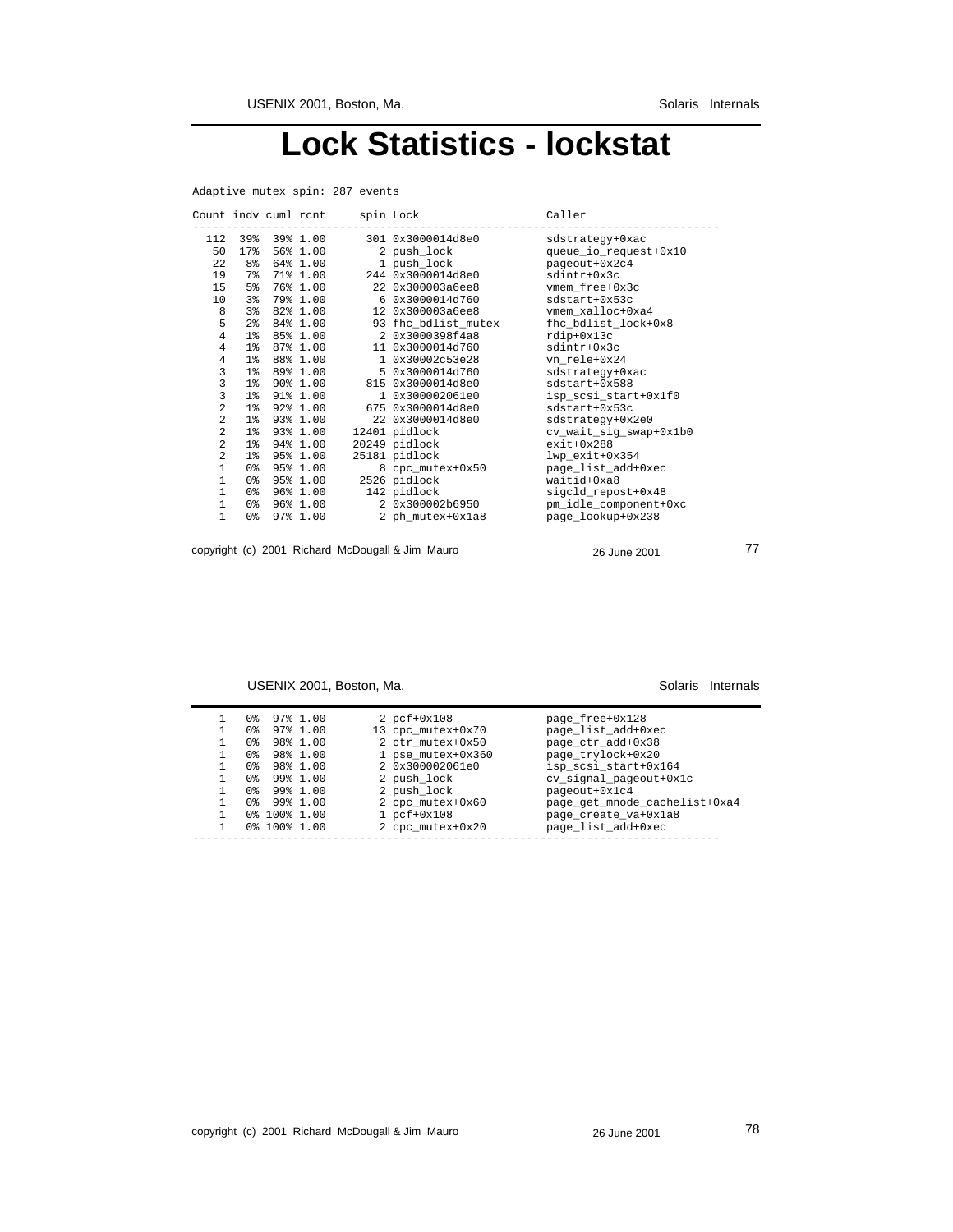# Lock Statistics - lockstat

```
Adaptive mutex spin: 287 events

Count indv cuml rcnt     spin Lock                   Caller
-------------------------------------------------------------------------------
  112  39%  39% 1.00      301 0x3000014d8e0          sdstrategy+0xac
   50  17%  56% 1.00        2 push_lock              queue_io_request+0x10
   22   8%  64% 1.00        1 push_lock              pageout+0x2c4
   19   7%  71% 1.00      244 0x3000014d8e0          sdintr+0x3c
   15   5%  76% 1.00       22 0x300003a6ee8          vmem_free+0x3c
   10   3%  79% 1.00        6 0x3000014d760          sdstart+0x53c
    8   3%  82% 1.00       12 0x300003a6ee8          vmem_xalloc+0xa4
    5   2%  84% 1.00       93 fhc_bdlist_mutex       fhc_bdlist_lock+0x8
    4   1%  85% 1.00        2 0x3000398f4a8          rdip+0x13c
    4   1%  87% 1.00       11 0x3000014d760          sdintr+0x3c
    4   1%  88% 1.00        1 0x30002c53e28          vn_rele+0x24
    3   1%  89% 1.00        5 0x3000014d760          sdstrategy+0xac
    3   1%  90% 1.00      815 0x3000014d8e0          sdstart+0x588
    3   1%  91% 1.00        1 0x300002061e0          isp_scsi_start+0x1f0
    2   1%  92% 1.00      675 0x3000014d8e0          sdstart+0x53c
    2   1%  93% 1.00       22 0x3000014d8e0          sdstrategy+0x2e0
    2   1%  93% 1.00    12401 pidlock                cv_wait_sig_swap+0x1b0
    2   1%  94% 1.00    20249 pidlock                exit+0x288
    2   1%  95% 1.00    25181 pidlock                lwp_exit+0x354
    1   0%  95% 1.00        8 cpc_mutex+0x50         page_list_add+0xec
    1   0%  95% 1.00     2526 pidlock                waitid+0xa8
    1   0%  96% 1.00      142 pidlock                sigcld_repost+0x48
    1   0%  96% 1.00        2 0x300002b6950          pm_idle_component+0xc
    1   0%  97% 1.00        2 ph_mutex+0x1a8         page_lookup+0x238
    1   0%  97% 1.00        2 pcf+0x108              page_free+0x128
    1   0%  97% 1.00       13 cpc_mutex+0x70         page_list_add+0xec
    1   0%  98% 1.00        2 ctr_mutex+0x50         page_ctr_add+0x38
    1   0%  98% 1.00        1 pse_mutex+0x360        page_trylock+0x20
    1   0%  98% 1.00        2 0x300002061e0          isp_scsi_start+0x164
    1   0%  99% 1.00        2 push_lock              cv_signal_pageout+0x1c
    1   0%  99% 1.00        2 push_lock              pageout+0x1c4
    1   0%  99% 1.00        2 cpc_mutex+0x60         page_get_mnode_cachelist+0xa4
    1   0% 100% 1.00        1 pcf+0x108              page_create_va+0x1a8
    1   0% 100% 1.00        2 cpc_mutex+0x20         page_list_add+0xec
-------------------------------------------------------------------------------
```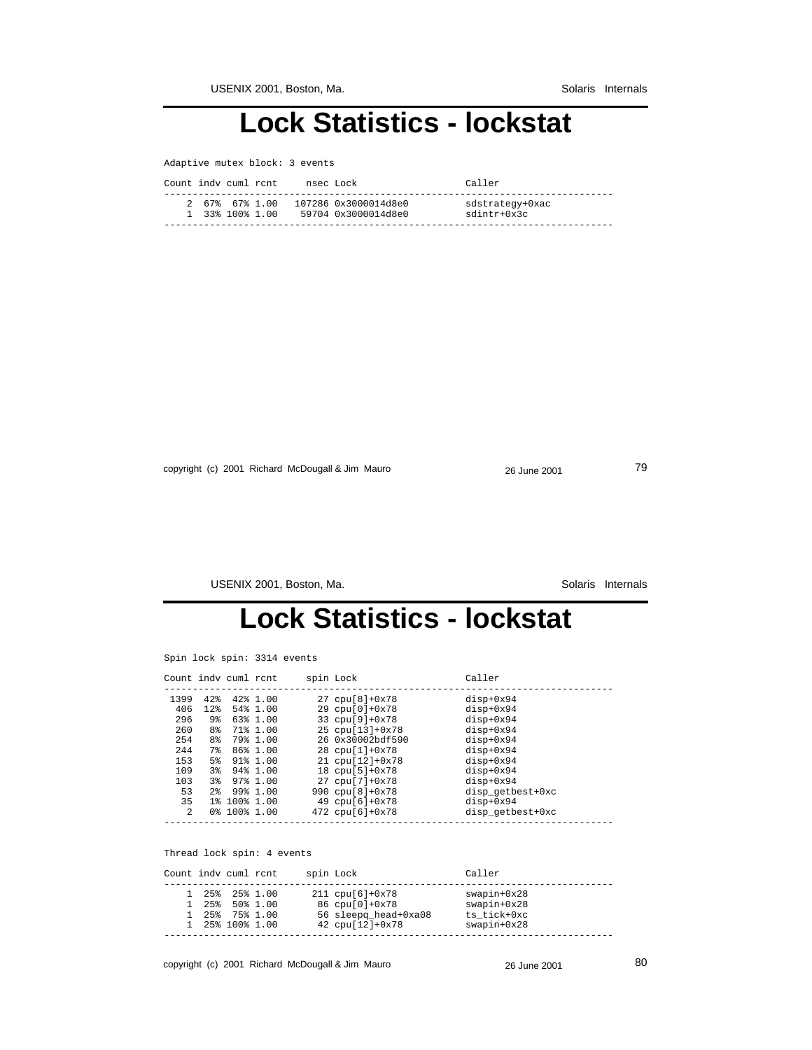# Lock Statistics - lockstat

```
Adaptive mutex block: 3 events

Count indv cuml rcnt     nsec Lock                   Caller
-------------------------------------------------------------------------------
    2  67%  67% 1.00   107286 0x3000014d8e0          sdstrategy+0xac
    1  33% 100% 1.00    59704 0x3000014d8e0          sdintr+0x3c
-------------------------------------------------------------------------------
```

# Lock Statistics - lockstat

```
Spin lock spin: 3314 events

Count indv cuml rcnt     spin Lock                   Caller
-------------------------------------------------------------------------------
 1399  42%  42% 1.00       27 cpu[8]+0x78            disp+0x94
  406  12%  54% 1.00       29 cpu[0]+0x78            disp+0x94
  296   9%  63% 1.00       33 cpu[9]+0x78            disp+0x94
  260   8%  71% 1.00       25 cpu[13]+0x78           disp+0x94
  254   8%  79% 1.00       26 0x30002bdf590          disp+0x94
  244   7%  86% 1.00       28 cpu[1]+0x78            disp+0x94
  153   5%  91% 1.00       21 cpu[12]+0x78           disp+0x94
  109   3%  94% 1.00       18 cpu[5]+0x78            disp+0x94
  103   3%  97% 1.00       27 cpu[7]+0x78            disp+0x94
   53   2%  99% 1.00      990 cpu[8]+0x78            disp_getbest+0xc
   35   1% 100% 1.00       49 cpu[6]+0x78            disp+0x94
    2   0% 100% 1.00      472 cpu[6]+0x78            disp_getbest+0xc
-------------------------------------------------------------------------------

Thread lock spin: 4 events

Count indv cuml rcnt     spin Lock                   Caller
-------------------------------------------------------------------------------
    1  25%  25% 1.00      211 cpu[6]+0x78            swapin+0x28
    1  25%  50% 1.00       86 cpu[0]+0x78            swapin+0x28
    1  25%  75% 1.00       56 sleepq_head+0xa08      ts_tick+0xc
    1  25% 100% 1.00       42 cpu[12]+0x78           swapin+0x28
-------------------------------------------------------------------------------
```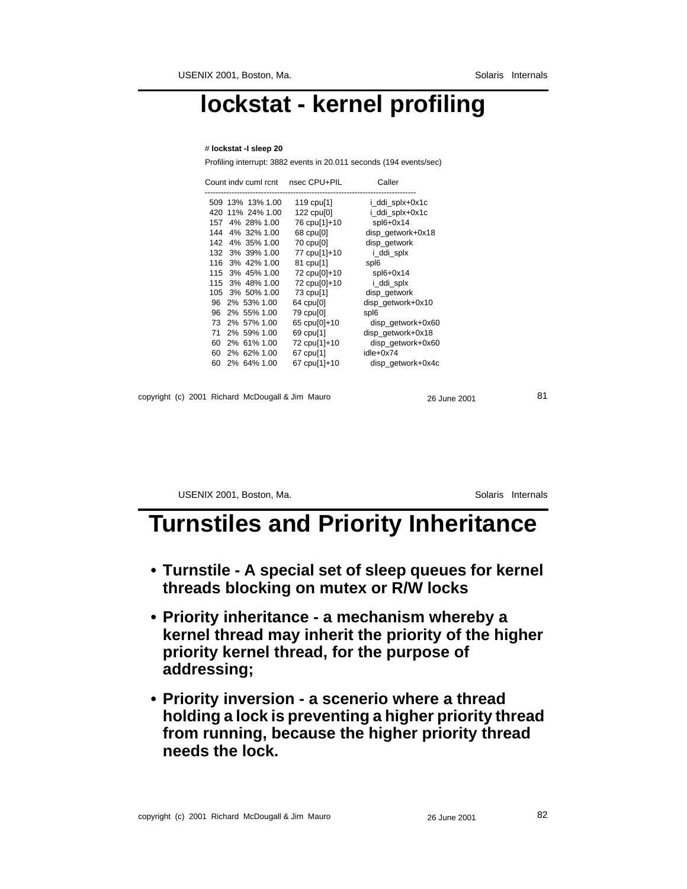# lockstat - kernel profiling

```
# lockstat -I sleep 20
Profiling interrupt: 3882 events in 20.011 seconds (194 events/sec)

Count indv cuml rcnt     nsec CPU+PIL          Caller
-------------------------------------------------------------------------------
  509  13%  13% 1.00      119 cpu[1]           i_ddi_splx+0x1c
  420  11%  24% 1.00      122 cpu[0]           i_ddi_splx+0x1c
  157   4%  28% 1.00       76 cpu[1]+10        spl6+0x14
  144   4%  32% 1.00       68 cpu[0]           disp_getwork+0x18
  142   4%  35% 1.00       70 cpu[0]           disp_getwork
  132   3%  39% 1.00       77 cpu[1]+10        i_ddi_splx
  116   3%  42% 1.00       81 cpu[1]           spl6
  115   3%  45% 1.00       72 cpu[0]+10        spl6+0x14
  115   3%  48% 1.00       72 cpu[0]+10        i_ddi_splx
  105   3%  50% 1.00       73 cpu[1]           disp_getwork
   96   2%  53% 1.00       64 cpu[0]           disp_getwork+0x10
   96   2%  55% 1.00       79 cpu[0]           spl6
   73   2%  57% 1.00       65 cpu[0]+10        disp_getwork+0x60
   71   2%  59% 1.00       69 cpu[1]           disp_getwork+0x18
   60   2%  61% 1.00       72 cpu[1]+10        disp_getwork+0x60
   60   2%  62% 1.00       67 cpu[1]           idle+0x74
   60   2%  64% 1.00       67 cpu[1]+10        disp_getwork+0x4c
```

# Turnstiles and Priority Inheritance

- **Turnstile - A special set of sleep queues for kernel threads blocking on mutex or R/W locks**
- **Priority inheritance - a mechanism whereby a kernel thread may inherit the priority of the higher priority kernel thread, for the purpose of addressing;**
- **Priority inversion - a scenerio where a thread holding a lock is preventing a higher priority thread from running, because the higher priority thread needs the lock.**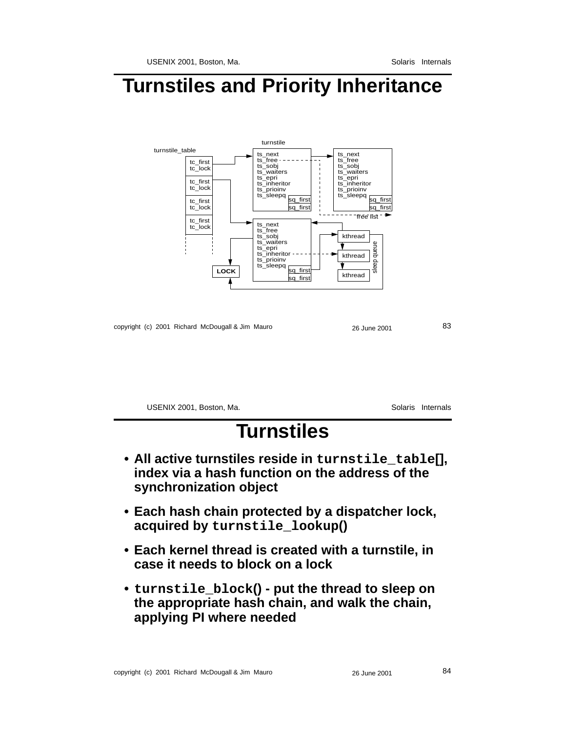# Turnstiles and Priority Inheritance

turnstile_table

| tc_first tc_lock |
| --- |
| tc_first tc_lock |
| tc_first tc_lock |
| tc_first tc_lock |

turnstile

ts_next
ts_free
ts_sobj
ts_waiters
ts_epri
ts_inheritor
ts_prioinv
ts_sleepq
sq_first
sq_first

free list

kthread
kthread
kthread
sleep queue

LOCK

# Turnstiles

- **All active turnstiles reside in `turnstile_table[]`, index via a hash function on the address of the synchronization object**
- **Each hash chain protected by a dispatcher lock, acquired by `turnstile_lookup()`**
- **Each kernel thread is created with a turnstile, in case it needs to block on a lock**
- **`turnstile_block()` - put the thread to sleep on the appropriate hash chain, and walk the chain, applying PI where needed**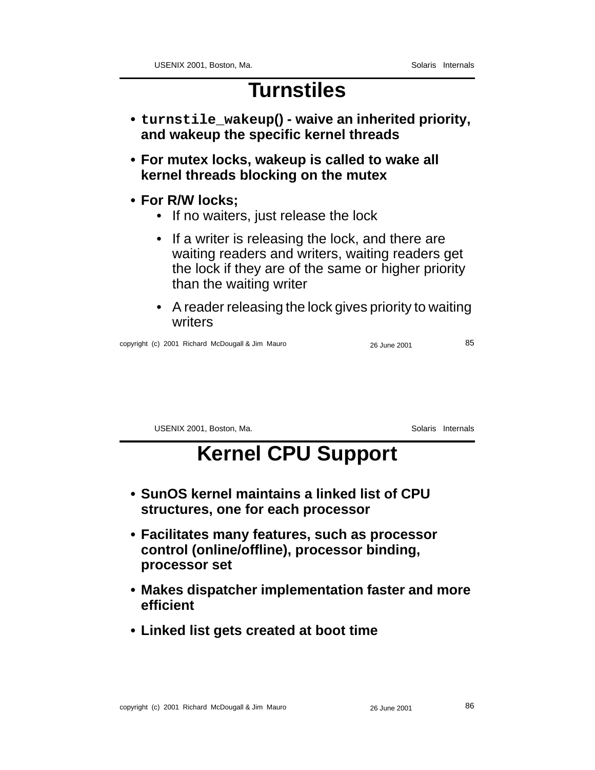# Turnstiles

- **`turnstile_wakeup()` - waive an inherited priority, and wakeup the specific kernel threads**
- **For mutex locks, wakeup is called to wake all kernel threads blocking on the mutex**
- **For R/W locks;**
  - If no waiters, just release the lock
  - If a writer is releasing the lock, and there are waiting readers and writers, waiting readers get the lock if they are of the same or higher priority than the waiting writer
  - A reader releasing the lock gives priority to waiting writers

# Kernel CPU Support

- **SunOS kernel maintains a linked list of CPU structures, one for each processor**
- **Facilitates many features, such as processor control (online/offline), processor binding, processor set**
- **Makes dispatcher implementation faster and more efficient**
- **Linked list gets created at boot time**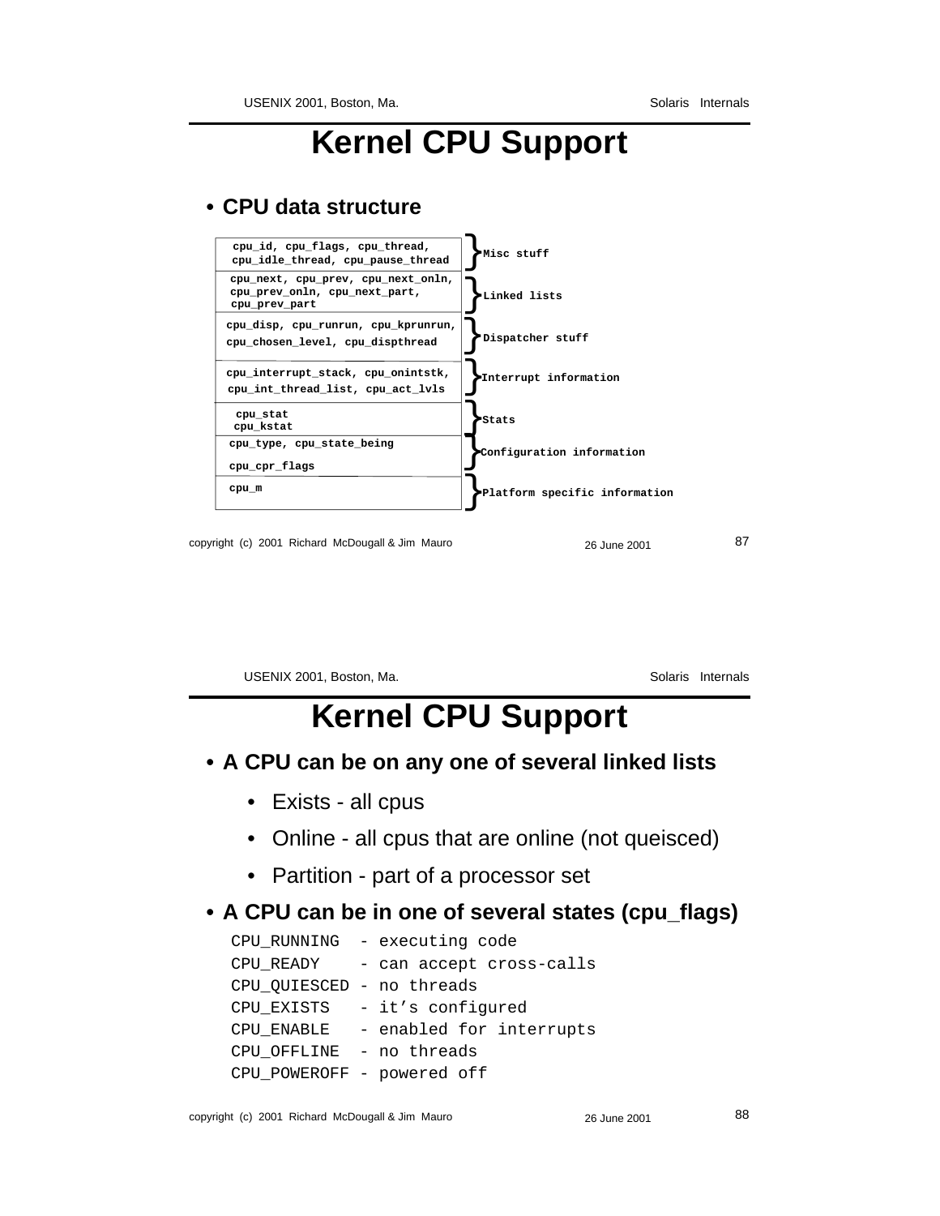# Kernel CPU Support

- **CPU data structure**

| Fields | Category |
|---|---|
| cpu_id, cpu_flags, cpu_thread, cpu_idle_thread, cpu_pause_thread | Misc stuff |
| cpu_next, cpu_prev, cpu_next_onln, cpu_prev_onln, cpu_next_part, cpu_prev_part | Linked lists |
| cpu_disp, cpu_runrun, cpu_kprunrun, cpu_chosen_level, cpu_dispthread | Dispatcher stuff |
| cpu_interrupt_stack, cpu_onintstk, cpu_int_thread_list, cpu_act_lvls | Interrupt information |
| cpu_stat cpu_kstat | Stats |
| cpu_type, cpu_state_being cpu_cpr_flags | Configuration information |
| cpu_m | Platform specific information |

# Kernel CPU Support

- **A CPU can be on any one of several linked lists**
  - Exists - all cpus
  - Online - all cpus that are online (not queisced)
  - Partition - part of a processor set
- **A CPU can be in one of several states (cpu_flags)**

```
CPU_RUNNING  - executing code
CPU_READY    - can accept cross-calls
CPU_QUIESCED - no threads
CPU_EXISTS   - it’s configured
CPU_ENABLE   - enabled for interrupts
CPU_OFFLINE  - no threads
CPU_POWEROFF - powered off
```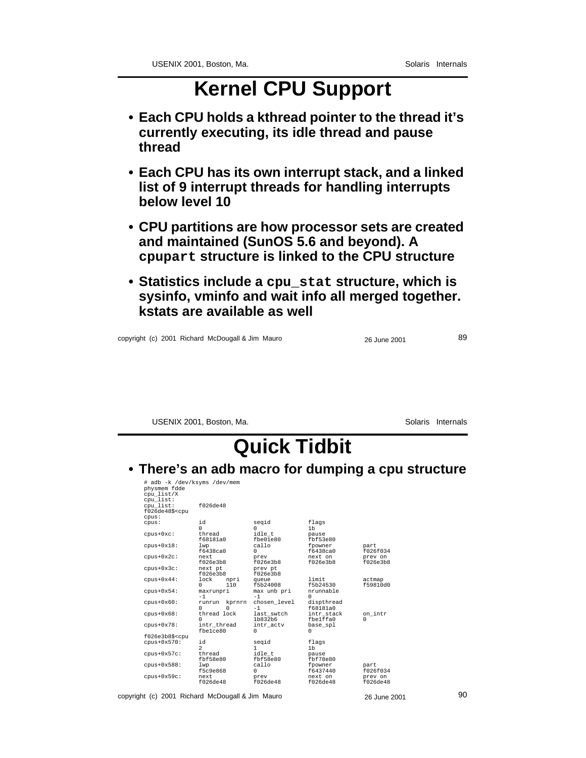# Kernel CPU Support

- **Each CPU holds a kthread pointer to the thread it's currently executing, its idle thread and pause thread**
- **Each CPU has its own interrupt stack, and a linked list of 9 interrupt threads for handling interrupts below level 10**
- **CPU partitions are how processor sets are created and maintained (SunOS 5.6 and beyond). A `cpupart` structure is linked to the CPU structure**
- **Statistics include a `cpu_stat` structure, which is sysinfo, vminfo and wait info all merged together. kstats are available as well**

# Quick Tidbit

- **There's an adb macro for dumping a cpu structure**

```
# adb -k /dev/ksyms /dev/mem
physmem fdde
cpu_list/X
cpu_list:
cpu_list:       f026de48
f026de48$<cpu
cpus:
cpus:           id              seqid           flags
                0               0               1b
cpus+0xc:       thread          idle_t          pause
                f68181a0        fbe01e80        fbf53e80
cpus+0x18:      lwp             callo           fpowner         part
                f6438ca0        0               f6438ca0        f026f034
cpus+0x2c:      next            prev            next on         prev on
                f026e3b8        f026e3b8        f026e3b8        f026e3b8
cpus+0x3c:      next pt         prev pt
                f026e3b8        f026e3b8
cpus+0x44:      lock    npri    queue           limit           actmap
                0       110     f5b24008        f5b24530        f59810d0
cpus+0x54:      maxrunpri       max unb pri     nrunnable
                -1              -1              0
cpus+0x60:      runrun  kprnrn  chosen_level    dispthread
                0       0       -1              f68181a0
cpus+0x68:      thread lock     last_swtch      intr_stack      on_intr
                0               1b832b6         fbe1ffa0        0
cpus+0x78:      intr_thread     intr_actv       base_spl
                fbe1ce80        0               0
f026e3b8$<cpu
cpus+0x570:     id              seqid           flags
                2               1               1b
cpus+0x57c:     thread          idle_t          pause
                fbf58e80        fbf58e80        fbf78e80
cpus+0x588:     lwp             callo           fpowner         part
                f5c9e868        0               f6437440        f026f034
cpus+0x59c:     next            prev            next on         prev on
                f026de48        f026de48        f026de48        f026de48
```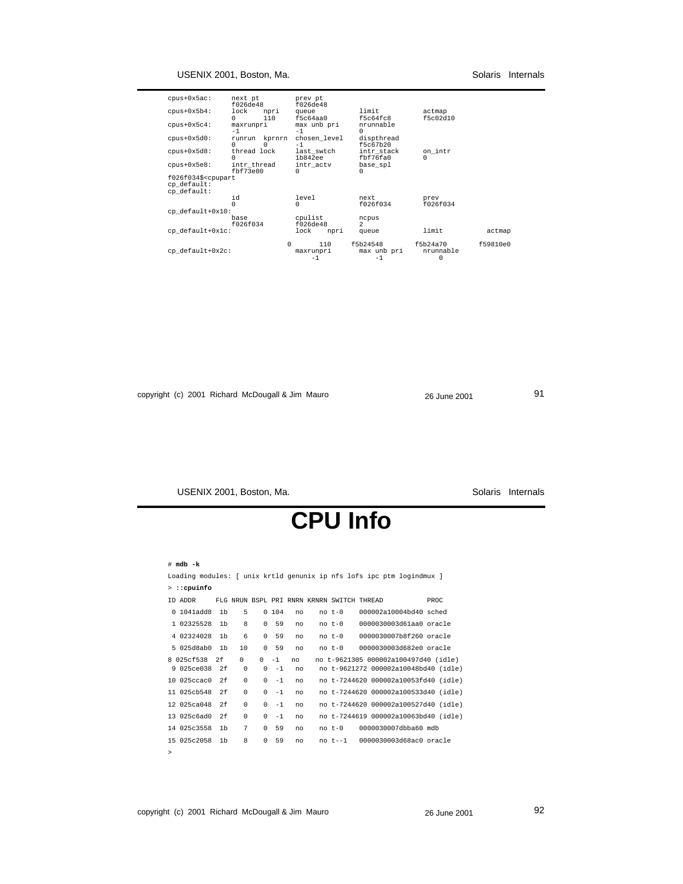```
cpus+0x5ac:      next pt          prev pt
                 f026de48         f026de48
cpus+0x5b4:      lock    npri     queue            limit            actmap
                 0       110      f5c64aa0         f5c64fc8         f5c02d10
cpus+0x5c4:      maxrunpri        max unb pri      nrunnable
                 -1               -1               0
cpus+0x5d0:      runrun  kprnrn   chosen_level     dispthread
                 0       0        -1               f5c67b20
cpus+0x5d8:      thread lock      last_swtch       intr_stack       on_intr
                 0                1b842ee          fbf76fa0         0
cpus+0x5e8:      intr_thread      intr_actv        base_spl
                 fbf73e80         0                0
f026f034$<cpupart
cp_default:
cp_default:
                 id               level            next             prev
                 0                0                f026f034         f026f034
cp_default+0x10:
                 base             cpulist          ncpus
                 f026f034         f026de48         2
cp_default+0x1c:                  lock    npri     queue            limit            actmap

                              0        110      f5b24548         f5b24a70         f59810e0
cp_default+0x2c:                  maxrunpri        max unb pri      nrunnable
                                      -1               -1               0
```

# CPU Info

```
# mdb -k
Loading modules: [ unix krtld genunix ip nfs lofs ipc ptm logindmux ]
> ::cpuinfo
ID ADDR     FLG NRUN BSPL PRI RNRN KRNRN SWITCH THREAD           PROC
 0 1041add8  1b    5    0 104   no    no t-0    000002a10004bd40 sched
 1 02325528  1b    8    0  59   no    no t-0    0000030003d61aa0 oracle
 4 02324028  1b    6    0  59   no    no t-0    0000030007b8f260 oracle
 5 025d8ab0  1b   10    0  59   no    no t-0    0000030003d682e0 oracle
8 025cf538  2f    0    0  -1   no    no t-9621305 000002a100497d40 (idle)
 9 025ce038  2f    0    0  -1   no    no t-9621272 000002a10048bd40 (idle)
10 025ccac0  2f    0    0  -1   no    no t-7244620 000002a10053fd40 (idle)
11 025cb548  2f    0    0  -1   no    no t-7244620 000002a100533d40 (idle)
12 025ca048  2f    0    0  -1   no    no t-7244620 000002a100527d40 (idle)
13 025c6ad0  2f    0    0  -1   no    no t-7244619 000002a10063bd40 (idle)
14 025c3558  1b    7    0  59   no    no t-0    0000030007dbba60 mdb
15 025c2058  1b    8    0  59   no    no t--1   0000030003d68ac0 oracle
>
```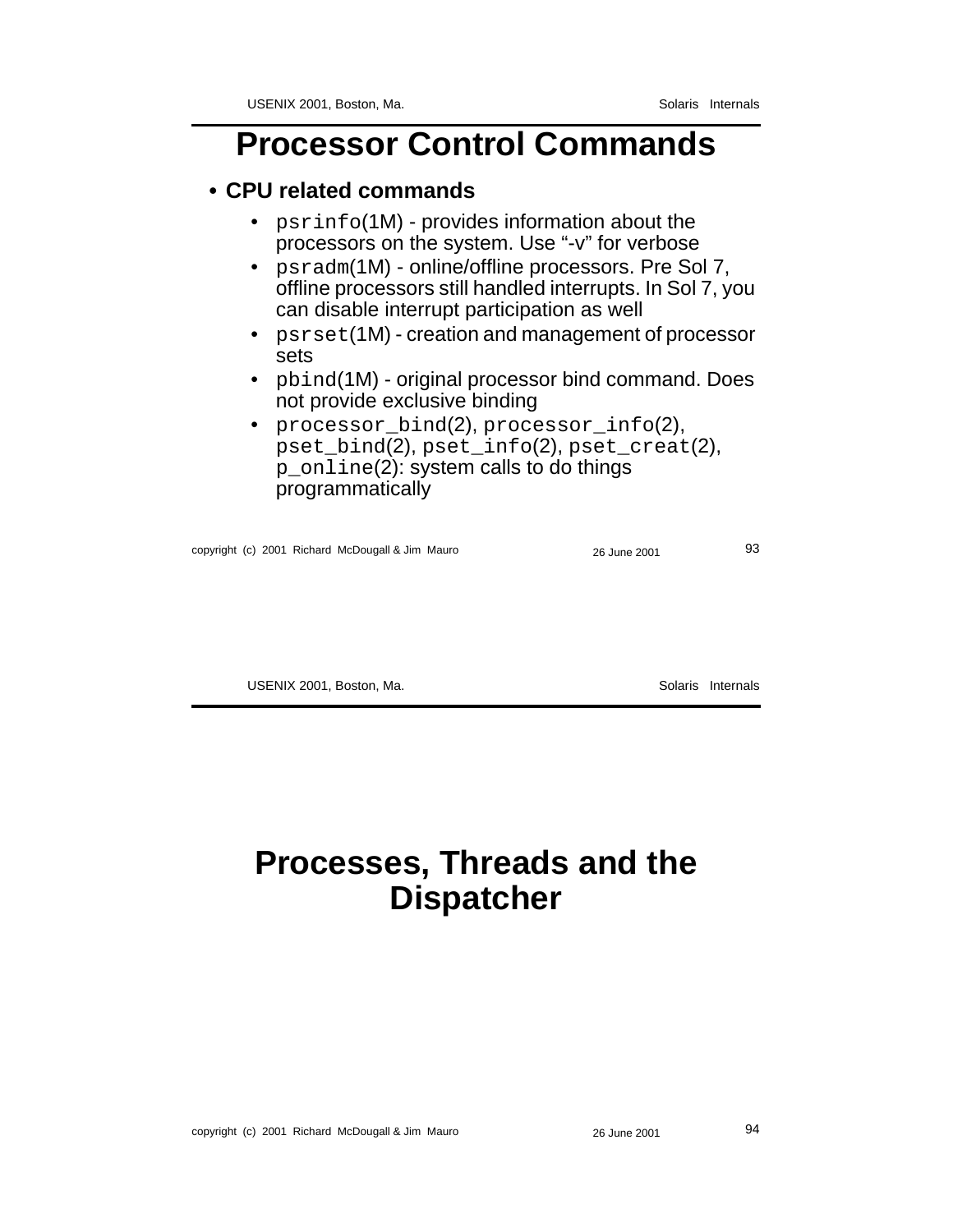# Processor Control Commands

- **CPU related commands**
  - `psrinfo`(1M) - provides information about the processors on the system. Use "-v" for verbose
  - `psradm`(1M) - online/offline processors. Pre Sol 7, offline processors still handled interrupts. In Sol 7, you can disable interrupt participation as well
  - `psrset`(1M) - creation and management of processor sets
  - `pbind`(1M) - original processor bind command. Does not provide exclusive binding
  - `processor_bind`(2), `processor_info`(2), `pset_bind`(2), `pset_info`(2), `pset_creat`(2), `p_online`(2): system calls to do things programmatically

# Processes, Threads and the Dispatcher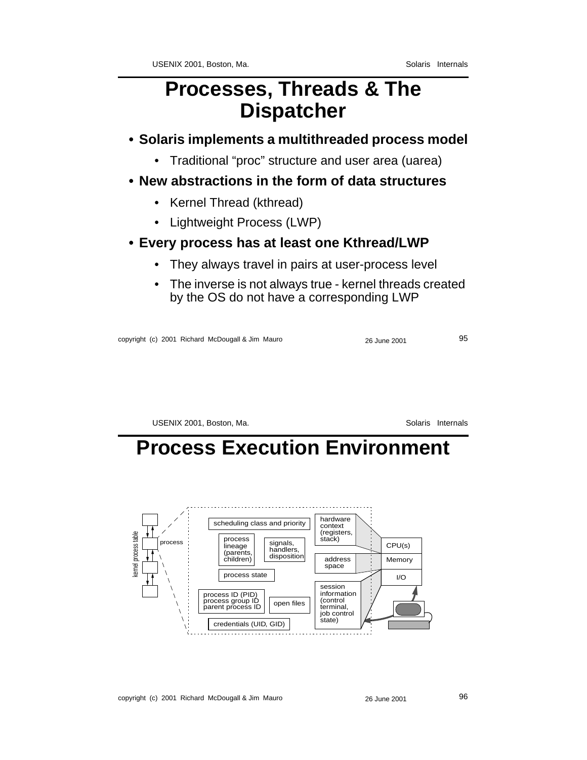# Processes, Threads & The Dispatcher

- **Solaris implements a multithreaded process model**
  - Traditional "proc" structure and user area (uarea)
- **New abstractions in the form of data structures**
  - Kernel Thread (kthread)
  - Lightweight Process (LWP)
- **Every process has at least one Kthread/LWP**
  - They always travel in pairs at user-process level
  - The inverse is not always true - kernel threads created by the OS do not have a corresponding LWP

# Process Execution Environment

kernel process table

process

scheduling class and priority

hardware context (registers, stack)

process lineage (parents, children)

signals, handlers, disposition

address space

process state

process ID (PID)
process group ID
parent process ID

open files

session information (control terminal, job control state)

credentials (UID, GID)

CPU(s)

Memory

I/O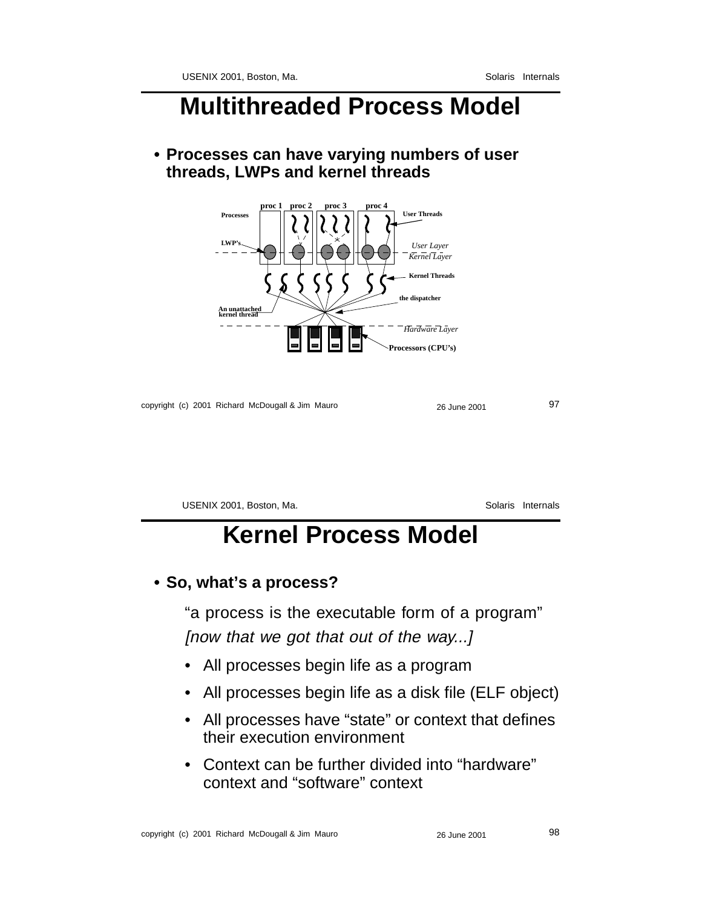# Multithreaded Process Model

- **Processes can have varying numbers of user threads, LWPs and kernel threads**

proc 1 proc 2 proc 3 proc 4

Processes

User Threads

LWP's

User Layer

Kernel Layer

Kernel Threads

the dispatcher

An unattached kernel thread

Hardware Layer

Processors (CPU's)

# Kernel Process Model

- **So, what's a process?**

  "a process is the executable form of a program"

  *[now that we got that out of the way...]*

  - All processes begin life as a program
  - All processes begin life as a disk file (ELF object)
  - All processes have "state" or context that defines their execution environment
  - Context can be further divided into "hardware" context and "software" context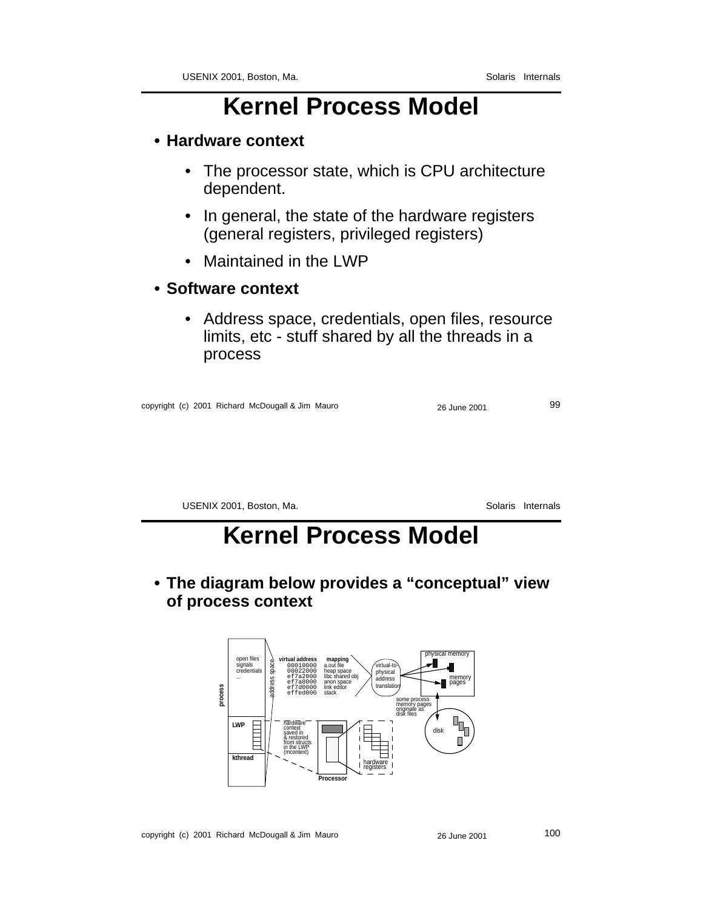# Kernel Process Model

- **Hardware context**
  - The processor state, which is CPU architecture dependent.
  - In general, the state of the hardware registers (general registers, privileged registers)
  - Maintained in the LWP
- **Software context**
  - Address space, credentials, open files, resource limits, etc - stuff shared by all the threads in a process

# Kernel Process Model

- **The diagram below provides a “conceptual” view of process context**

process: open files, signals, credentials, ...

address space

| virtual address | mapping |
|---|---|
| 00010000 | a.out file |
| 00022000 | heap space |
| ef7a2000 | libc shared obj |
| ef7a8000 | anon space |
| ef7d0000 | link editor |
| effed000 | stack |

virtual-to-physical address translation

physical memory — memory pages

some process memory pages originate as disk files

disk

LWP — hardware context saved in & restored from structs in the LWP (mcontext)

kthread

Processor — hardware registers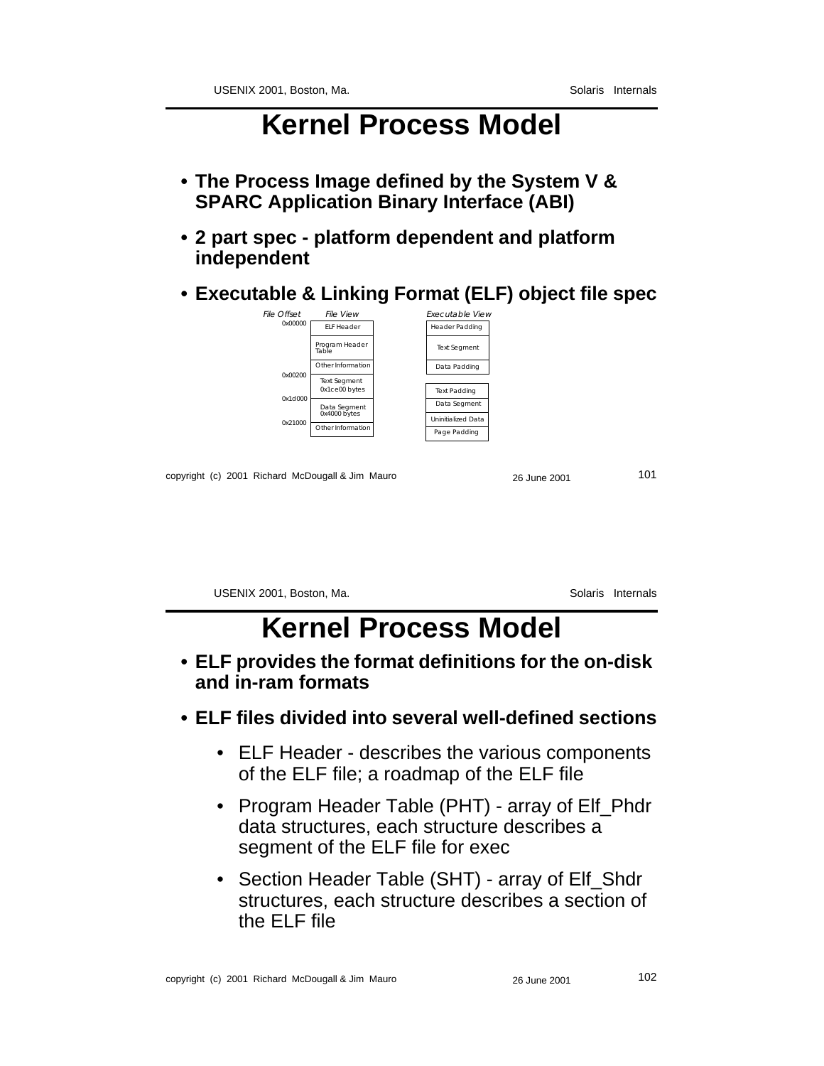# Kernel Process Model

- **The Process Image defined by the System V & SPARC Application Binary Interface (ABI)**
- **2 part spec - platform dependent and platform independent**
- **Executable & Linking Format (ELF) object file spec**

| File Offset | File View | Executable View |
|---|---|---|
| 0x00000 | ELF Header | Header Padding |
| | Program Header Table | Text Segment |
| | Other Information | Data Padding |
| 0x00200 | Text Segment 0x1ce00 bytes | Text Padding |
| 0x1d000 | Data Segment 0x4000 bytes | Data Segment |
| 0x21000 | Other Information | Uninitialized Data |
| | | Page Padding |

# Kernel Process Model

- **ELF provides the format definitions for the on-disk and in-ram formats**
- **ELF files divided into several well-defined sections**
  - ELF Header - describes the various components of the ELF file; a roadmap of the ELF file
  - Program Header Table (PHT) - array of Elf_Phdr data structures, each structure describes a segment of the ELF file for exec
  - Section Header Table (SHT) - array of Elf_Shdr structures, each structure describes a section of the ELF file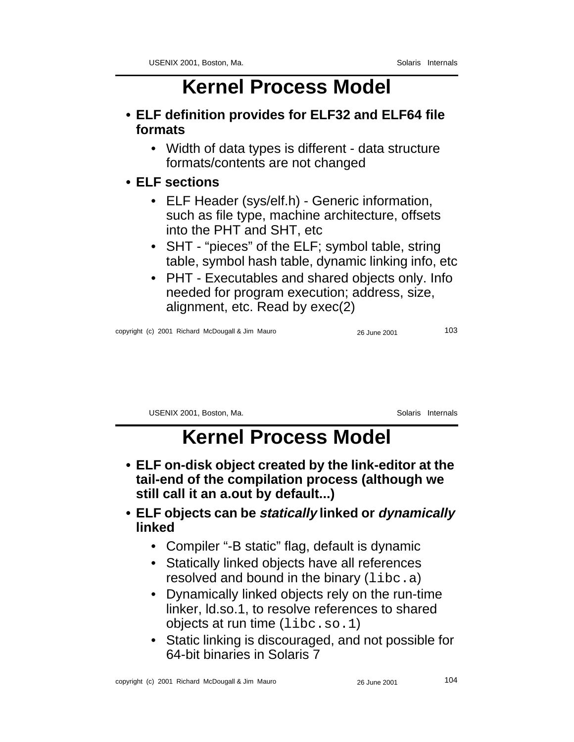# Kernel Process Model

- **ELF definition provides for ELF32 and ELF64 file formats**
  - Width of data types is different - data structure formats/contents are not changed
- **ELF sections**
  - ELF Header (sys/elf.h) - Generic information, such as file type, machine architecture, offsets into the PHT and SHT, etc
  - SHT - “pieces” of the ELF; symbol table, string table, symbol hash table, dynamic linking info, etc
  - PHT - Executables and shared objects only. Info needed for program execution; address, size, alignment, etc. Read by exec(2)

# Kernel Process Model

- **ELF on-disk object created by the link-editor at the tail-end of the compilation process (although we still call it an a.out by default...)**
- **ELF objects can be *statically* linked or *dynamically* linked**
  - Compiler “-B static” flag, default is dynamic
  - Statically linked objects have all references resolved and bound in the binary (`libc.a`)
  - Dynamically linked objects rely on the run-time linker, ld.so.1, to resolve references to shared objects at run time (`libc.so.1`)
  - Static linking is discouraged, and not possible for 64-bit binaries in Solaris 7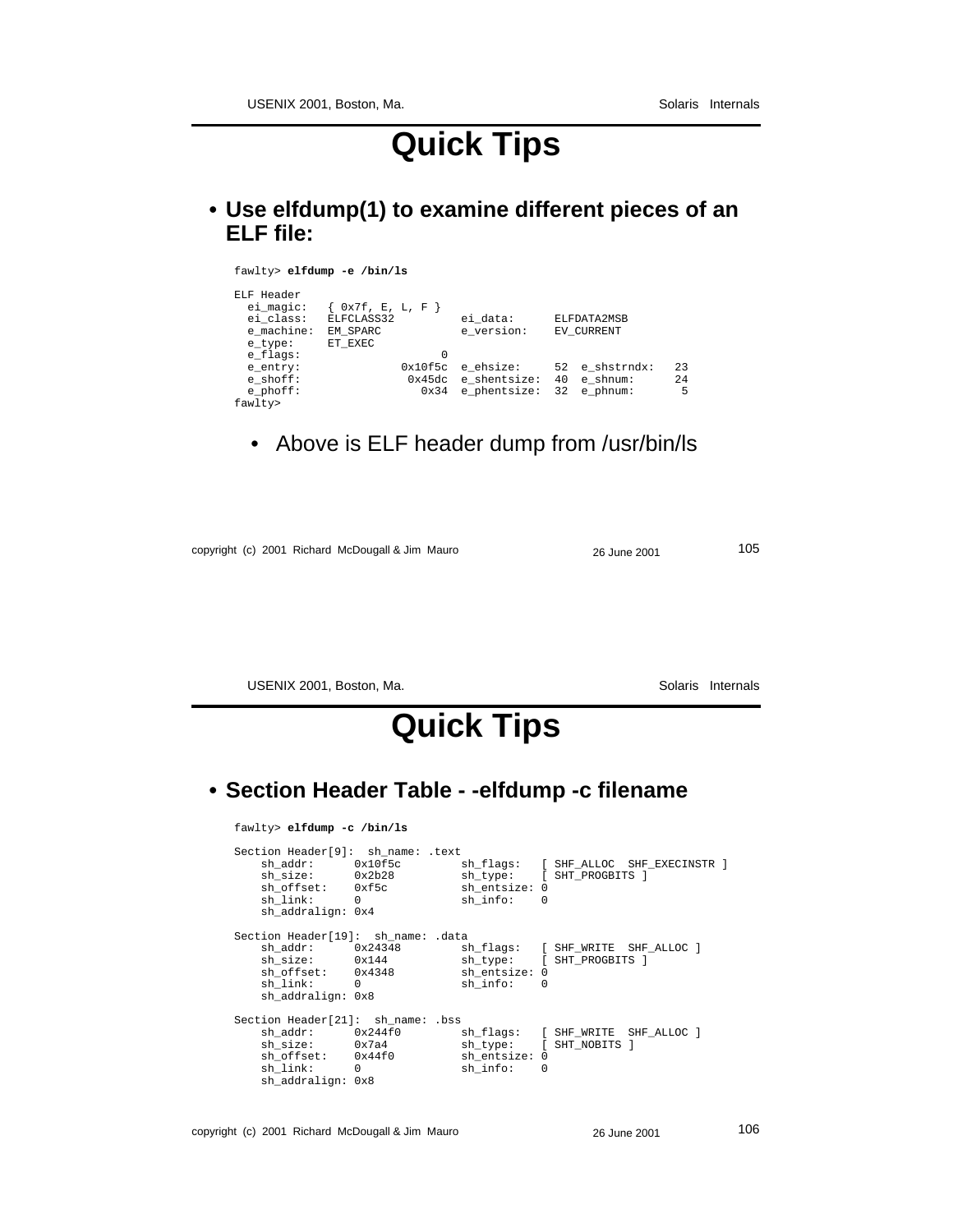# Quick Tips

- **Use elfdump(1) to examine different pieces of an ELF file:**

```
fawlty> elfdump -e /bin/ls

ELF Header
  ei_magic:   { 0x7f, E, L, F }
  ei_class:   ELFCLASS32          ei_data:      ELFDATA2MSB
  e_machine:  EM_SPARC            e_version:    EV_CURRENT
  e_type:     ET_EXEC
  e_flags:                   0
  e_entry:             0x10f5c  e_ehsize:     52  e_shstrndx:   23
  e_shoff:              0x45dc  e_shentsize:  40  e_shnum:      24
  e_phoff:                0x34  e_phentsize:  32  e_phnum:       5
fawlty>
```

  - Above is ELF header dump from /usr/bin/ls

# Quick Tips

- **Section Header Table - -elfdump -c filename**

```
fawlty> elfdump -c /bin/ls

Section Header[9]:  sh_name: .text
    sh_addr:      0x10f5c         sh_flags:   [ SHF_ALLOC  SHF_EXECINSTR ]
    sh_size:      0x2b28          sh_type:    [ SHT_PROGBITS ]
    sh_offset:    0xf5c           sh_entsize: 0
    sh_link:      0               sh_info:    0
    sh_addralign: 0x4

Section Header[19]:  sh_name: .data
    sh_addr:      0x24348         sh_flags:   [ SHF_WRITE  SHF_ALLOC ]
    sh_size:      0x144           sh_type:    [ SHT_PROGBITS ]
    sh_offset:    0x4348          sh_entsize: 0
    sh_link:      0               sh_info:    0
    sh_addralign: 0x8

Section Header[21]:  sh_name: .bss
    sh_addr:      0x244f0         sh_flags:   [ SHF_WRITE  SHF_ALLOC ]
    sh_size:      0x7a4           sh_type:    [ SHT_NOBITS ]
    sh_offset:    0x44f0          sh_entsize: 0
    sh_link:      0               sh_info:    0
    sh_addralign: 0x8
```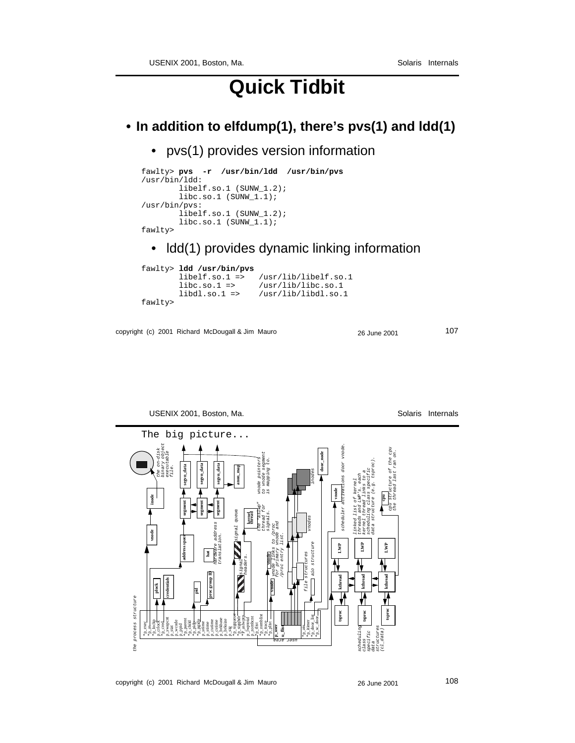# Quick Tidbit

- **In addition to elfdump(1), there's pvs(1) and ldd(1)**
  - pvs(1) provides version information

```
fawlty> pvs  -r  /usr/bin/ldd  /usr/bin/pvs
/usr/bin/ldd:
        libelf.so.1 (SUNW_1.2);
        libc.so.1 (SUNW_1.1);
/usr/bin/pvs:
        libelf.so.1 (SUNW_1.2);
        libc.so.1 (SUNW_1.1);
fawlty>
```

  - ldd(1) provides dynamic linking information

```
fawlty> ldd /usr/bin/pvs
        libelf.so.1 =>   /usr/lib/libelf.so.1
        libc.so.1 =>     /usr/lib/libc.so.1
        libdl.so.1 =>    /usr/lib/libdl.so.1
fawlty>
```

The big picture...

the process structure

*p_exec, *p_as, *p_lockp, p_crlock, *p_cred, p_swapcnt, p_stat, p_wcode, p_ppid, *p_parent, *p_child, *p_pidp, *p_pgidp, p_utime, p_stime, p_cutime, p_cstime, p_brkbase, p_brksize, p_sig, *p_sigqueue, *p_sigqhdr, *p_aslwptp, p_lwptotal, p_zombcnt, *p_tlist, *p_zomblist, *p_trace, *p_plist, p_user, u_flist, *p_aio, *p_itimer, *p_door_list, *p_sc_door

user area

the on-disk binary object executable file.

inode, vnode, address space, hat, plock, credentials, pid, proc group ID

segvn_data, segvn_data, segvn_data, anon_map, segment, segment, segment

hardware address translation.

vnode pointers to vnode segment is mapping to.

kernel thread — the "aslwp" thread for signals.

signal queue

signal headers.

vnode, vnode — vnode links to /proc for primary vnode and /proc entry list.

file structures

aio structure

vnodes

inodes

door_node

vnode — scheduler activations door vnode.

cpu — cpu structure of the cpu the thread last ran on.

linked list of kernel threads and LWP's. each kernel thread links to a scheduling class specific data structure (e.g. tsproc).

LWP, LWP, LWP

kthread, kthread, kthread

tsproc, tsproc, tsproc

scheduling class specific data structures (cl_data)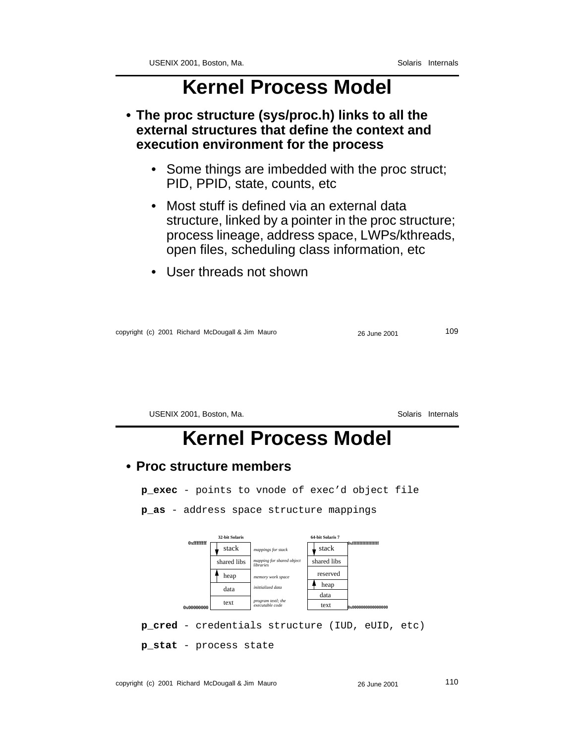# Kernel Process Model

- **The proc structure (sys/proc.h) links to all the external structures that define the context and execution environment for the process**
  - Some things are imbedded with the proc struct; PID, PPID, state, counts, etc
  - Most stuff is defined via an external data structure, linked by a pointer in the proc structure; process lineage, address space, LWPs/kthreads, open files, scheduling class information, etc
  - User threads not shown

# Kernel Process Model

- **Proc structure members**

**p_exec** - points to vnode of exec'd object file

**p_as** - address space structure mappings

| 32-bit Solaris | | | 64-bit Solaris 7 | |
|---|---|---|---|---|
| 0xffffffff | stack | mappings for stack | stack | 0xffffffffffffffff |
| | shared libs | mapping for shared object libraries | shared libs | |
| | heap | memory work space | reserved | |
| | data | inititialized data | heap | |
| | | | data | |
| 0x00000000 | text | program textl; the executable code | text | 0x0000000000000000 |

**p_cred** - credentials structure (IUD, eUID, etc)

**p_stat** - process state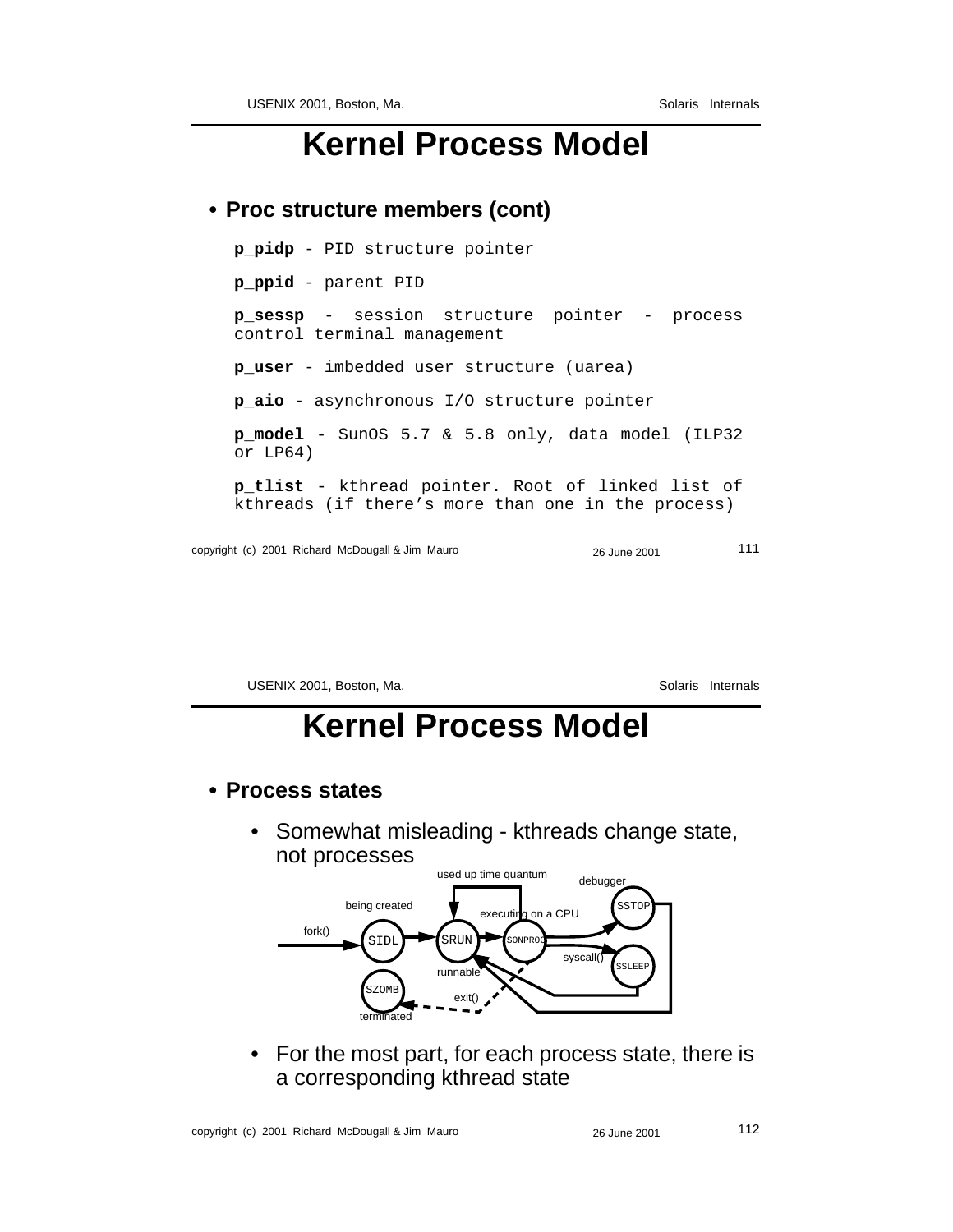# Kernel Process Model

- **Proc structure members (cont)**

  **p_pidp** - PID structure pointer

  **p_ppid** - parent PID

  **p_sessp** - session structure pointer - process control terminal management

  **p_user** - imbedded user structure (uarea)

  **p_aio** - asynchronous I/O structure pointer

  **p_model** - SunOS 5.7 & 5.8 only, data model (ILP32 or LP64)

  **p_tlist** - kthread pointer. Root of linked list of kthreads (if there's more than one in the process)

# Kernel Process Model

- **Process states**
  - Somewhat misleading - kthreads change state, not processes

    used up time quantum, debugger, being created, executing on a CPU, fork(), SIDL, SRUN, SONPROC, SSTOP, syscall(), SSLEEP, runnable, SZOMB, exit(), terminated

  - For the most part, for each process state, there is a corresponding kthread state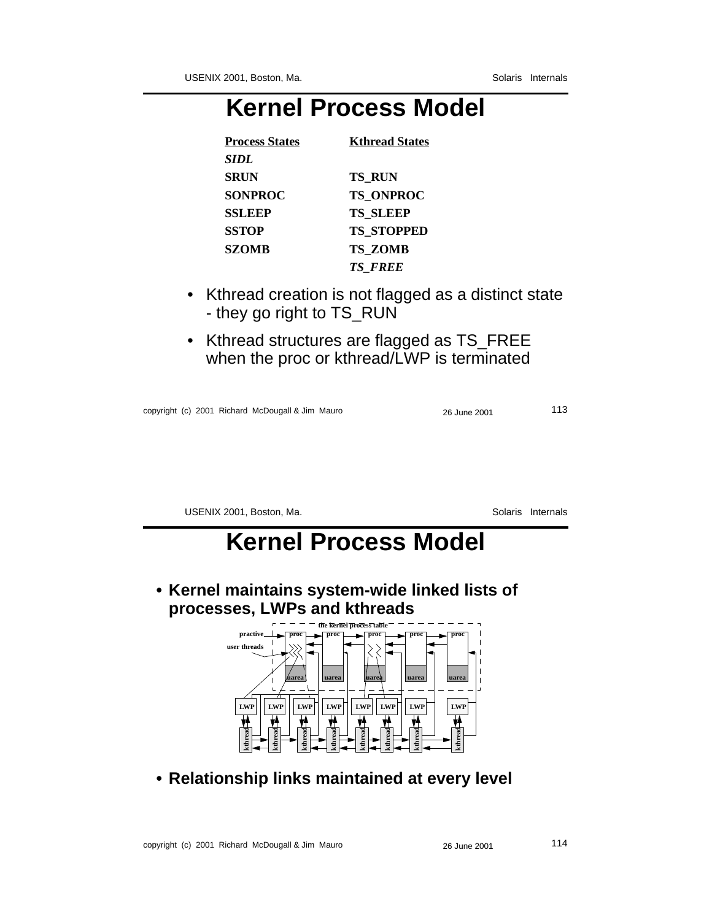# Kernel Process Model

| Process States | Kthread States |
|---|---|
| *SIDL* | |
| SRUN | TS_RUN |
| SONPROC | TS_ONPROC |
| SSLEEP | TS_SLEEP |
| SSTOP | TS_STOPPED |
| SZOMB | TS_ZOMB |
| | *TS_FREE* |

- Kthread creation is not flagged as a distinct state - they go right to TS_RUN
- Kthread structures are flagged as TS_FREE when the proc or kthread/LWP is terminated

# Kernel Process Model

- **Kernel maintains system-wide linked lists of processes, LWPs and kthreads**

- **Relationship links maintained at every level**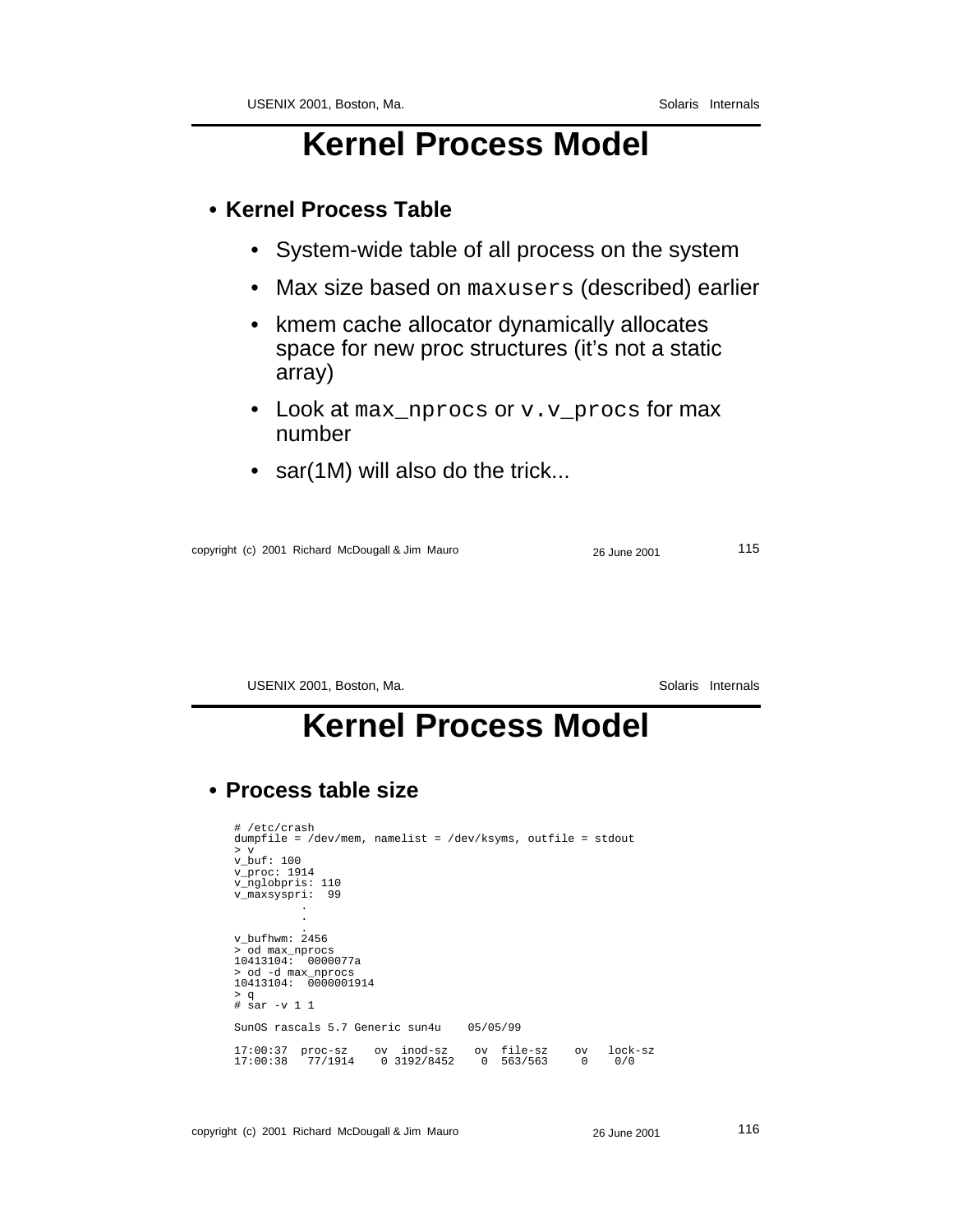# Kernel Process Model

- **Kernel Process Table**
  - System-wide table of all process on the system
  - Max size based on `maxusers` (described) earlier
  - kmem cache allocator dynamically allocates space for new proc structures (it's not a static array)
  - Look at `max_nprocs` or `v.v_procs` for max number
  - sar(1M) will also do the trick...

# Kernel Process Model

- **Process table size**

```
# /etc/crash
dumpfile = /dev/mem, namelist = /dev/ksyms, outfile = stdout
> v
v_buf: 100
v_proc: 1914
v_nglobpris: 110
v_maxsyspri:  99
          .
          .
          .
v_bufhwm: 2456
> od max_nprocs
10413104:  0000077a
> od -d max_nprocs
10413104:  0000001914
> q
# sar -v 1 1

SunOS rascals 5.7 Generic sun4u    05/05/99

17:00:37  proc-sz    ov  inod-sz    ov  file-sz    ov   lock-sz
17:00:38   77/1914    0 3192/8452    0  563/563     0    0/0
```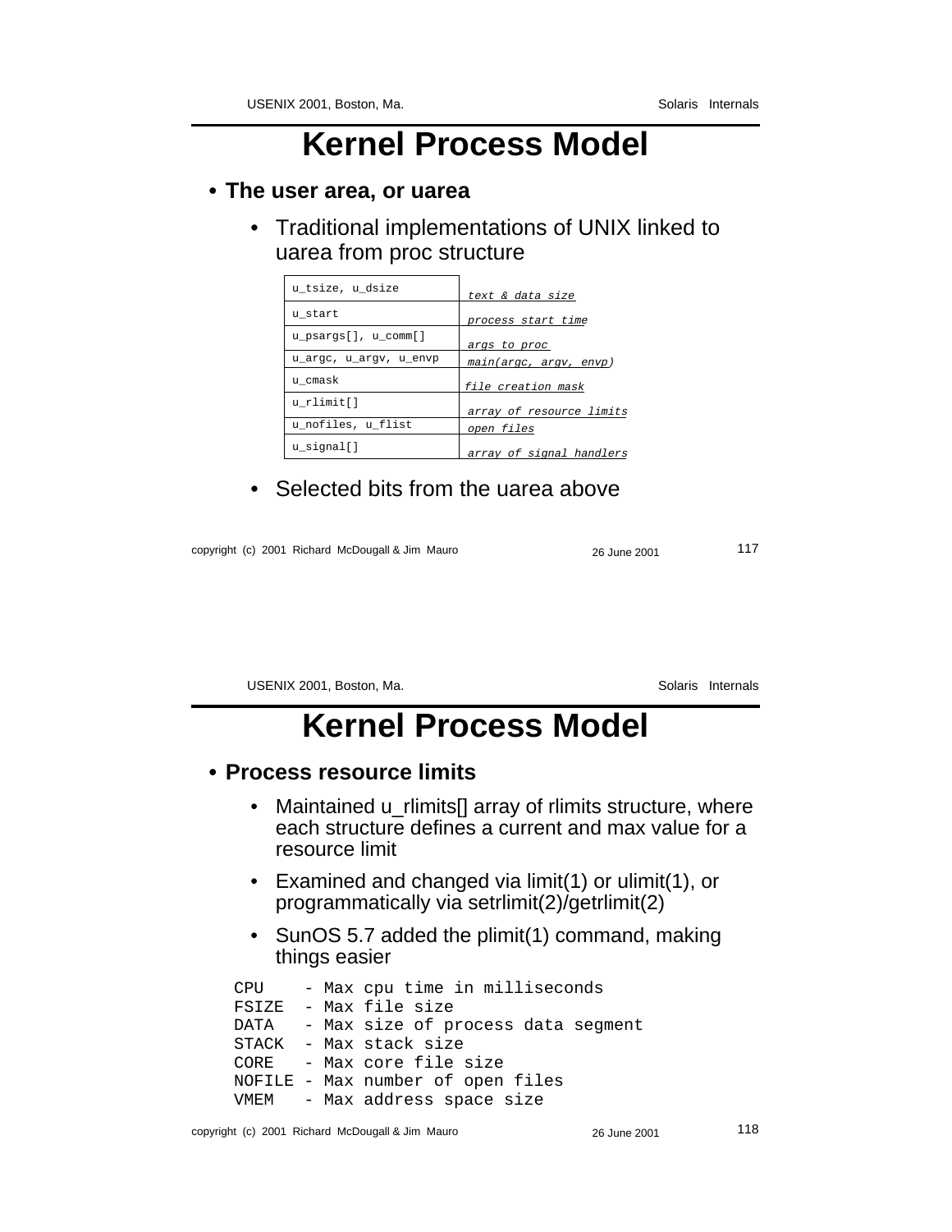# Kernel Process Model

- **The user area, or uarea**
  - Traditional implementations of UNIX linked to uarea from proc structure

| | |
|---|---|
| u_tsize, u_dsize | *text & data size* |
| u_start | *process start time* |
| u_psargs[], u_comm[] | *args to proc* |
| u_argc, u_argv, u_envp | *main(argc, argv, envp)* |
| u_cmask | *file creation mask* |
| u_rlimit[] | *array of resource limits* |
| u_nofiles, u_flist | *open files* |
| u_signal[] | *array of signal handlers* |

  - Selected bits from the uarea above

# Kernel Process Model

- **Process resource limits**
  - Maintained u_rlimits[] array of rlimits structure, where each structure defines a current and max value for a resource limit
  - Examined and changed via limit(1) or ulimit(1), or programmatically via setrlimit(2)/getrlimit(2)
  - SunOS 5.7 added the plimit(1) command, making things easier

```
CPU    - Max cpu time in milliseconds
FSIZE  - Max file size
DATA   - Max size of process data segment
STACK  - Max stack size
CORE   - Max core file size
NOFILE - Max number of open files
VMEM   - Max address space size
```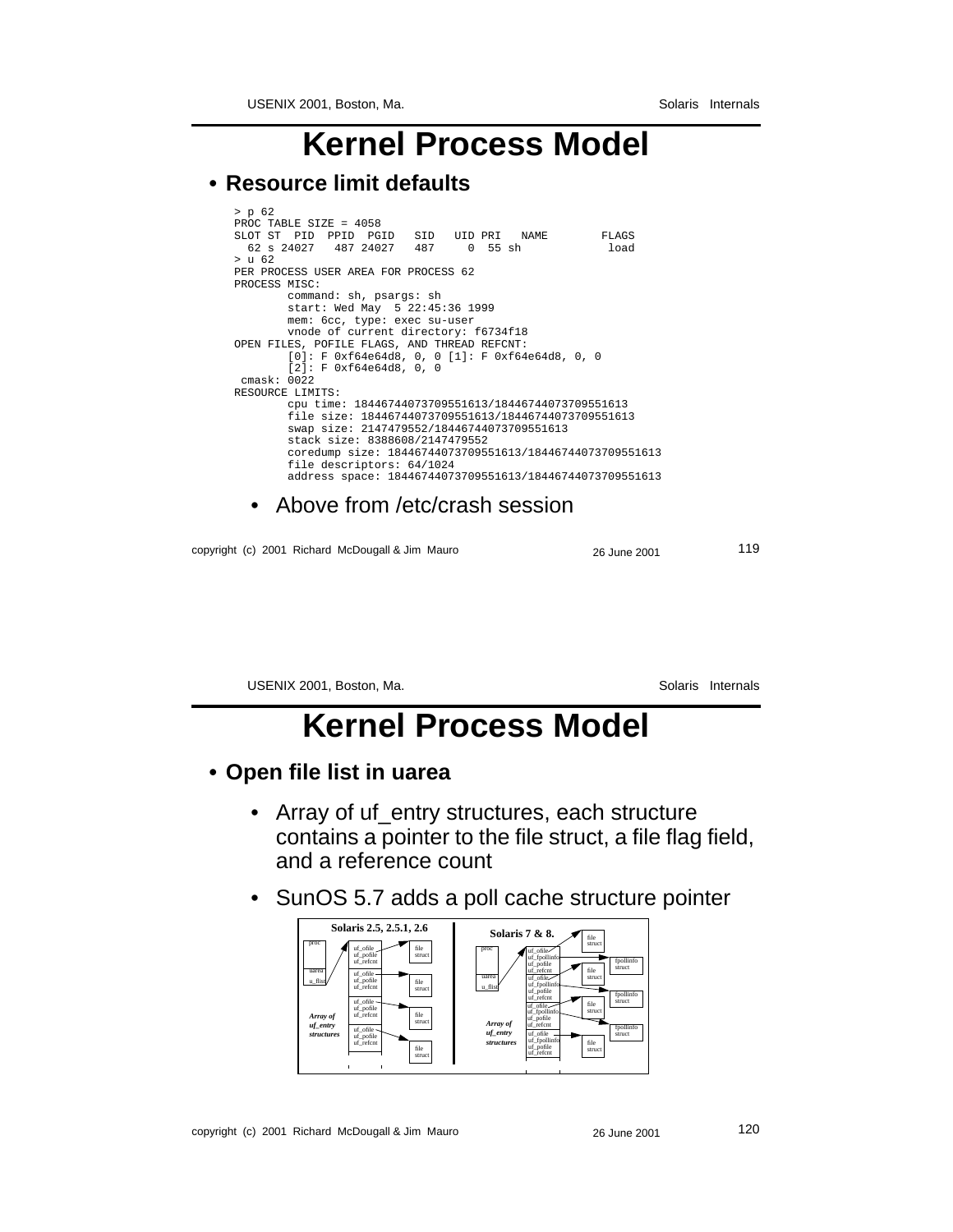# Kernel Process Model

- **Resource limit defaults**

```
> p 62
PROC TABLE SIZE = 4058
SLOT ST  PID  PPID  PGID   SID   UID PRI   NAME        FLAGS
  62 s 24027   487 24027   487     0  55 sh            load
> u 62
PER PROCESS USER AREA FOR PROCESS 62
PROCESS MISC:
        command: sh, psargs: sh
        start: Wed May  5 22:45:36 1999
        mem: 6cc, type: exec su-user
        vnode of current directory: f6734f18
OPEN FILES, POFILE FLAGS, AND THREAD REFCNT:
        [0]: F 0xf64e64d8, 0, 0 [1]: F 0xf64e64d8, 0, 0
        [2]: F 0xf64e64d8, 0, 0
 cmask: 0022
RESOURCE LIMITS:
        cpu time: 18446744073709551613/18446744073709551613
        file size: 18446744073709551613/18446744073709551613
        swap size: 2147479552/18446744073709551613
        stack size: 8388608/2147479552
        coredump size: 18446744073709551613/18446744073709551613
        file descriptors: 64/1024
        address space: 18446744073709551613/18446744073709551613
```

- Above from /etc/crash session

# Kernel Process Model

- **Open file list in uarea**
  - Array of uf_entry structures, each structure contains a pointer to the file struct, a file flag field, and a reference count
  - SunOS 5.7 adds a poll cache structure pointer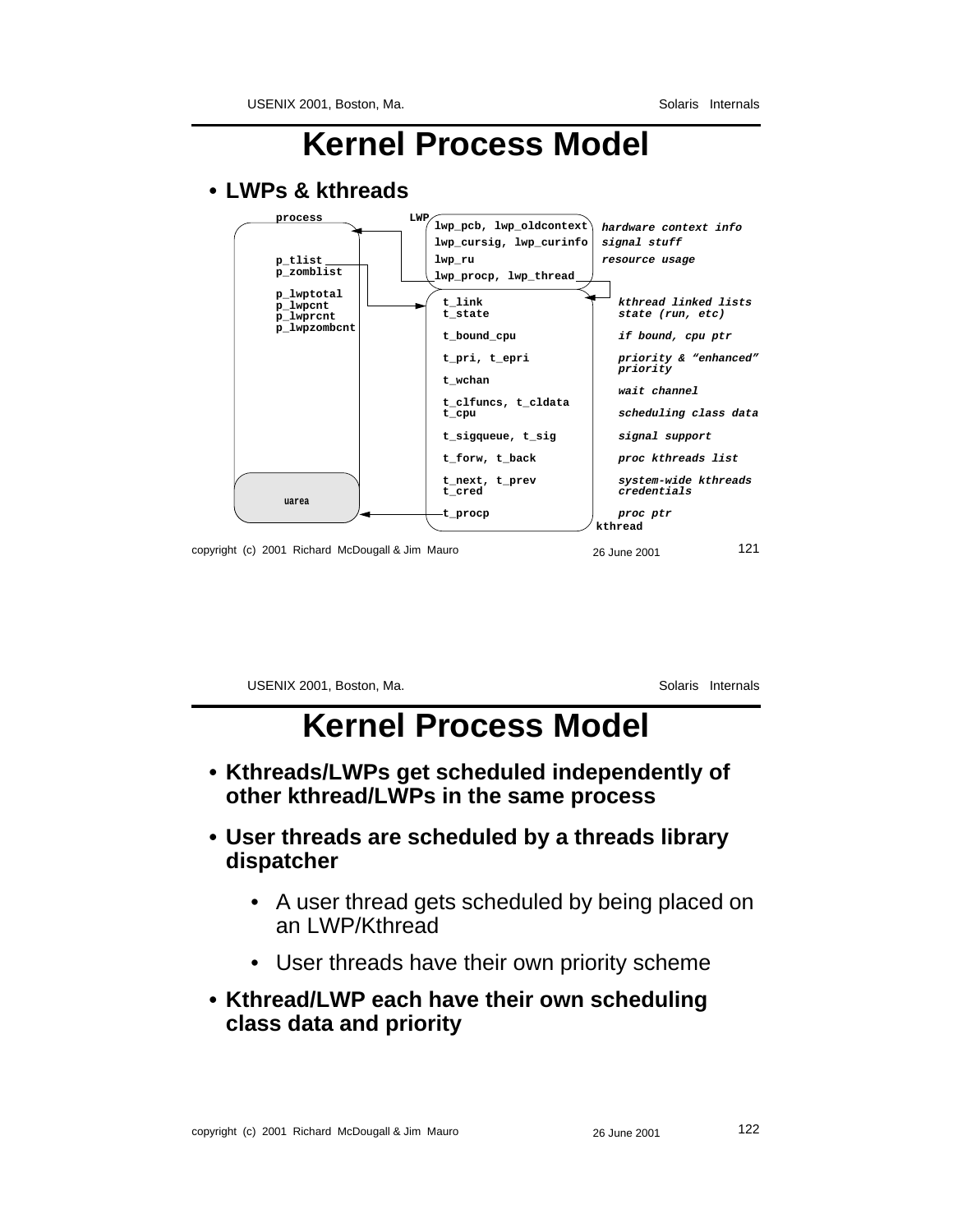# Kernel Process Model

- **LWPs & kthreads**

```
process                 LWP
                        lwp_pcb, lwp_oldcontext    hardware context info
                        lwp_cursig, lwp_curinfo    signal stuff
p_tlist                 lwp_ru                     resource usage
p_zomblist              lwp_procp, lwp_thread

p_lwptotal               t_link                     kthread linked lists
p_lwpcnt                 t_state                    state (run, etc)
p_lwprcnt
p_lwpzombcnt             t_bound_cpu                if bound, cpu ptr

                         t_pri, t_epri              priority & "enhanced"
                                                    priority
                         t_wchan
                                                    wait channel
                         t_clfuncs, t_cldata
                         t_cpu                      scheduling class data

                         t_sigqueue, t_sig          signal support

                         t_forw, t_back             proc kthreads list

                         t_next, t_prev             system-wide kthreads
                         t_cred                     credentials
    uarea
                         t_procp                    proc ptr
                                                  kthread
```

# Kernel Process Model

- **Kthreads/LWPs get scheduled independently of other kthread/LWPs in the same process**
- **User threads are scheduled by a threads library dispatcher**
  - A user thread gets scheduled by being placed on an LWP/Kthread
  - User threads have their own priority scheme
- **Kthread/LWP each have their own scheduling class data and priority**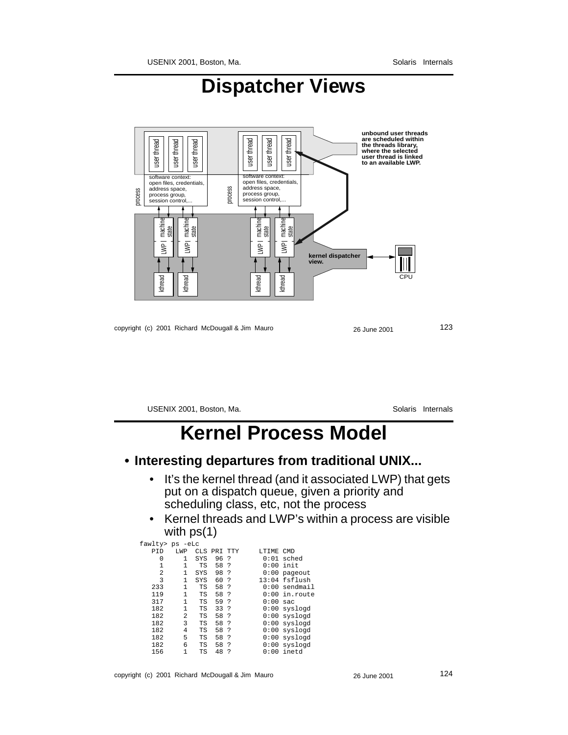# Dispatcher Views

user thread user thread user thread
user thread user thread user thread

process
software context:
open files, credentials,
address space,
process group,
session control,...

process
software context:
open files, credentials,
address space,
process group,
session control,...

**unbound user threads are scheduled within the threads library, where the selected user thread is linked to an available LWP.**

LWP | machine state
LWP | machine state
LWP | machine state
LWP | machine state

**kernel dispatcher view.**

CPU

kthread kthread kthread kthread

# Kernel Process Model

- **Interesting departures from traditional UNIX...**
  - It's the kernel thread (and it associated LWP) that gets put on a dispatch queue, given a priority and scheduling class, etc, not the process
  - Kernel threads and LWP's within a process are visible with ps(1)

```
fawlty> ps -eLc
   PID   LWP  CLS PRI TTY     LTIME CMD
     0     1  SYS  96 ?        0:01 sched
     1     1   TS  58 ?        0:00 init
     2     1  SYS  98 ?        0:00 pageout
     3     1  SYS  60 ?       13:04 fsflush
   233     1   TS  58 ?        0:00 sendmail
   119     1   TS  58 ?        0:00 in.route
   317     1   TS  59 ?        0:00 sac
   182     1   TS  33 ?        0:00 syslogd
   182     2   TS  58 ?        0:00 syslogd
   182     3   TS  58 ?        0:00 syslogd
   182     4   TS  58 ?        0:00 syslogd
   182     5   TS  58 ?        0:00 syslogd
   182     6   TS  58 ?        0:00 syslogd
   156     1   TS  48 ?        0:00 inetd
```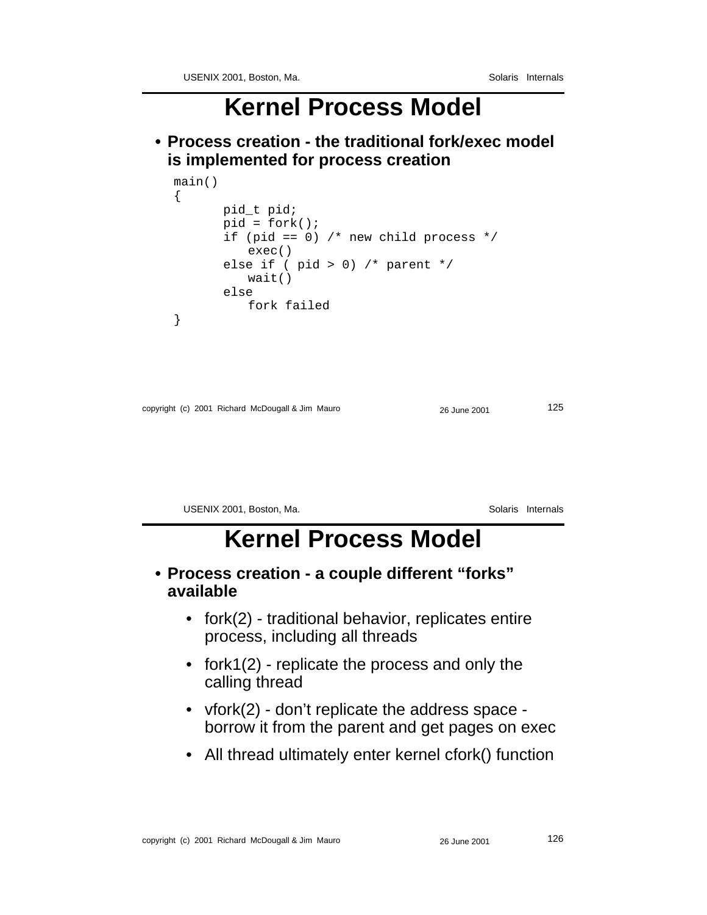# Kernel Process Model

- **Process creation - the traditional fork/exec model is implemented for process creation**

```
main()
{
        pid_t pid;
        pid = fork();
        if (pid == 0) /* new child process */
           exec()
        else if ( pid > 0) /* parent */
           wait()
        else
           fork failed
}
```

# Kernel Process Model

- **Process creation - a couple different “forks” available**
  - fork(2) - traditional behavior, replicates entire process, including all threads
  - fork1(2) - replicate the process and only the calling thread
  - vfork(2) - don’t replicate the address space - borrow it from the parent and get pages on exec
  - All thread ultimately enter kernel cfork() function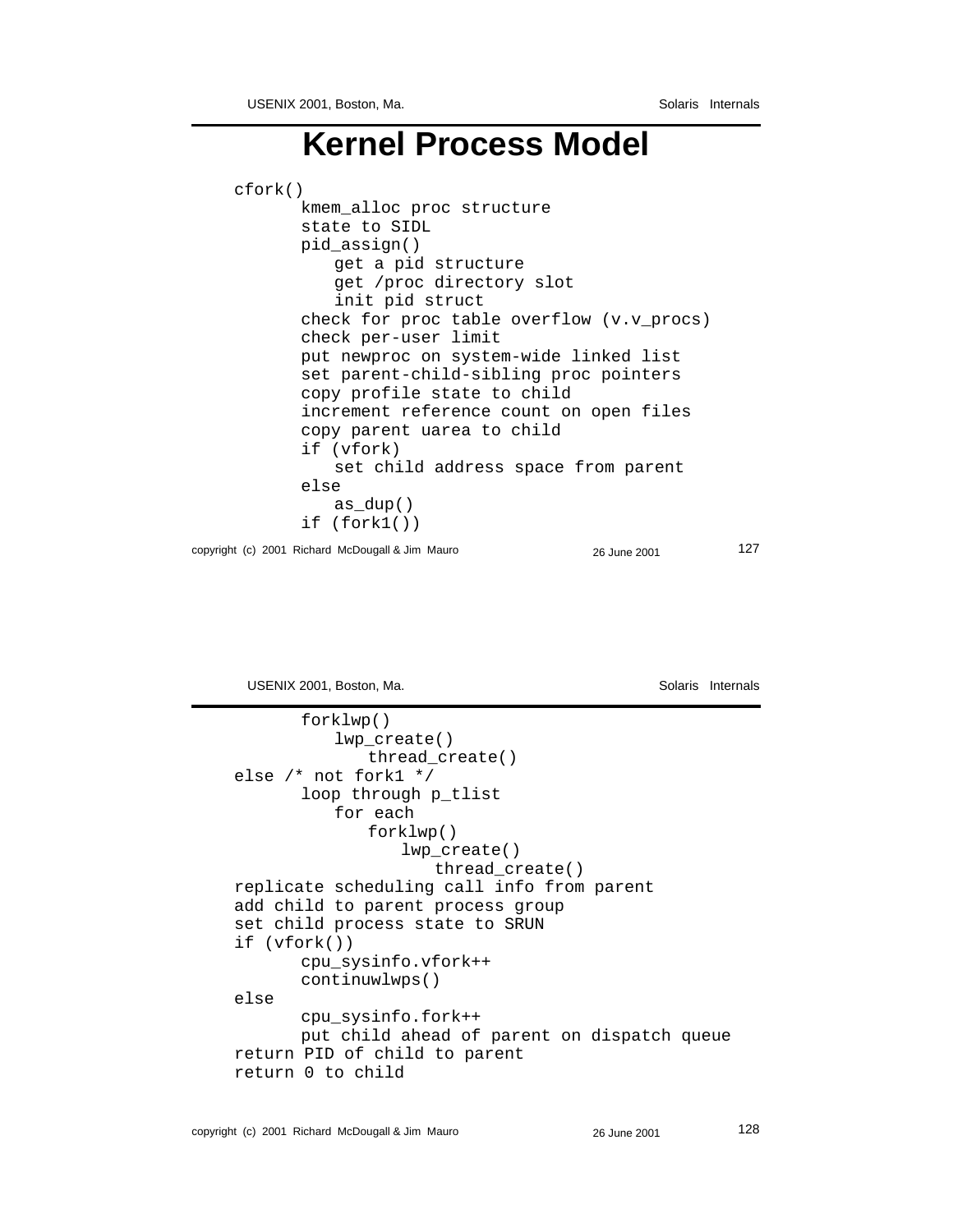# Kernel Process Model

```
cfork()
        kmem_alloc proc structure
        state to SIDL
        pid_assign()
           get a pid structure
           get /proc directory slot
           init pid struct
        check for proc table overflow (v.v_procs)
        check per-user limit
        put newproc on system-wide linked list
        set parent-child-sibling proc pointers
        copy profile state to child
        increment reference count on open files
        copy parent uarea to child
        if (vfork)
           set child address space from parent
        else
           as_dup()
        if (fork1())
```

```
        forklwp()
           lwp_create()
              thread_create()
else /* not fork1 */
        loop through p_tlist
           for each
              forklwp()
                 lwp_create()
                    thread_create()
replicate scheduling call info from parent
add child to parent process group
set child process state to SRUN
if (vfork())
        cpu_sysinfo.vfork++
        continuwlwps()
else
        cpu_sysinfo.fork++
        put child ahead of parent on dispatch queue
return PID of child to parent
return 0 to child
```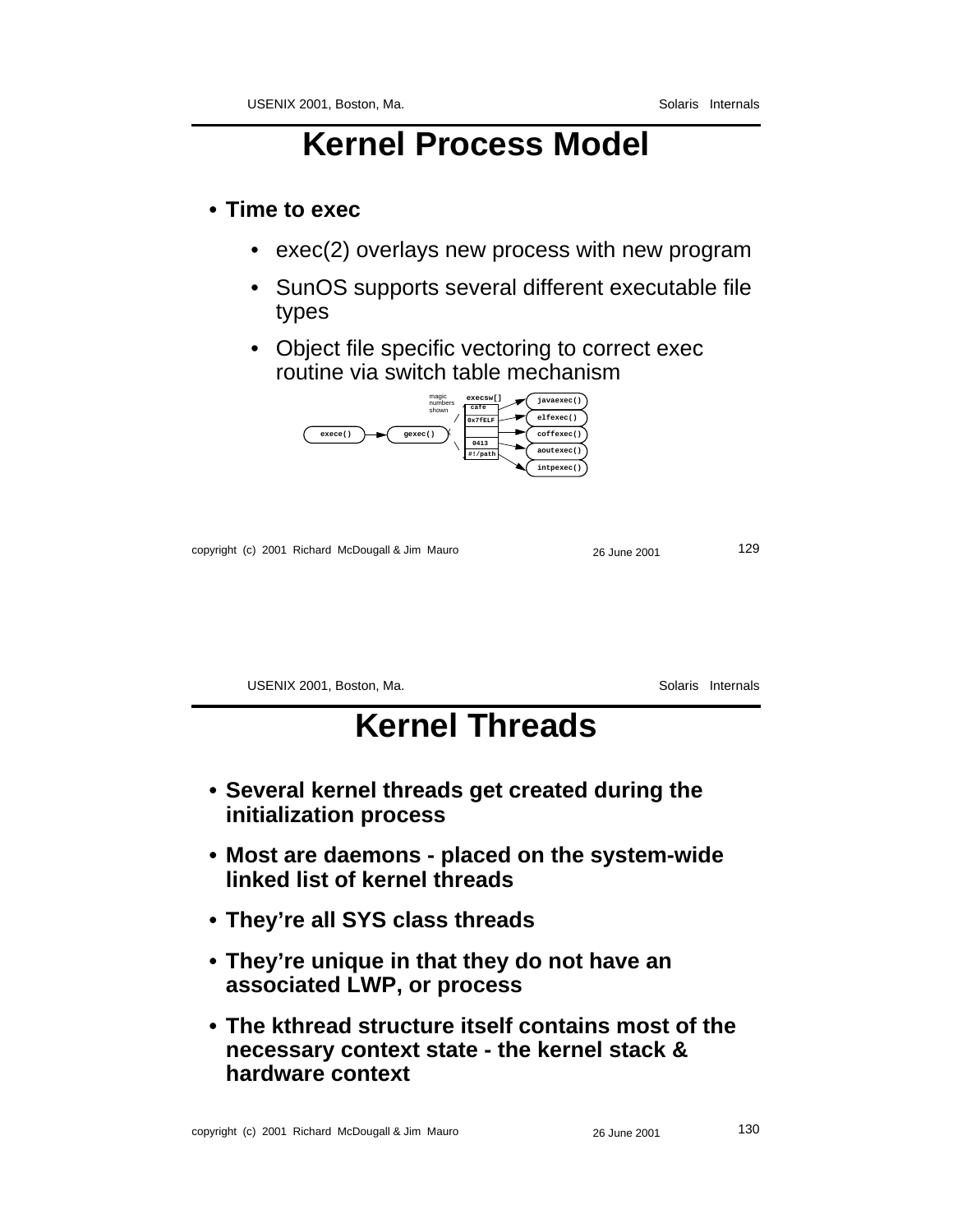# Kernel Process Model

- **Time to exec**
  - exec(2) overlays new process with new program
  - SunOS supports several different executable file types
  - Object file specific vectoring to correct exec routine via switch table mechanism

```
                                    magic     execsw[]
                                    numbers   +--------+      javaexec()
                                    shown     | cafe   |
                                              +--------+      elfexec()
                                              | 0x7fELF|
 exece()  --->  gexec()                       +--------+      coffexec()
                                              |        |
                                              +--------+      aoutexec()
                                              | 0413   |
                                              +--------+      intpexec()
                                              | #!/path|
                                              +--------+
```

# Kernel Threads

- **Several kernel threads get created during the initialization process**
- **Most are daemons - placed on the system-wide linked list of kernel threads**
- **They're all SYS class threads**
- **They're unique in that they do not have an associated LWP, or process**
- **The kthread structure itself contains most of the necessary context state - the kernel stack & hardware context**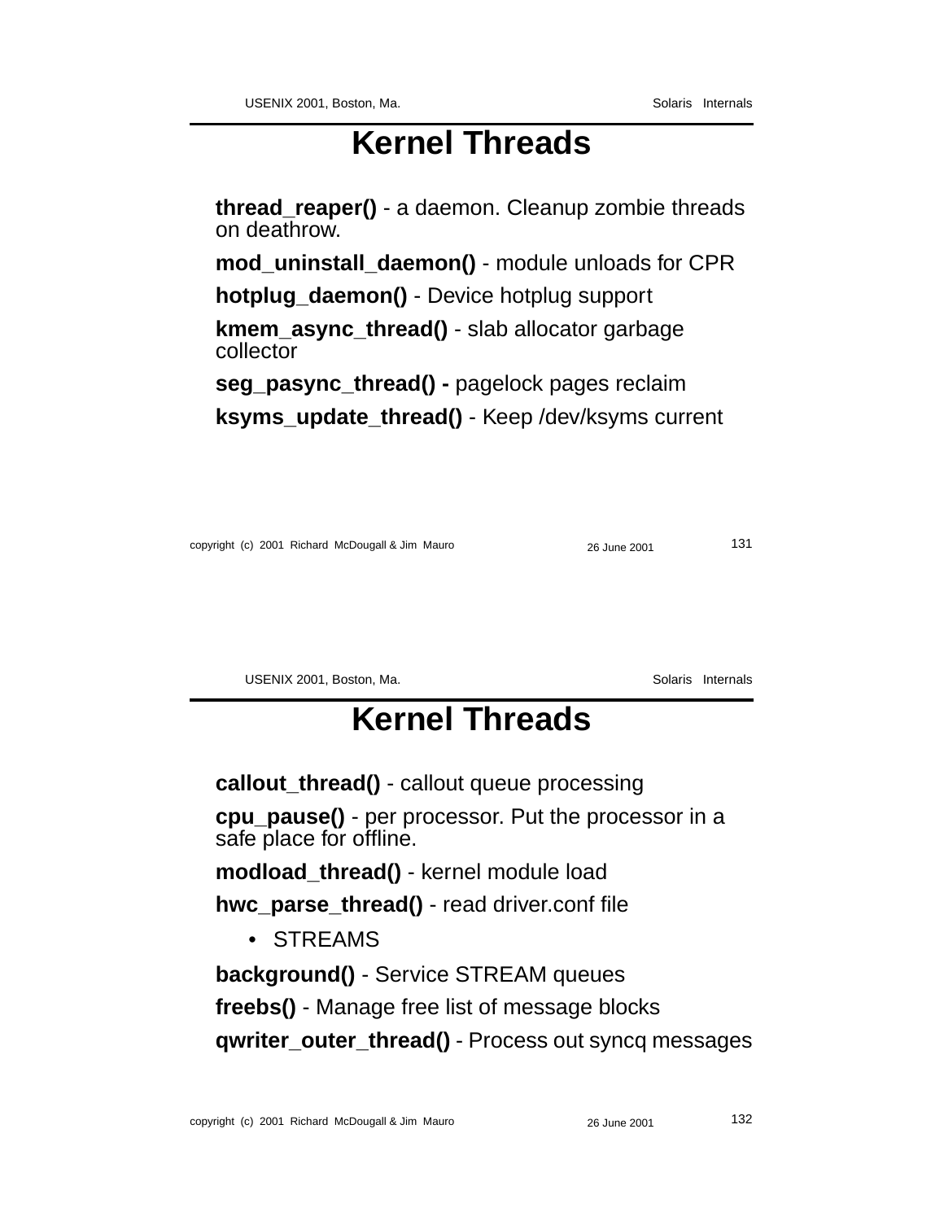# Kernel Threads

**thread_reaper()** - a daemon. Cleanup zombie threads on deathrow.

**mod_uninstall_daemon()** - module unloads for CPR

**hotplug_daemon()** - Device hotplug support

**kmem_async_thread()** - slab allocator garbage collector

**seg_pasync_thread() -** pagelock pages reclaim

**ksyms_update_thread()** - Keep /dev/ksyms current

# Kernel Threads

**callout_thread()** - callout queue processing

**cpu_pause()** - per processor. Put the processor in a safe place for offline.

**modload_thread()** - kernel module load

**hwc_parse_thread()** - read driver.conf file

- STREAMS

**background()** - Service STREAM queues

**freebs()** - Manage free list of message blocks

**qwriter_outer_thread()** - Process out syncq messages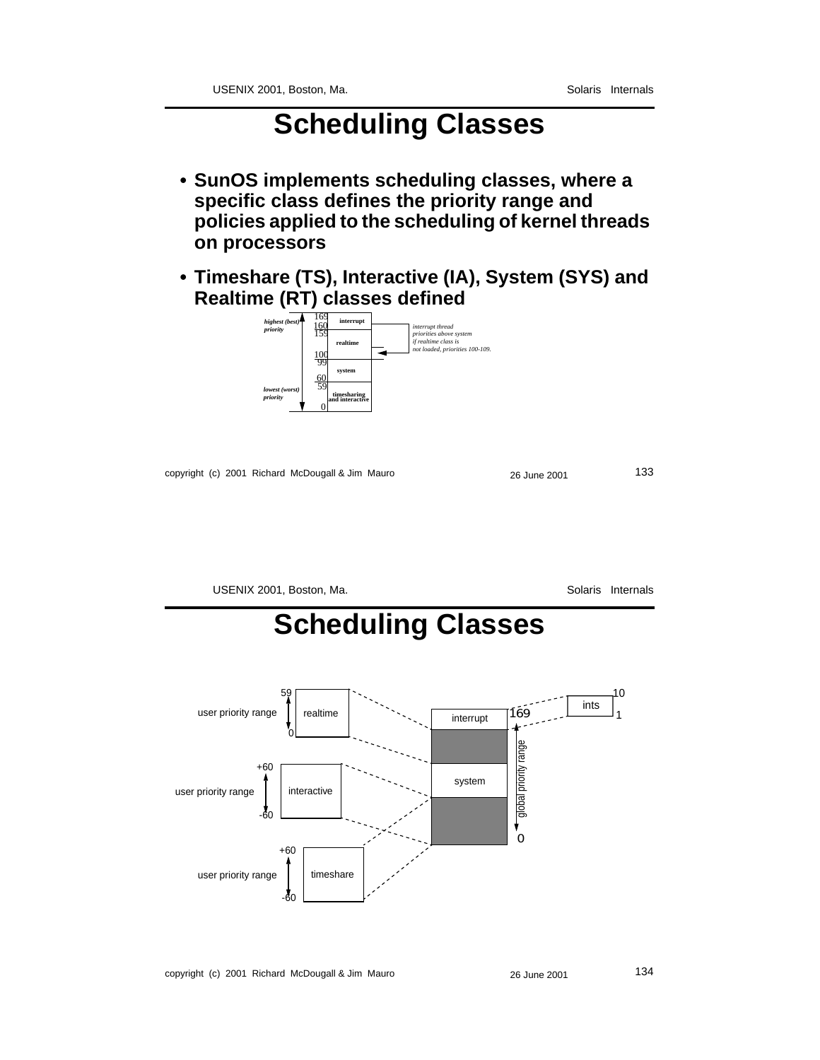# Scheduling Classes

- **SunOS implements scheduling classes, where a specific class defines the priority range and policies applied to the scheduling of kernel threads on processors**
- **Timeshare (TS), Interactive (IA), System (SYS) and Realtime (RT) classes defined**

| Priority | | Class |
|---|---|---|
| highest (best) priority | 169–160 | interrupt |
| | 159–100 | realtime |
| | 99–60 | system |
| lowest (worst) priority | 59–0 | timesharing and interactive |

*interrupt thread priorities above system if realtime class is not loaded, priorities 100-109.*

# Scheduling Classes

| Class | user priority range |
|---|---|
| realtime | 0 to 59 |
| interactive | -60 to +60 |
| timeshare | -60 to +60 |

global priority range: 0 to 169 (interrupt, system)

ints: 1 to 10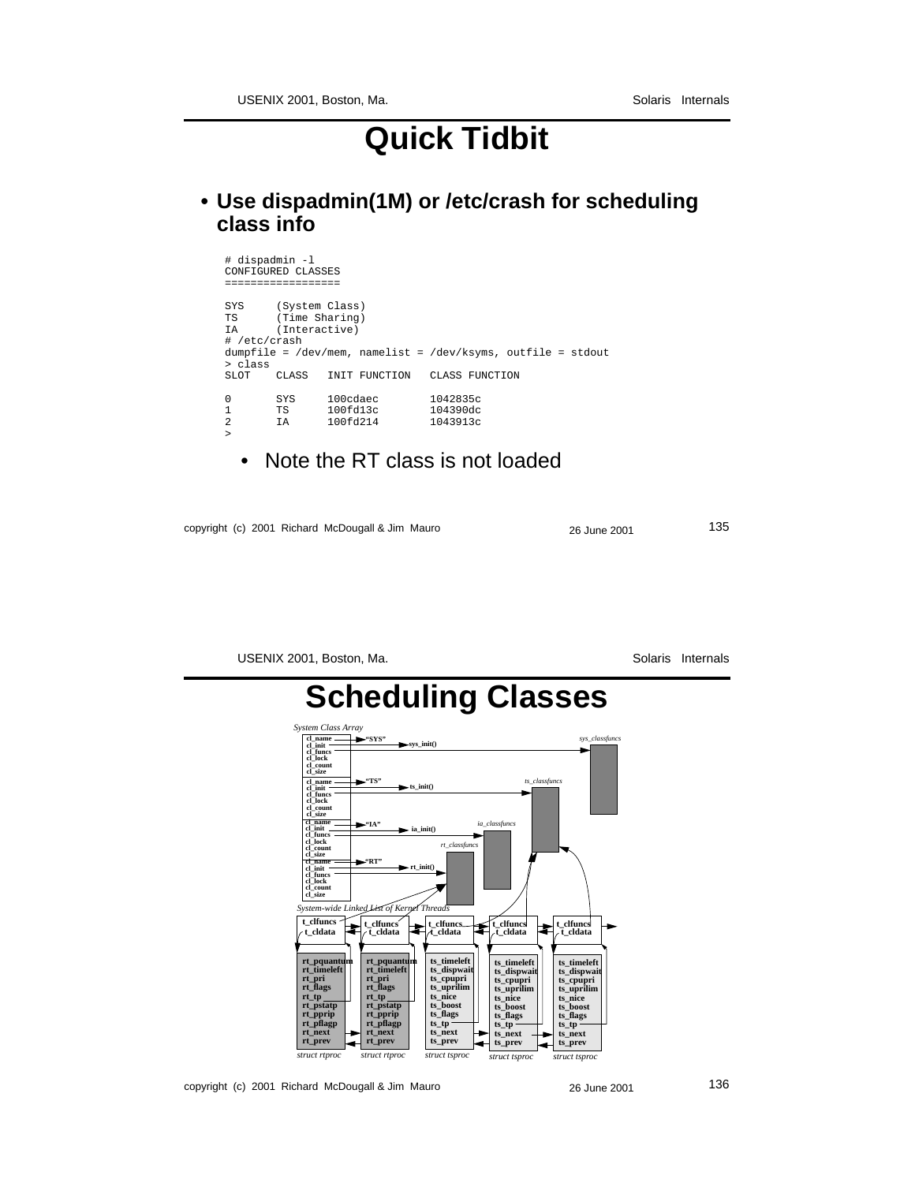# Quick Tidbit

- **Use dispadmin(1M) or /etc/crash for scheduling class info**

```
# dispadmin -l
CONFIGURED CLASSES
==================

SYS     (System Class)
TS      (Time Sharing)
IA      (Interactive)
# /etc/crash
dumpfile = /dev/mem, namelist = /dev/ksyms, outfile = stdout
> class
SLOT    CLASS   INIT FUNCTION   CLASS FUNCTION

0       SYS     100cdaec        1042835c
1       TS      100fd13c        104390dc
2       IA      100fd214        1043913c
>
```

- Note the RT class is not loaded

# Scheduling Classes

*System Class Array*

| | | |
|---|---|---|
| cl_name | "SYS" | |
| cl_init | sys_init() | |
| cl_funcs | | sys_classfuncs |
| cl_lock | | |
| cl_count | | |
| cl_size | | |
| cl_name | "TS" | |
| cl_init | ts_init() | |
| cl_funcs | | ts_classfuncs |
| cl_lock | | |
| cl_count | | |
| cl_size | | |
| cl_name | "IA" | |
| cl_init | ia_init() | |
| cl_funcs | | ia_classfuncs |
| cl_lock | | |
| cl_count | | |
| cl_size | | |
| cl_name | "RT" | |
| cl_init | rt_init() | |
| cl_funcs | | rt_classfuncs |
| cl_lock | | |
| cl_count | | |
| cl_size | | |

*System-wide Linked List of Kernel Threads*

| t_clfuncs / t_cldata | t_clfuncs / t_cldata | t_clfuncs / t_cldata | t_clfuncs / t_cldata | t_clfuncs / t_cldata |
|---|---|---|---|---|
| rt_pquantum | rt_pquantum | ts_timeleft | ts_timeleft | ts_timeleft |
| rt_timeleft | rt_timeleft | ts_dispwait | ts_dispwait | ts_dispwait |
| rt_pri | rt_pri | ts_cpupri | ts_cpupri | ts_cpupri |
| rt_flags | rt_flags | ts_uprilim | ts_uprilim | ts_uprilim |
| rt_tp | rt_tp | ts_nice | ts_nice | ts_nice |
| rt_pstatp | rt_pstatp | ts_boost | ts_boost | ts_boost |
| rt_pprip | rt_pprip | ts_flags | ts_flags | ts_flags |
| rt_pflagp | rt_pflagp | ts_tp | ts_tp | ts_tp |
| rt_next | rt_next | ts_next | ts_next | ts_next |
| rt_prev | rt_prev | ts_prev | ts_prev | ts_prev |
| *struct rtproc* | *struct rtproc* | *struct tsproc* | *struct tsproc* | *struct tsproc* |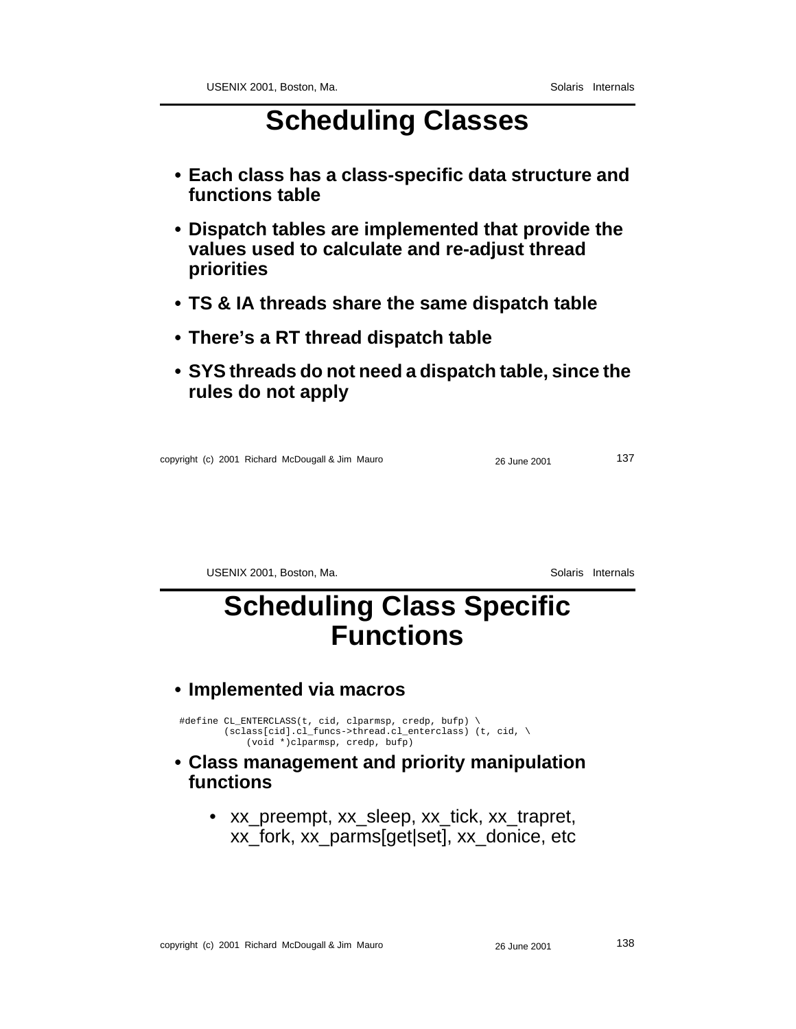# Scheduling Classes

- **Each class has a class-specific data structure and functions table**
- **Dispatch tables are implemented that provide the values used to calculate and re-adjust thread priorities**
- **TS & IA threads share the same dispatch table**
- **There's a RT thread dispatch table**
- **SYS threads do not need a dispatch table, since the rules do not apply**

# Scheduling Class Specific Functions

- **Implemented via macros**

```
#define CL_ENTERCLASS(t, cid, clparmsp, credp, bufp) \
        (sclass[cid].cl_funcs->thread.cl_enterclass) (t, cid, \
            (void *)clparmsp, credp, bufp)
```

- **Class management and priority manipulation functions**
  - xx_preempt, xx_sleep, xx_tick, xx_trapret, xx_fork, xx_parms[get|set], xx_donice, etc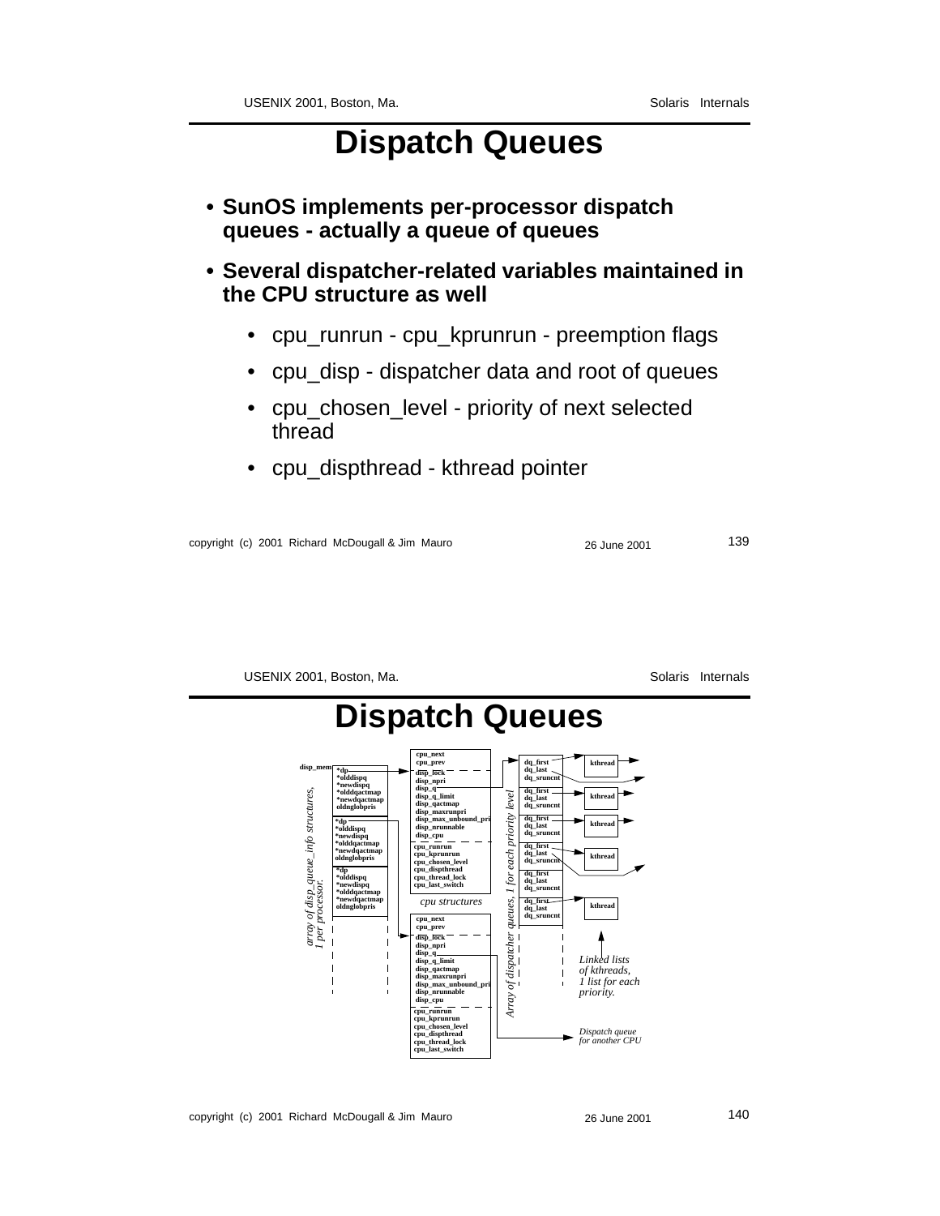# Dispatch Queues

- **SunOS implements per-processor dispatch queues - actually a queue of queues**
- **Several dispatcher-related variables maintained in the CPU structure as well**
  - cpu_runrun - cpu_kprunrun - preemption flags
  - cpu_disp - dispatcher data and root of queues
  - cpu_chosen_level - priority of next selected thread
  - cpu_dispthread - kthread pointer

# Dispatch Queues

disp_mem

*dp
*olddispq
*newdispq
*olddqactmap
*newdqactmap
oldnglobpris

*dp
*olddispq
*newdispq
*olddqactmap
*newdqactmap
oldnglobpris

*dp
*olddispq
*newdispq
*olddqactmap
*newdqactmap
oldnglobpris

*array of disp_queue_info structures, 1 per processor.*

cpu_next
cpu_prev
disp_lock
disp_npri
disp_q
disp_q_limit
disp_qactmap
disp_maxrunpri
disp_max_unbound_pri
disp_nrunnable
disp_cpu
cpu_runrun
cpu_kprunrun
cpu_chosen_level
cpu_dispthread
cpu_thread_lock
cpu_last_switch

*cpu structures*

cpu_next
cpu_prev
disp_lock
disp_npri
disp_q
disp_q_limit
disp_qactmap
disp_maxrunpri
disp_max_unbound_pri
disp_nrunnable
disp_cpu
cpu_runrun
cpu_kprunrun
cpu_chosen_level
cpu_dispthread
cpu_thread_lock
cpu_last_switch

*Array of dispatcher queues, 1 for each priority level*

dq_first
dq_last
dq_sruncnt

dq_first
dq_last
dq_sruncnt

dq_first
dq_last
dq_sruncnt

dq_first
dq_last
dq_sruncnt

dq_first
dq_last
dq_sruncnt

dq_first
dq_last
dq_sruncnt

kthread

kthread

kthread

kthread

kthread

*Linked lists of kthreads, 1 list for each priority.*

*Dispatch queue for another CPU*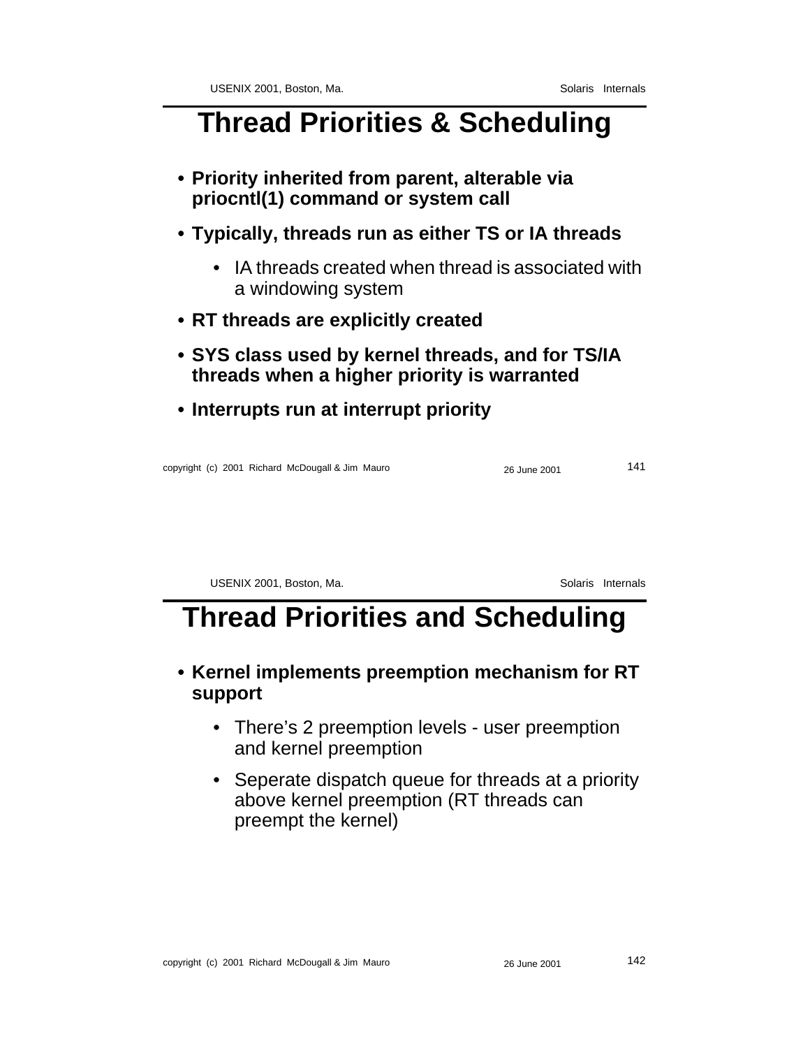# Thread Priorities & Scheduling

- **Priority inherited from parent, alterable via priocntl(1) command or system call**
- **Typically, threads run as either TS or IA threads**
  - IA threads created when thread is associated with a windowing system
- **RT threads are explicitly created**
- **SYS class used by kernel threads, and for TS/IA threads when a higher priority is warranted**
- **Interrupts run at interrupt priority**

# Thread Priorities and Scheduling

- **Kernel implements preemption mechanism for RT support**
  - There's 2 preemption levels - user preemption and kernel preemption
  - Seperate dispatch queue for threads at a priority above kernel preemption (RT threads can preempt the kernel)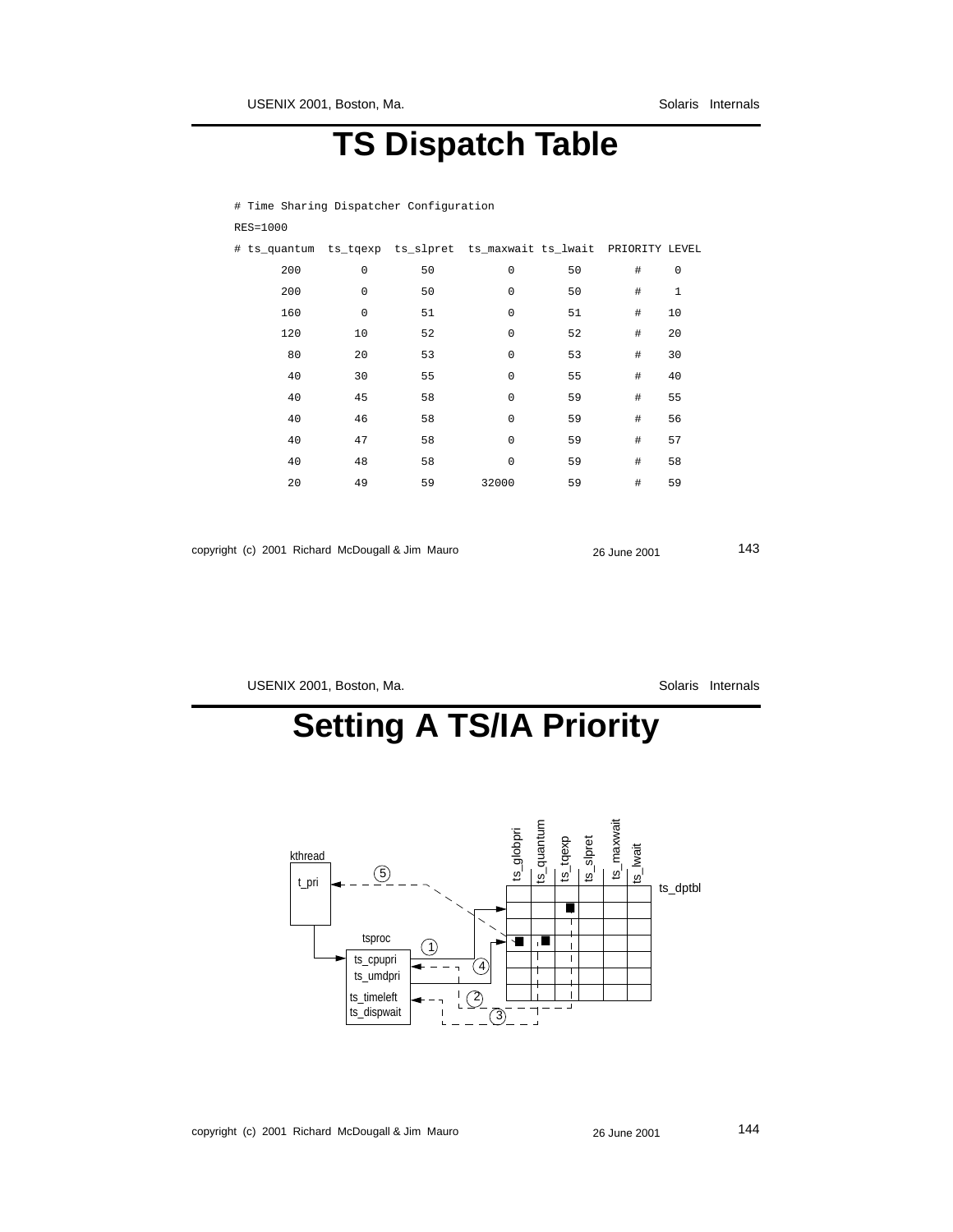# TS Dispatch Table

```
# Time Sharing Dispatcher Configuration
RES=1000
# ts_quantum  ts_tqexp  ts_slpret  ts_maxwait ts_lwait  PRIORITY LEVEL
       200         0        50           0        50        #     0
       200         0        50           0        50        #     1
       160         0        51           0        51        #    10
       120        10        52           0        52        #    20
        80        20        53           0        53        #    30
        40        30        55           0        55        #    40
        40        45        58           0        59        #    55
        40        46        58           0        59        #    56
        40        47        58           0        59        #    57
        40        48        58           0        59        #    58
        20        49        59       32000        59        #    59
```

# Setting A TS/IA Priority

kthread

t_pri

tsproc

ts_cpupri
ts_umdpri
ts_timeleft
ts_dispwait

ts_globpri | ts_quantum | ts_tqexp | ts_slpret | ts_maxwait | ts_lwait

ts_dptbl

1 2 3 4 5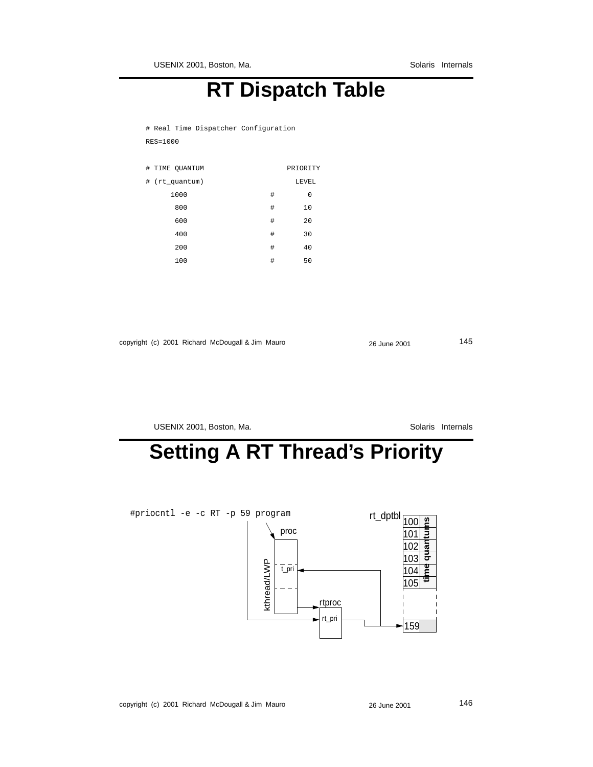# RT Dispatch Table

```
# Real Time Dispatcher Configuration
RES=1000

# TIME QUANTUM                    PRIORITY
# (rt_quantum)                      LEVEL
      1000                   #        0
       800                   #       10
       600                   #       20
       400                   #       30
       200                   #       40
       100                   #       50
```

# Setting A RT Thread's Priority

```
#priocntl -e -c RT -p 59 program
```

rt_dptbl

proc

t_pri

kthread/LWP

rtproc

rt_pri

100
101
102
103
104
105
159

time quantums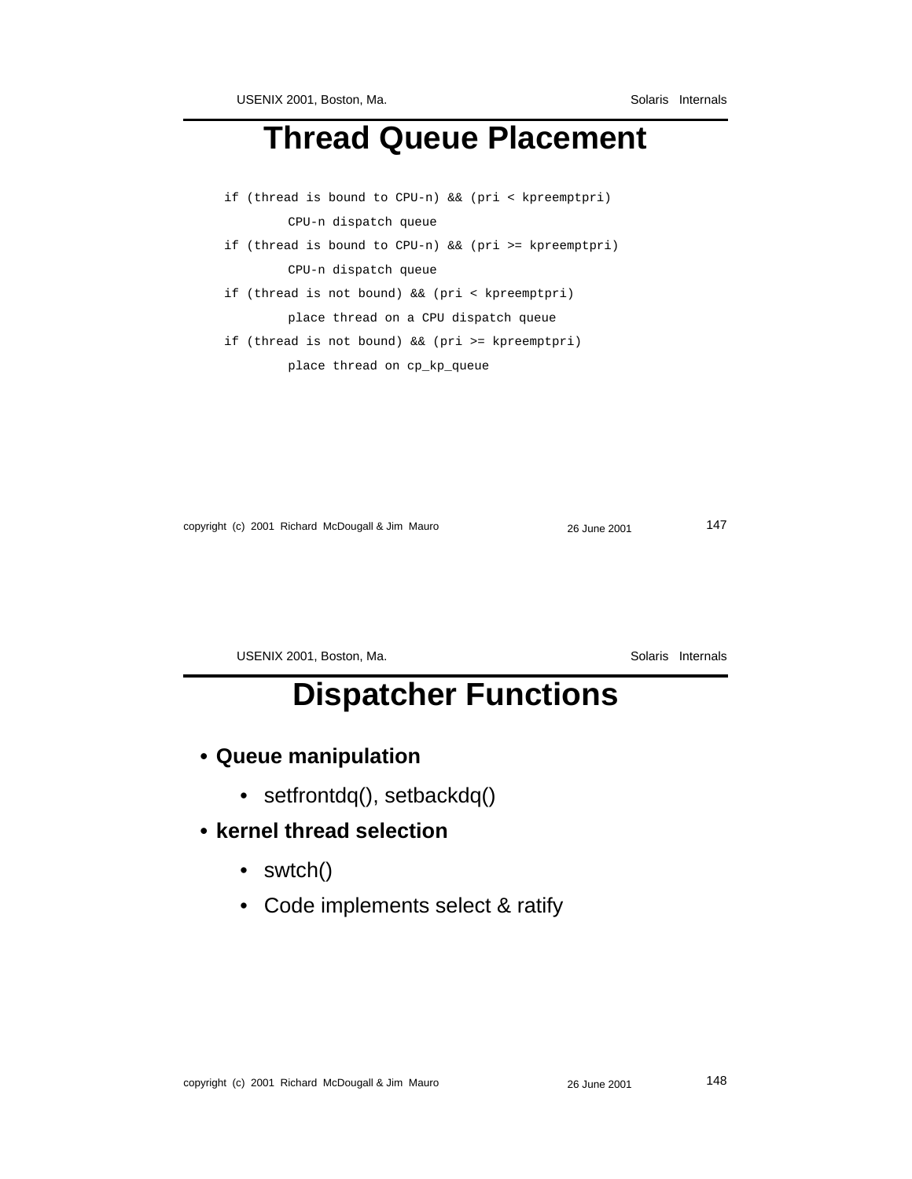# Thread Queue Placement

```
if (thread is bound to CPU-n) && (pri < kpreemptpri)
        CPU-n dispatch queue
if (thread is bound to CPU-n) && (pri >= kpreemptpri)
        CPU-n dispatch queue
if (thread is not bound) && (pri < kpreemptpri)
        place thread on a CPU dispatch queue
if (thread is not bound) && (pri >= kpreemptpri)
        place thread on cp_kp_queue
```

# Dispatcher Functions

- **Queue manipulation**
  - setfrontdq(), setbackdq()
- **kernel thread selection**
  - swtch()
  - Code implements select & ratify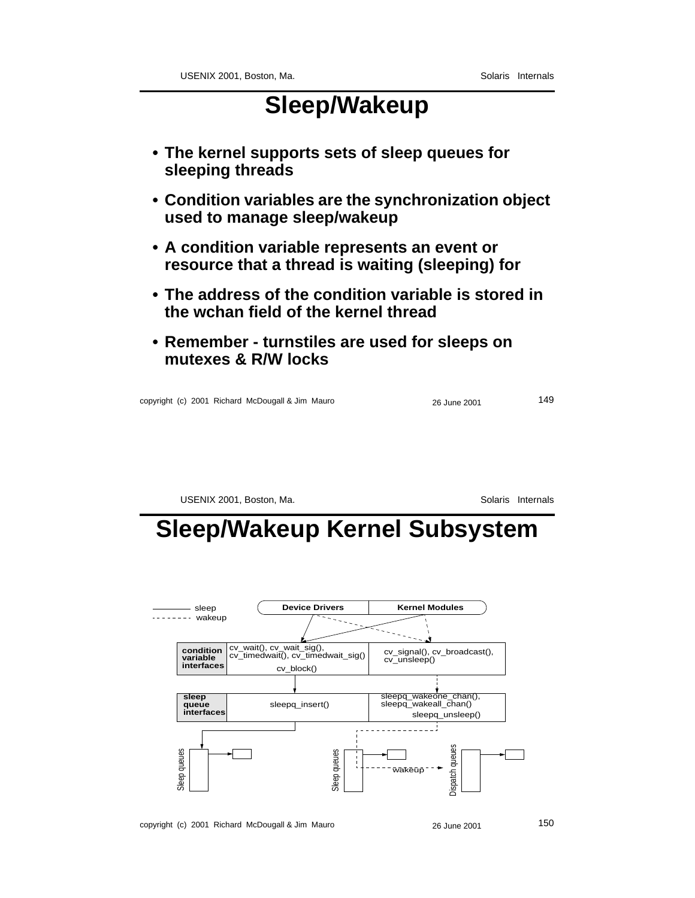# Sleep/Wakeup

- **The kernel supports sets of sleep queues for sleeping threads**
- **Condition variables are the synchronization object used to manage sleep/wakeup**
- **A condition variable represents an event or resource that a thread is waiting (sleeping) for**
- **The address of the condition variable is stored in the wchan field of the kernel thread**
- **Remember - turnstiles are used for sleeps on mutexes & R/W locks**

# Sleep/Wakeup Kernel Subsystem

——— sleep
- - - - wakeup

| | Device Drivers | Kernel Modules |
|---|---|---|

| **condition variable interfaces** | cv_wait(), cv_wait_sig(), cv_timedwait(), cv_timedwait_sig() cv_block() | cv_signal(), cv_broadcast(), cv_unsleep() |
|---|---|---|
| **sleep queue interfaces** | sleepq_insert() | sleepq_wakeone_chan(), sleepq_wakeall_chan() sleepq_unsleep() |

Sleep queues

Sleep queues — wakeup → Dispatch queues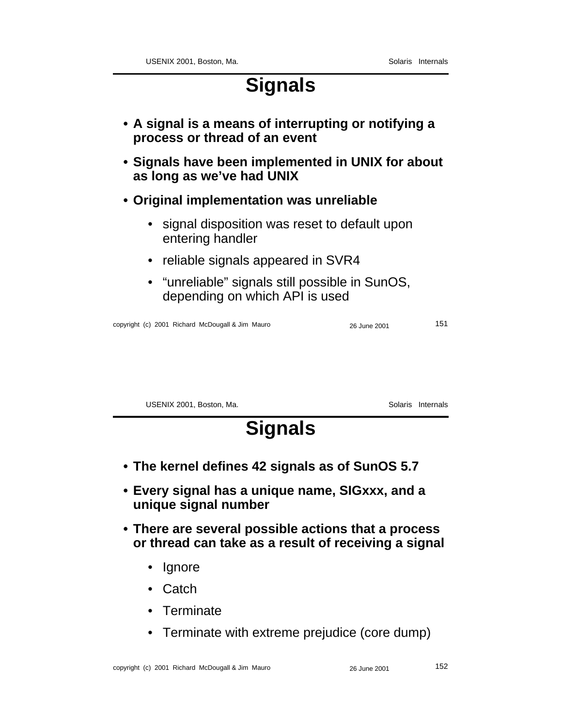# Signals

- **A signal is a means of interrupting or notifying a process or thread of an event**
- **Signals have been implemented in UNIX for about as long as we've had UNIX**
- **Original implementation was unreliable**
  - signal disposition was reset to default upon entering handler
  - reliable signals appeared in SVR4
  - "unreliable" signals still possible in SunOS, depending on which API is used

# Signals

- **The kernel defines 42 signals as of SunOS 5.7**
- **Every signal has a unique name, SIGxxx, and a unique signal number**
- **There are several possible actions that a process or thread can take as a result of receiving a signal**
  - Ignore
  - Catch
  - Terminate
  - Terminate with extreme prejudice (core dump)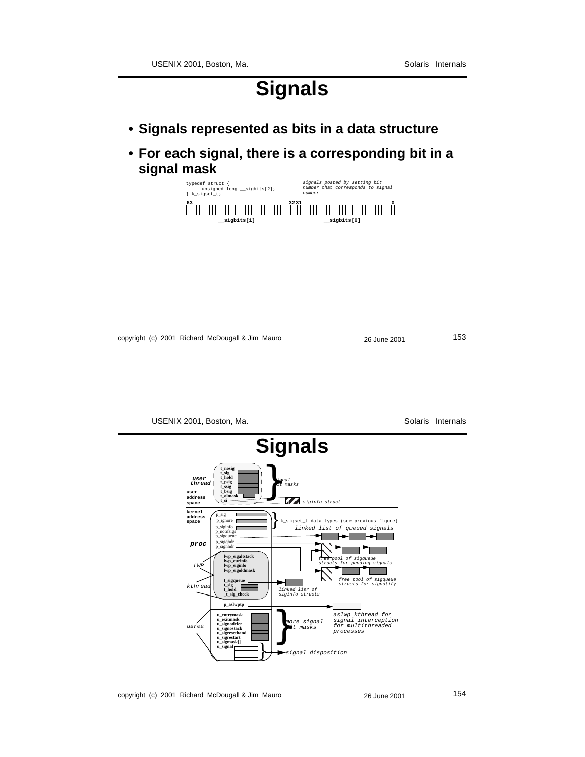# Signals

- **Signals represented as bits in a data structure**
- **For each signal, there is a corresponding bit in a signal mask**

```
typedef struct {
     unsigned long __sigbits[2];
} k_sigset_t;
```

*signals posted by setting bit number that corresponds to signal number*

63 — 32 31 — 0

__sigbits[1] __sigbits[0]

# Signals

user thread: t_nosig, t_sig, t_hold, t_psig, t_ssig, t_bsig, t_olmask, t_si — *signal bit masks*, *siginfo struct*

user address space

kernel address space

proc: p_sig, p_ignore, p_siginfo, p_notifsigs, p_sigqueue, p_sigqhdr, p_signhdr — k_sigset_t data types (see previous figure)

*linked list of queued signals*

*free pool of sigqueue structs for pending signals*

*free pool of sigqueue structs for signotify*

LWP: lwp_sigaltstack, lwp_curinfo, lwp_siginfo, lwp_sigoldmask

kthread: t_sigqueue, t_sig, t_hold, _t_sig_check — *linked lisr of siginfo structs*

p_aslwptp — *aslwp kthread for signal interception for multithreaded processes*

uarea: u_entrymask, u_exitmask, u_signodefer, u_signostack, u_sigresethand, u_sigrestart, u_sigmask[], u_signal — *more signal bit masks*, *signal disposition*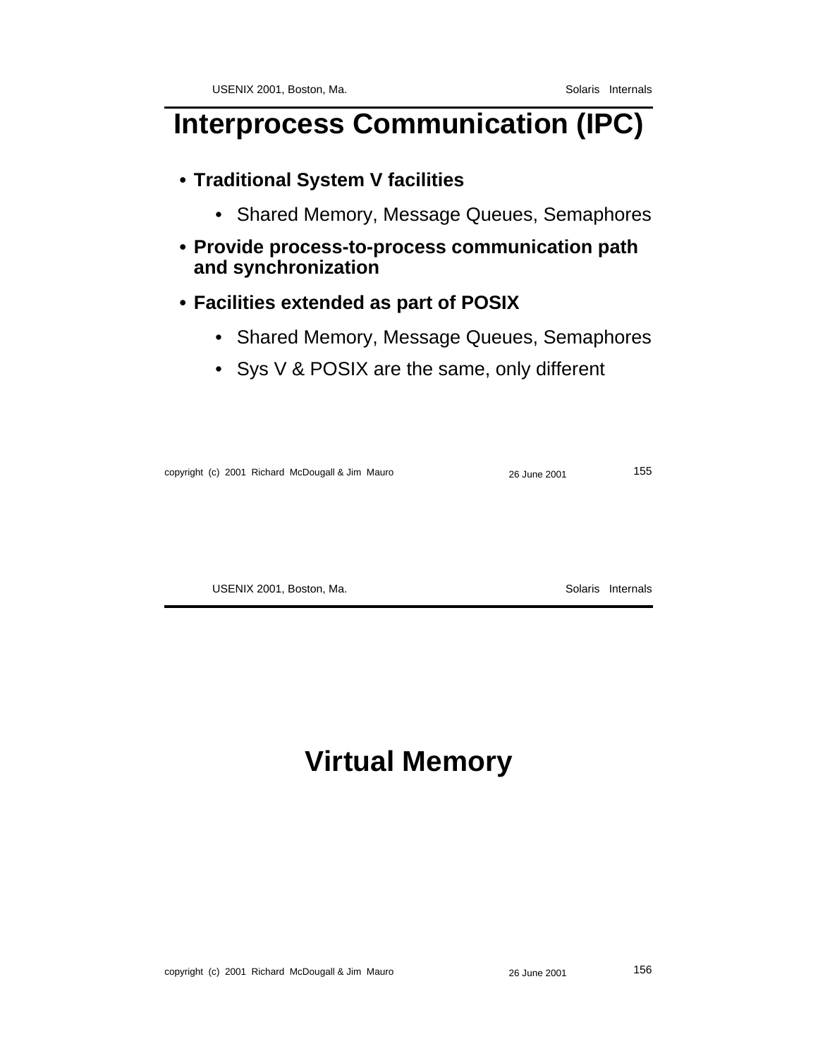# Interprocess Communication (IPC)

- **Traditional System V facilities**
  - Shared Memory, Message Queues, Semaphores
- **Provide process-to-process communication path and synchronization**
- **Facilities extended as part of POSIX**
  - Shared Memory, Message Queues, Semaphores
  - Sys V & POSIX are the same, only different

# Virtual Memory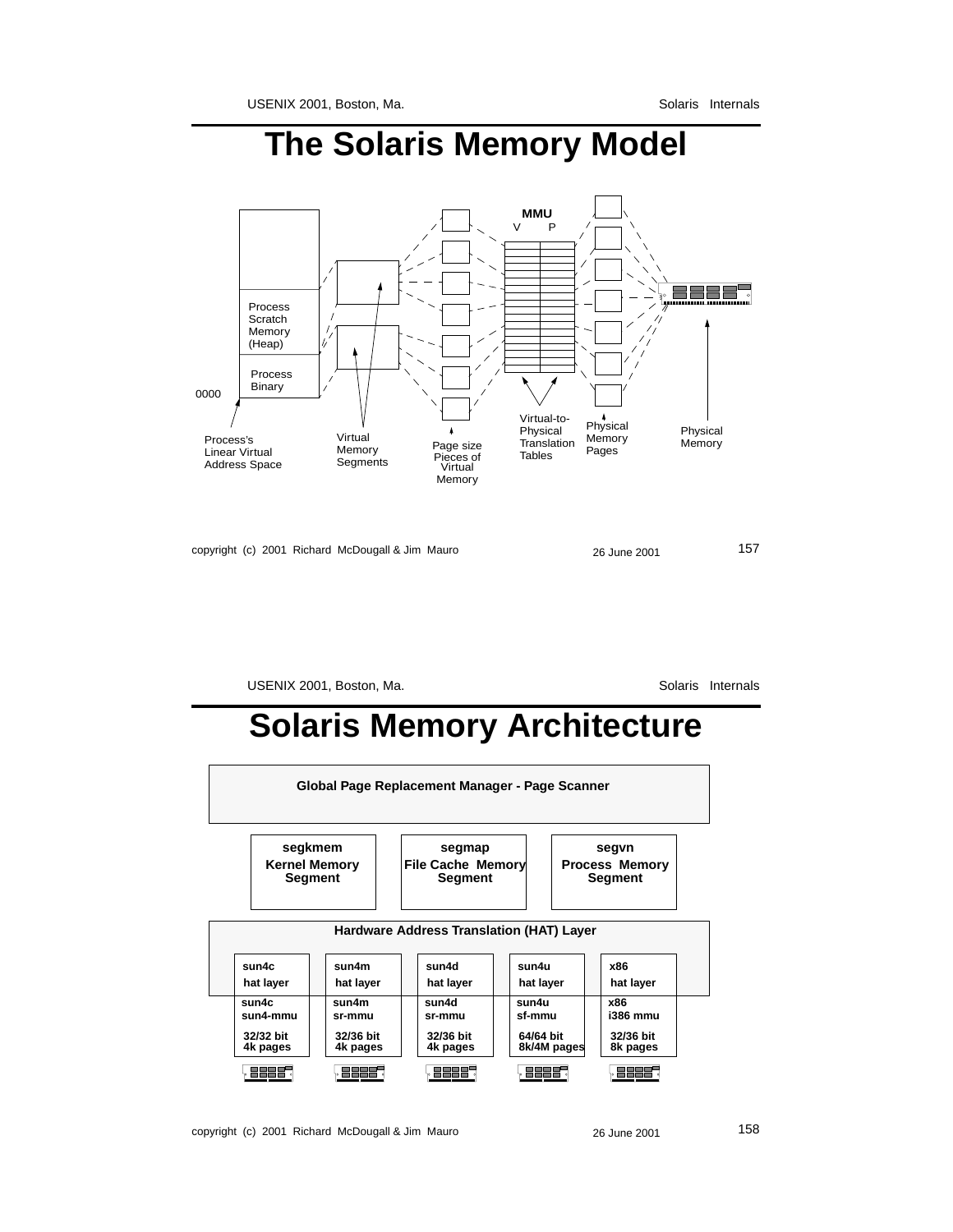# The Solaris Memory Model

MMU

V P

Process Scratch Memory (Heap)

Process Binary

0000

Process's Linear Virtual Address Space

Virtual Memory Segments

Page size Pieces of Virtual Memory

Virtual-to-Physical Translation Tables

Physical Memory Pages

Physical Memory

# Solaris Memory Architecture

Global Page Replacement Manager - Page Scanner

| segkmem | segmap | segvn |
|---|---|---|
| Kernel Memory Segment | File Cache Memory Segment | Process Memory Segment |

Hardware Address Translation (HAT) Layer

| sun4c | sun4m | sun4d | sun4u | x86 |
|---|---|---|---|---|
| hat layer | hat layer | hat layer | hat layer | hat layer |
| sun4c sun4-mmu | sun4m sr-mmu | sun4d sr-mmu | sun4u sf-mmu | x86 i386 mmu |
| 32/32 bit 4k pages | 32/36 bit 4k pages | 32/36 bit 4k pages | 64/64 bit 8k/4M pages | 32/36 bit 8k pages |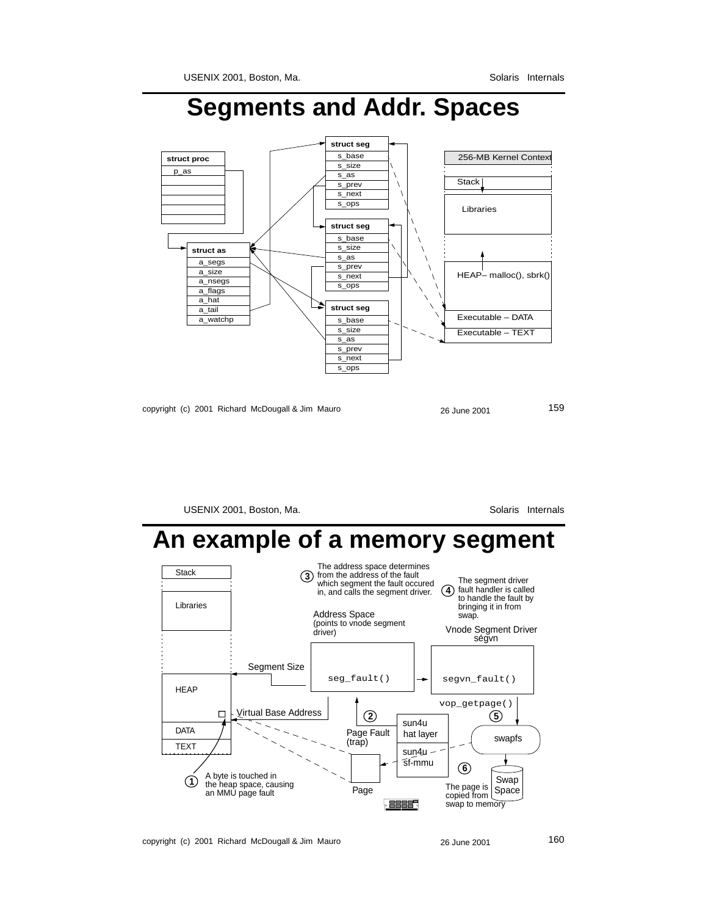# Segments and Addr. Spaces

struct proc

- p_as

struct as

- a_segs
- a_size
- a_nsegs
- a_flags
- a_hat
- a_tail
- a_watchp

struct seg

- s_base
- s_size
- s_as
- s_prev
- s_next
- s_ops

struct seg

- s_base
- s_size
- s_as
- s_prev
- s_next
- s_ops

struct seg

- s_base
- s_size
- s_as
- s_prev
- s_next
- s_ops

256-MB Kernel Context

Stack

Libraries

HEAP– malloc(), sbrk()

Executable – DATA

Executable – TEXT

# An example of a memory segment

Stack

Libraries

HEAP

DATA

TEXT

Segment Size

Virtual Base Address

1. A byte is touched in the heap space, causing an MMU page fault
2. Page Fault (trap)
3. The address space determines from the address of the fault which segment the fault occured in, and calls the segment driver.
4. The segment driver fault handler is called to handle the fault by bringing it in from swap.
5. vop_getpage()
6. The page is copied from swap to memory

Address Space (points to vnode segment driver)

`seg_fault()`

Vnode Segment Driver segvn

`segvn_fault()`

sun4u hat layer

sun4u sf-mmu

swapfs

Swap Space

Page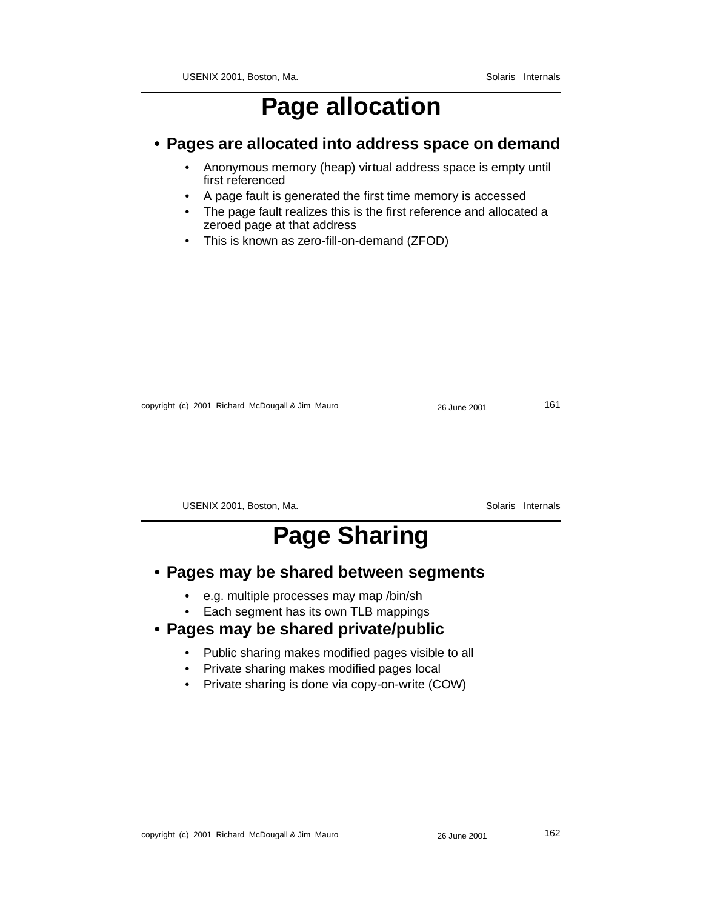# Page allocation

- **Pages are allocated into address space on demand**
  - Anonymous memory (heap) virtual address space is empty until first referenced
  - A page fault is generated the first time memory is accessed
  - The page fault realizes this is the first reference and allocated a zeroed page at that address
  - This is known as zero-fill-on-demand (ZFOD)

# Page Sharing

- **Pages may be shared between segments**
  - e.g. multiple processes may map /bin/sh
  - Each segment has its own TLB mappings
- **Pages may be shared private/public**
  - Public sharing makes modified pages visible to all
  - Private sharing makes modified pages local
  - Private sharing is done via copy-on-write (COW)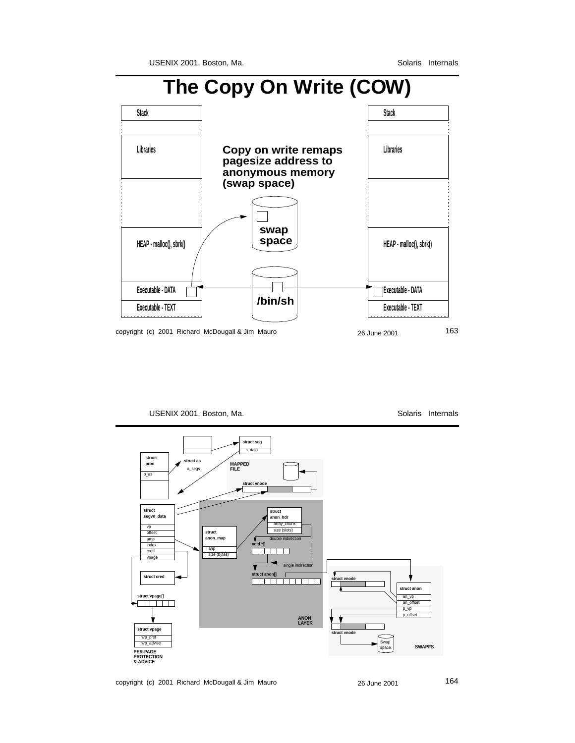# The Copy On Write (COW)

Stack

Libraries

HEAP - malloc(), sbrk()

Executable - DATA

Executable - TEXT

**Copy on write remaps pagesize address to anonymous memory (swap space)**

swap space

/bin/sh

Stack

Libraries

HEAP - malloc(), sbrk()

Executable - DATA

Executable - TEXT

---

struct seg

s_data

struct proc

p_as

struct as

a_segs

MAPPED FILE

struct vnode

struct segvn_data

vp
offset
amp
index
cred
vpage

struct anon_hdr

array_chunk
size (slots)

struct anon_map

ahp
size (bytes)

double indirection

void *[]

single indirection

struct anon[]

struct cred

struct vpage[]

struct vpage

nvp_prot
nvp_advise

PER-PAGE PROTECTION & ADVICE

ANON LAYER

struct vnode

struct anon

an_vp
an_offset
p_vp
p_offset

struct vnode

Swap Space

SWAPFS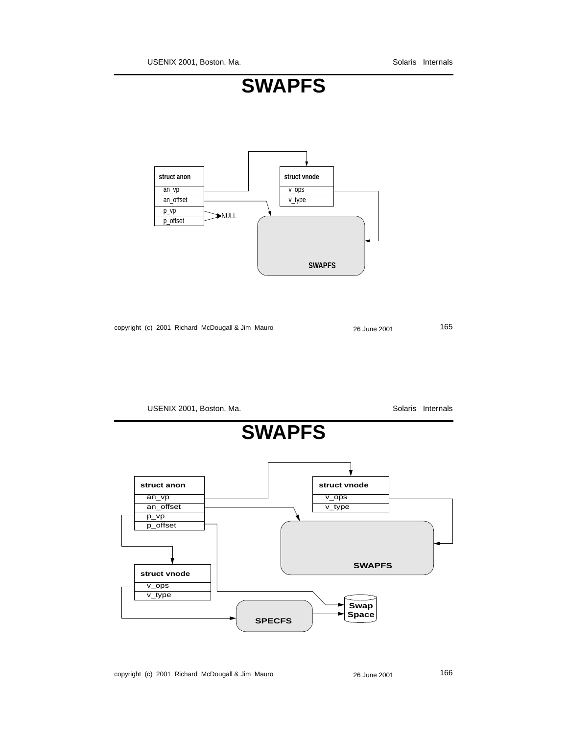# SWAPFS

struct anon
- an_vp
- an_offset
- p_vp
- p_offset

NULL

struct vnode
- v_ops
- v_type

SWAPFS

# SWAPFS

struct anon
- an_vp
- an_offset
- p_vp
- p_offset

struct vnode
- v_ops
- v_type

SWAPFS

struct vnode
- v_ops
- v_type

SPECFS

Swap Space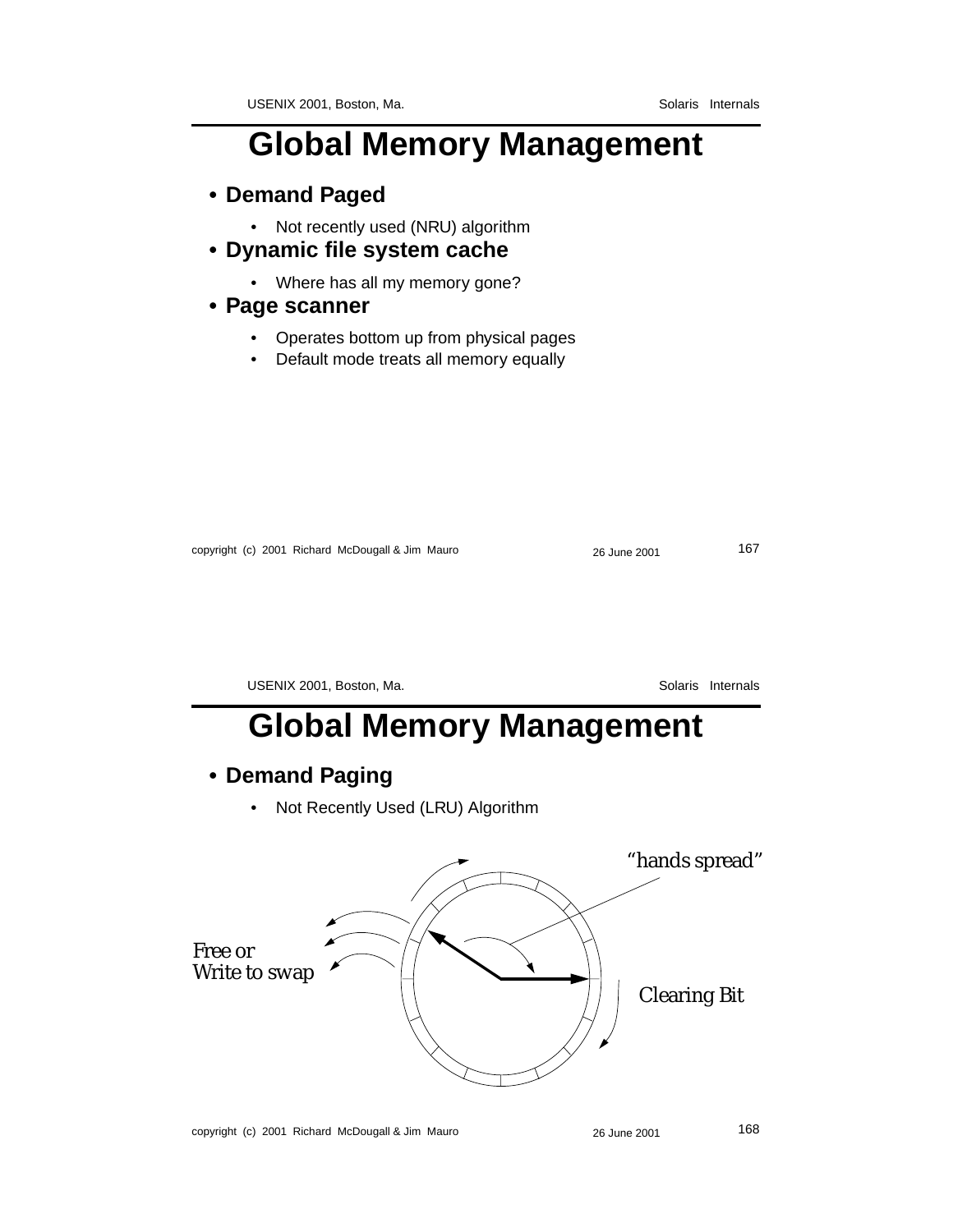# Global Memory Management

- **Demand Paged**
  - Not recently used (NRU) algorithm
- **Dynamic file system cache**
  - Where has all my memory gone?
- **Page scanner**
  - Operates bottom up from physical pages
  - Default mode treats all memory equally

# Global Memory Management

- **Demand Paging**
  - Not Recently Used (LRU) Algorithm

"hands spread"

Free or
Write to swap

Clearing Bit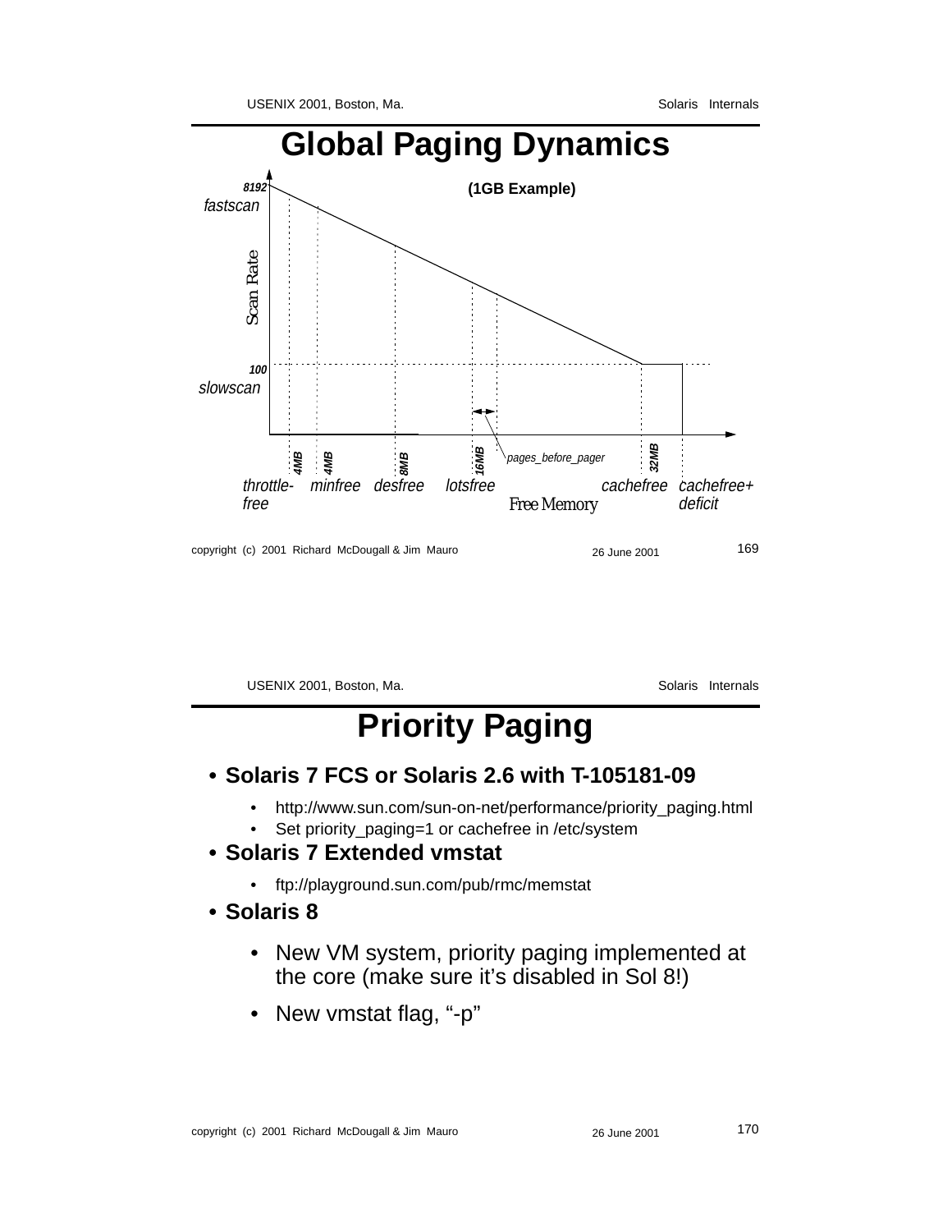# Global Paging Dynamics

(1GB Example)

8192 fastscan

Scan Rate

100 slowscan

4MB throttle-free | 4MB minfree | 8MB desfree | 16MB lotsfree | pages_before_pager | 32MB cachefree | cachefree+deficit

Free Memory

# Priority Paging

- **Solaris 7 FCS or Solaris 2.6 with T-105181-09**
  - http://www.sun.com/sun-on-net/performance/priority_paging.html
  - Set priority_paging=1 or cachefree in /etc/system
- **Solaris 7 Extended vmstat**
  - ftp://playground.sun.com/pub/rmc/memstat
- **Solaris 8**
  - New VM system, priority paging implemented at the core (make sure it's disabled in Sol 8!)
  - New vmstat flag, "-p"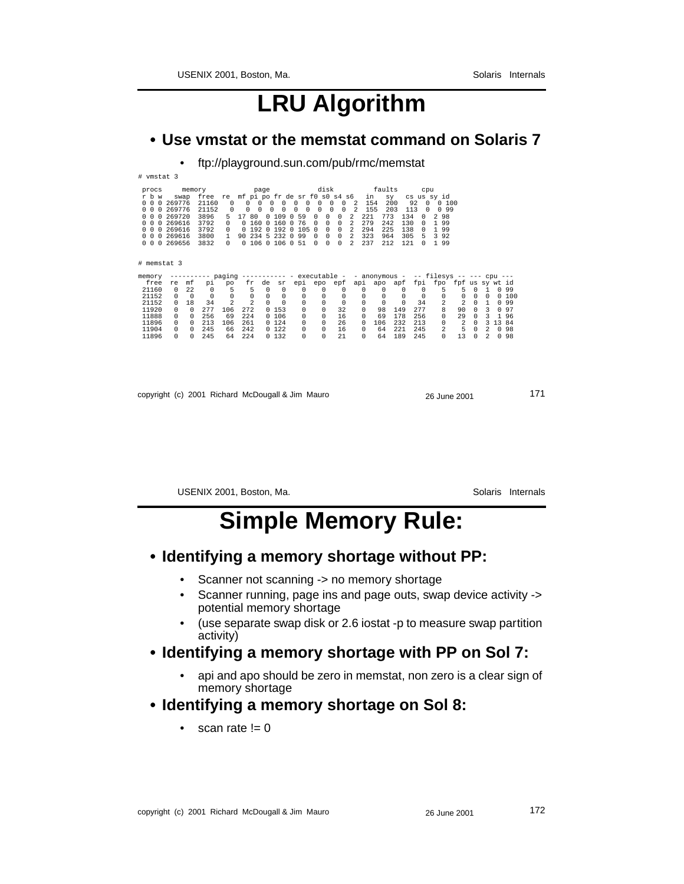# LRU Algorithm

- **Use vmstat or the memstat command on Solaris 7**
  - ftp://playground.sun.com/pub/rmc/memstat

```
# vmstat 3

 procs     memory            page            disk          faults      cpu
 r b w   swap  free  re  mf pi po fr de sr f0 s0 s4 s6   in   sy   cs us sy id
 0 0 0 269776  21160   0   0  0  0  0  0  0  0  0  0  2  154  200   92  0  0 100
 0 0 0 269776  21152   0   0  0  0  0  0  0  0  0  0  2  155  203  113  0  0 99
 0 0 0 269720  3896    5  17 80  0 109 0 59  0  0  0  2  221  773  134  0  2 98
 0 0 0 269616  3792    0   0 160 0 160 0 76  0  0  0  2  279  242  130  0  1 99
 0 0 0 269616  3792    0   0 192 0 192 0 105 0  0  0  2  294  225  138  0  1 99
 0 0 0 269616  3800    1  90 234 5 232 0 99  0  0  0  2  323  964  305  5  3 92
 0 0 0 269656  3832    0   0 106 0 106 0 51  0  0  0  2  237  212  121  0  1 99


# memstat 3

memory  ---------- paging ----------- - executable -  - anonymous -  -- filesys -- --- cpu ---
 free  re  mf   pi   po   fr  de   sr  epi  epo  epf  api  apo  apf  fpi  fpo  fpf us sy wt id
 21160   0  22    0    5    5   0    0    0    0    0    0    0    0    0    5    5  0  1  0 99
 21152   0   0    0    0    0   0    0    0    0    0    0    0    0    0    0    0  0  0  0 100
 21152   0  18   34    2    2   0    0    0    0    0    0    0    0   34    2    2  0  1  0 99
 11920   0   0  277  106  272   0  153    0    0   32    0   98  149  277    8   90  0  3  0 97
 11888   0   0  256   69  224   0  106    0    0   16    0   69  178  256    0   29  0  3  1 96
 11896   0   0  213  106  261   0  124    0    0   26    0  106  232  213    0    2  0  3 13 84
 11904   0   0  245   66  242   0  122    0    0   16    0   64  221  245    2    5  0  2  0 98
 11896   0   0  245   64  224   0  132    0    0   21    0   64  189  245    0   13  0  2  0 98
```

# Simple Memory Rule:

- **Identifying a memory shortage without PP:**
  - Scanner not scanning -> no memory shortage
  - Scanner running, page ins and page outs, swap device activity -> potential memory shortage
  - (use separate swap disk or 2.6 iostat -p to measure swap partition activity)
- **Identifying a memory shortage with PP on Sol 7:**
  - api and apo should be zero in memstat, non zero is a clear sign of memory shortage
- **Identifying a memory shortage on Sol 8:**
  - scan rate != 0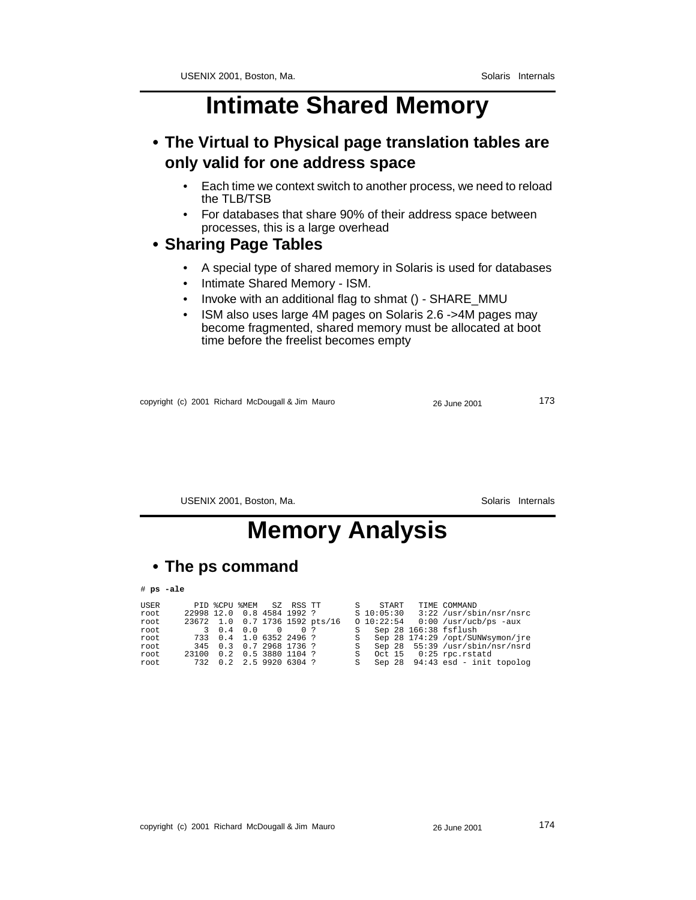# Intimate Shared Memory

- **The Virtual to Physical page translation tables are only valid for one address space**
  - Each time we context switch to another process, we need to reload the TLB/TSB
  - For databases that share 90% of their address space between processes, this is a large overhead
- **Sharing Page Tables**
  - A special type of shared memory in Solaris is used for databases
  - Intimate Shared Memory - ISM.
  - Invoke with an additional flag to shmat () - SHARE_MMU
  - ISM also uses large 4M pages on Solaris 2.6 ->4M pages may become fragmented, shared memory must be allocated at boot time before the freelist becomes empty

# Memory Analysis

- **The ps command**

```
# ps -ale

USER       PID %CPU %MEM   SZ  RSS TT       S    START   TIME COMMAND
root     22998 12.0  0.8 4584 1992 ?        S 10:05:30   3:22 /usr/sbin/nsr/nsrc
root     23672  1.0  0.7 1736 1592 pts/16   O 10:22:54   0:00 /usr/ucb/ps -aux
root         3  0.4  0.0    0    0 ?        S   Sep 28 166:38 fsflush
root       733  0.4  1.0 6352 2496 ?        S   Sep 28 174:29 /opt/SUNWsymon/jre
root       345  0.3  0.7 2968 1736 ?        S   Sep 28  55:39 /usr/sbin/nsr/nsrd
root     23100  0.2  0.5 3880 1104 ?        S   Oct 15   0:25 rpc.rstatd
root       732  0.2  2.5 9920 6304 ?        S   Sep 28  94:43 esd - init topolog
```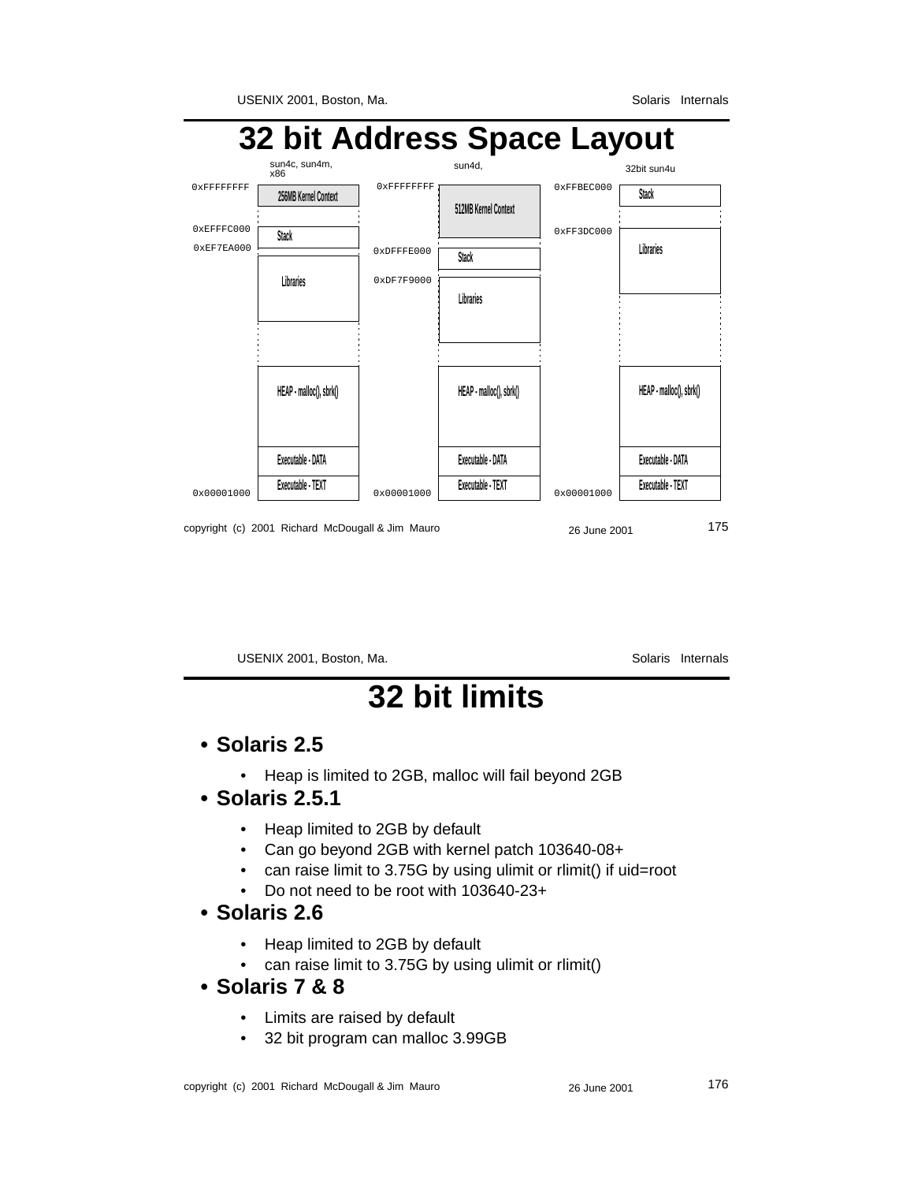# 32 bit Address Space Layout

| sun4c, sun4m, x86 | | sun4d, | | 32bit sun4u | |
|---|---|---|---|---|---|
| 0xFFFFFFFF | 256MB Kernel Context | 0xFFFFFFFF | 512MB Kernel Context | 0xFFBEC000 | Stack |
| 0xEFFFC000 | Stack | 0xDFFFE000 | Stack | 0xFF3DC000 | Libraries |
| 0xEF7EA000 | Libraries | 0xDF7F9000 | Libraries | | |
| | HEAP - malloc(), sbrk() | | HEAP - malloc(), sbrk() | | HEAP - malloc(), sbrk() |
| | Executable - DATA | | Executable - DATA | | Executable - DATA |
| 0x00001000 | Executable - TEXT | 0x00001000 | Executable - TEXT | 0x00001000 | Executable - TEXT |

# 32 bit limits

- **Solaris 2.5**
  - Heap is limited to 2GB, malloc will fail beyond 2GB
- **Solaris 2.5.1**
  - Heap limited to 2GB by default
  - Can go beyond 2GB with kernel patch 103640-08+
  - can raise limit to 3.75G by using ulimit or rlimit() if uid=root
  - Do not need to be root with 103640-23+
- **Solaris 2.6**
  - Heap limited to 2GB by default
  - can raise limit to 3.75G by using ulimit or rlimit()
- **Solaris 7 & 8**
  - Limits are raised by default
  - 32 bit program can malloc 3.99GB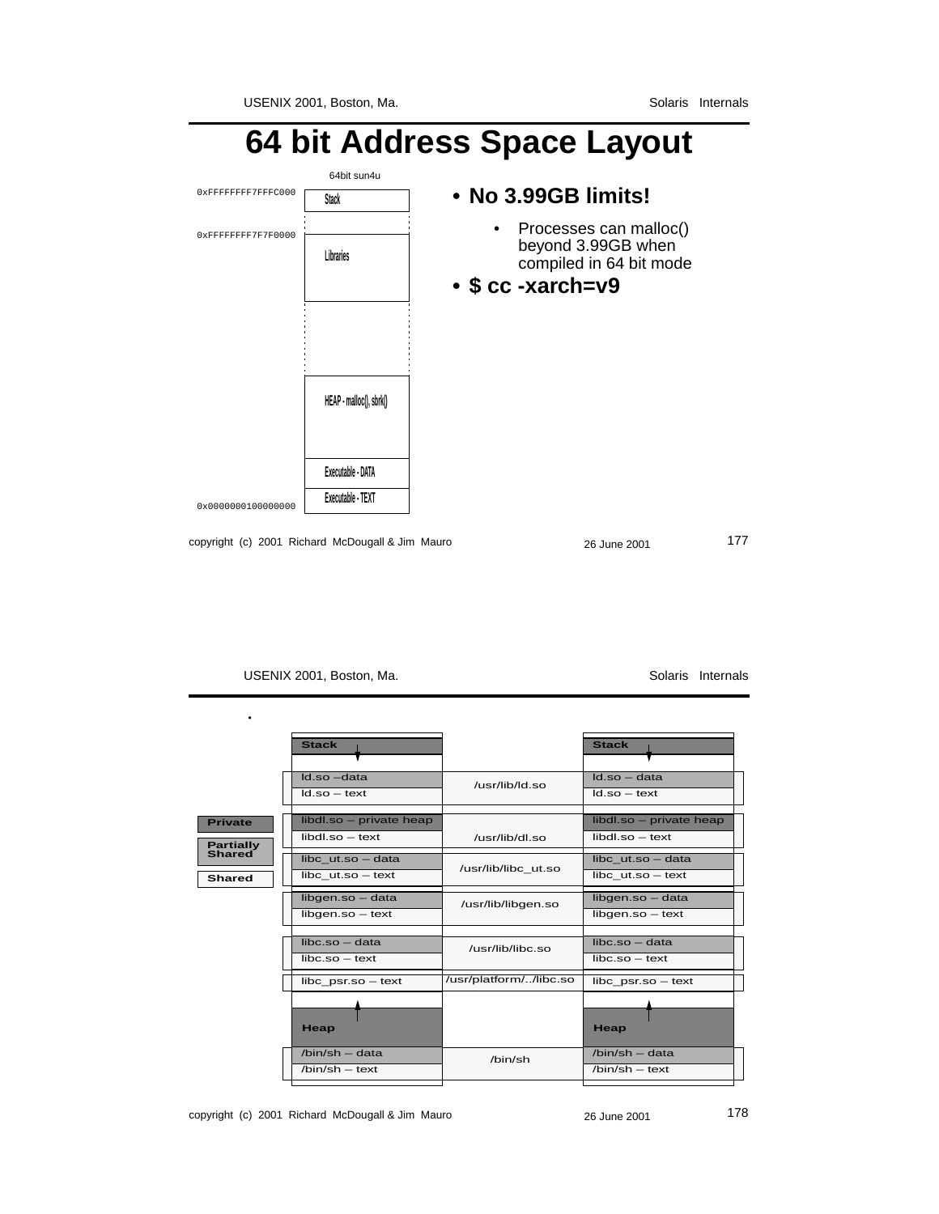# 64 bit Address Space Layout

64bit sun4u

| Address | Segment |
|---|---|
| 0xFFFFFFFF7FFFC000 | Stack |
| 0xFFFFFFFF7F7F0000 | Libraries |
| | HEAP - malloc(), sbrk() |
| | Executable - DATA |
| 0x0000000100000000 | Executable - TEXT |

- **No 3.99GB limits!**
  - Processes can malloc() beyond 3.99GB when compiled in 64 bit mode
- **$ cc -xarch=v9**

---

•

Legend: **Private** / **Partially Shared** / **Shared**

| Process 1 | Shared file | Process 2 |
|---|---|---|
| Stack | | Stack |
| ld.so –data | /usr/lib/ld.so | ld.so – data |
| ld.so – text | | ld.so – text |
| libdl.so – private heap | /usr/lib/dl.so | libdl.so – private heap |
| libdl.so – text | | libdl.so – text |
| libc_ut.so – data | /usr/lib/libc_ut.so | libc_ut.so – data |
| libc_ut.so – text | | libc_ut.so – text |
| libgen.so – data | /usr/lib/libgen.so | libgen.so – data |
| libgen.so – text | | libgen.so – text |
| libc.so – data | /usr/lib/libc.so | libc.so – data |
| libc.so – text | | libc.so – text |
| libc_psr.so – text | /usr/platform/../libc.so | libc_psr.so – text |
| Heap | | Heap |
| /bin/sh – data | /bin/sh | /bin/sh – data |
| /bin/sh – text | | /bin/sh – text |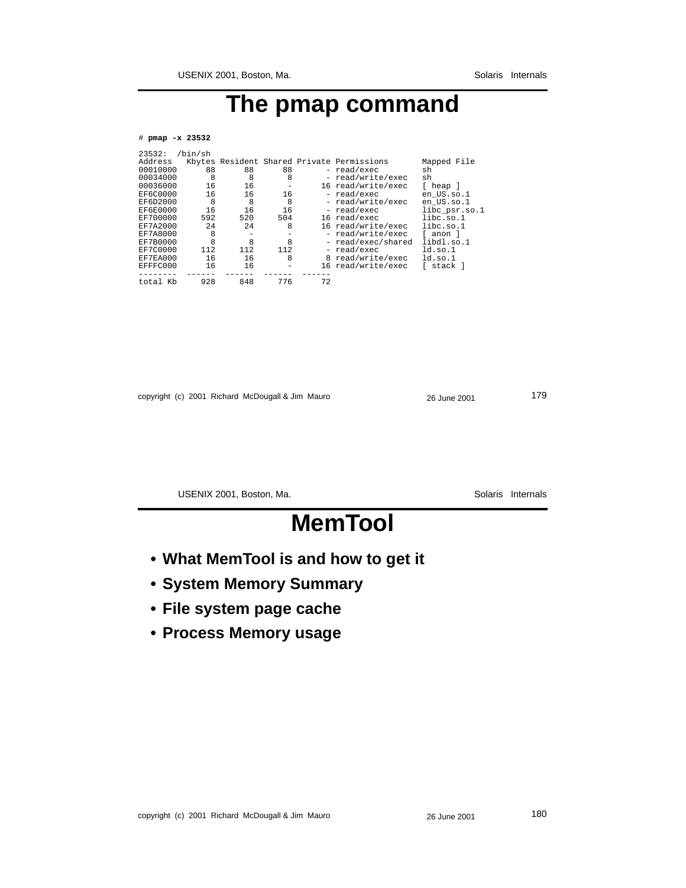# The pmap command

```
# pmap -x 23532

23532:  /bin/sh
Address   Kbytes Resident Shared Private Permissions       Mapped File
00010000      88      88      88       - read/exec         sh
00034000       8       8       8       - read/write/exec   sh
00036000      16      16       -      16 read/write/exec   [ heap ]
EF6C0000      16      16      16       - read/exec         en_US.so.1
EF6D2000       8       8       8       - read/write/exec   en_US.so.1
EF6E0000      16      16      16       - read/exec         libc_psr.so.1
EF700000     592     520     504      16 read/exec         libc.so.1
EF7A2000      24      24       8      16 read/write/exec   libc.so.1
EF7A8000       8       -       -       - read/write/exec   [ anon ]
EF7B0000       8       8       8       - read/exec/shared  libdl.so.1
EF7C0000     112     112     112       - read/exec         ld.so.1
EF7EA000      16      16       8       8 read/write/exec   ld.so.1
EFFFC000      16      16       -      16 read/write/exec   [ stack ]
--------  ------  ------  ------  ------
total Kb     928     848     776      72
```

# MemTool

- What MemTool is and how to get it
- System Memory Summary
- File system page cache
- Process Memory usage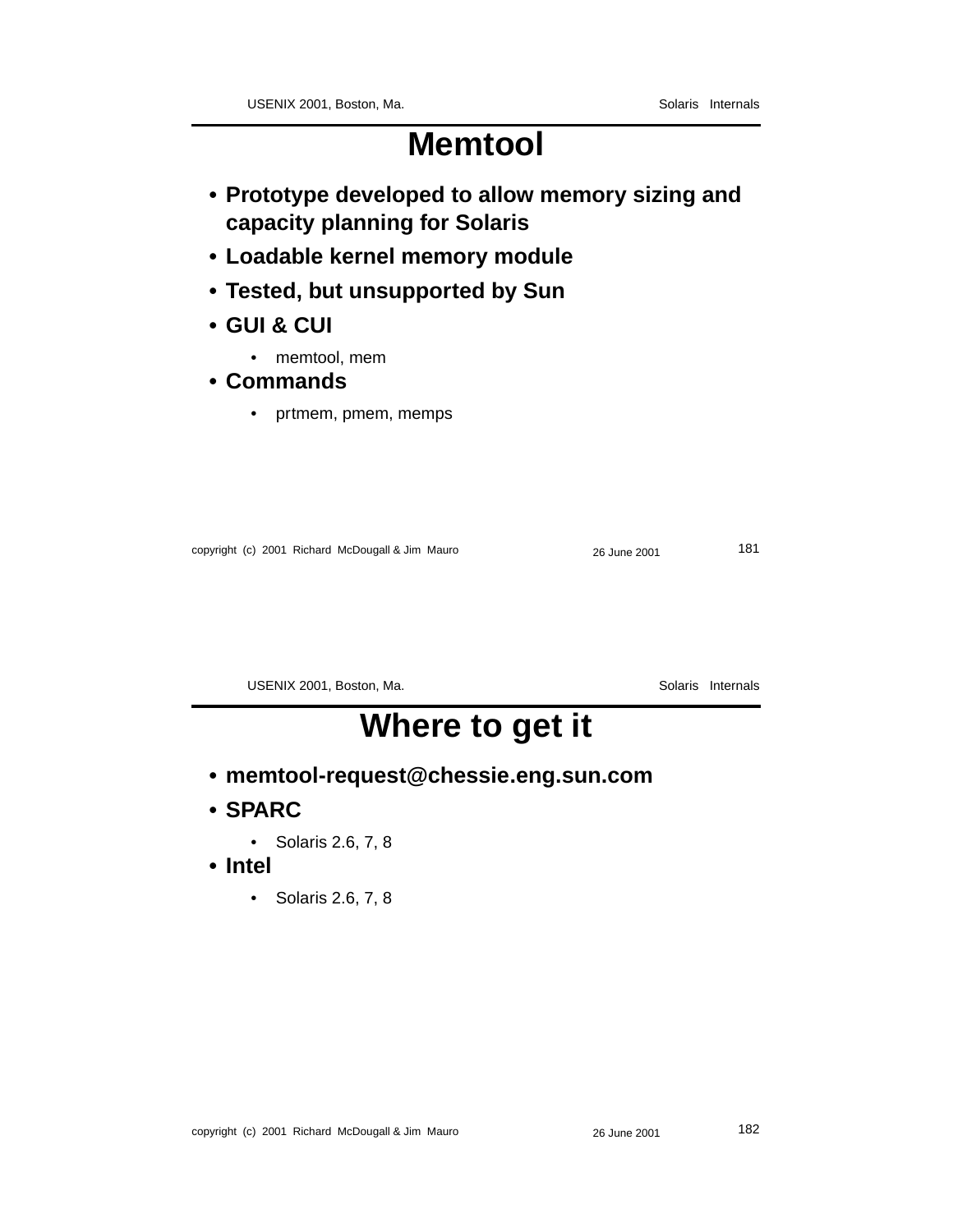# Memtool

- **Prototype developed to allow memory sizing and capacity planning for Solaris**
- **Loadable kernel memory module**
- **Tested, but unsupported by Sun**
- **GUI & CUI**
  - memtool, mem
- **Commands**
  - prtmem, pmem, memps

# Where to get it

- **memtool-request@chessie.eng.sun.com**
- **SPARC**
  - Solaris 2.6, 7, 8
- **Intel**
  - Solaris 2.6, 7, 8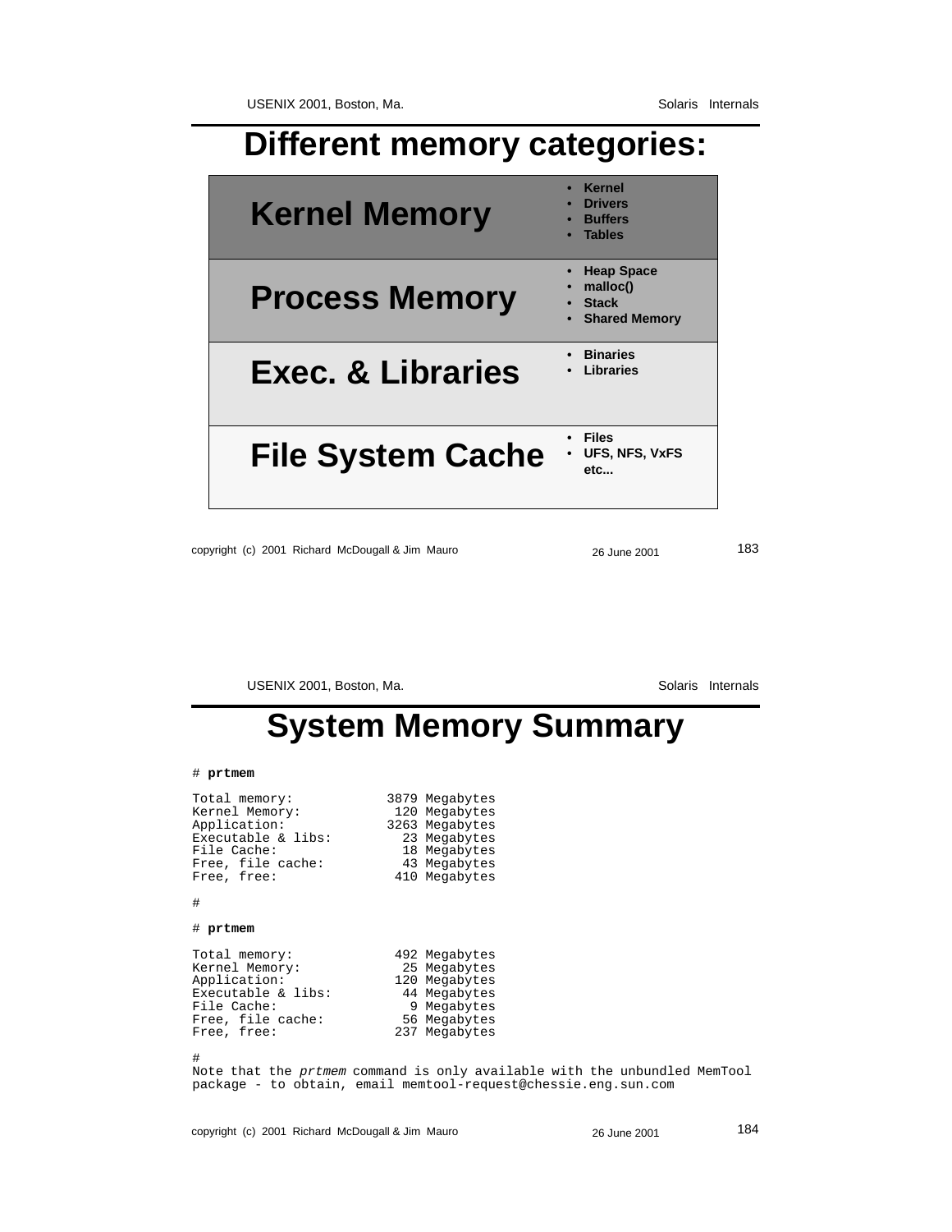# Different memory categories:

| Category | Contents |
| --- | --- |
| **Kernel Memory** | • Kernel<br>• Drivers<br>• Buffers<br>• Tables |
| **Process Memory** | • Heap Space<br>• malloc()<br>• Stack<br>• Shared Memory |
| **Exec. & Libraries** | • Binaries<br>• Libraries |
| **File System Cache** | • Files<br>• UFS, NFS, VxFS etc... |

# System Memory Summary

```
# prtmem

Total memory:           3879 Megabytes
Kernel Memory:           120 Megabytes
Application:            3263 Megabytes
Executable & libs:        23 Megabytes
File Cache:               18 Megabytes
Free, file cache:         43 Megabytes
Free, free:              410 Megabytes

#

# prtmem

Total memory:            492 Megabytes
Kernel Memory:            25 Megabytes
Application:             120 Megabytes
Executable & libs:        44 Megabytes
File Cache:                9 Megabytes
Free, file cache:         56 Megabytes
Free, free:              237 Megabytes

#
```

Note that the *prtmem* command is only available with the unbundled MemTool package - to obtain, email memtool-request@chessie.eng.sun.com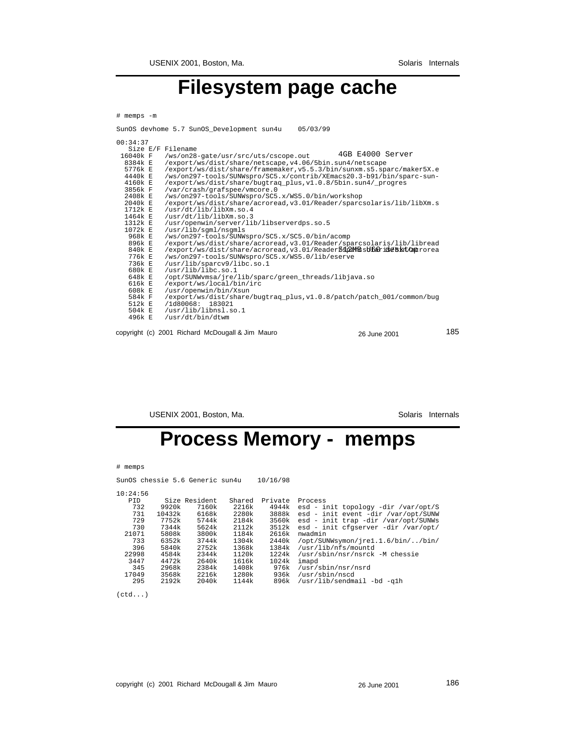# Filesystem page cache

```
# memps -m

SunOS devhome 5.7 SunOS_Development sun4u    05/03/99

00:34:37
   Size E/F Filename
 16040k F   /ws/on28-gate/usr/src/uts/cscope.out
  8384k E   /export/ws/dist/share/netscape,v4.06/5bin.sun4/netscape
  5776k E   /export/ws/dist/share/framemaker,v5.5.3/bin/sunxm.s5.sparc/maker5X.e
  4440k E   /ws/on297-tools/SUNWspro/SC5.x/contrib/XEmacs20.3-b91/bin/sparc-sun-
  4160k E   /export/ws/dist/share/bugtraq_plus,v1.0.8/5bin.sun4/_progres
  3856k F   /var/crash/grafspee/vmcore.0
  2408k E   /ws/on297-tools/SUNWspro/SC5.x/WS5.0/bin/workshop
  2040k E   /export/ws/dist/share/acroread,v3.01/Reader/sparcsolaris/lib/libXm.s
  1712k E   /usr/dt/lib/libXm.so.4
  1464k E   /usr/dt/lib/libXm.so.3
  1312k E   /usr/openwin/server/lib/libserverdps.so.5
  1072k E   /usr/lib/sgml/nsgmls
   968k E   /ws/on297-tools/SUNWspro/SC5.x/SC5.0/bin/acomp
   896k E   /export/ws/dist/share/acroread,v3.01/Reader/sparcsolaris/lib/libread
   840k E   /export/ws/dist/share/acroread,v3.01/Reader/sparcsolaris/bin/acrorea
   776k E   /ws/on297-tools/SUNWspro/SC5.x/WS5.0/lib/eserve
   736k E   /usr/lib/sparcv9/libc.so.1
   680k E   /usr/lib/libc.so.1
   648k E   /opt/SUNWvmsa/jre/lib/sparc/green_threads/libjava.so
   616k E   /export/ws/local/bin/irc
   608k E   /usr/openwin/bin/Xsun
   584k F   /export/ws/dist/share/bugtraq_plus,v1.0.8/patch/patch_001/common/bug
   512k E   /1d80068:  183021
   504k E   /usr/lib/libnsl.so.1
   496k E   /usr/dt/bin/dtwm
```

4GB E4000 Server

512MB Ultra desktop

copyright (c) 2001 Richard McDougall & Jim Mauro — 26 June 2001

# Process Memory - memps

```
# memps

SunOS chessie 5.6 Generic sun4u     10/16/98

10:24:56
   PID      Size Resident   Shared  Private  Process
   732     9920k    7160k    2216k    4944k  esd - init topology -dir /var/opt/S
   731    10432k    6168k    2280k    3888k  esd - init event -dir /var/opt/SUNW
   729     7752k    5744k    2184k    3560k  esd - init trap -dir /var/opt/SUNWs
   730     7344k    5624k    2112k    3512k  esd - init cfgserver -dir /var/opt/
 21071     5808k    3800k    1184k    2616k  nwadmin
   733     6352k    3744k    1304k    2440k  /opt/SUNWsymon/jre1.1.6/bin/../bin/
   396     5840k    2752k    1368k    1384k  /usr/lib/nfs/mountd
 22998     4584k    2344k    1120k    1224k  /usr/sbin/nsr/nsrck -M chessie
  3447     4472k    2640k    1616k    1024k  imapd
   345     2968k    2384k    1408k     976k  /usr/sbin/nsr/nsrd
 17049     3568k    2216k    1280k     936k  /usr/sbin/nscd
   295     2192k    2040k    1144k     896k  /usr/lib/sendmail -bd -q1h

(ctd...)
```

copyright (c) 2001 Richard McDougall & Jim Mauro — 26 June 2001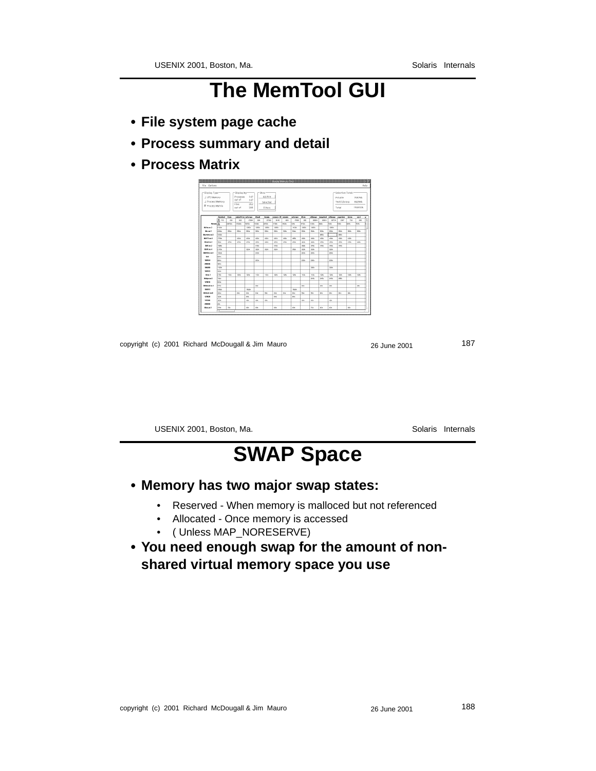# The MemTool GUI

- **File system page cache**
- **Process summary and detail**
- **Process Matrix**

# SWAP Space

- **Memory has two major swap states:**
  - Reserved - When memory is malloced but not referenced
  - Allocated - Once memory is accessed
  - ( Unless MAP_NORESERVE)
- **You need enough swap for the amount of non-shared virtual memory space you use**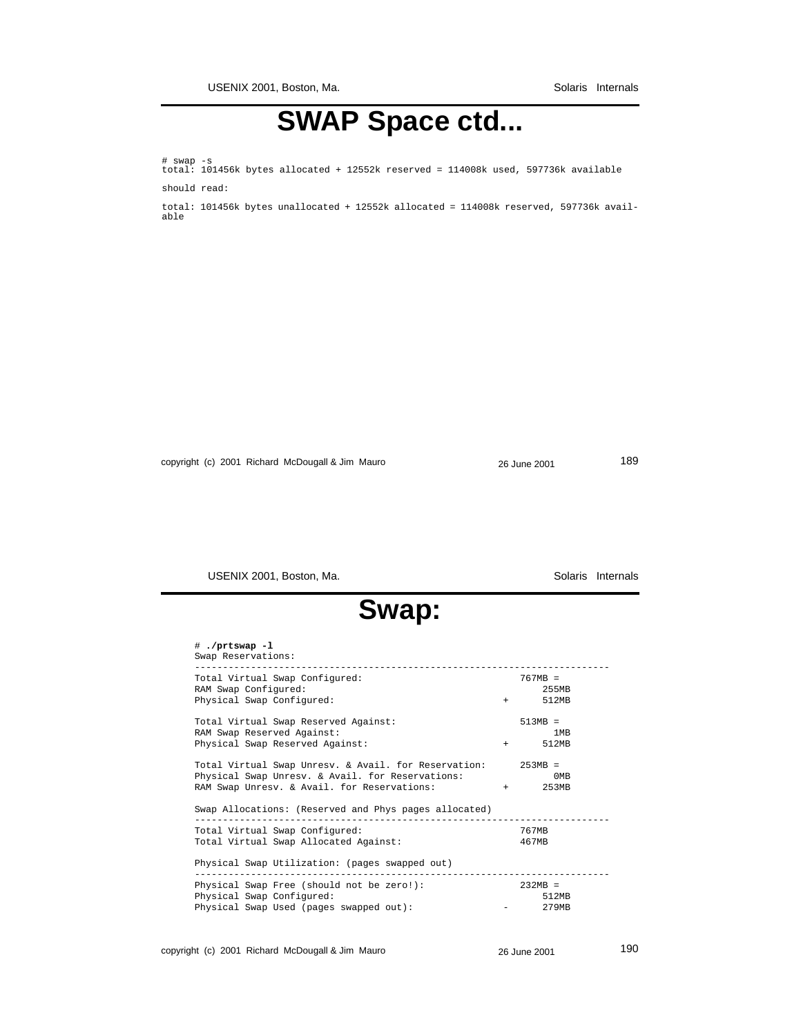# SWAP Space ctd...

```
# swap -s
total: 101456k bytes allocated + 12552k reserved = 114008k used, 597736k available
```

should read:

```
total: 101456k bytes unallocated + 12552k allocated = 114008k reserved, 597736k avail-
able
```

# Swap:

```
# ./prtswap -l
Swap Reservations:
--------------------------------------------------------------------------
Total Virtual Swap Configured:                            767MB =
RAM Swap Configured:                                        255MB
Physical Swap Configured:                             +     512MB

Total Virtual Swap Reserved Against:                      513MB =
RAM Swap Reserved Against:                                    1MB
Physical Swap Reserved Against:                       +     512MB

Total Virtual Swap Unresv. & Avail. for Reservation:      253MB =
Physical Swap Unresv. & Avail. for Reservations:              0MB
RAM Swap Unresv. & Avail. for Reservations:           +     253MB

Swap Allocations: (Reserved and Phys pages allocated)
--------------------------------------------------------------------------
Total Virtual Swap Configured:                            767MB
Total Virtual Swap Allocated Against:                     467MB

Physical Swap Utilization: (pages swapped out)
--------------------------------------------------------------------------
Physical Swap Free (should not be zero!):                 232MB =
Physical Swap Configured:                                   512MB
Physical Swap Used (pages swapped out):               -     279MB
```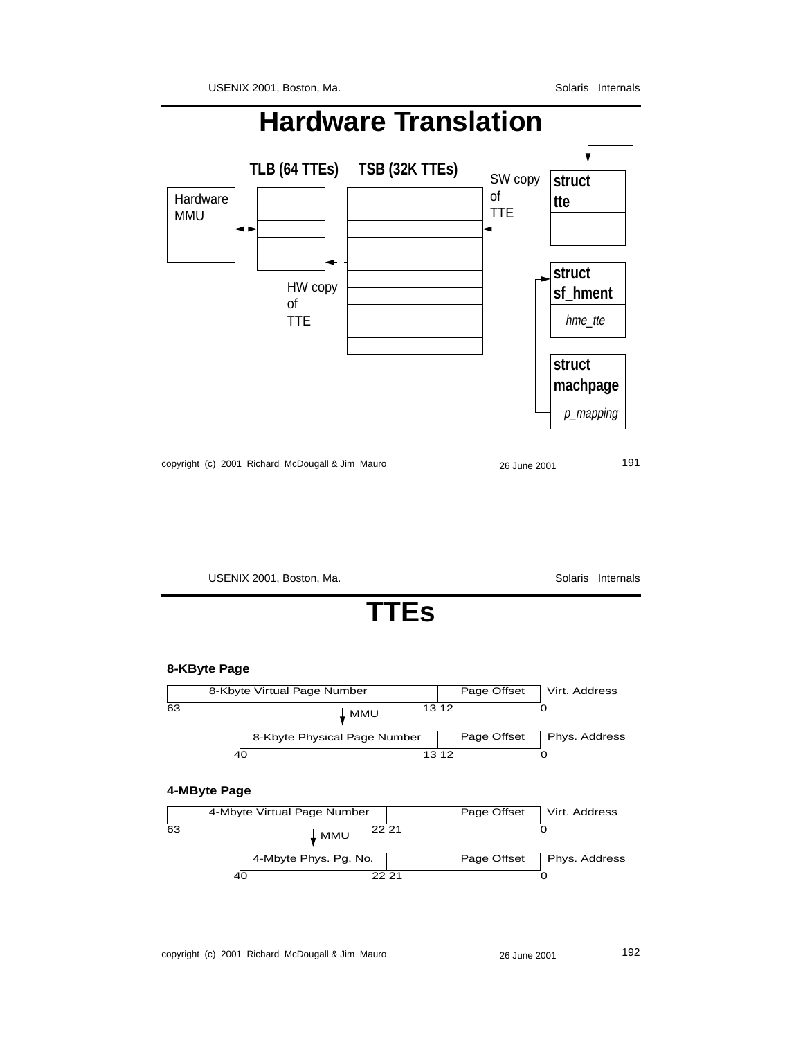# Hardware Translation

TLB (64 TTEs)

TSB (32K TTEs)

Hardware MMU

SW copy of TTE

HW copy of TTE

**struct tte**

**struct sf_hment**

*hme_tte*

**struct machpage**

*p_mapping*

# TTEs

**8-KByte Page**

| 8-Kbyte Virtual Page Number (63–13) | Page Offset (12–0) | Virt. Address |
|---|---|---|

MMU ↓

| 8-Kbyte Physical Page Number (40–13) | Page Offset (12–0) | Phys. Address |
|---|---|---|

**4-MByte Page**

| 4-Mbyte Virtual Page Number (63–22) | Page Offset (21–0) | Virt. Address |
|---|---|---|

MMU ↓

| 4-Mbyte Phys. Pg. No. (40–22) | Page Offset (21–0) | Phys. Address |
|---|---|---|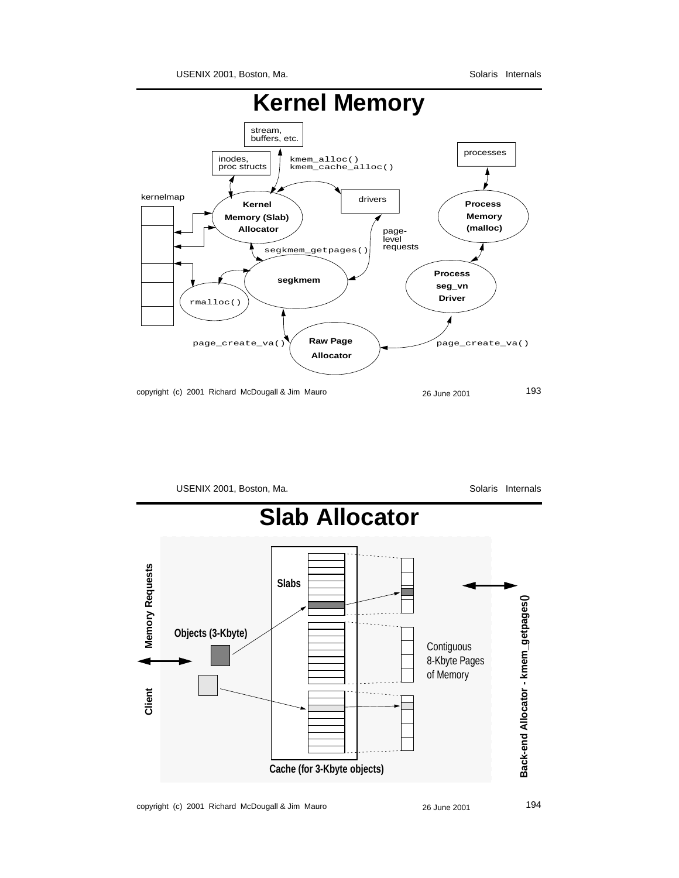# Kernel Memory

stream, buffers, etc.

inodes, proc structs

kmem_alloc()
kmem_cache_alloc()

processes

kernelmap

Kernel Memory (Slab) Allocator

drivers

Process Memory (malloc)

page-level requests

segkmem_getpages()

segkmem

Process seg_vn Driver

rmalloc()

page_create_va()

Raw Page Allocator

page_create_va()

# Slab Allocator

Memory Requests

Client

Slabs

Objects (3-Kbyte)

Contiguous 8-Kbyte Pages of Memory

Back-end Allocator - kmem_getpages()

Cache (for 3-Kbyte objects)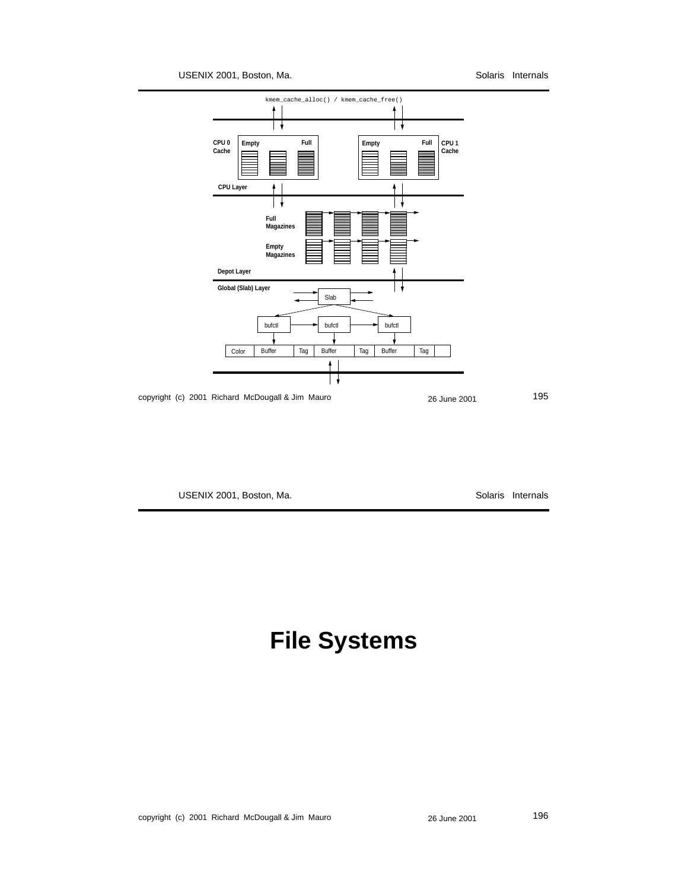kmem_cache_alloc() / kmem_cache_free()

CPU 0 Cache — Empty, Full

CPU 1 Cache — Empty, Full

CPU Layer

Full Magazines

Empty Magazines

Depot Layer

Global (Slab) Layer

Slab

bufctl bufctl bufctl

Color | Buffer | Tag | Buffer | Tag | Buffer | Tag

# File Systems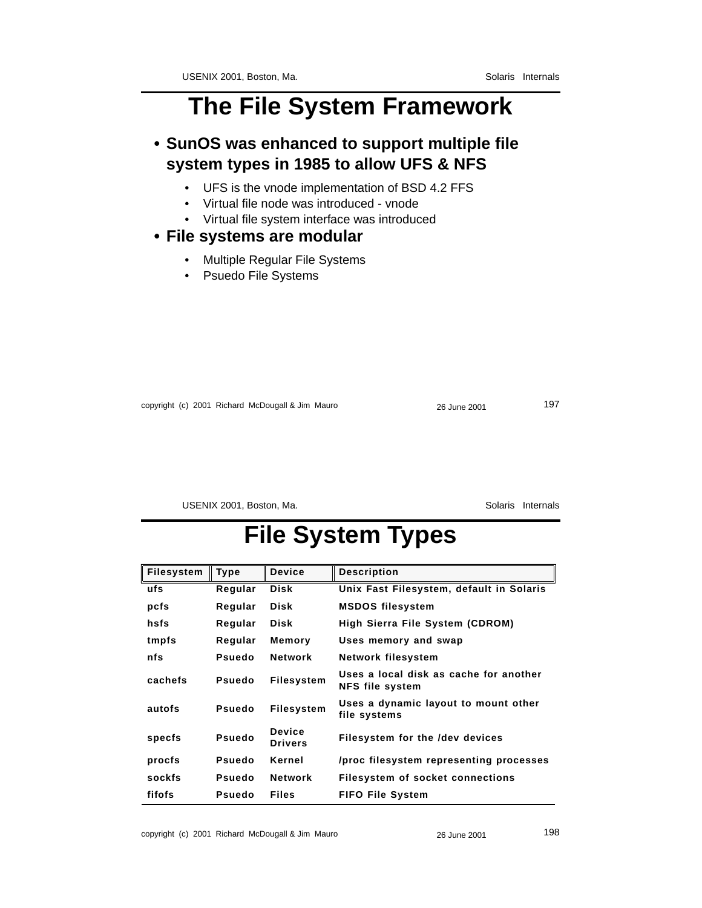# The File System Framework

- **SunOS was enhanced to support multiple file system types in 1985 to allow UFS & NFS**
  - UFS is the vnode implementation of BSD 4.2 FFS
  - Virtual file node was introduced - vnode
  - Virtual file system interface was introduced
- **File systems are modular**
  - Multiple Regular File Systems
  - Psuedo File Systems

# File System Types

| Filesystem | Type | Device | Description |
|---|---|---|---|
| ufs | Regular | Disk | Unix Fast Filesystem, default in Solaris |
| pcfs | Regular | Disk | MSDOS filesystem |
| hsfs | Regular | Disk | High Sierra File System (CDROM) |
| tmpfs | Regular | Memory | Uses memory and swap |
| nfs | Psuedo | Network | Network filesystem |
| cachefs | Psuedo | Filesystem | Uses a local disk as cache for another NFS file system |
| autofs | Psuedo | Filesystem | Uses a dynamic layout to mount other file systems |
| specfs | Psuedo | Device Drivers | Filesystem for the /dev devices |
| procfs | Psuedo | Kernel | /proc filesystem representing processes |
| sockfs | Psuedo | Network | Filesystem of socket connections |
| fifofs | Psuedo | Files | FIFO File System |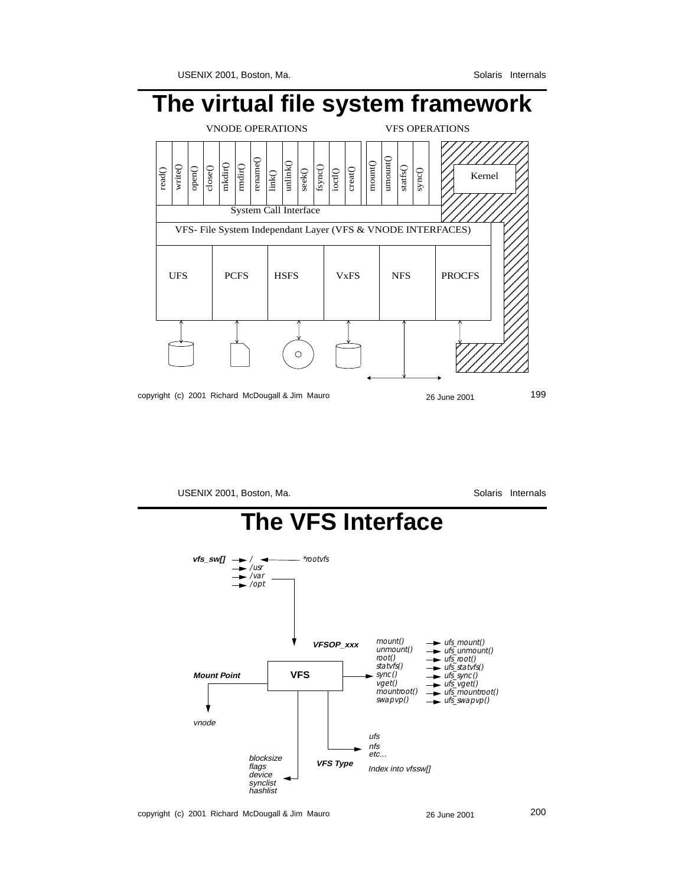# The virtual file system framework

VNODE OPERATIONS

VFS OPERATIONS

read() write() open() close() mkdir() rmdir() rename() link() unlink() seek() fsync() ioctl() creat() mount() umount() statfs() sync()

Kernel

System Call Interface

VFS- File System Independant Layer (VFS & VNODE INTERFACES)

UFS PCFS HSFS VxFS NFS PROCFS

# The VFS Interface

**vfs_sw[]** → / ← *rootvfs*
/usr
/var
/opt

**VFSOP_xxx**

| | |
|---|---|
| mount() | ufs_mount() |
| unmount() | ufs_unmount() |
| root() | ufs_root() |
| statvfs() | ufs_statvfs() |
| sync() | ufs_sync() |
| vget() | ufs_vget() |
| mountroot() | ufs_mountroot() |
| swapvp() | ufs_swapvp() |

**Mount Point** — VFS

vnode

blocksize
flags
device
synclist
hashlist

**VFS Type**

ufs
nfs
etc...

Index into vfssw[]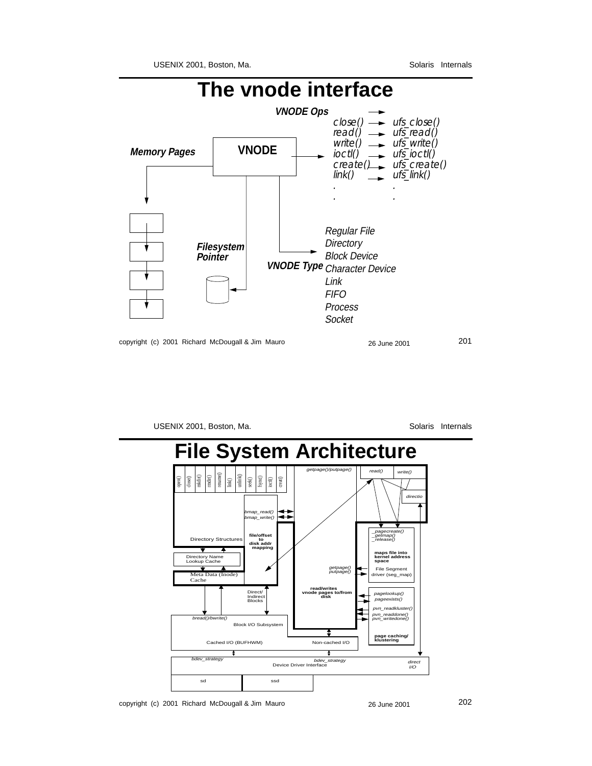# The vnode interface

**VNODE Ops**

| | |
|---|---|
| close() | ufs_close() |
| read() | ufs_read() |
| write() | ufs_write() |
| ioctl() | ufs_ioctl() |
| create() | ufs_create() |
| link() | ufs_link() |
| . | . |
| . | . |

**VNODE**

**Memory Pages**

**Filesystem Pointer**

**VNODE Type**

- Regular File
- Directory
- Block Device
- Character Device
- Link
- FIFO
- Process
- Socket

# File System Architecture

open() close() mkdir() rmdir() rename() link() unlink() seek() fsync() ioctl() creat()

getpage()/putpage()

read() write()

directio

bmap_read()
bmap_write()

Directory Structures

file/offset to disk addr mapping

Directory Name Lookup Cache

Meta Data (Inode) Cache

_pagecreate()
_getmap()
_release()

maps file into kernel address space

getpage()
putpage()

File Segment driver (seg_map)

read/writes vnode pages to/from disk

Direct/ Indirect Blocks

pagelookup()
pageexists()

pvn_readkluster()
pvn_readdone()
pvn_writedone()

bread()/bwrite()

Block I/O Subsystem

page caching/ klustering

Cached I/O (BUFHWM)

Non-cached I/O

bdev_strategy

bdev_strategy

Device Driver Interface

direct I/O

sd

ssd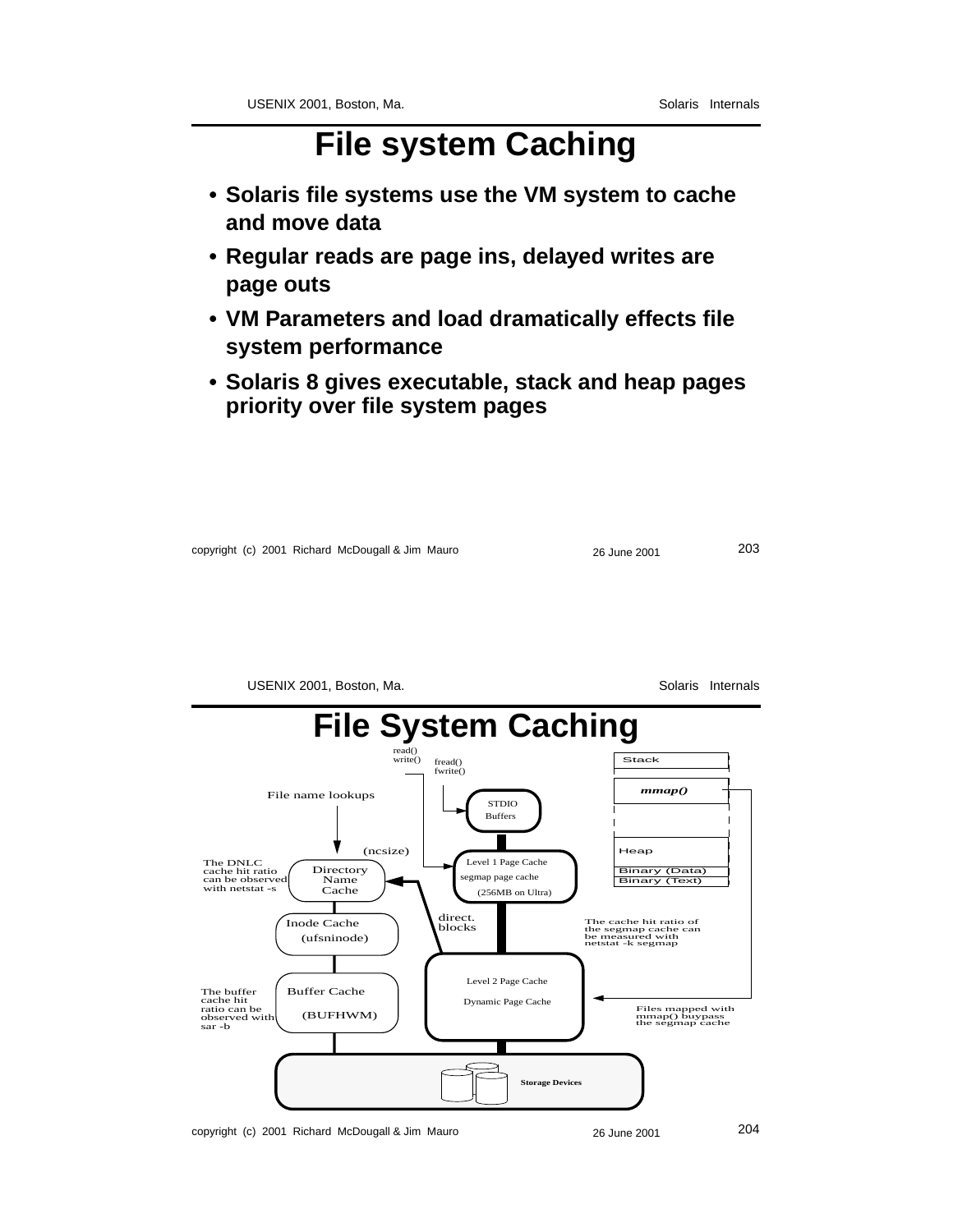# File system Caching

- Solaris file systems use the VM system to cache and move data
- Regular reads are page ins, delayed writes are page outs
- VM Parameters and load dramatically effects file system performance
- Solaris 8 gives executable, stack and heap pages priority over file system pages

# File System Caching

read()
write()

fread()
fwrite()

Stack

*mmap()*

File name lookups

STDIO
Buffers

Heap

Binary (Data)
Binary (Text)

(ncsize)

The DNLC cache hit ratio can be observed with netstat -s

Directory Name Cache

Level 1 Page Cache
segmap page cache
(256MB on Ultra)

direct. blocks

Inode Cache
(ufsninode)

The cache hit ratio of the segmap cache can be measured with netstat -k segmap

Level 2 Page Cache
Dynamic Page Cache

The buffer cache hit ratio can be observed with sar -b

Buffer Cache
(BUFHWM)

Files mapped with mmap() buypass the segmap cache

Storage Devices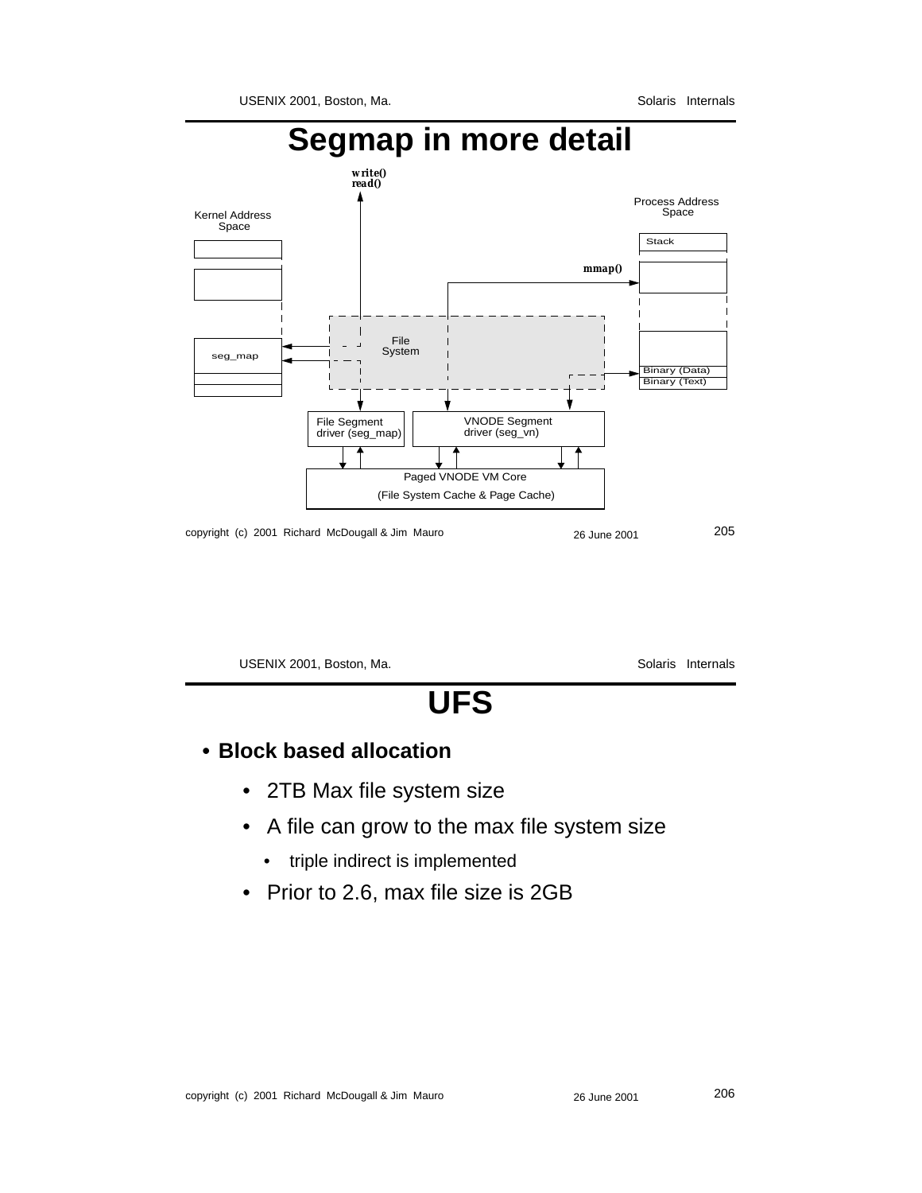# Segmap in more detail

write()
read()

Kernel Address Space

Process Address Space

Stack

mmap()

seg_map

File System

Binary (Data)
Binary (Text)

File Segment driver (seg_map)

VNODE Segment driver (seg_vn)

Paged VNODE VM Core
(File System Cache & Page Cache)

# UFS

- **Block based allocation**
  - 2TB Max file system size
  - A file can grow to the max file system size
    - triple indirect is implemented
  - Prior to 2.6, max file size is 2GB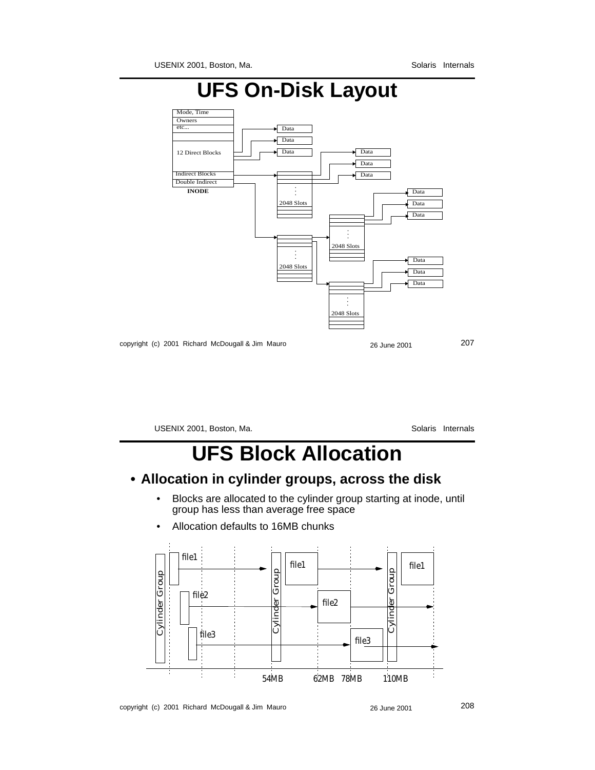# UFS On-Disk Layout

Mode, Time
Owners
etc...

12 Direct Blocks

Indirect Blocks
Double Indirect

**INODE**

Data
Data
Data

Data
Data
Data

2048 Slots

Data
Data
Data

2048 Slots

2048 Slots

Data
Data
Data

2048 Slots

# UFS Block Allocation

- **Allocation in cylinder groups, across the disk**
  - Blocks are allocated to the cylinder group starting at inode, until group has less than average free space
  - Allocation defaults to 16MB chunks

Cylinder Group | file1 | file2 | file3 | Cylinder Group | file1 | file2 | file3 | Cylinder Group | file1

54MB 62MB 78MB 110MB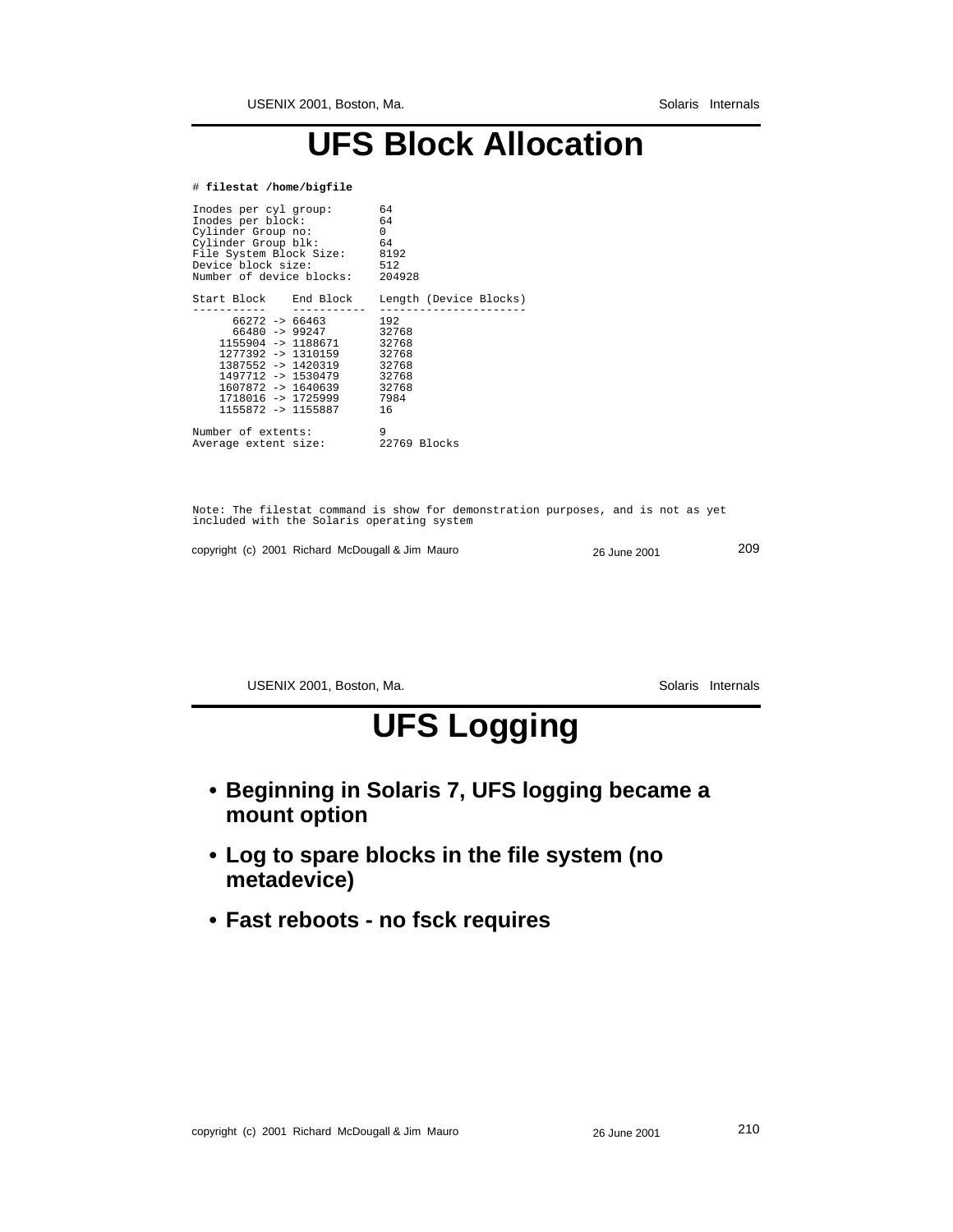# UFS Block Allocation

```
# filestat /home/bigfile

Inodes per cyl group:       64
Inodes per block:           64
Cylinder Group no:          0
Cylinder Group blk:         64
File System Block Size:     8192
Device block size:          512
Number of device blocks:    204928

Start Block    End Block    Length (Device Blocks)
-----------    -----------  ----------------------
      66272 -> 66463        192
      66480 -> 99247        32768
    1155904 -> 1188671      32768
    1277392 -> 1310159      32768
    1387552 -> 1420319      32768
    1497712 -> 1530479      32768
    1607872 -> 1640639      32768
    1718016 -> 1725999      7984
    1155872 -> 1155887      16

Number of extents:          9
Average extent size:        22769 Blocks
```

Note: The filestat command is show for demonstration purposes, and is not as yet included with the Solaris operating system

# UFS Logging

- **Beginning in Solaris 7, UFS logging became a mount option**
- **Log to spare blocks in the file system (no metadevice)**
- **Fast reboots - no fsck requires**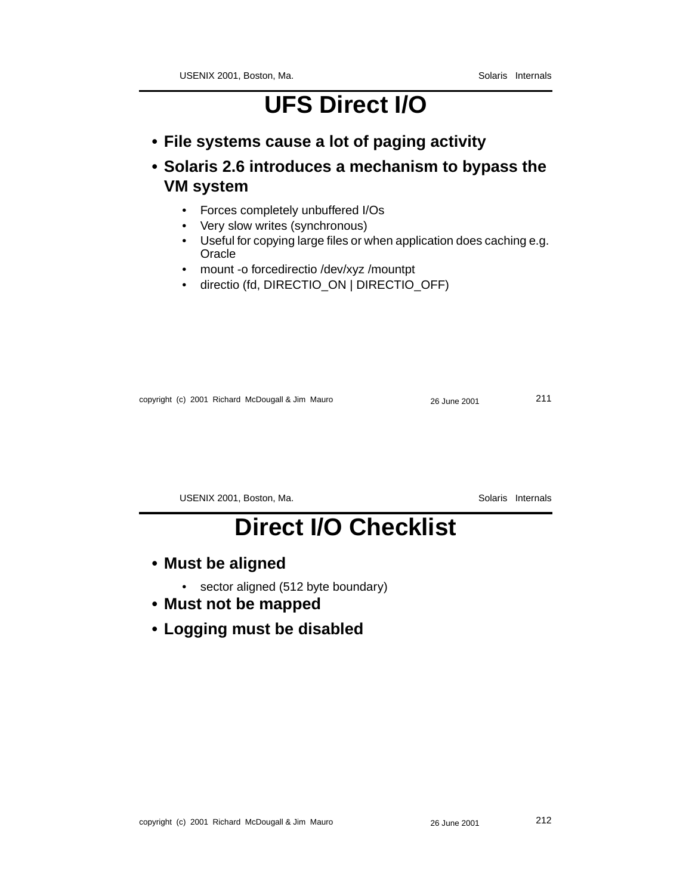# UFS Direct I/O

- **File systems cause a lot of paging activity**
- **Solaris 2.6 introduces a mechanism to bypass the VM system**
  - Forces completely unbuffered I/Os
  - Very slow writes (synchronous)
  - Useful for copying large files or when application does caching e.g. Oracle
  - mount -o forcedirectio /dev/xyz /mountpt
  - directio (fd, DIRECTIO_ON | DIRECTIO_OFF)

# Direct I/O Checklist

- **Must be aligned**
  - sector aligned (512 byte boundary)
- **Must not be mapped**
- **Logging must be disabled**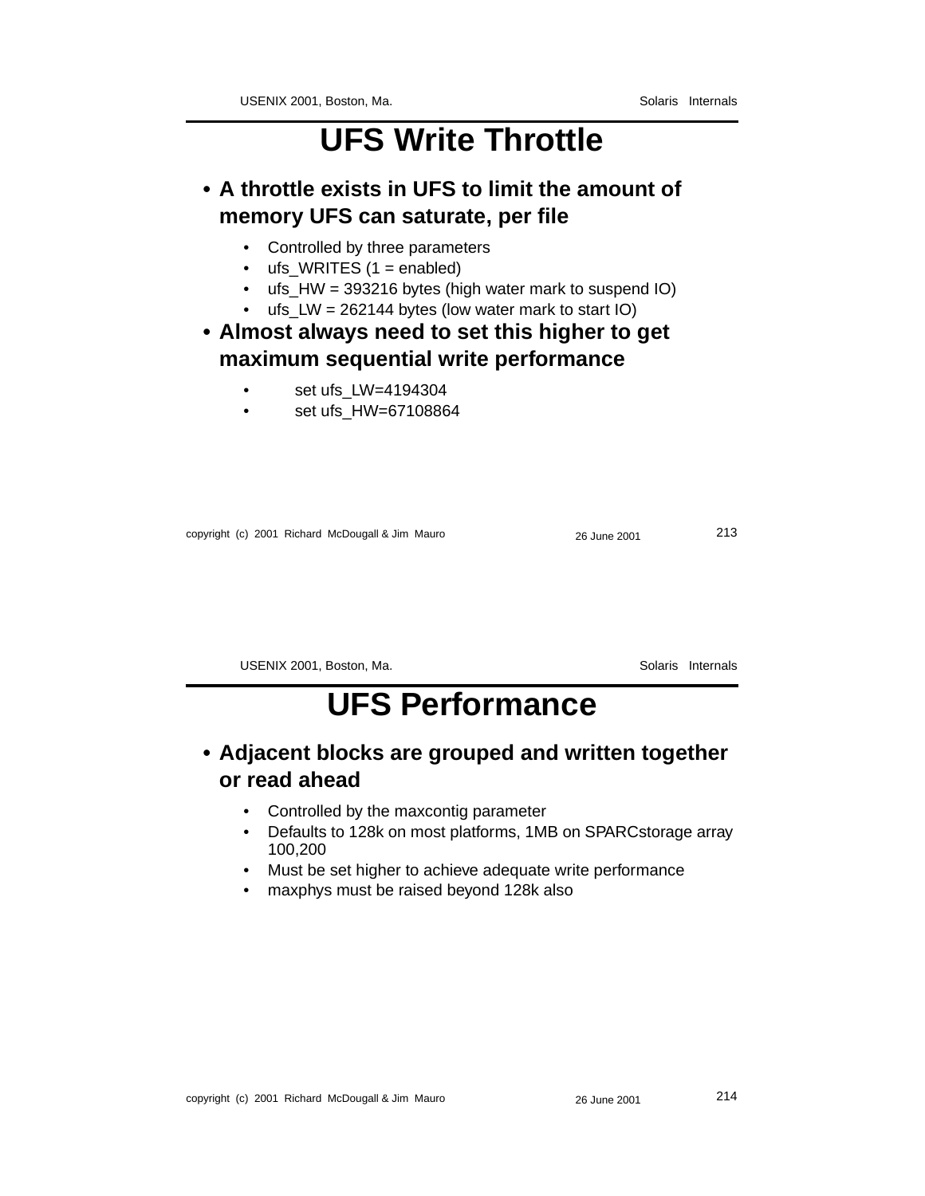# UFS Write Throttle

- **A throttle exists in UFS to limit the amount of memory UFS can saturate, per file**
  - Controlled by three parameters
  - ufs_WRITES (1 = enabled)
  - ufs_HW = 393216 bytes (high water mark to suspend IO)
  - ufs_LW = 262144 bytes (low water mark to start IO)
- **Almost always need to set this higher to get maximum sequential write performance**
  - set ufs_LW=4194304
  - set ufs_HW=67108864

# UFS Performance

- **Adjacent blocks are grouped and written together or read ahead**
  - Controlled by the maxcontig parameter
  - Defaults to 128k on most platforms, 1MB on SPARCstorage array 100,200
  - Must be set higher to achieve adequate write performance
  - maxphys must be raised beyond 128k also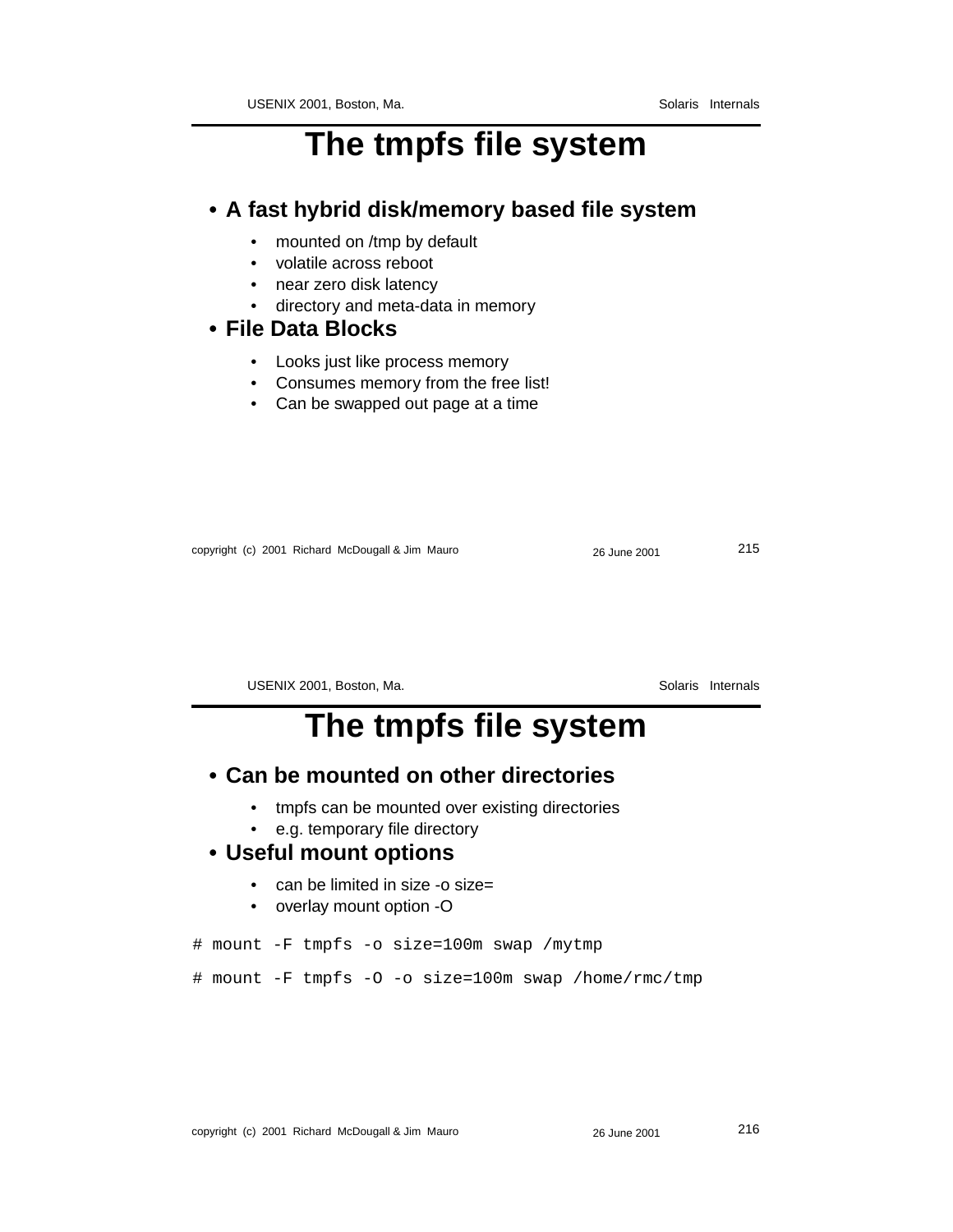# The tmpfs file system

- **A fast hybrid disk/memory based file system**
  - mounted on /tmp by default
  - volatile across reboot
  - near zero disk latency
  - directory and meta-data in memory
- **File Data Blocks**
  - Looks just like process memory
  - Consumes memory from the free list!
  - Can be swapped out page at a time

# The tmpfs file system

- **Can be mounted on other directories**
  - tmpfs can be mounted over existing directories
  - e.g. temporary file directory
- **Useful mount options**
  - can be limited in size -o size=
  - overlay mount option -O

```
# mount -F tmpfs -o size=100m swap /mytmp

# mount -F tmpfs -O -o size=100m swap /home/rmc/tmp
```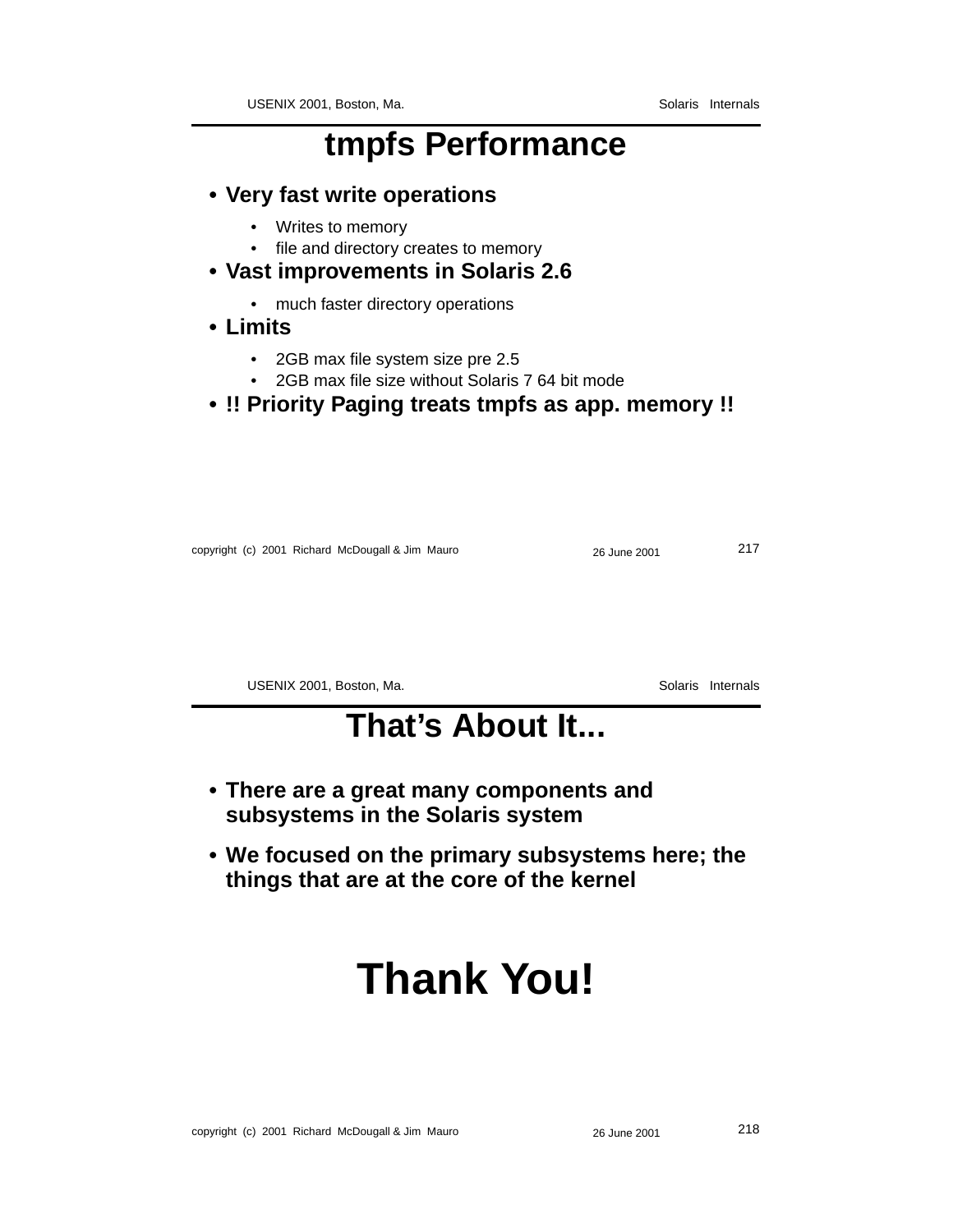# tmpfs Performance

- **Very fast write operations**
  - Writes to memory
  - file and directory creates to memory
- **Vast improvements in Solaris 2.6**
  - much faster directory operations
- **Limits**
  - 2GB max file system size pre 2.5
  - 2GB max file size without Solaris 7 64 bit mode
- **!! Priority Paging treats tmpfs as app. memory !!**

# That's About It...

- **There are a great many components and subsystems in the Solaris system**
- **We focused on the primary subsystems here; the things that are at the core of the kernel**

# Thank You!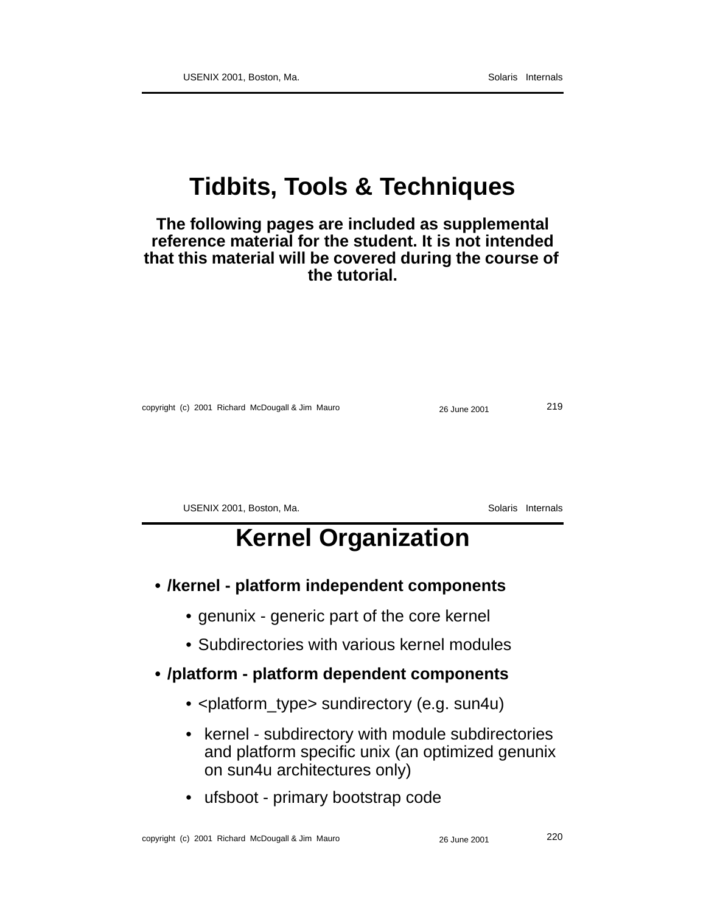# Tidbits, Tools & Techniques

**The following pages are included as supplemental reference material for the student. It is not intended that this material will be covered during the course of the tutorial.**

# Kernel Organization

- **/kernel - platform independent components**
  - genunix - generic part of the core kernel
  - Subdirectories with various kernel modules
- **/platform - platform dependent components**
  - <platform_type> sundirectory (e.g. sun4u)
  - kernel - subdirectory with module subdirectories and platform specific unix (an optimized genunix on sun4u architectures only)
  - ufsboot - primary bootstrap code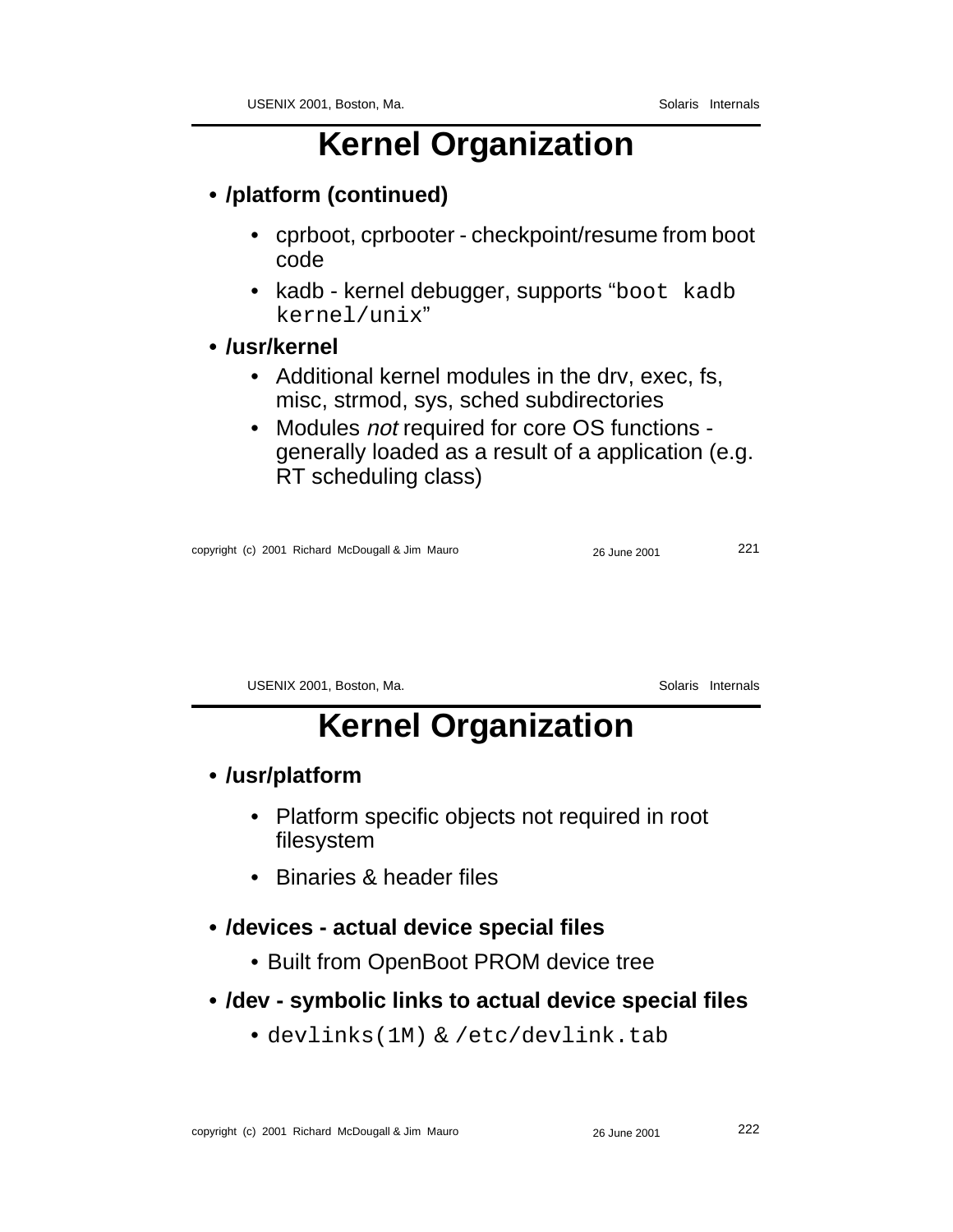# Kernel Organization

- **/platform (continued)**
  - cprboot, cprbooter - checkpoint/resume from boot code
  - kadb - kernel debugger, supports "`boot kadb kernel/unix`"
- **/usr/kernel**
  - Additional kernel modules in the drv, exec, fs, misc, strmod, sys, sched subdirectories
  - Modules *not* required for core OS functions - generally loaded as a result of a application (e.g. RT scheduling class)

# Kernel Organization

- **/usr/platform**
  - Platform specific objects not required in root filesystem
  - Binaries & header files
- **/devices - actual device special files**
  - Built from OpenBoot PROM device tree
- **/dev - symbolic links to actual device special files**
  - `devlinks(1M)` & `/etc/devlink.tab`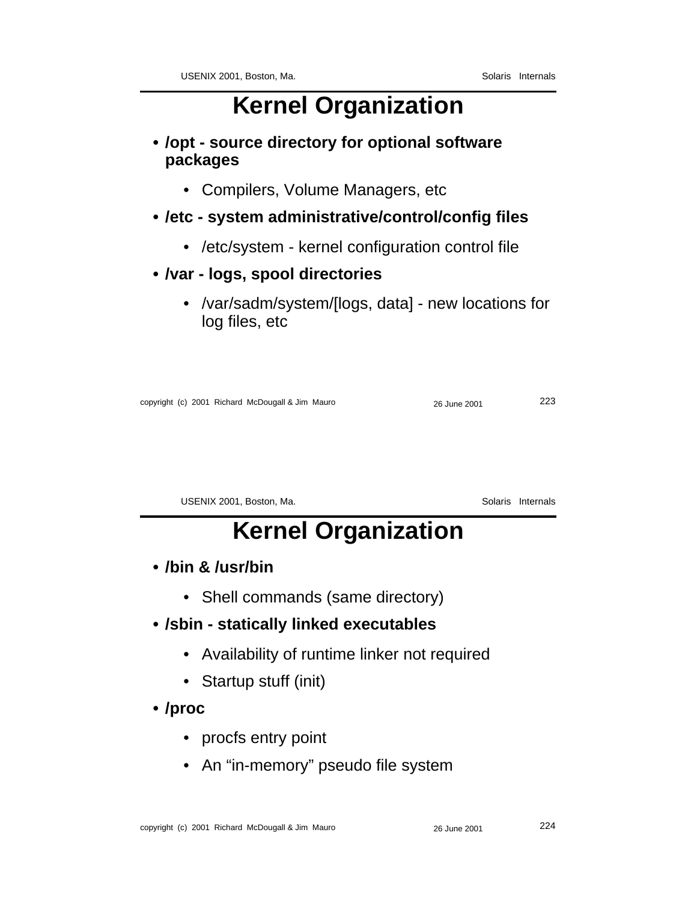# Kernel Organization

- **/opt - source directory for optional software packages**
  - Compilers, Volume Managers, etc
- **/etc - system administrative/control/config files**
  - /etc/system - kernel configuration control file
- **/var - logs, spool directories**
  - /var/sadm/system/[logs, data] - new locations for log files, etc

# Kernel Organization

- **/bin & /usr/bin**
  - Shell commands (same directory)
- **/sbin - statically linked executables**
  - Availability of runtime linker not required
  - Startup stuff (init)
- **/proc**
  - procfs entry point
  - An “in-memory” pseudo file system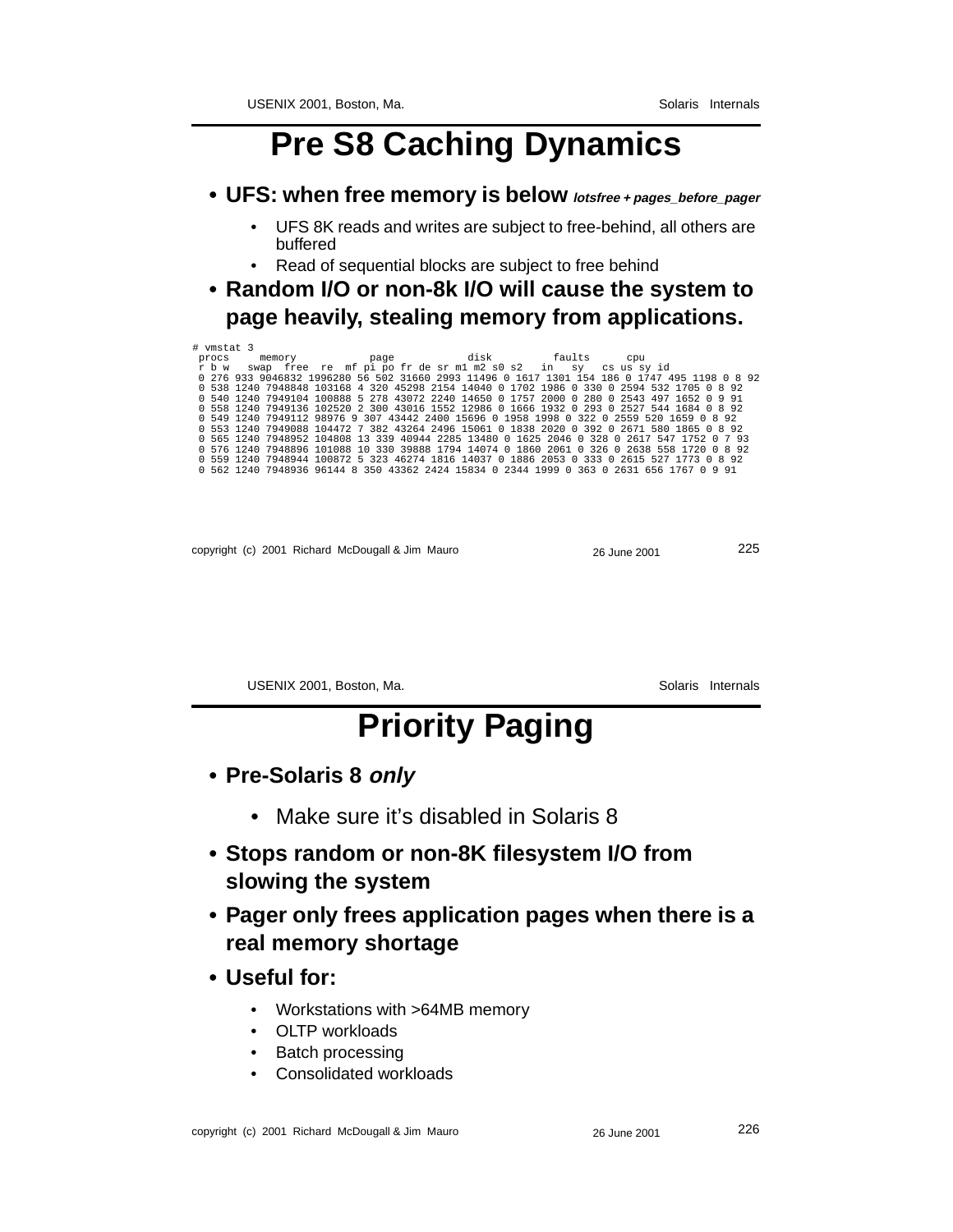# Pre S8 Caching Dynamics

- **UFS: when free memory is below *lotsfree + pages_before_pager***
  - UFS 8K reads and writes are subject to free-behind, all others are buffered
  - Read of sequential blocks are subject to free behind
- **Random I/O or non-8k I/O will cause the system to page heavily, stealing memory from applications.**

```
# vmstat 3
 procs     memory            page            disk          faults      cpu
 r b w   swap  free  re  mf pi po fr de sr m1 m2 s0 s2   in   sy   cs us sy id
 0 276 933 9046832 1996280 56 502 31660 2993 11496 0 1617 1301 154 186 0 1747 495 1198 0 8 92
 0 538 1240 7948848 103168 4 320 45298 2154 14040 0 1702 1986 0 330 0 2594 532 1705 0 8 92
 0 540 1240 7949104 100888 5 278 43072 2240 14650 0 1757 2000 0 280 0 2543 497 1652 0 9 91
 0 558 1240 7949136 102520 2 300 43016 1552 12986 0 1666 1932 0 293 0 2527 544 1684 0 8 92
 0 549 1240 7949112 98976 9 307 43442 2400 15696 0 1958 1998 0 322 0 2559 520 1659 0 8 92
 0 553 1240 7949088 104472 7 382 43264 2496 15061 0 1838 2020 0 392 0 2671 580 1865 0 8 92
 0 565 1240 7948952 104808 13 339 40944 2285 13480 0 1625 2046 0 328 0 2617 547 1752 0 7 93
 0 576 1240 7948896 101088 10 330 39888 1794 14074 0 1860 2061 0 326 0 2638 558 1720 0 8 92
 0 559 1240 7948944 100872 5 323 46274 1816 14037 0 1886 2053 0 333 0 2615 527 1773 0 8 92
 0 562 1240 7948936 96144 8 350 43362 2424 15834 0 2344 1999 0 363 0 2631 656 1767 0 9 91
```

# Priority Paging

- **Pre-Solaris 8 *only***
  - Make sure it's disabled in Solaris 8
- **Stops random or non-8K filesystem I/O from slowing the system**
- **Pager only frees application pages when there is a real memory shortage**
- **Useful for:**
  - Workstations with >64MB memory
  - OLTP workloads
  - Batch processing
  - Consolidated workloads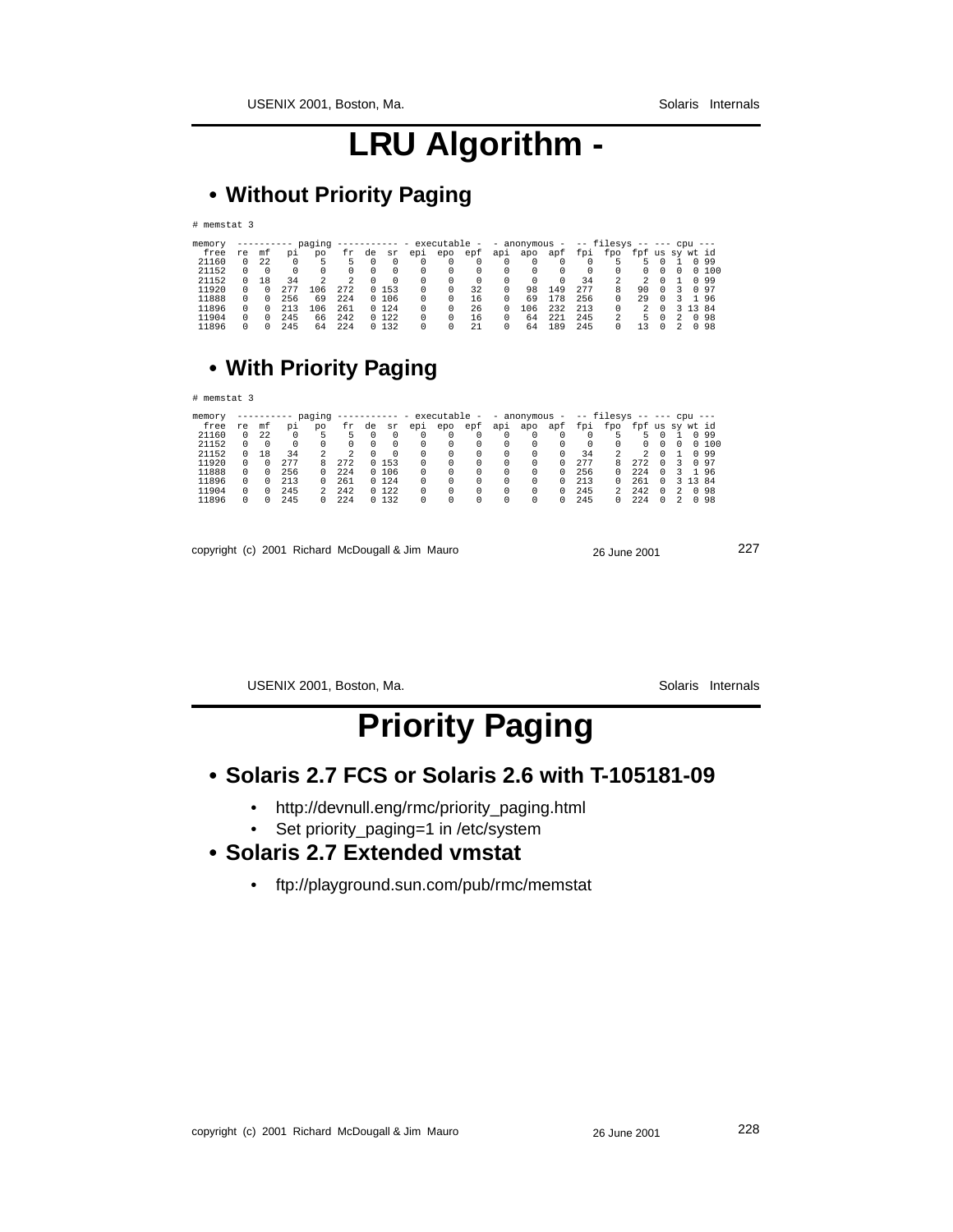# LRU Algorithm -

- **Without Priority Paging**

```
# memstat 3

memory   ---------- paging ----------- - executable -  - anonymous -  -- filesys -- --- cpu ---
 free   re  mf   pi   po   fr  de  sr  epi  epo  epf  api  apo  apf  fpi  fpo  fpf us sy wt id
 21160   0  22    0    5    5   0   0    0    0    0    0    0    0    0    5    5  0  1  0 99
 21152   0   0    0    0    0   0   0    0    0    0    0    0    0    0    0    0  0  0  0 100
 21152   0  18   34    2    2   0   0    0    0    0    0    0    0   34    2    2  0  1  0 99
 11920   0   0  277  106  272   0 153    0    0   32    0   98  149  277    8   90  0  3  0 97
 11888   0   0  256   69  224   0 106    0    0   16    0   69  178  256    0   29  0  3  1 96
 11896   0   0  213  106  261   0 124    0    0   26    0  106  232  213    0    2  0  3 13 84
 11904   0   0  245   66  242   0 122    0    0   16    0   64  221  245    2    5  0  2  0 98
 11896   0   0  245   64  224   0 132    0    0   21    0   64  189  245    0   13  0  2  0 98
```

- **With Priority Paging**

```
# memstat 3

memory   ---------- paging ----------- - executable -  - anonymous -  -- filesys -- --- cpu ---
 free   re  mf   pi   po   fr  de  sr  epi  epo  epf  api  apo  apf  fpi  fpo  fpf us sy wt id
 21160   0  22    0    5    5   0   0    0    0    0    0    0    0    0    5    5  0  1  0 99
 21152   0   0    0    0    0   0   0    0    0    0    0    0    0    0    0    0  0  0  0 100
 21152   0  18   34    2    2   0   0    0    0    0    0    0    0   34    2    2  0  1  0 99
 11920   0   0  277    8  272   0 153    0    0    0    0    0    0  277    8  272  0  3  0 97
 11888   0   0  256    0  224   0 106    0    0    0    0    0    0  256    0  224  0  3  1 96
 11896   0   0  213    0  261   0 124    0    0    0    0    0    0  213    0  261  0  3 13 84
 11904   0   0  245    2  242   0 122    0    0    0    0    0    0  245    2  242  0  2  0 98
 11896   0   0  245    0  224   0 132    0    0    0    0    0    0  245    0  224  0  2  0 98
```

# Priority Paging

- **Solaris 2.7 FCS or Solaris 2.6 with T-105181-09**
  - http://devnull.eng/rmc/priority_paging.html
  - Set priority_paging=1 in /etc/system
- **Solaris 2.7 Extended vmstat**
  - ftp://playground.sun.com/pub/rmc/memstat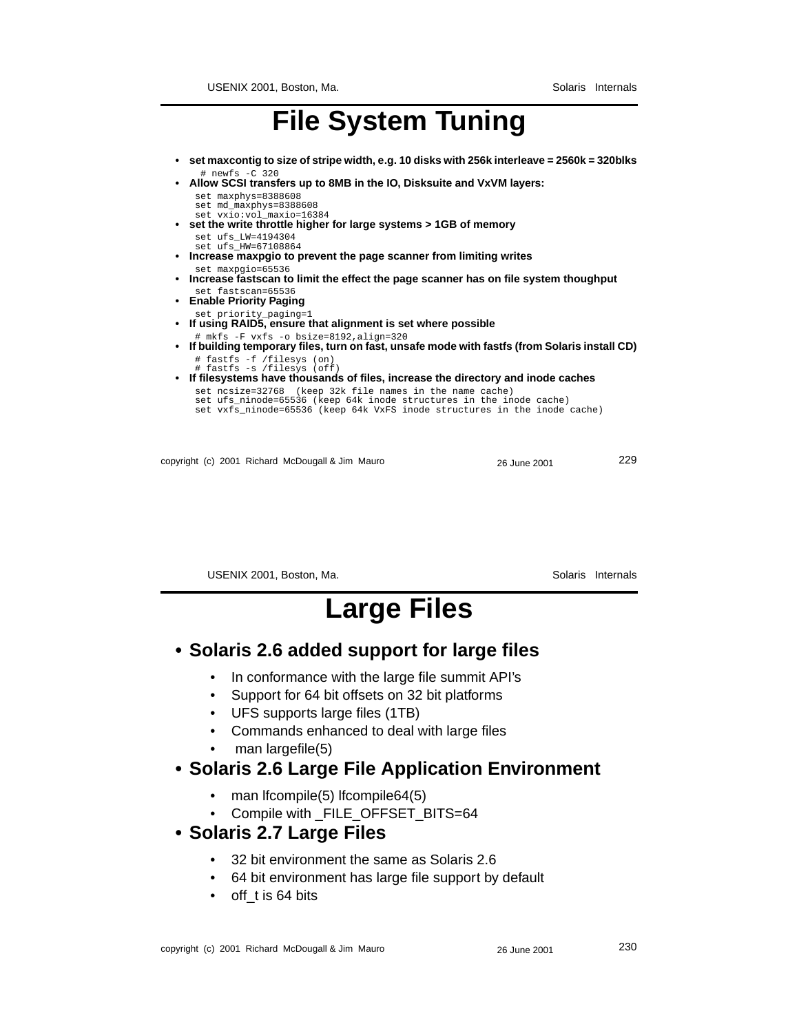# File System Tuning

- **set maxcontig to size of stripe width, e.g. 10 disks with 256k interleave = 2560k = 320blks**

```
# newfs -C 320
```

- **Allow SCSI transfers up to 8MB in the IO, Disksuite and VxVM layers:**

```
set maxphys=8388608
set md_maxphys=8388608
set vxio:vol_maxio=16384
```

- **set the write throttle higher for large systems > 1GB of memory**

```
set ufs_LW=4194304
set ufs_HW=67108864
```

- **Increase maxpgio to prevent the page scanner from limiting writes**

```
set maxpgio=65536
```

- **Increase fastscan to limit the effect the page scanner has on file system thoughput**

```
set fastscan=65536
```

- **Enable Priority Paging**

```
set priority_paging=1
```

- **If using RAID5, ensure that alignment is set where possible**

```
# mkfs -F vxfs -o bsize=8192,align=320
```

- **If building temporary files, turn on fast, unsafe mode with fastfs (from Solaris install CD)**

```
# fastfs -f /filesys (on)
# fastfs -s /filesys (off)
```

- **If filesystems have thousands of files, increase the directory and inode caches**

```
set ncsize=32768  (keep 32k file names in the name cache)
set ufs_ninode=65536 (keep 64k inode structures in the inode cache)
set vxfs_ninode=65536 (keep 64k VxFS inode structures in the inode cache)
```

# Large Files

- **Solaris 2.6 added support for large files**
  - In conformance with the large file summit API's
  - Support for 64 bit offsets on 32 bit platforms
  - UFS supports large files (1TB)
  - Commands enhanced to deal with large files
  - man largefile(5)
- **Solaris 2.6 Large File Application Environment**
  - man lfcompile(5) lfcompile64(5)
  - Compile with _FILE_OFFSET_BITS=64
- **Solaris 2.7 Large Files**
  - 32 bit environment the same as Solaris 2.6
  - 64 bit environment has large file support by default
  - off_t is 64 bits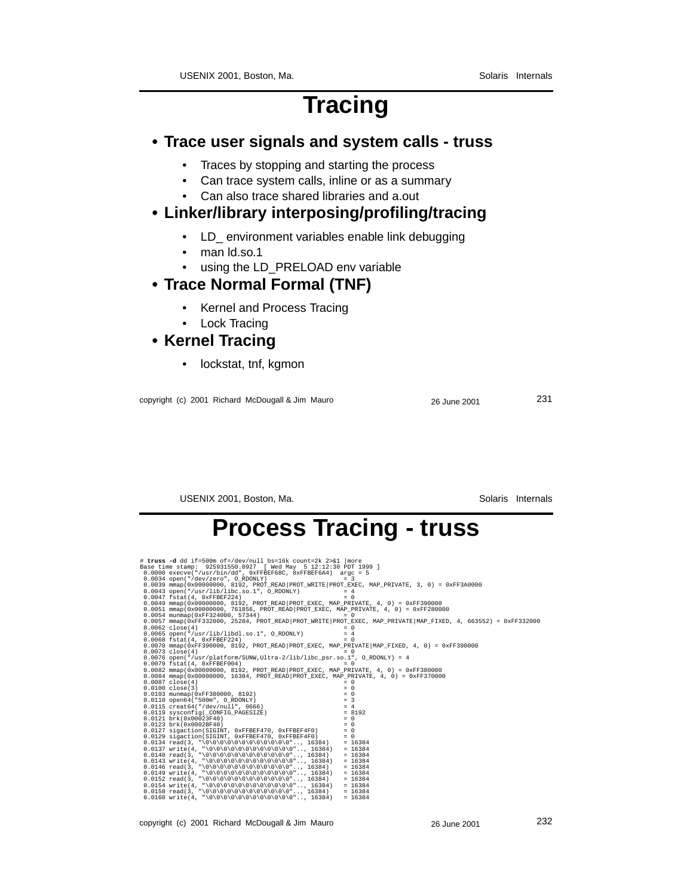# Tracing

- **Trace user signals and system calls - truss**
  - Traces by stopping and starting the process
  - Can trace system calls, inline or as a summary
  - Can also trace shared libraries and a.out
- **Linker/library interposing/profiling/tracing**
  - LD_ environment variables enable link debugging
  - man ld.so.1
  - using the LD_PRELOAD env variable
- **Trace Normal Formal (TNF)**
  - Kernel and Process Tracing
  - Lock Tracing
- **Kernel Tracing**
  - lockstat, tnf, kgmon

# Process Tracing - truss

```
# truss -d dd if=500m of=/dev/null bs=16k count=2k 2>&1 |more
Base time stamp:  925931550.0927  [ Wed May  5 12:12:30 PDT 1999 ]
 0.0000 execve("/usr/bin/dd", 0xFFBEF68C, 0xFFBEF6A4)  argc = 5
 0.0034 open("/dev/zero", O_RDONLY)                    = 3
 0.0039 mmap(0x00000000, 8192, PROT_READ|PROT_WRITE|PROT_EXEC, MAP_PRIVATE, 3, 0) = 0xFF3A0000
 0.0043 open("/usr/lib/libc.so.1", O_RDONLY)           = 4
 0.0047 fstat(4, 0xFFBEF224)                           = 0
 0.0049 mmap(0x00000000, 8192, PROT_READ|PROT_EXEC, MAP_PRIVATE, 4, 0) = 0xFF390000
 0.0051 mmap(0x00000000, 761856, PROT_READ|PROT_EXEC, MAP_PRIVATE, 4, 0) = 0xFF280000
 0.0054 munmap(0xFF324000, 57344)                      = 0
 0.0057 mmap(0xFF332000, 25284, PROT_READ|PROT_WRITE|PROT_EXEC, MAP_PRIVATE|MAP_FIXED, 4, 663552) = 0xFF332000
 0.0062 close(4)                                       = 0
 0.0065 open("/usr/lib/libdl.so.1", O_RDONLY)          = 4
 0.0068 fstat(4, 0xFFBEF224)                           = 0
 0.0070 mmap(0xFF390000, 8192, PROT_READ|PROT_EXEC, MAP_PRIVATE|MAP_FIXED, 4, 0) = 0xFF390000
 0.0073 close(4)                                       = 0
 0.0076 open("/usr/platform/SUNW,Ultra-2/lib/libc_psr.so.1", O_RDONLY) = 4
 0.0079 fstat(4, 0xFFBEF004)                           = 0
 0.0082 mmap(0x00000000, 8192, PROT_READ|PROT_EXEC, MAP_PRIVATE, 4, 0) = 0xFF380000
 0.0084 mmap(0x00000000, 16384, PROT_READ|PROT_EXEC, MAP_PRIVATE, 4, 0) = 0xFF370000
 0.0087 close(4)                                       = 0
 0.0100 close(3)                                       = 0
 0.0103 munmap(0xFF380000, 8192)                       = 0
 0.0110 open64("500m", O_RDONLY)                       = 3
 0.0115 creat64("/dev/null", 0666)                     = 4
 0.0119 sysconfig(_CONFIG_PAGESIZE)                    = 8192
 0.0121 brk(0x00023F40)                                = 0
 0.0123 brk(0x0002BF40)                                = 0
 0.0127 sigaction(SIGINT, 0xFFBEF470, 0xFFBEF4F0)      = 0
 0.0129 sigaction(SIGINT, 0xFFBEF470, 0xFFBEF4F0)      = 0
 0.0134 read(3, "\0\0\0\0\0\0\0\0\0\0\0\0\0\0\0\0".., 16384)   = 16384
 0.0137 write(4, "\0\0\0\0\0\0\0\0\0\0\0\0\0\0\0\0".., 16384)  = 16384
 0.0140 read(3, "\0\0\0\0\0\0\0\0\0\0\0\0\0\0\0\0".., 16384)   = 16384
 0.0143 write(4, "\0\0\0\0\0\0\0\0\0\0\0\0\0\0\0\0".., 16384)  = 16384
 0.0146 read(3, "\0\0\0\0\0\0\0\0\0\0\0\0\0\0\0\0".., 16384)   = 16384
 0.0149 write(4, "\0\0\0\0\0\0\0\0\0\0\0\0\0\0\0\0".., 16384)  = 16384
 0.0152 read(3, "\0\0\0\0\0\0\0\0\0\0\0\0\0\0\0\0".., 16384)   = 16384
 0.0154 write(4, "\0\0\0\0\0\0\0\0\0\0\0\0\0\0\0\0".., 16384)  = 16384
 0.0158 read(3, "\0\0\0\0\0\0\0\0\0\0\0\0\0\0\0\0".., 16384)   = 16384
 0.0160 write(4, "\0\0\0\0\0\0\0\0\0\0\0\0\0\0\0\0".., 16384)  = 16384
```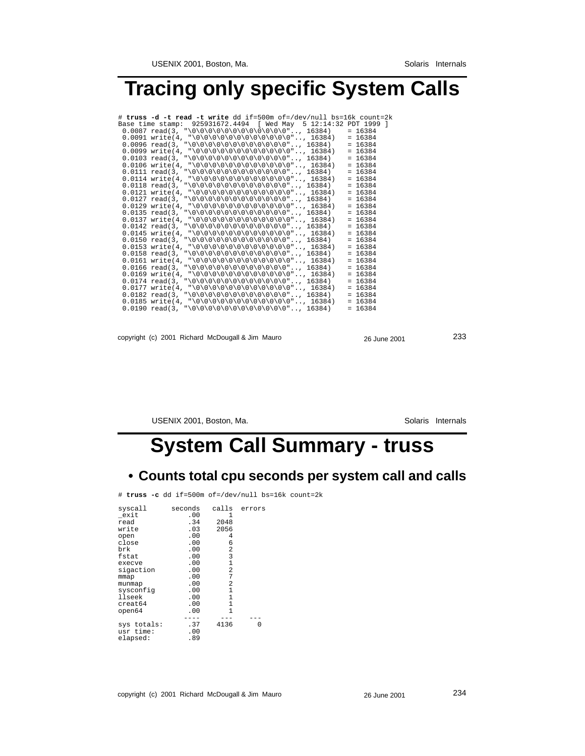# Tracing only specific System Calls

```
# truss -d -t read -t write dd if=500m of=/dev/null bs=16k count=2k
Base time stamp:  925931672.4494  [ Wed May  5 12:14:32 PDT 1999 ]
 0.0087 read(3, "\0\0\0\0\0\0\0\0\0\0\0\0\0"..., 16384)    = 16384
 0.0091 write(4, "\0\0\0\0\0\0\0\0\0\0\0\0\0"..., 16384)   = 16384
 0.0096 read(3, "\0\0\0\0\0\0\0\0\0\0\0\0\0"..., 16384)    = 16384
 0.0099 write(4, "\0\0\0\0\0\0\0\0\0\0\0\0\0"..., 16384)   = 16384
 0.0103 read(3, "\0\0\0\0\0\0\0\0\0\0\0\0\0"..., 16384)    = 16384
 0.0106 write(4, "\0\0\0\0\0\0\0\0\0\0\0\0\0"..., 16384)   = 16384
 0.0111 read(3, "\0\0\0\0\0\0\0\0\0\0\0\0\0"..., 16384)    = 16384
 0.0114 write(4, "\0\0\0\0\0\0\0\0\0\0\0\0\0"..., 16384)   = 16384
 0.0118 read(3, "\0\0\0\0\0\0\0\0\0\0\0\0\0"..., 16384)    = 16384
 0.0121 write(4, "\0\0\0\0\0\0\0\0\0\0\0\0\0"..., 16384)   = 16384
 0.0127 read(3, "\0\0\0\0\0\0\0\0\0\0\0\0\0"..., 16384)    = 16384
 0.0129 write(4, "\0\0\0\0\0\0\0\0\0\0\0\0\0"..., 16384)   = 16384
 0.0135 read(3, "\0\0\0\0\0\0\0\0\0\0\0\0\0"..., 16384)    = 16384
 0.0137 write(4, "\0\0\0\0\0\0\0\0\0\0\0\0\0"..., 16384)   = 16384
 0.0142 read(3, "\0\0\0\0\0\0\0\0\0\0\0\0\0"..., 16384)    = 16384
 0.0145 write(4, "\0\0\0\0\0\0\0\0\0\0\0\0\0"..., 16384)   = 16384
 0.0150 read(3, "\0\0\0\0\0\0\0\0\0\0\0\0\0"..., 16384)    = 16384
 0.0153 write(4, "\0\0\0\0\0\0\0\0\0\0\0\0\0"..., 16384)   = 16384
 0.0158 read(3, "\0\0\0\0\0\0\0\0\0\0\0\0\0"..., 16384)    = 16384
 0.0161 write(4, "\0\0\0\0\0\0\0\0\0\0\0\0\0"..., 16384)   = 16384
 0.0166 read(3, "\0\0\0\0\0\0\0\0\0\0\0\0\0"..., 16384)    = 16384
 0.0169 write(4, "\0\0\0\0\0\0\0\0\0\0\0\0\0"..., 16384)   = 16384
 0.0174 read(3, "\0\0\0\0\0\0\0\0\0\0\0\0\0"..., 16384)    = 16384
 0.0177 write(4, "\0\0\0\0\0\0\0\0\0\0\0\0\0"..., 16384)   = 16384
 0.0182 read(3, "\0\0\0\0\0\0\0\0\0\0\0\0\0"..., 16384)    = 16384
 0.0185 write(4, "\0\0\0\0\0\0\0\0\0\0\0\0\0"..., 16384)   = 16384
 0.0190 read(3, "\0\0\0\0\0\0\0\0\0\0\0\0\0"..., 16384)    = 16384
```

# System Call Summary - truss

- **Counts total cpu seconds per system call and calls**

```
# truss -c dd if=500m of=/dev/null bs=16k count=2k

syscall       seconds   calls  errors
_exit             .00       1
read              .34    2048
write             .03    2056
open              .00       4
close             .00       6
brk               .00       2
fstat             .00       3
execve            .00       1
sigaction         .00       2
mmap              .00       7
munmap            .00       2
sysconfig         .00       1
llseek            .00       1
creat64           .00       1
open64            .00       1
                 ----     ---     ---
sys totals:       .37    4136       0
usr time:         .00
elapsed:          .89
```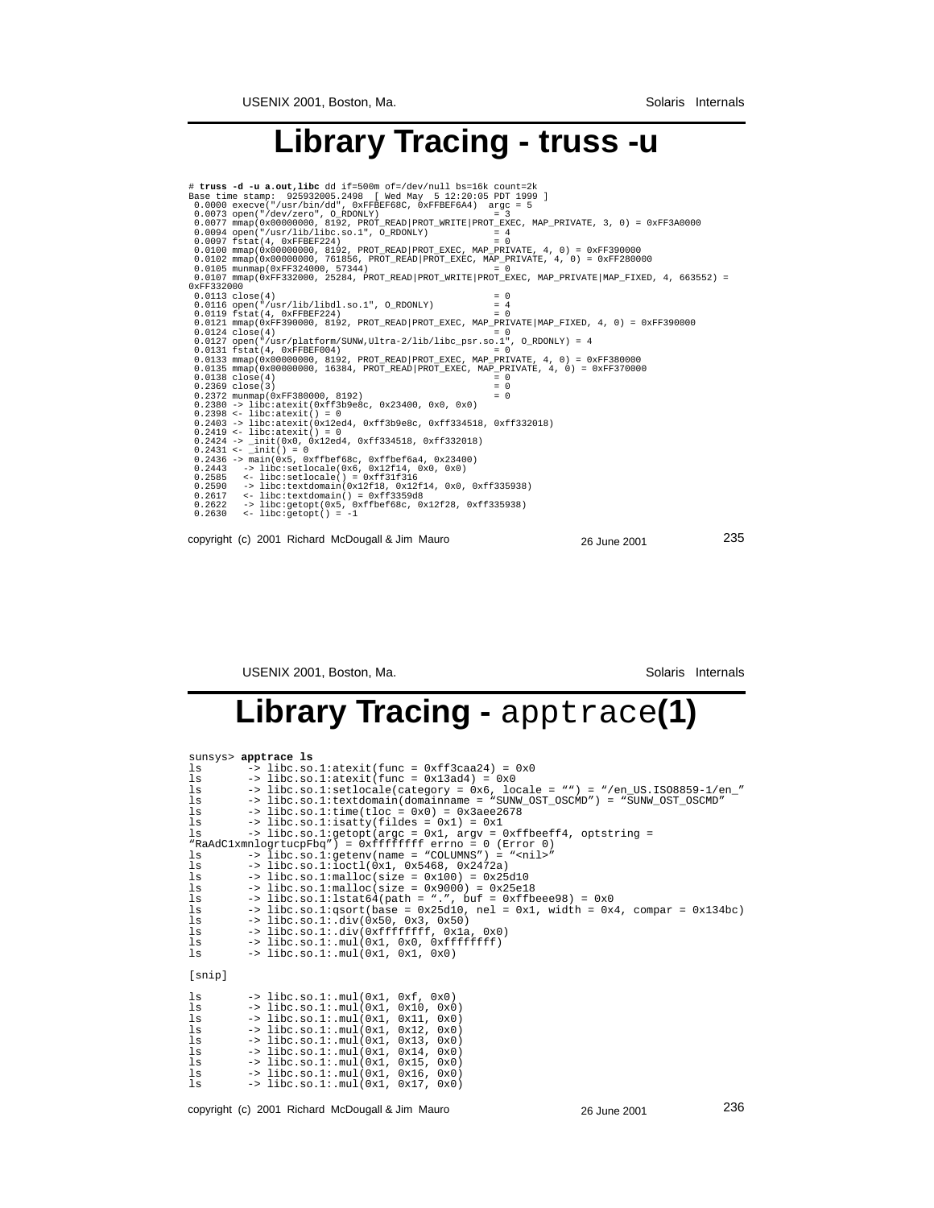# Library Tracing - truss -u

```
# truss -d -u a.out,libc dd if=500m of=/dev/null bs=16k count=2k
Base time stamp:  925932005.2498  [ Wed May  5 12:20:05 PDT 1999 ]
 0.0000 execve("/usr/bin/dd", 0xFFBEF68C, 0xFFBEF6A4)  argc = 5
 0.0073 open("/dev/zero", O_RDONLY)                    = 3
 0.0077 mmap(0x00000000, 8192, PROT_READ|PROT_WRITE|PROT_EXEC, MAP_PRIVATE, 3, 0) = 0xFF3A0000
 0.0094 open("/usr/lib/libc.so.1", O_RDONLY)           = 4
 0.0097 fstat(4, 0xFFBEF224)                           = 0
 0.0100 mmap(0x00000000, 8192, PROT_READ|PROT_EXEC, MAP_PRIVATE, 4, 0) = 0xFF390000
 0.0102 mmap(0x00000000, 761856, PROT_READ|PROT_EXEC, MAP_PRIVATE, 4, 0) = 0xFF280000
 0.0105 munmap(0xFF324000, 57344)                      = 0
 0.0107 mmap(0xFF332000, 25284, PROT_READ|PROT_WRITE|PROT_EXEC, MAP_PRIVATE|MAP_FIXED, 4, 663552) =
0xFF332000
 0.0113 close(4)                                       = 0
 0.0116 open("/usr/lib/libdl.so.1", O_RDONLY)          = 4
 0.0119 fstat(4, 0xFFBEF224)                           = 0
 0.0121 mmap(0xFF390000, 8192, PROT_READ|PROT_EXEC, MAP_PRIVATE|MAP_FIXED, 4, 0) = 0xFF390000
 0.0124 close(4)                                       = 0
 0.0127 open("/usr/platform/SUNW,Ultra-2/lib/libc_psr.so.1", O_RDONLY) = 4
 0.0131 fstat(4, 0xFFBEF004)                           = 0
 0.0133 mmap(0x00000000, 8192, PROT_READ|PROT_EXEC, MAP_PRIVATE, 4, 0) = 0xFF380000
 0.0135 mmap(0x00000000, 16384, PROT_READ|PROT_EXEC, MAP_PRIVATE, 4, 0) = 0xFF370000
 0.0138 close(4)                                       = 0
 0.2369 close(3)                                       = 0
 0.2372 munmap(0xFF380000, 8192)                       = 0
 0.2380 -> libc:atexit(0xff3b9e8c, 0x23400, 0x0, 0x0)
 0.2398 <- libc:atexit() = 0
 0.2403 -> libc:atexit(0x12ed4, 0xff3b9e8c, 0xff334518, 0xff332018)
 0.2419 <- libc:atexit() = 0
 0.2424 -> _init(0x0, 0x12ed4, 0xff334518, 0xff332018)
 0.2431 <- _init() = 0
 0.2436 -> main(0x5, 0xffbef68c, 0xffbef6a4, 0x23400)
 0.2443   -> libc:setlocale(0x6, 0x12f14, 0x0, 0x0)
 0.2585   <- libc:setlocale() = 0xff31f316
 0.2590   -> libc:textdomain(0x12f18, 0x12f14, 0x0, 0xff335938)
 0.2617   <- libc:textdomain() = 0xff3359d8
 0.2622   -> libc:getopt(0x5, 0xffbef68c, 0x12f28, 0xff335938)
 0.2630   <- libc:getopt() = -1
```

# Library Tracing - apptrace(1)

```
sunsys> apptrace ls
ls       -> libc.so.1:atexit(func = 0xff3caa24) = 0x0
ls       -> libc.so.1:atexit(func = 0x13ad4) = 0x0
ls       -> libc.so.1:setlocale(category = 0x6, locale = "") = "/en_US.ISO8859-1/en_"
ls       -> libc.so.1:textdomain(domainname = "SUNW_OST_OSCMD") = "SUNW_OST_OSCMD"
ls       -> libc.so.1:time(tloc = 0x0) = 0x3aee2678
ls       -> libc.so.1:isatty(fildes = 0x1) = 0x1
ls       -> libc.so.1:getopt(argc = 0x1, argv = 0xffbeeff4, optstring =
"RaAdC1xmnlogrtucpFbq") = 0xffffffff errno = 0 (Error 0)
ls       -> libc.so.1:getenv(name = "COLUMNS") = "<nil>"
ls       -> libc.so.1:ioctl(0x1, 0x5468, 0x2472a)
ls       -> libc.so.1:malloc(size = 0x100) = 0x25d10
ls       -> libc.so.1:malloc(size = 0x9000) = 0x25e18
ls       -> libc.so.1:lstat64(path = ".", buf = 0xffbeee98) = 0x0
ls       -> libc.so.1:qsort(base = 0x25d10, nel = 0x1, width = 0x4, compar = 0x134bc)
ls       -> libc.so.1:.div(0x50, 0x3, 0x50)
ls       -> libc.so.1:.div(0xffffffff, 0x1a, 0x0)
ls       -> libc.so.1:.mul(0x1, 0x0, 0xffffffff)
ls       -> libc.so.1:.mul(0x1, 0x1, 0x0)

[snip]

ls       -> libc.so.1:.mul(0x1, 0xf, 0x0)
ls       -> libc.so.1:.mul(0x1, 0x10, 0x0)
ls       -> libc.so.1:.mul(0x1, 0x11, 0x0)
ls       -> libc.so.1:.mul(0x1, 0x12, 0x0)
ls       -> libc.so.1:.mul(0x1, 0x13, 0x0)
ls       -> libc.so.1:.mul(0x1, 0x14, 0x0)
ls       -> libc.so.1:.mul(0x1, 0x15, 0x0)
ls       -> libc.so.1:.mul(0x1, 0x16, 0x0)
ls       -> libc.so.1:.mul(0x1, 0x17, 0x0)
```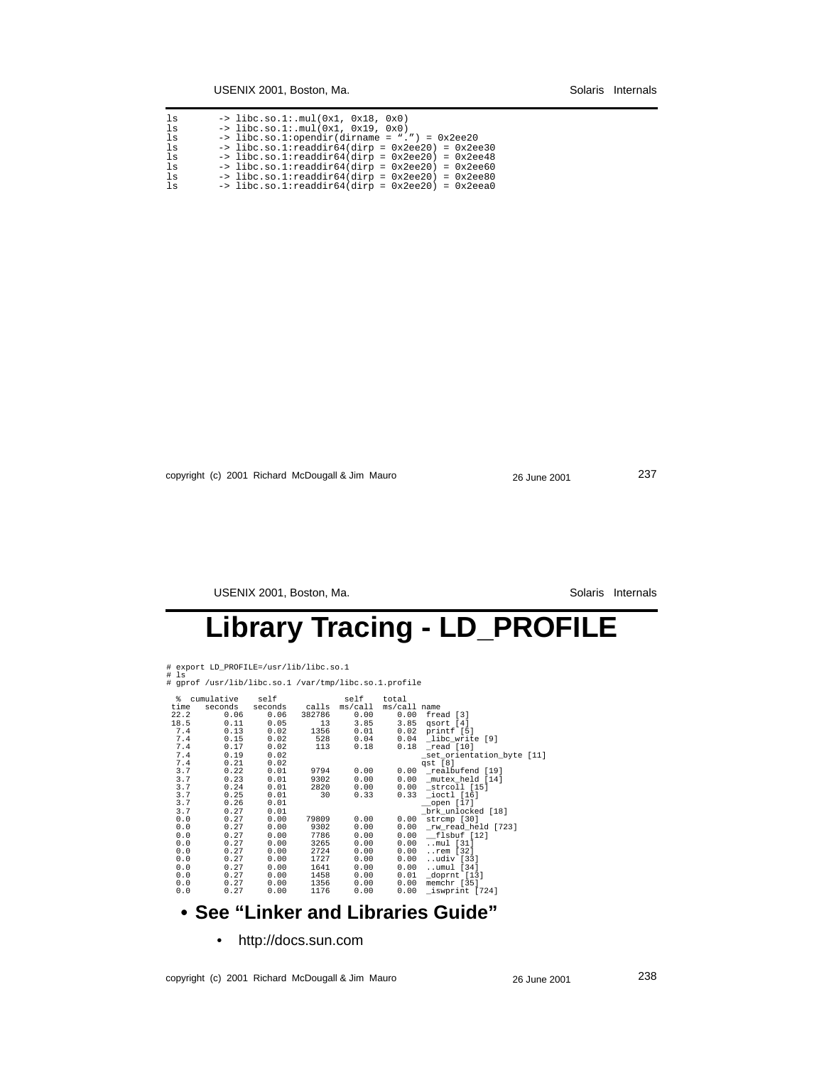```
ls       -> libc.so.1:.mul(0x1, 0x18, 0x0)
ls       -> libc.so.1:.mul(0x1, 0x19, 0x0)
ls       -> libc.so.1:opendir(dirname = ".") = 0x2ee20
ls       -> libc.so.1:readdir64(dirp = 0x2ee20) = 0x2ee30
ls       -> libc.so.1:readdir64(dirp = 0x2ee20) = 0x2ee48
ls       -> libc.so.1:readdir64(dirp = 0x2ee20) = 0x2ee60
ls       -> libc.so.1:readdir64(dirp = 0x2ee20) = 0x2ee80
ls       -> libc.so.1:readdir64(dirp = 0x2ee20) = 0x2eea0
```

# Library Tracing - LD_PROFILE

```
# export LD_PROFILE=/usr/lib/libc.so.1
# ls
# gprof /usr/lib/libc.so.1 /var/tmp/libc.so.1.profile

  %  cumulative    self              self    total
 time   seconds   seconds    calls  ms/call  ms/call name
 22.2      0.06      0.06   382786     0.00     0.00  fread [3]
 18.5      0.11      0.05       13     3.85     3.85  qsort [4]
  7.4      0.13      0.02     1356     0.01     0.02  printf [5]
  7.4      0.15      0.02      528     0.04     0.04  _libc_write [9]
  7.4      0.17      0.02      113     0.18     0.18  _read [10]
  7.4      0.19      0.02                             _set_orientation_byte [11]
  7.4      0.21      0.02                             qst [8]
  3.7      0.22      0.01     9794     0.00     0.00  _realbufend [19]
  3.7      0.23      0.01     9302     0.00     0.00  _mutex_held [14]
  3.7      0.24      0.01     2820     0.00     0.00  _strcoll [15]
  3.7      0.25      0.01       30     0.33     0.33  _ioctl [16]
  3.7      0.26      0.01                             __open [17]
  3.7      0.27      0.01                             _brk_unlocked [18]
  0.0      0.27      0.00    79809     0.00     0.00  strcmp [30]
  0.0      0.27      0.00     9302     0.00     0.00  _rw_read_held [723]
  0.0      0.27      0.00     7786     0.00     0.00  __flsbuf [12]
  0.0      0.27      0.00     3265     0.00     0.00  ..mul [31]
  0.0      0.27      0.00     2724     0.00     0.00  ..rem [32]
  0.0      0.27      0.00     1727     0.00     0.00  ..udiv [33]
  0.0      0.27      0.00     1641     0.00     0.00  ..umul [34]
  0.0      0.27      0.00     1458     0.00     0.01  _doprnt [13]
  0.0      0.27      0.00     1356     0.00     0.00  memchr [35]
  0.0      0.27      0.00     1176     0.00     0.00  _iswprint [724]
```

- **See "Linker and Libraries Guide"**
  - http://docs.sun.com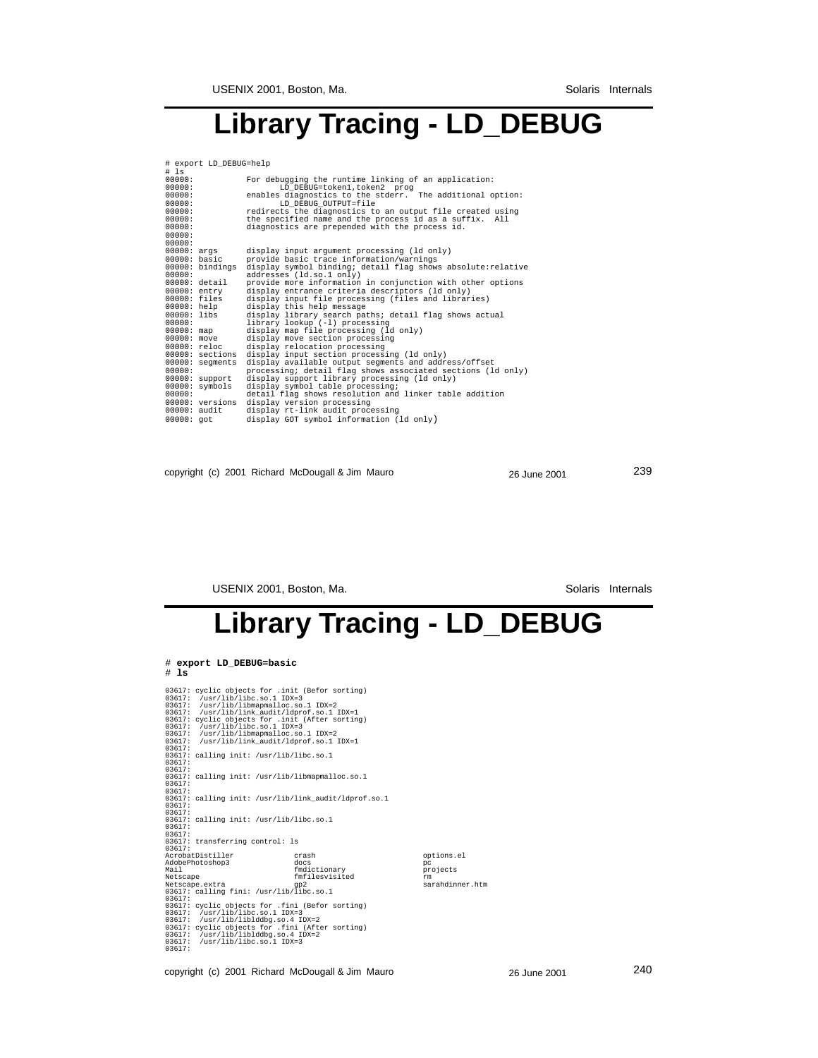# Library Tracing - LD_DEBUG

```
# export LD_DEBUG=help
# ls
00000:          For debugging the runtime linking of an application:
00000:                 LD_DEBUG=token1,token2  prog
00000:          enables diagnostics to the stderr.  The additional option:
00000:                 LD_DEBUG_OUTPUT=file
00000:          redirects the diagnostics to an output file created using
00000:          the specified name and the process id as a suffix.  All
00000:          diagnostics are prepended with the process id.
00000:
00000:
00000: args      display input argument processing (ld only)
00000: basic     provide basic trace information/warnings
00000: bindings  display symbol binding; detail flag shows absolute:relative
00000:           addresses (ld.so.1 only)
00000: detail    provide more information in conjunction with other options
00000: entry     display entrance criteria descriptors (ld only)
00000: files     display input file processing (files and libraries)
00000: help      display this help message
00000: libs      display library search paths; detail flag shows actual
00000:           library lookup (-l) processing
00000: map       display map file processing (ld only)
00000: move      display move section processing
00000: reloc     display relocation processing
00000: sections  display input section processing (ld only)
00000: segments  display available output segments and address/offset
00000:           processing; detail flag shows associated sections (ld only)
00000: support   display support library processing (ld only)
00000: symbols   display symbol table processing;
00000:           detail flag shows resolution and linker table addition
00000: versions  display version processing
00000: audit     display rt-link audit processing
00000: got       display GOT symbol information (ld only)
```

# Library Tracing - LD_DEBUG

```
# export LD_DEBUG=basic
# ls

03617: cyclic objects for .init (Befor sorting)
03617:  /usr/lib/libc.so.1 IDX=3
03617:  /usr/lib/libmapmalloc.so.1 IDX=2
03617:  /usr/lib/link_audit/ldprof.so.1 IDX=1
03617: cyclic objects for .init (After sorting)
03617:  /usr/lib/libc.so.1 IDX=3
03617:  /usr/lib/libmapmalloc.so.1 IDX=2
03617:  /usr/lib/link_audit/ldprof.so.1 IDX=1
03617:
03617: calling init: /usr/lib/libc.so.1
03617:
03617:
03617: calling init: /usr/lib/libmapmalloc.so.1
03617:
03617:
03617: calling init: /usr/lib/link_audit/ldprof.so.1
03617:
03617:
03617: calling init: /usr/lib/libc.so.1
03617:
03617:
03617: transferring control: ls
03617:
AcrobatDistiller          crash                    options.el
AdobePhotoshop3           docs                     pc
Mail                      fmdictionary             projects
Netscape                  fmfilesvisited           rm
Netscape.extra            gp2                      sarahdinner.htm
03617: calling fini: /usr/lib/libc.so.1
03617:
03617: cyclic objects for .fini (Befor sorting)
03617:  /usr/lib/libc.so.1 IDX=3
03617:  /usr/lib/liblddbg.so.4 IDX=2
03617: cyclic objects for .fini (After sorting)
03617:  /usr/lib/liblddbg.so.4 IDX=2
03617:  /usr/lib/libc.so.1 IDX=3
03617:
```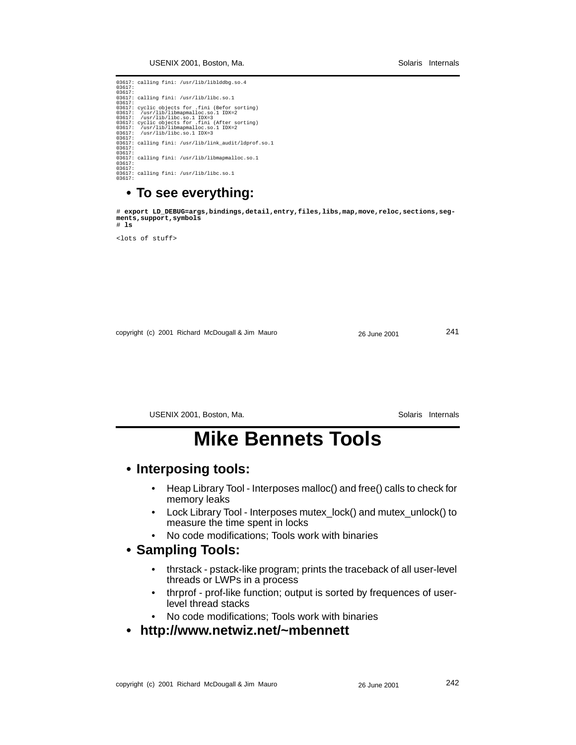```
03617: calling fini: /usr/lib/liblddbg.so.4
03617:
03617:
03617: calling fini: /usr/lib/libc.so.1
03617:
03617: cyclic objects for .fini (Befor sorting)
03617:  /usr/lib/libmapmalloc.so.1 IDX=2
03617:  /usr/lib/libc.so.1 IDX=3
03617: cyclic objects for .fini (After sorting)
03617:  /usr/lib/libmapmalloc.so.1 IDX=2
03617:  /usr/lib/libc.so.1 IDX=3
03617:
03617: calling fini: /usr/lib/link_audit/ldprof.so.1
03617:
03617:
03617: calling fini: /usr/lib/libmapmalloc.so.1
03617:
03617:
03617: calling fini: /usr/lib/libc.so.1
03617:
```

- **To see everything:**

```
# export LD_DEBUG=args,bindings,detail,entry,files,libs,map,move,reloc,sections,seg-
ments,support,symbols
# ls

<lots of stuff>
```

# Mike Bennets Tools

- **Interposing tools:**
  - Heap Library Tool - Interposes malloc() and free() calls to check for memory leaks
  - Lock Library Tool - Interposes mutex_lock() and mutex_unlock() to measure the time spent in locks
  - No code modifications; Tools work with binaries
- **Sampling Tools:**
  - thrstack - pstack-like program; prints the traceback of all user-level threads or LWPs in a process
  - thrprof - prof-like function; output is sorted by frequences of user-level thread stacks
  - No code modifications; Tools work with binaries
- **http://www.netwiz.net/~mbennett**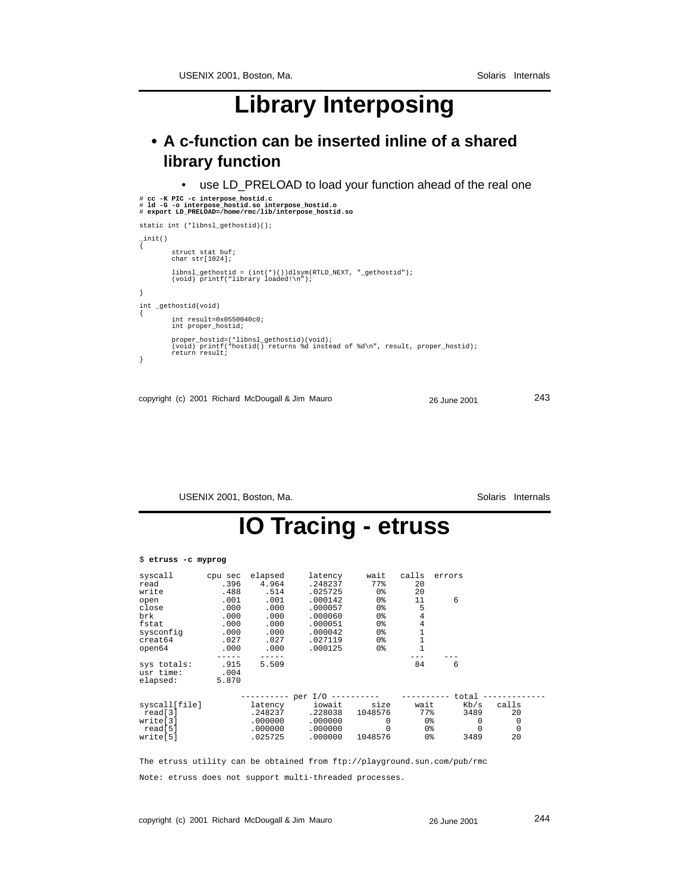# Library Interposing

- **A c-function can be inserted inline of a shared library function**
  - use LD_PRELOAD to load your function ahead of the real one

```
# cc -K PIC -c interpose_hostid.c
# ld -G -o interpose_hostid.so interpose_hostid.o
# export LD_PRELOAD=/home/rmc/lib/interpose_hostid.so

static int (*libnsl_gethostid)();

_init()
{
        struct stat buf;
        char str[1024];

        libnsl_gethostid = (int(*)())dlsym(RTLD_NEXT, "_gethostid");
        (void) printf("library loaded!\n");

}

int _gethostid(void)
{
        int result=0x0550040c0;
        int proper_hostid;

        proper_hostid=(*libnsl_gethostid)(void);
        (void) printf("hostid() returns %d instead of %d\n", result, proper_hostid);
        return result;
}
```

# IO Tracing - etruss

```
$ etruss -c myprog

syscall       cpu sec  elapsed     latency     wait   calls  errors
read             .396    4.964     .248237      77%      20
write            .488     .514     .025725       0%      20
open             .001     .001     .000142       0%      11      6
close            .000     .000     .000057       0%       5
brk              .000     .000     .000060       0%       4
fstat            .000     .000     .000051       0%       4
sysconfig        .000     .000     .000042       0%       1
creat64          .027     .027     .027119       0%       1
open64           .000     .000     .000125       0%       1
                -----    -----                          ---     ---
sys totals:      .915    5.509                           84       6
usr time:        .004
elapsed:        5.870

                  ---------- per I/O ----------     ---------- total -------------
syscall[file]          latency      iowait      size      wait      Kb/s   calls
 read[3]               .248237     .228038   1048576       77%      3489      20
write[3]               .000000     .000000         0        0%         0       0
 read[5]               .000000     .000000         0        0%         0       0
write[5]               .025725     .000000   1048576        0%      3489      20

The etruss utility can be obtained from ftp://playground.sun.com/pub/rmc

Note: etruss does not support multi-threaded processes.
```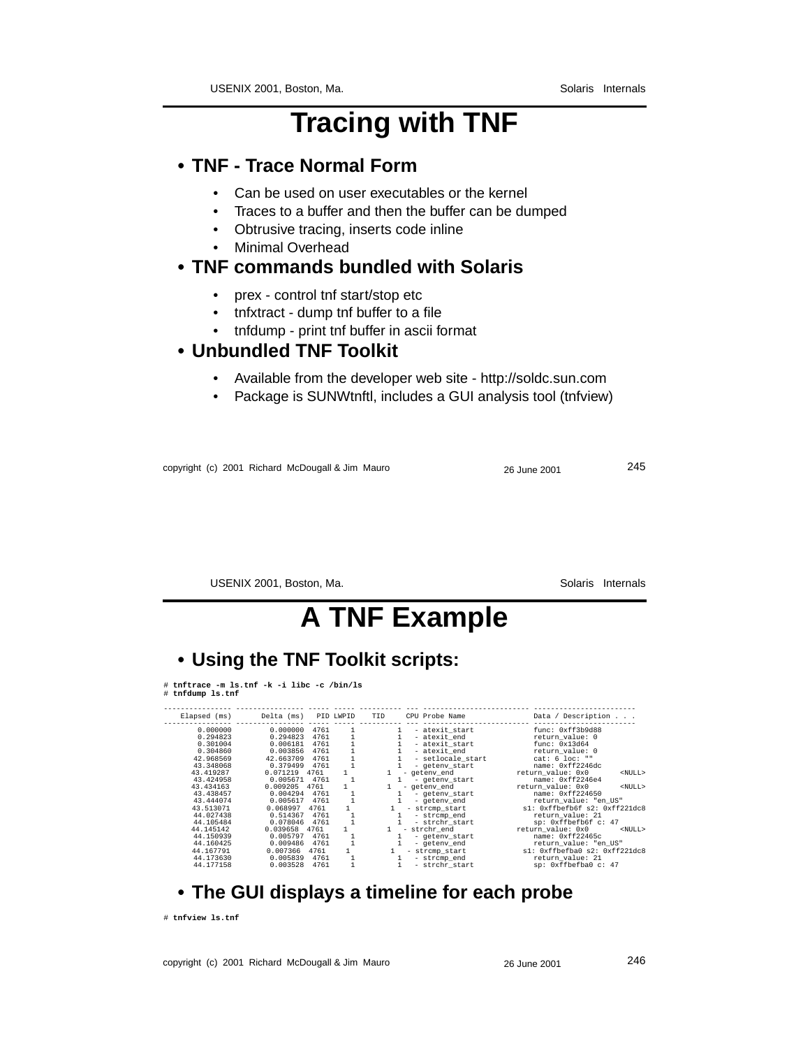# Tracing with TNF

- **TNF - Trace Normal Form**
  - Can be used on user executables or the kernel
  - Traces to a buffer and then the buffer can be dumped
  - Obtrusive tracing, inserts code inline
  - Minimal Overhead
- **TNF commands bundled with Solaris**
  - prex - control tnf start/stop etc
  - tnfxtract - dump tnf buffer to a file
  - tnfdump - print tnf buffer in ascii format
- **Unbundled TNF Toolkit**
  - Available from the developer web site - http://soldc.sun.com
  - Package is SUNWtnftl, includes a GUI analysis tool (tnfview)

# A TNF Example

- **Using the TNF Toolkit scripts:**

```
# tnftrace -m ls.tnf -k -i libc -c /bin/ls
# tnfdump ls.tnf

---------------- ---------------- ----- ----- ---------- --- ------------------------- ------------------------
    Elapsed (ms)       Delta (ms)   PID LWPID    TID     CPU Probe Name                Data / Description . . .
---------------- ---------------- ----- ----- ---------- --- ------------------------- ------------------------
        0.000000         0.000000  4761     1          1   - atexit_start             func: 0xff3b9d88
        0.294823         0.294823  4761     1          1   - atexit_end               return_value: 0
        0.301004         0.006181  4761     1          1   - atexit_start             func: 0x13d64
        0.304860         0.003856  4761     1          1   - atexit_end               return_value: 0
       42.968569        42.663709  4761     1          1   - setlocale_start          cat: 6 loc: ""
       43.348068         0.379499  4761     1          1   - getenv_start             name: 0xff2246dc
       43.419287         0.071219  4761     1          1   - getenv_end            return_value: 0x0        <NULL>
       43.424958         0.005671  4761     1          1   - getenv_start             name: 0xff2246e4
       43.434163         0.009205  4761     1          1   - getenv_end            return_value: 0x0        <NULL>
       43.438457         0.004294  4761     1          1   - getenv_start             name: 0xff224650
       43.444074         0.005617  4761     1          1   - getenv_end               return_value: "en_US"
       43.513071         0.068997  4761     1          1   - strcmp_start           s1: 0xffbefb6f s2: 0xff221dc8
       44.027438         0.514367  4761     1          1   - strcmp_end               return_value: 21
       44.105484         0.078046  4761     1          1   - strchr_start             sp: 0xffbefb6f c: 47
       44.145142         0.039658  4761     1          1   - strchr_end            return_value: 0x0        <NULL>
       44.150939         0.005797  4761     1          1   - getenv_start             name: 0xff22465c
       44.160425         0.009486  4761     1          1   - getenv_end               return_value: "en_US"
       44.167791         0.007366  4761     1          1   - strcmp_start           s1: 0xffbefba0 s2: 0xff221dc8
       44.173630         0.005839  4761     1          1   - strcmp_end               return_value: 21
       44.177158         0.003528  4761     1          1   - strchr_start             sp: 0xffbefba0 c: 47
```

- **The GUI displays a timeline for each probe**

```
# tnfview ls.tnf
```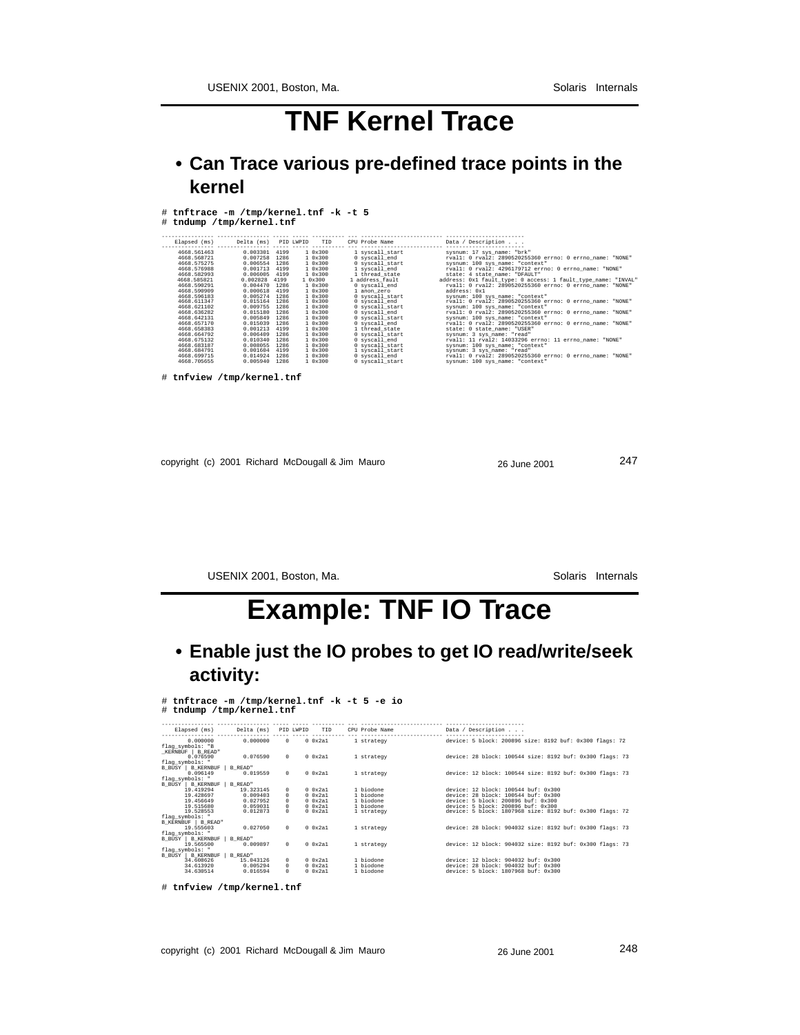# TNF Kernel Trace

- **Can Trace various pre-defined trace points in the kernel**

```
# tnftrace -m /tmp/kernel.tnf -k -t 5
# tndump /tmp/kernel.tnf

---------------- ---------------- ----- ----- ---------- --- ------------------------- ------------------------
   Elapsed (ms)       Delta (ms)   PID LWPID    TID     CPU Probe Name                Data / Description . . .
---------------- ---------------- ----- ----- ---------- --- ------------------------- ------------------------
     4668.561463        0.003301  4199     1 0x300       1 syscall_start            sysnum: 17 sys_name: "brk"
     4668.568721        0.007258  1286     1 0x300       0 syscall_end              rval1: 0 rval2: 2890520255360 errno: 0 errno_name: "NONE"
     4668.575275        0.006554  1286     1 0x300       0 syscall_start            sysnum: 100 sys_name: "context"
     4668.576988        0.001713  4199     1 0x300       1 syscall_end              rval1: 0 rval2: 4296179712 errno: 0 errno_name: "NONE"
     4668.582993        0.006005  4199     1 0x300       1 thread_state             state: 4 state_name: "DFAULT"
     4668.585821        0.002828  4199     1 0x300       1 address_fault            address: 0x1 fault_type: 0 access: 1 fault_type_name: "INVAL"
     4668.590291        0.004470  1286     1 0x300       0 syscall_end              rval1: 0 rval2: 2890520255360 errno: 0 errno_name: "NONE"
     4668.590909        0.000618  4199     1 0x300       1 anon_zero                address: 0x1
     4668.596183        0.005274  1286     1 0x300       0 syscall_start            sysnum: 100 sys_name: "context"
     4668.611347        0.015164  1286     1 0x300       0 syscall_end              rval1: 0 rval2: 2890520255360 errno: 0 errno_name: "NONE"
     4668.621102        0.009755  1286     1 0x300       0 syscall_start            sysnum: 100 sys_name: "context"
     4668.636282        0.015180  1286     1 0x300       0 syscall_end              rval1: 0 rval2: 2890520255360 errno: 0 errno_name: "NONE"
     4668.642131        0.005849  1286     1 0x300       0 syscall_start            sysnum: 100 sys_name: "context"
     4668.657170        0.015039  1286     1 0x300       0 syscall_end              rval1: 0 rval2: 2890520255360 errno: 0 errno_name: "NONE"
     4668.658383        0.001213  4199     1 0x300       1 thread_state             state: 0 state_name: "USER"
     4668.664792        0.006409  1286     1 0x300       0 syscall_start            sysnum: 3 sys_name: "read"
     4668.675132        0.010340  1286     1 0x300       0 syscall_end              rval1: 11 rval2: 14033296 errno: 11 errno_name: "NONE"
     4668.683187        0.008055  1286     1 0x300       0 syscall_start            sysnum: 100 sys_name: "context"
     4668.684791        0.001604  4199     1 0x300       1 syscall_start            sysnum: 3 sys_name: "read"
     4668.699715        0.014924  1286     1 0x300       0 syscall_end              rval1: 0 rval2: 2890520255360 errno: 0 errno_name: "NONE"
     4668.705655        0.005940  1286     1 0x300       0 syscall_start            sysnum: 100 sys_name: "context"

# tnfview /tmp/kernel.tnf
```

# Example: TNF IO Trace

- **Enable just the IO probes to get IO read/write/seek activity:**

```
# tnftrace -m /tmp/kernel.tnf -k -t 5 -e io
# tndump /tmp/kernel.tnf

---------------- ---------------- ----- ----- ---------- --- ------------------------- ------------------------
   Elapsed (ms)       Delta (ms)   PID LWPID    TID     CPU Probe Name                Data / Description . . .
---------------- ---------------- ----- ----- ---------- --- ------------------------- ------------------------
        0.000000        0.000000     0     0 0x2a1       1 strategy                 device: 5 block: 200896 size: 8192 buf: 0x300 flags: 72
flag_symbols: "B
_KERNBUF | B_READ"
        0.076590        0.076590     0     0 0x2a1       1 strategy                 device: 28 block: 100544 size: 8192 buf: 0x300 flags: 73
flag_symbols: "
B_BUSY | B_KERNBUF | B_READ"
        0.096149        0.019559     0     0 0x2a1       1 strategy                 device: 12 block: 100544 size: 8192 buf: 0x300 flags: 73
flag_symbols: "
B_BUSY | B_KERNBUF | B_READ"
       19.419294       19.323145     0     0 0x2a1       1 biodone                  device: 12 block: 100544 buf: 0x300
       19.428697        0.009403     0     0 0x2a1       1 biodone                  device: 28 block: 100544 buf: 0x300
       19.456649        0.027952     0     0 0x2a1       1 biodone                  device: 5 block: 200896 buf: 0x300
       19.515680        0.059031     0     0 0x2a1       1 biodone                  device: 5 block: 200896 buf: 0x300
       19.528553        0.012873     0     0 0x2a1       1 strategy                 device: 5 block: 1807968 size: 8192 buf: 0x300 flags: 72
flag_symbols: "
B_KERNBUF | B_READ"
       19.555603        0.027050     0     0 0x2a1       1 strategy                 device: 28 block: 904032 size: 8192 buf: 0x300 flags: 73
flag_symbols: "
B_BUSY | B_KERNBUF | B_READ"
       19.565500        0.009897     0     0 0x2a1       1 strategy                 device: 12 block: 904032 size: 8192 buf: 0x300 flags: 73
flag_symbols: "
B_BUSY | B_KERNBUF | B_READ"
       34.608626       15.043126     0     0 0x2a1       1 biodone                  device: 12 block: 904032 buf: 0x300
       34.613920        0.005294     0     0 0x2a1       1 biodone                  device: 28 block: 904032 buf: 0x300
       34.630514        0.016594     0     0 0x2a1       1 biodone                  device: 5 block: 1807968 buf: 0x300

# tnfview /tmp/kernel.tnf
```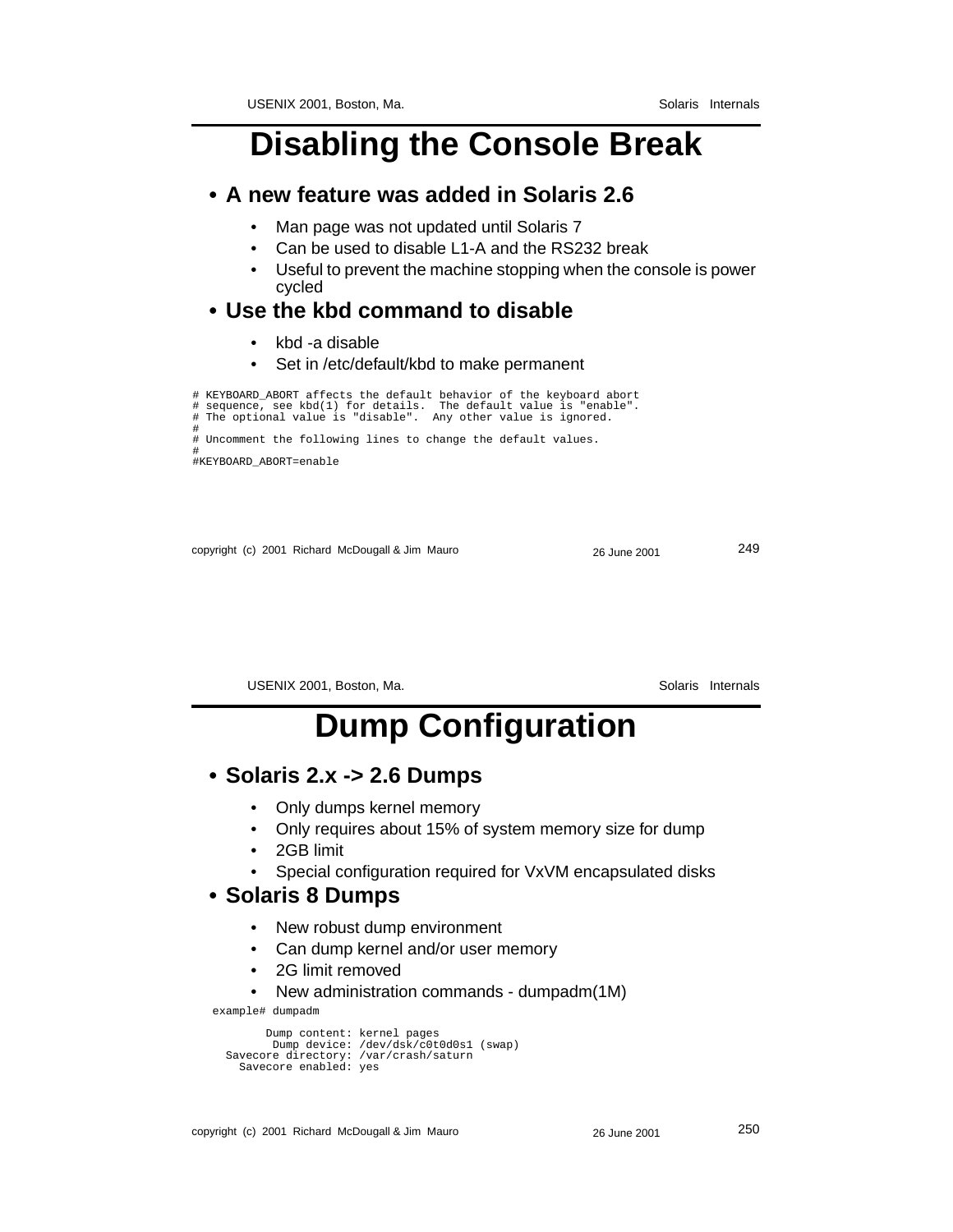# Disabling the Console Break

- **A new feature was added in Solaris 2.6**
  - Man page was not updated until Solaris 7
  - Can be used to disable L1-A and the RS232 break
  - Useful to prevent the machine stopping when the console is power cycled
- **Use the kbd command to disable**
  - kbd -a disable
  - Set in /etc/default/kbd to make permanent

```
# KEYBOARD_ABORT affects the default behavior of the keyboard abort
# sequence, see kbd(1) for details.  The default value is "enable".
# The optional value is "disable".  Any other value is ignored.
#
# Uncomment the following lines to change the default values.
#
#KEYBOARD_ABORT=enable
```

# Dump Configuration

- **Solaris 2.x -> 2.6 Dumps**
  - Only dumps kernel memory
  - Only requires about 15% of system memory size for dump
  - 2GB limit
  - Special configuration required for VxVM encapsulated disks
- **Solaris 8 Dumps**
  - New robust dump environment
  - Can dump kernel and/or user memory
  - 2G limit removed
  - New administration commands - dumpadm(1M)

```
example# dumpadm

        Dump content: kernel pages
         Dump device: /dev/dsk/c0t0d0s1 (swap)
  Savecore directory: /var/crash/saturn
    Savecore enabled: yes
```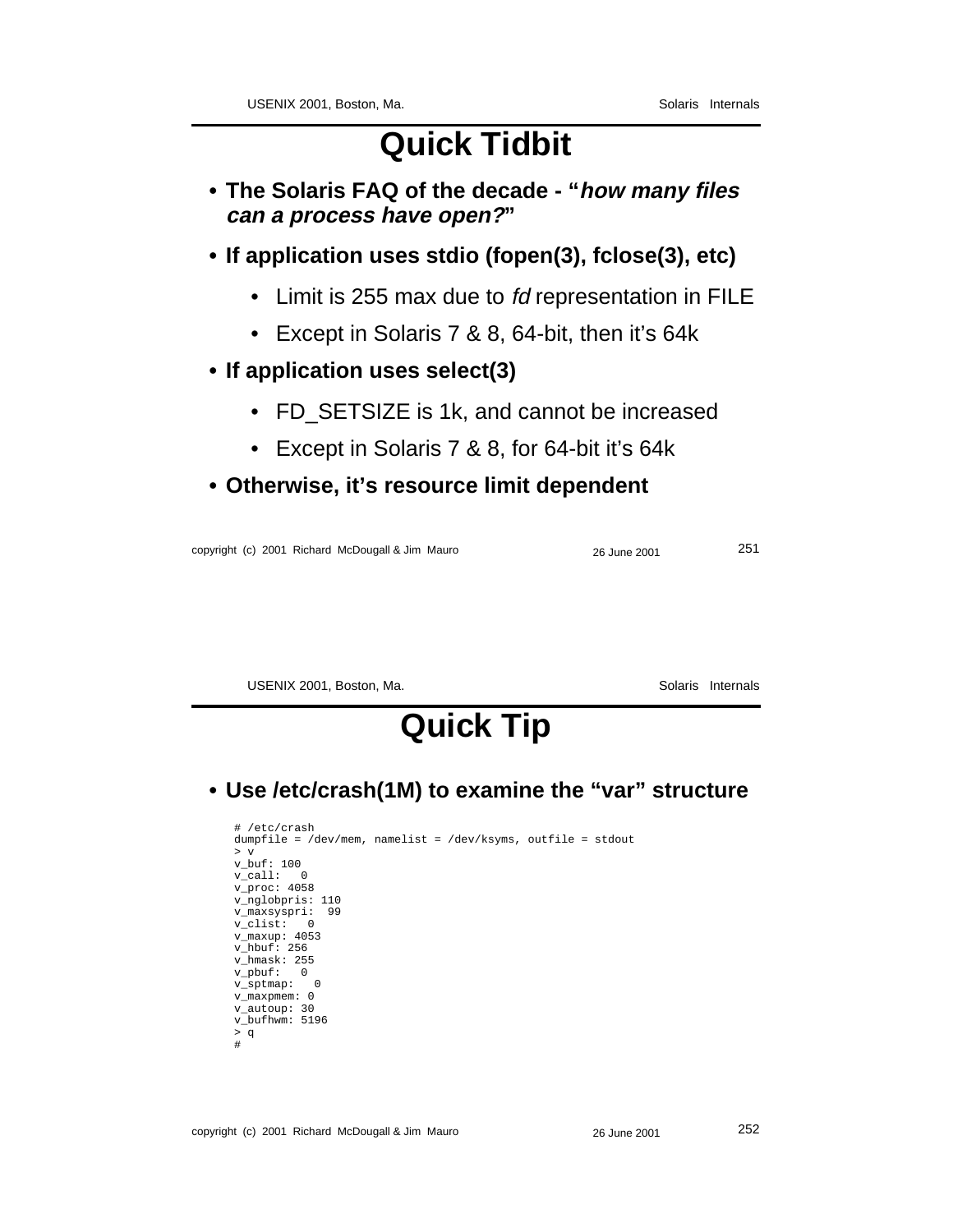# Quick Tidbit

- **The Solaris FAQ of the decade - "*how many files can a process have open?*"**
- **If application uses stdio (fopen(3), fclose(3), etc)**
  - Limit is 255 max due to *fd* representation in FILE
  - Except in Solaris 7 & 8, 64-bit, then it's 64k
- **If application uses select(3)**
  - FD_SETSIZE is 1k, and cannot be increased
  - Except in Solaris 7 & 8, for 64-bit it's 64k
- **Otherwise, it's resource limit dependent**

# Quick Tip

- **Use /etc/crash(1M) to examine the "var" structure**

```
# /etc/crash
dumpfile = /dev/mem, namelist = /dev/ksyms, outfile = stdout
> v
v_buf: 100
v_call:   0
v_proc: 4058
v_nglobpris: 110
v_maxsyspri:  99
v_clist:   0
v_maxup: 4053
v_hbuf: 256
v_hmask: 255
v_pbuf:   0
v_sptmap:   0
v_maxpmem: 0
v_autoup: 30
v_bufhwm: 5196
> q
#
```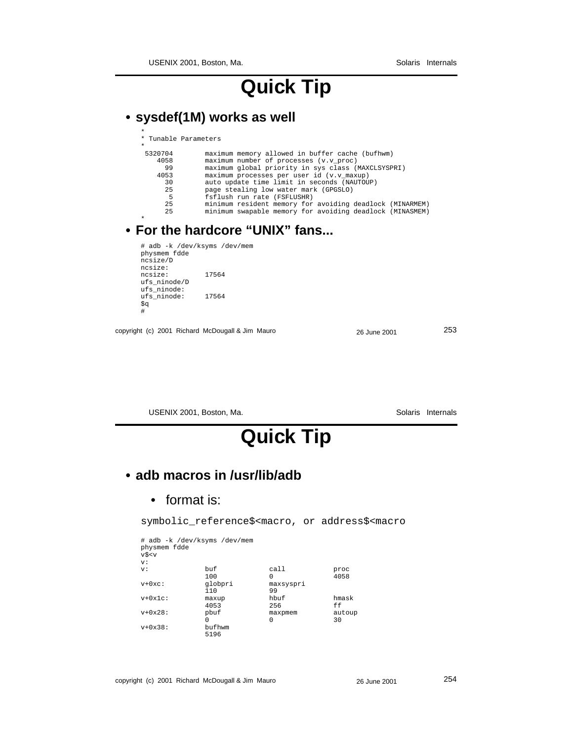# Quick Tip

- **sysdef(1M) works as well**

```
*
* Tunable Parameters
*
 5320704        maximum memory allowed in buffer cache (bufhwm)
    4058        maximum number of processes (v.v_proc)
      99        maximum global priority in sys class (MAXCLSYSPRI)
    4053        maximum processes per user id (v.v_maxup)
      30        auto update time limit in seconds (NAUTOUP)
      25        page stealing low water mark (GPGSLO)
       5        fsflush run rate (FSFLUSHR)
      25        minimum resident memory for avoiding deadlock (MINARMEM)
      25        minimum swapable memory for avoiding deadlock (MINASMEM)
*
```

- **For the hardcore “UNIX” fans...**

```
# adb -k /dev/ksyms /dev/mem
physmem fdde
ncsize/D
ncsize:
ncsize:         17564
ufs_ninode/D
ufs_ninode:
ufs_ninode:     17564
$q
#
```

# Quick Tip

- **adb macros in /usr/lib/adb**
  - format is:

```
symbolic_reference$<macro, or address$<macro
```

```
# adb -k /dev/ksyms /dev/mem
physmem fdde
v$<v
v:
v:              buf             call            proc
                100             0               4058
v+0xc:          globpri         maxsyspri
                110             99
v+0x1c:         maxup           hbuf            hmask
                4053            256             ff
v+0x28:         pbuf            maxpmem         autoup
                0               0               30
v+0x38:         bufhwm
                5196
```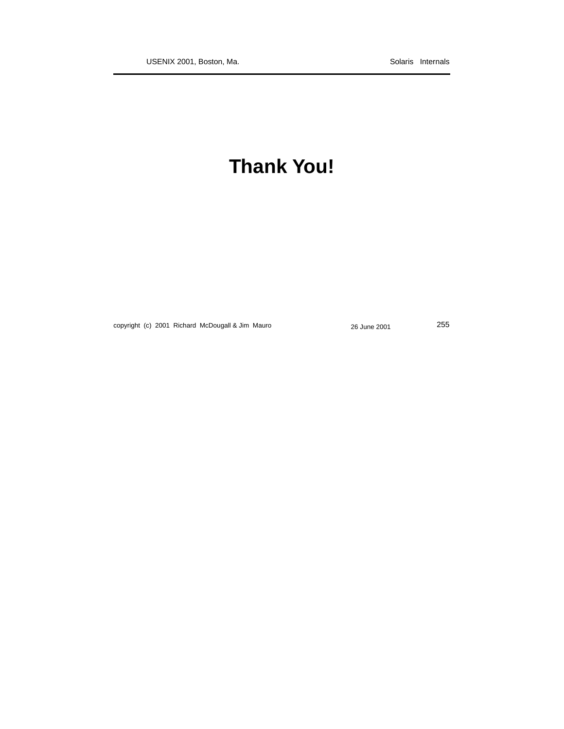# Thank You!